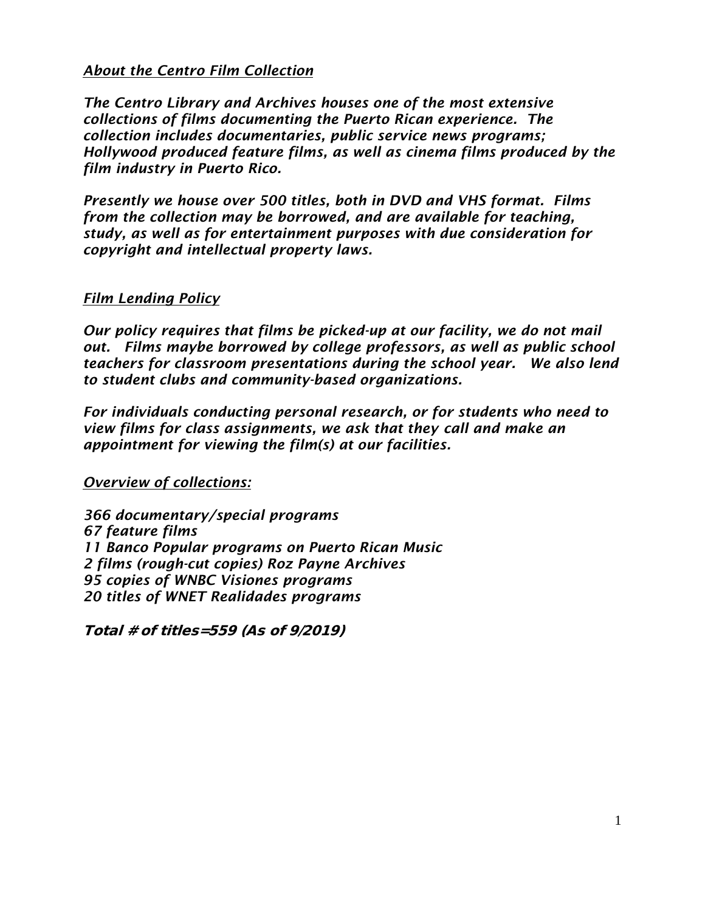## *About the Centro Film Collection*

*The Centro Library and Archives houses one of the most extensive collections of films documenting the Puerto Rican experience. The collection includes documentaries, public service news programs; Hollywood produced feature films, as well as cinema films produced by the film industry in Puerto Rico.*

*Presently we house over 500 titles, both in DVD and VHS format. Films from the collection may be borrowed, and are available for teaching, study, as well as for entertainment purposes with due consideration for copyright and intellectual property laws.*

## *Film Lending Policy*

*Our policy requires that films be picked-up at our facility, we do not mail out. Films maybe borrowed by college professors, as well as public school teachers for classroom presentations during the school year. We also lend to student clubs and community-based organizations.*

*For individuals conducting personal research, or for students who need to view films for class assignments, we ask that they call and make an appointment for viewing the film(s) at our facilities.*

## *Overview of collections:*

*366 documentary/special programs*
*67 feature films*
*11 Banco Popular programs on Puerto Rican Music*
*2 films (rough-cut copies) Roz Payne Archives*
*95 copies of WNBC Visiones programs*
*20 titles of WNET Realidades programs*

***Total # of titles=559 (As of 9/2019)***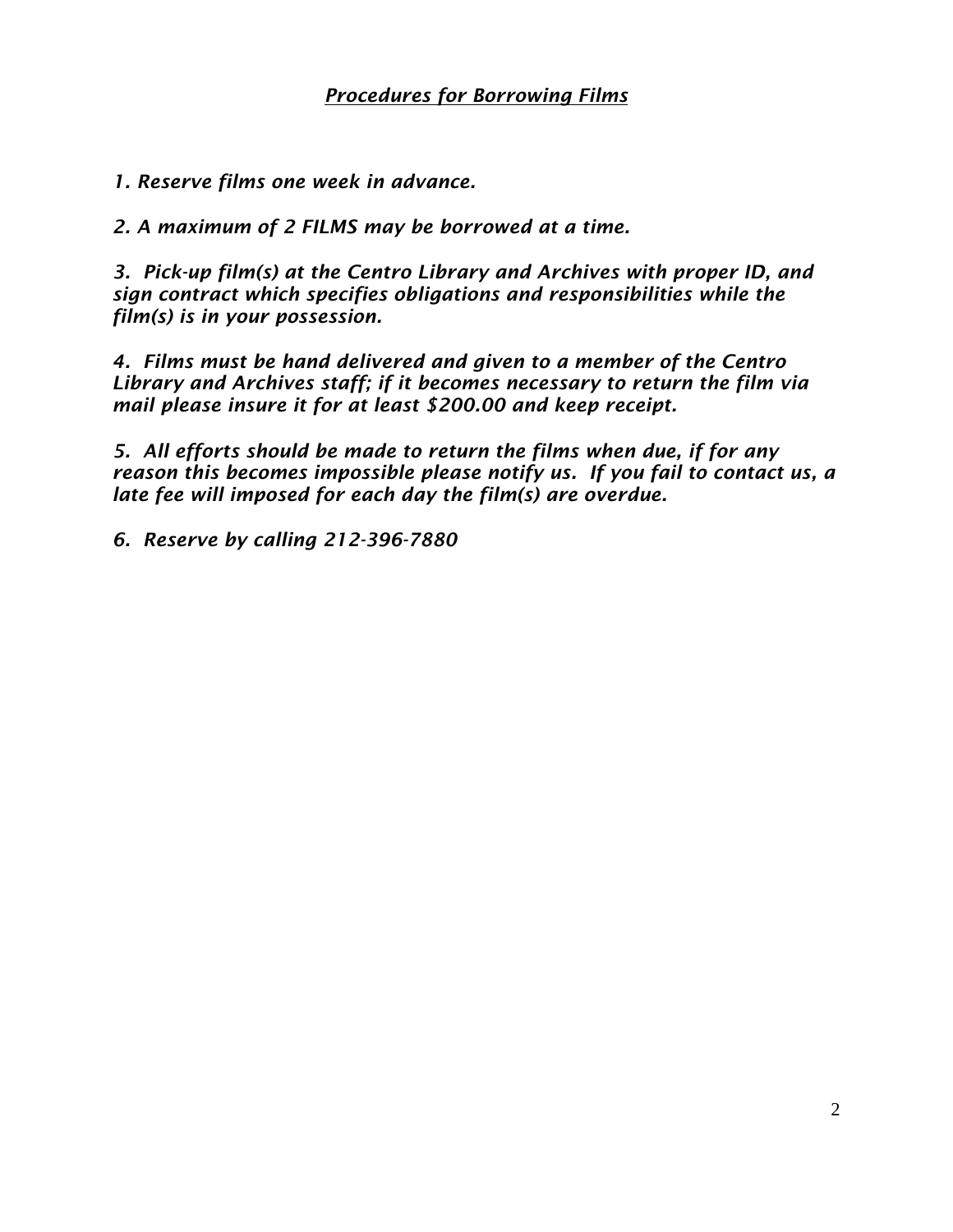## ***Procedures for Borrowing Films***

*1. Reserve films one week in advance.*

*2. A maximum of 2 FILMS may be borrowed at a time.*

*3. Pick-up film(s) at the Centro Library and Archives with proper ID, and sign contract which specifies obligations and responsibilities while the film(s) is in your possession.*

*4. Films must be hand delivered and given to a member of the Centro Library and Archives staff; if it becomes necessary to return the film via mail please insure it for at least $200.00 and keep receipt.*

*5. All efforts should be made to return the films when due, if for any reason this becomes impossible please notify us. If you fail to contact us, a late fee will imposed for each day the film(s) are overdue.*

*6. Reserve by calling 212-396-7880*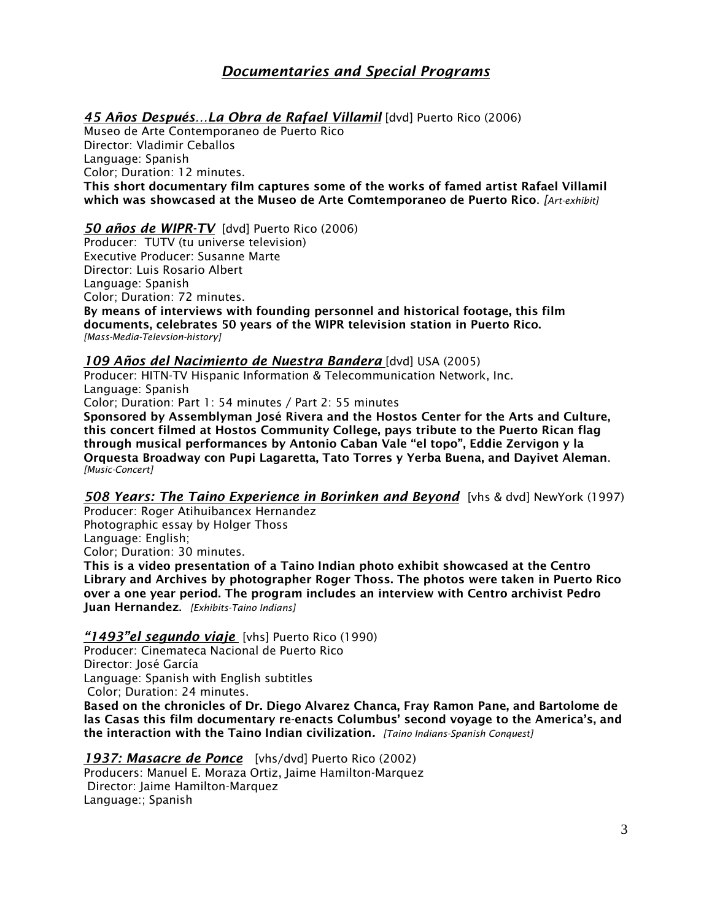## *Documentaries and Special Programs*

***45 Años Después…La Obra de Rafael Villamil*** [dvd] Puerto Rico (2006)
Museo de Arte Contemporaneo de Puerto Rico
Director: Vladimir Ceballos
Language: Spanish
Color; Duration: 12 minutes.
**This short documentary film captures some of the works of famed artist Rafael Villamil which was showcased at the Museo de Arte Comtemporaneo de Puerto Rico.** *[Art-exhibit]*

***50 años de WIPR-TV*** [dvd] Puerto Rico (2006)
Producer: TUTV (tu universe television)
Executive Producer: Susanne Marte
Director: Luis Rosario Albert
Language: Spanish
Color; Duration: 72 minutes.
**By means of interviews with founding personnel and historical footage, this film documents, celebrates 50 years of the WIPR television station in Puerto Rico.**
*[Mass-Media-Televsion-history]*

***109 Años del Nacimiento de Nuestra Bandera*** [dvd] USA (2005)
Producer: HITN-TV Hispanic Information & Telecommunication Network, Inc.
Language: Spanish
Color; Duration: Part 1: 54 minutes / Part 2: 55 minutes
**Sponsored by Assemblyman José Rivera and the Hostos Center for the Arts and Culture, this concert filmed at Hostos Community College, pays tribute to the Puerto Rican flag through musical performances by Antonio Caban Vale "el topo", Eddie Zervigon y la Orquesta Broadway con Pupi Lagaretta, Tato Torres y Yerba Buena, and Dayivet Aleman.**
*[Music-Concert]*

***508 Years: The Taino Experience in Borinken and Beyond*** [vhs & dvd] NewYork (1997)
Producer: Roger Atihuibancex Hernandez
Photographic essay by Holger Thoss
Language: English;
Color; Duration: 30 minutes.
**This is a video presentation of a Taino Indian photo exhibit showcased at the Centro Library and Archives by photographer Roger Thoss. The photos were taken in Puerto Rico over a one year period. The program includes an interview with Centro archivist Pedro Juan Hernandez.** *[Exhibits-Taino Indians]*

***"1493"el segundo viaje*** [vhs] Puerto Rico (1990)
Producer: Cinemateca Nacional de Puerto Rico
Director: José García
Language: Spanish with English subtitles
Color; Duration: 24 minutes.
**Based on the chronicles of Dr. Diego Alvarez Chanca, Fray Ramon Pane, and Bartolome de las Casas this film documentary re-enacts Columbus' second voyage to the America's, and the interaction with the Taino Indian civilization.** *[Taino Indians-Spanish Conquest]*

***1937: Masacre de Ponce*** [vhs/dvd] Puerto Rico (2002)
Producers: Manuel E. Moraza Ortiz, Jaime Hamilton-Marquez
Director: Jaime Hamilton-Marquez
Language:; Spanish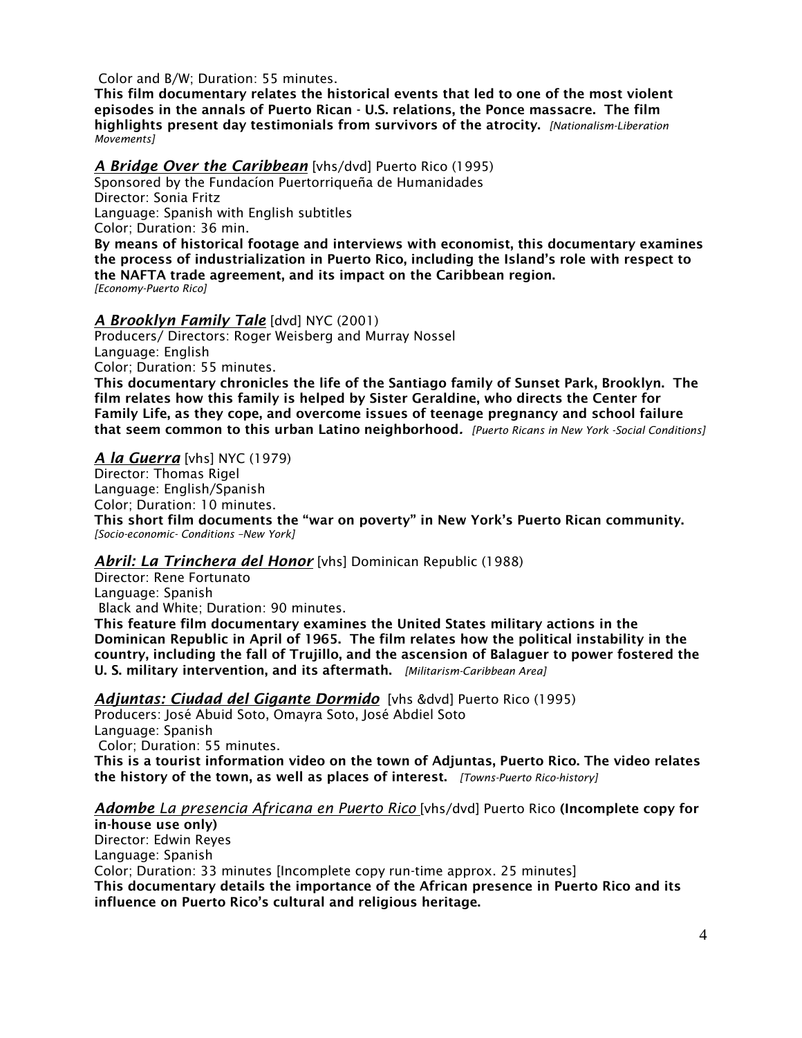Color and B/W; Duration: 55 minutes.
**This film documentary relates the historical events that led to one of the most violent episodes in the annals of Puerto Rican - U.S. relations, the Ponce massacre. The film highlights present day testimonials from survivors of the atrocity.** *[Nationalism-Liberation Movements]*

***A Bridge Over the Caribbean*** [vhs/dvd] Puerto Rico (1995)
Sponsored by the Fundacíon Puertorriqueña de Humanidades
Director: Sonia Fritz
Language: Spanish with English subtitles
Color; Duration: 36 min.
**By means of historical footage and interviews with economist, this documentary examines the process of industrialization in Puerto Rico, including the Island's role with respect to the NAFTA trade agreement, and its impact on the Caribbean region.**
*[Economy-Puerto Rico]*

***A Brooklyn Family Tale*** [dvd] NYC (2001)
Producers/ Directors: Roger Weisberg and Murray Nossel
Language: English
Color; Duration: 55 minutes.
**This documentary chronicles the life of the Santiago family of Sunset Park, Brooklyn. The film relates how this family is helped by Sister Geraldine, who directs the Center for Family Life, as they cope, and overcome issues of teenage pregnancy and school failure that seem common to this urban Latino neighborhood.** *[Puerto Ricans in New York -Social Conditions]*

***A la Guerra*** [vhs] NYC (1979)
Director: Thomas Rigel
Language: English/Spanish
Color; Duration: 10 minutes.
**This short film documents the "war on poverty" in New York's Puerto Rican community.**
*[Socio-economic- Conditions –New York]*

***Abril: La Trinchera del Honor*** [vhs] Dominican Republic (1988)
Director: Rene Fortunato
Language: Spanish
Black and White; Duration: 90 minutes.
**This feature film documentary examines the United States military actions in the Dominican Republic in April of 1965. The film relates how the political instability in the country, including the fall of Trujillo, and the ascension of Balaguer to power fostered the U. S. military intervention, and its aftermath.** *[Militarism-Caribbean Area]*

***Adjuntas: Ciudad del Gigante Dormido*** [vhs &dvd] Puerto Rico (1995)
Producers: José Abuid Soto, Omayra Soto, José Abdiel Soto
Language: Spanish
Color; Duration: 55 minutes.
**This is a tourist information video on the town of Adjuntas, Puerto Rico. The video relates the history of the town, as well as places of interest.** *[Towns-Puerto Rico-history]*

***Adombe*** *La presencia Africana en Puerto Rico* [vhs/dvd] Puerto Rico **(Incomplete copy for in-house use only)**
Director: Edwin Reyes
Language: Spanish
Color; Duration: 33 minutes [Incomplete copy run-time approx. 25 minutes]
**This documentary details the importance of the African presence in Puerto Rico and its influence on Puerto Rico's cultural and religious heritage.**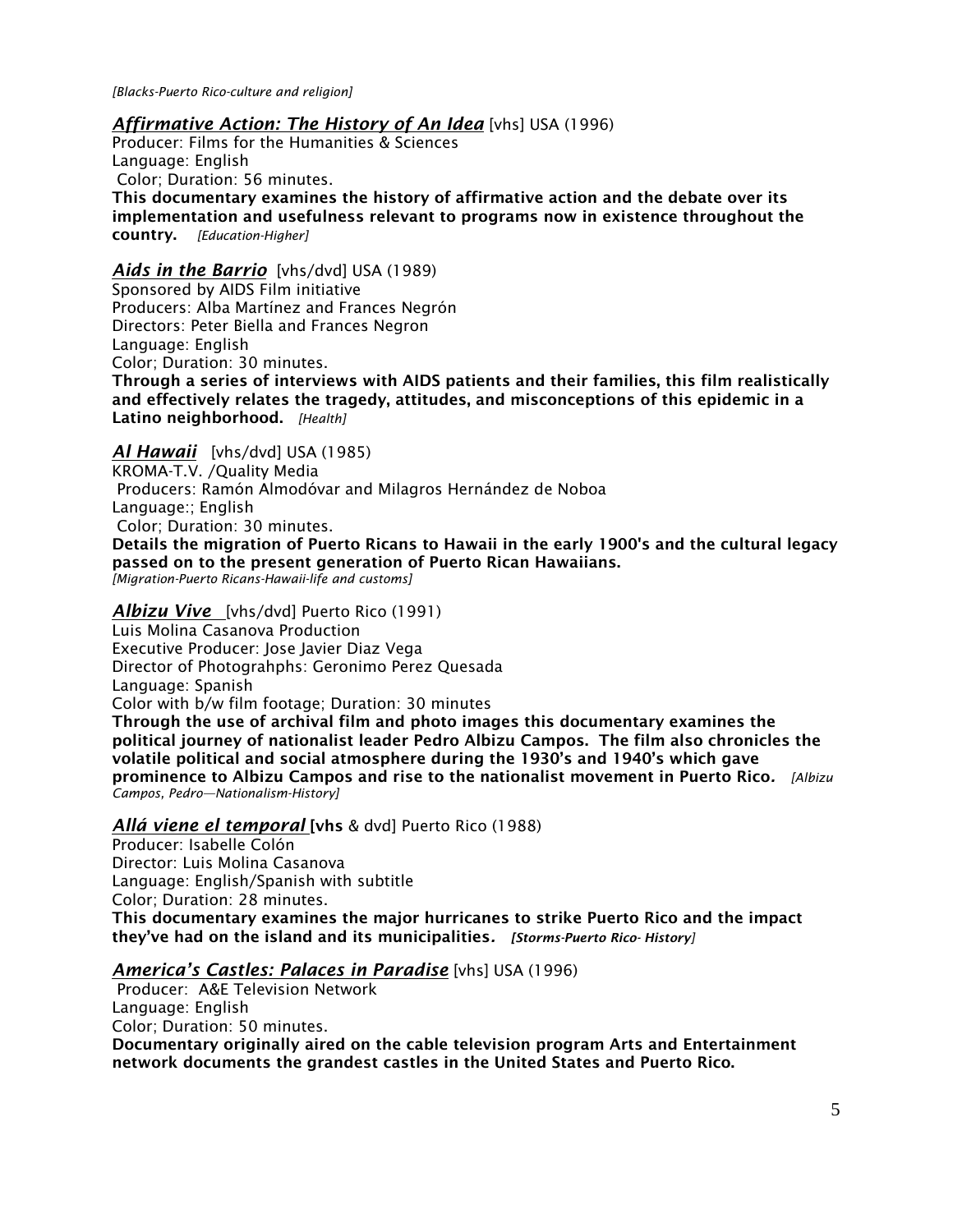*[Blacks-Puerto Rico-culture and religion]*

***Affirmative Action: The History of An Idea*** [vhs] USA (1996)
Producer: Films for the Humanities & Sciences
Language: English
Color; Duration: 56 minutes.
**This documentary examines the history of affirmative action and the debate over its implementation and usefulness relevant to programs now in existence throughout the country.** *[Education-Higher]*

***Aids in the Barrio*** [vhs/dvd] USA (1989)
Sponsored by AIDS Film initiative
Producers: Alba Martínez and Frances Negrón
Directors: Peter Biella and Frances Negron
Language: English
Color; Duration: 30 minutes.
**Through a series of interviews with AIDS patients and their families, this film realistically and effectively relates the tragedy, attitudes, and misconceptions of this epidemic in a Latino neighborhood.** *[Health]*

***Al Hawaii*** [vhs/dvd] USA (1985)
KROMA-T.V. /Quality Media
Producers: Ramón Almodóvar and Milagros Hernández de Noboa
Language:; English
Color; Duration: 30 minutes.
**Details the migration of Puerto Ricans to Hawaii in the early 1900's and the cultural legacy passed on to the present generation of Puerto Rican Hawaiians.**
*[Migration-Puerto Ricans-Hawaii-life and customs]*

***Albizu Vive*** [vhs/dvd] Puerto Rico (1991)
Luis Molina Casanova Production
Executive Producer: Jose Javier Diaz Vega
Director of Photograhphs: Geronimo Perez Quesada
Language: Spanish
Color with b/w film footage; Duration: 30 minutes
**Through the use of archival film and photo images this documentary examines the political journey of nationalist leader Pedro Albizu Campos. The film also chronicles the volatile political and social atmosphere during the 1930's and 1940's which gave prominence to Albizu Campos and rise to the nationalist movement in Puerto Rico.** *[Albizu Campos, Pedro—Nationalism-History]*

***Allá viene el temporal*** **[vhs** & dvd] Puerto Rico (1988)
Producer: Isabelle Colón
Director: Luis Molina Casanova
Language: English/Spanish with subtitle
Color; Duration: 28 minutes.
**This documentary examines the major hurricanes to strike Puerto Rico and the impact they've had on the island and its municipalities.** ***[Storms-Puerto Rico- History]***

***America's Castles: Palaces in Paradise*** [vhs] USA (1996)
Producer: A&E Television Network
Language: English
Color; Duration: 50 minutes.
**Documentary originally aired on the cable television program Arts and Entertainment network documents the grandest castles in the United States and Puerto Rico.**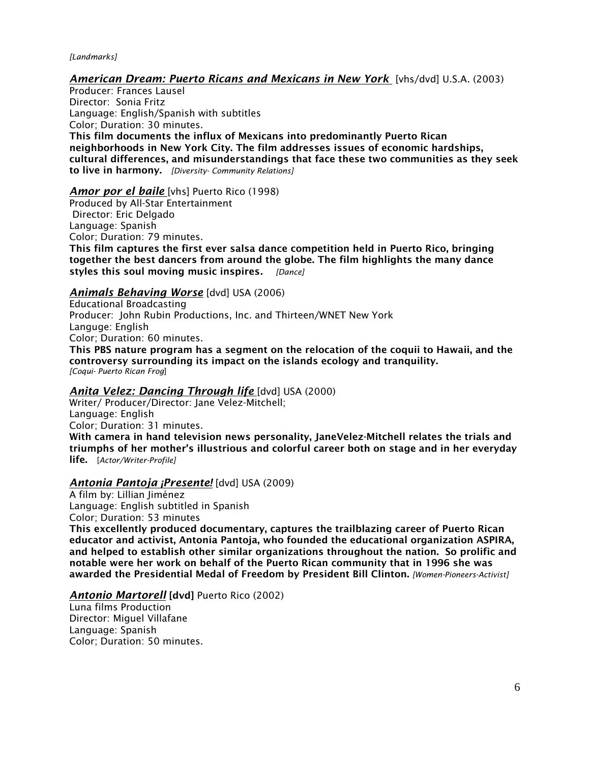*[Landmarks]*

***American Dream: Puerto Ricans and Mexicans in New York*** [vhs/dvd] U.S.A. (2003)
Producer: Frances Lausel
Director: Sonia Fritz
Language: English/Spanish with subtitles
Color; Duration: 30 minutes.
**This film documents the influx of Mexicans into predominantly Puerto Rican neighborhoods in New York City. The film addresses issues of economic hardships, cultural differences, and misunderstandings that face these two communities as they seek to live in harmony.** *[Diversity- Community Relations]*

***Amor por el baile*** [vhs] Puerto Rico (1998)
Produced by All-Star Entertainment
Director: Eric Delgado
Language: Spanish
Color; Duration: 79 minutes.
**This film captures the first ever salsa dance competition held in Puerto Rico, bringing together the best dancers from around the globe. The film highlights the many dance styles this soul moving music inspires.** *[Dance]*

***Animals Behaving Worse*** [dvd] USA (2006)
Educational Broadcasting
Producer: John Rubin Productions, Inc. and Thirteen/WNET New York
Languge: English
Color; Duration: 60 minutes.
**This PBS nature program has a segment on the relocation of the coquii to Hawaii, and the controversy surrounding its impact on the islands ecology and tranquility.**
*[Coqui- Puerto Rican Frog]*

***Anita Velez: Dancing Through life*** [dvd] USA (2000)
Writer/ Producer/Director: Jane Velez-Mitchell;
Language: English
Color; Duration: 31 minutes.
**With camera in hand television news personality, JaneVelez-Mitchell relates the trials and triumphs of her mother's illustrious and colorful career both on stage and in her everyday life.** [*Actor/Writer-Profile]*

***Antonia Pantoja ¡Presente!*** [dvd] USA (2009)
A film by: Lillian Jiménez
Language: English subtitled in Spanish
Color; Duration: 53 minutes
**This excellently produced documentary, captures the trailblazing career of Puerto Rican educator and activist, Antonia Pantoja, who founded the educational organization ASPIRA, and helped to establish other similar organizations throughout the nation. So prolific and notable were her work on behalf of the Puerto Rican community that in 1996 she was awarded the Presidential Medal of Freedom by President Bill Clinton.** *[Women-Pioneers-Activist]*

***Antonio Martorell*** **[dvd]** Puerto Rico (2002)
Luna films Production
Director: Miguel Villafane
Language: Spanish
Color; Duration: 50 minutes.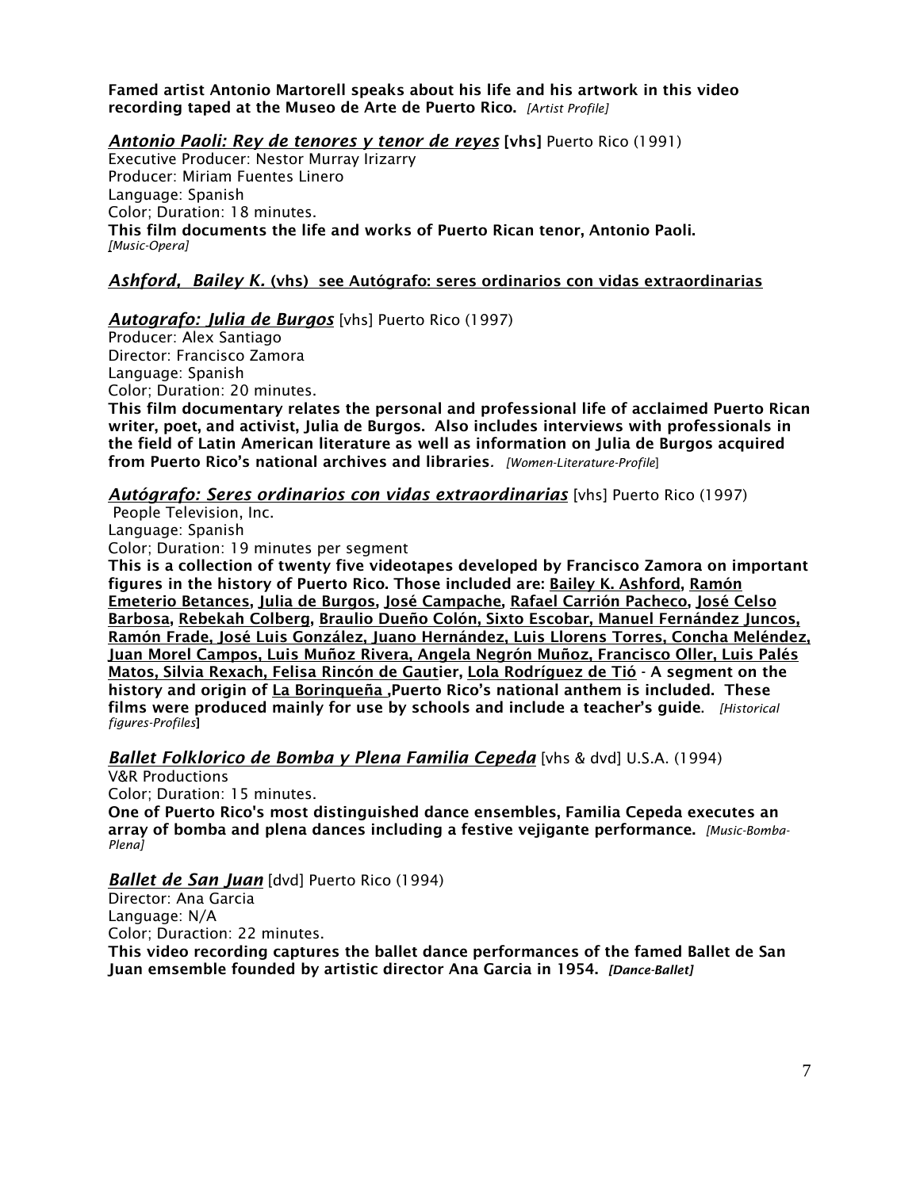**Famed artist Antonio Martorell speaks about his life and his artwork in this video recording taped at the Museo de Arte de Puerto Rico.** *[Artist Profile]*

***Antonio Paoli: Rey de tenores y tenor de reyes*** **[vhs]** Puerto Rico (1991)
Executive Producer: Nestor Murray Irizarry
Producer: Miriam Fuentes Linero
Language: Spanish
Color; Duration: 18 minutes.
**This film documents the life and works of Puerto Rican tenor, Antonio Paoli.**
*[Music-Opera]*

***Ashford, Bailey K.*** **(vhs) see Autógrafo: seres ordinarios con vidas extraordinarias**

***Autografo: Julia de Burgos*** [vhs] Puerto Rico (1997)
Producer: Alex Santiago
Director: Francisco Zamora
Language: Spanish
Color; Duration: 20 minutes.
**This film documentary relates the personal and professional life of acclaimed Puerto Rican writer, poet, and activist, Julia de Burgos. Also includes interviews with professionals in the field of Latin American literature as well as information on Julia de Burgos acquired from Puerto Rico's national archives and libraries.** *[Women-Literature-Profile]*

***Autógrafo: Seres ordinarios con vidas extraordinarias*** [vhs] Puerto Rico (1997)
People Television, Inc.
Language: Spanish
Color; Duration: 19 minutes per segment
**This is a collection of twenty five videotapes developed by Francisco Zamora on important figures in the history of Puerto Rico. Those included are: Bailey K. Ashford, Ramón Emeterio Betances, Julia de Burgos, José Campache, Rafael Carrión Pacheco, José Celso Barbosa, Rebekah Colberg, Braulio Dueño Colón, Sixto Escobar, Manuel Fernández Juncos, Ramón Frade, José Luis González, Juano Hernández, Luis Llorens Torres, Concha Meléndez, Juan Morel Campos, Luis Muñoz Rivera, Angela Negrón Muñoz, Francisco Oller, Luis Palés Matos, Silvia Rexach, Felisa Rincón de Gautier, Lola Rodríguez de Tió - A segment on the history and origin of La Borinqueña ,Puerto Rico's national anthem is included. These films were produced mainly for use by schools and include a teacher's guide.** *[Historical figures-Profiles]*

***Ballet Folklorico de Bomba y Plena Familia Cepeda*** [vhs & dvd] U.S.A. (1994)
V&R Productions
Color; Duration: 15 minutes.
**One of Puerto Rico's most distinguished dance ensembles, Familia Cepeda executes an array of bomba and plena dances including a festive vejigante performance.** *[Music-Bomba-Plena]*

***Ballet de San Juan*** [dvd] Puerto Rico (1994)
Director: Ana Garcia
Language: N/A
Color; Duraction: 22 minutes.
**This video recording captures the ballet dance performances of the famed Ballet de San Juan emsemble founded by artistic director Ana Garcia in 1954.** ***[Dance-Ballet]***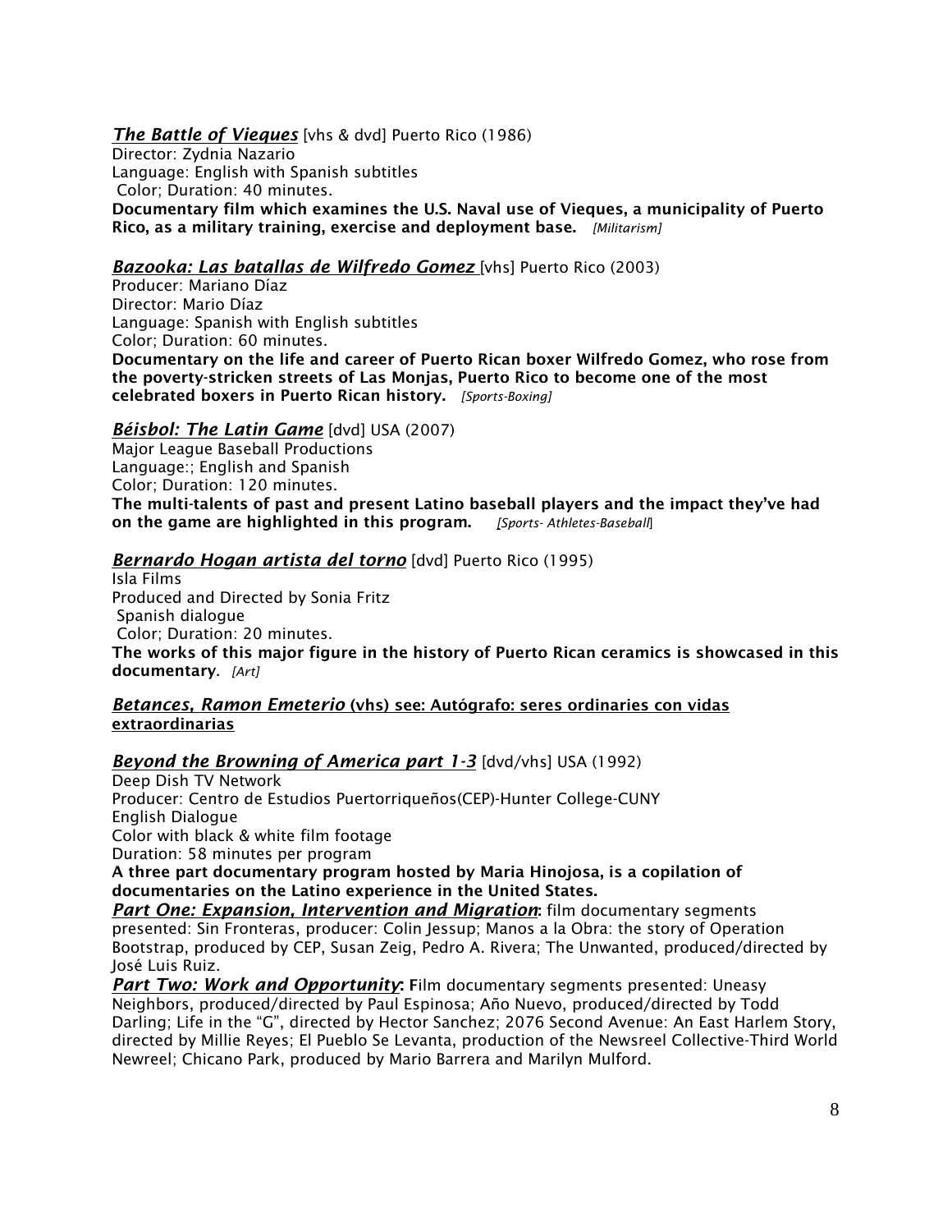***The Battle of Vieques*** [vhs & dvd] Puerto Rico (1986)
Director: Zydnia Nazario
Language: English with Spanish subtitles
Color; Duration: 40 minutes.
**Documentary film which examines the U.S. Naval use of Vieques, a municipality of Puerto Rico, as a military training, exercise and deployment base.** *[Militarism]*

***Bazooka: Las batallas de Wilfredo Gomez*** [vhs] Puerto Rico (2003)
Producer: Mariano Díaz
Director: Mario Díaz
Language: Spanish with English subtitles
Color; Duration: 60 minutes.
**Documentary on the life and career of Puerto Rican boxer Wilfredo Gomez, who rose from the poverty-stricken streets of Las Monjas, Puerto Rico to become one of the most celebrated boxers in Puerto Rican history.** *[Sports-Boxing]*

***Béisbol: The Latin Game*** [dvd] USA (2007)
Major League Baseball Productions
Language:; English and Spanish
Color; Duration: 120 minutes.
**The multi-talents of past and present Latino baseball players and the impact they've had on the game are highlighted in this program.** *[Sports- Athletes-Baseball]*

***Bernardo Hogan artista del torno*** [dvd] Puerto Rico (1995)
Isla Films
Produced and Directed by Sonia Fritz
Spanish dialogue
Color; Duration: 20 minutes.
**The works of this major figure in the history of Puerto Rican ceramics is showcased in this documentary.** *[Art]*

***Betances, Ramon Emeterio*** **(vhs) see: Autógrafo: seres ordinaries con vidas extraordinarias**

***Beyond the Browning of America part 1-3*** [dvd/vhs] USA (1992)
Deep Dish TV Network
Producer: Centro de Estudios Puertorriqueños(CEP)-Hunter College-CUNY
English Dialogue
Color with black & white film footage
Duration: 58 minutes per program
**A three part documentary program hosted by Maria Hinojosa, is a copilation of documentaries on the Latino experience in the United States.**
***Part One: Expansion, Intervention and Migration*****:** film documentary segments presented: Sin Fronteras, producer: Colin Jessup; Manos a la Obra: the story of Operation Bootstrap, produced by CEP, Susan Zeig, Pedro A. Rivera; The Unwanted, produced/directed by José Luis Ruiz.
***Part Two: Work and Opportunity*****:** Film documentary segments presented: Uneasy Neighbors, produced/directed by Paul Espinosa; Año Nuevo, produced/directed by Todd Darling; Life in the "G", directed by Hector Sanchez; 2076 Second Avenue: An East Harlem Story, directed by Millie Reyes; El Pueblo Se Levanta, production of the Newsreel Collective-Third World Newreel; Chicano Park, produced by Mario Barrera and Marilyn Mulford.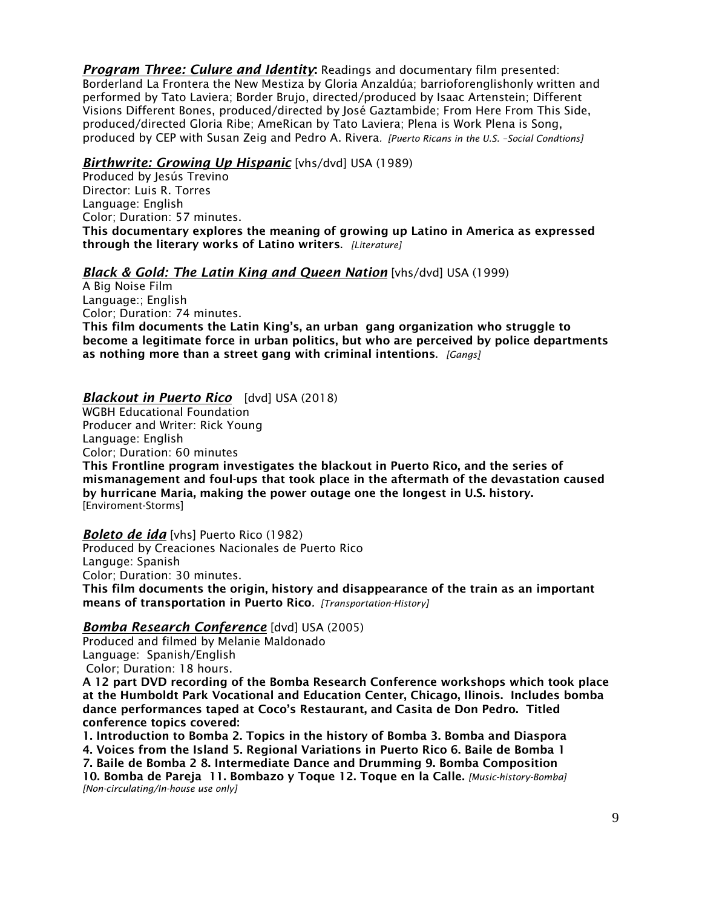***Program Three: Culure and Identity*:** Readings and documentary film presented: Borderland La Frontera the New Mestiza by Gloria Anzaldúa; barrioforenglishonly written and performed by Tato Laviera; Border Brujo, directed/produced by Isaac Artenstein; Different Visions Different Bones, produced/directed by José Gaztambide; From Here From This Side, produced/directed Gloria Ribe; AmeRican by Tato Laviera; Plena is Work Plena is Song, produced by CEP with Susan Zeig and Pedro A. Rivera. *[Puerto Ricans in the U.S. –Social Condtions]*

***Birthwrite: Growing Up Hispanic*** [vhs/dvd] USA (1989)
Produced by Jesús Trevino
Director: Luis R. Torres
Language: English
Color; Duration: 57 minutes.
**This documentary explores the meaning of growing up Latino in America as expressed through the literary works of Latino writers.** *[Literature]*

***Black & Gold: The Latin King and Queen Nation*** [vhs/dvd] USA (1999)
A Big Noise Film
Language:; English
Color; Duration: 74 minutes.
**This film documents the Latin King's, an urban gang organization who struggle to become a legitimate force in urban politics, but who are perceived by police departments as nothing more than a street gang with criminal intentions.** *[Gangs]*

***Blackout in Puerto Rico*** [dvd] USA (2018)
WGBH Educational Foundation
Producer and Writer: Rick Young
Language: English
Color; Duration: 60 minutes
**This Frontline program investigates the blackout in Puerto Rico, and the series of mismanagement and foul-ups that took place in the aftermath of the devastation caused by hurricane Maria, making the power outage one the longest in U.S. history.**
[Enviroment-Storms]

***Boleto de ida*** [vhs] Puerto Rico (1982)
Produced by Creaciones Nacionales de Puerto Rico
Languge: Spanish
Color; Duration: 30 minutes.
**This film documents the origin, history and disappearance of the train as an important means of transportation in Puerto Rico.** *[Transportation-History]*

***Bomba Research Conference*** [dvd] USA (2005)
Produced and filmed by Melanie Maldonado
Language: Spanish/English
Color; Duration: 18 hours.
**A 12 part DVD recording of the Bomba Research Conference workshops which took place at the Humboldt Park Vocational and Education Center, Chicago, Ilinois. Includes bomba dance performances taped at Coco's Restaurant, and Casita de Don Pedro. Titled conference topics covered:**
**1. Introduction to Bomba 2. Topics in the history of Bomba 3. Bomba and Diaspora 4. Voices from the Island 5. Regional Variations in Puerto Rico 6. Baile de Bomba 1 7. Baile de Bomba 2 8. Intermediate Dance and Drumming 9. Bomba Composition 10. Bomba de Pareja 11. Bombazo y Toque 12. Toque en la Calle.** *[Music-history-Bomba]* *[Non-circulating/In-house use only]*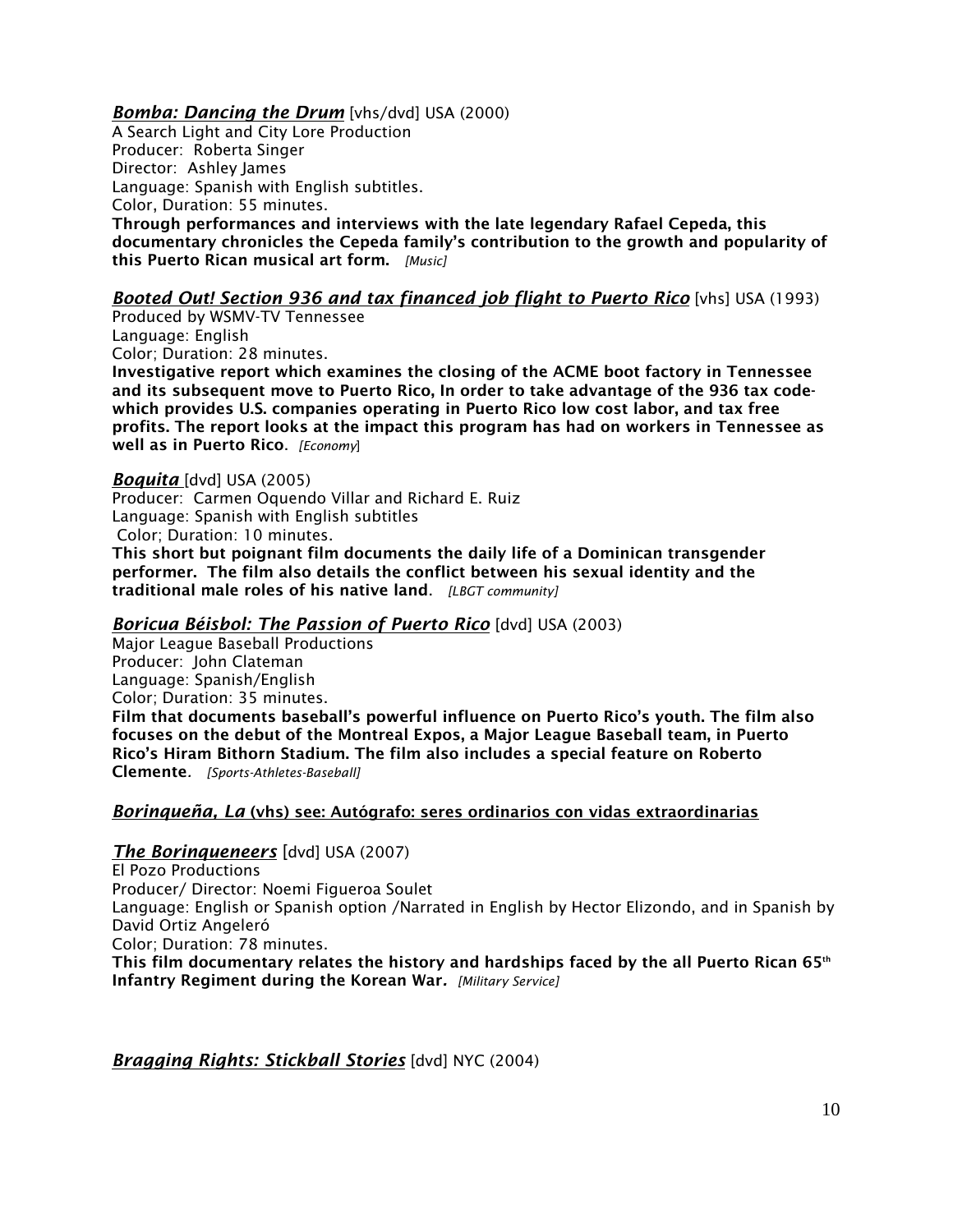***Bomba: Dancing the Drum*** [vhs/dvd] USA (2000)
A Search Light and City Lore Production
Producer: Roberta Singer
Director: Ashley James
Language: Spanish with English subtitles.
Color, Duration: 55 minutes.
**Through performances and interviews with the late legendary Rafael Cepeda, this documentary chronicles the Cepeda family's contribution to the growth and popularity of this Puerto Rican musical art form.** *[Music]*

***Booted Out! Section 936 and tax financed job flight to Puerto Rico*** [vhs] USA (1993)
Produced by WSMV-TV Tennessee
Language: English
Color; Duration: 28 minutes.
**Investigative report which examines the closing of the ACME boot factory in Tennessee and its subsequent move to Puerto Rico, In order to take advantage of the 936 tax code-which provides U.S. companies operating in Puerto Rico low cost labor, and tax free profits. The report looks at the impact this program has had on workers in Tennessee as well as in Puerto Rico.** *[Economy]*

***Boquita*** [dvd] USA (2005)
Producer: Carmen Oquendo Villar and Richard E. Ruiz
Language: Spanish with English subtitles
Color; Duration: 10 minutes.
**This short but poignant film documents the daily life of a Dominican transgender performer. The film also details the conflict between his sexual identity and the traditional male roles of his native land.** *[LBGT community]*

***Boricua Béisbol: The Passion of Puerto Rico*** [dvd] USA (2003)
Major League Baseball Productions
Producer: John Clateman
Language: Spanish/English
Color; Duration: 35 minutes.
**Film that documents baseball's powerful influence on Puerto Rico's youth. The film also focuses on the debut of the Montreal Expos, a Major League Baseball team, in Puerto Rico's Hiram Bithorn Stadium. The film also includes a special feature on Roberto Clemente.** *[Sports-Athletes-Baseball]*

***Borinqueña, La*** **(vhs) see: Autógrafo: seres ordinarios con vidas extraordinarias**

***The Borinqueneers*** [dvd] USA (2007)
El Pozo Productions
Producer/ Director: Noemi Figueroa Soulet
Language: English or Spanish option /Narrated in English by Hector Elizondo, and in Spanish by David Ortiz Angeleró
Color; Duration: 78 minutes.
**This film documentary relates the history and hardships faced by the all Puerto Rican 65th Infantry Regiment during the Korean War.** *[Military Service]*

***Bragging Rights: Stickball Stories*** [dvd] NYC (2004)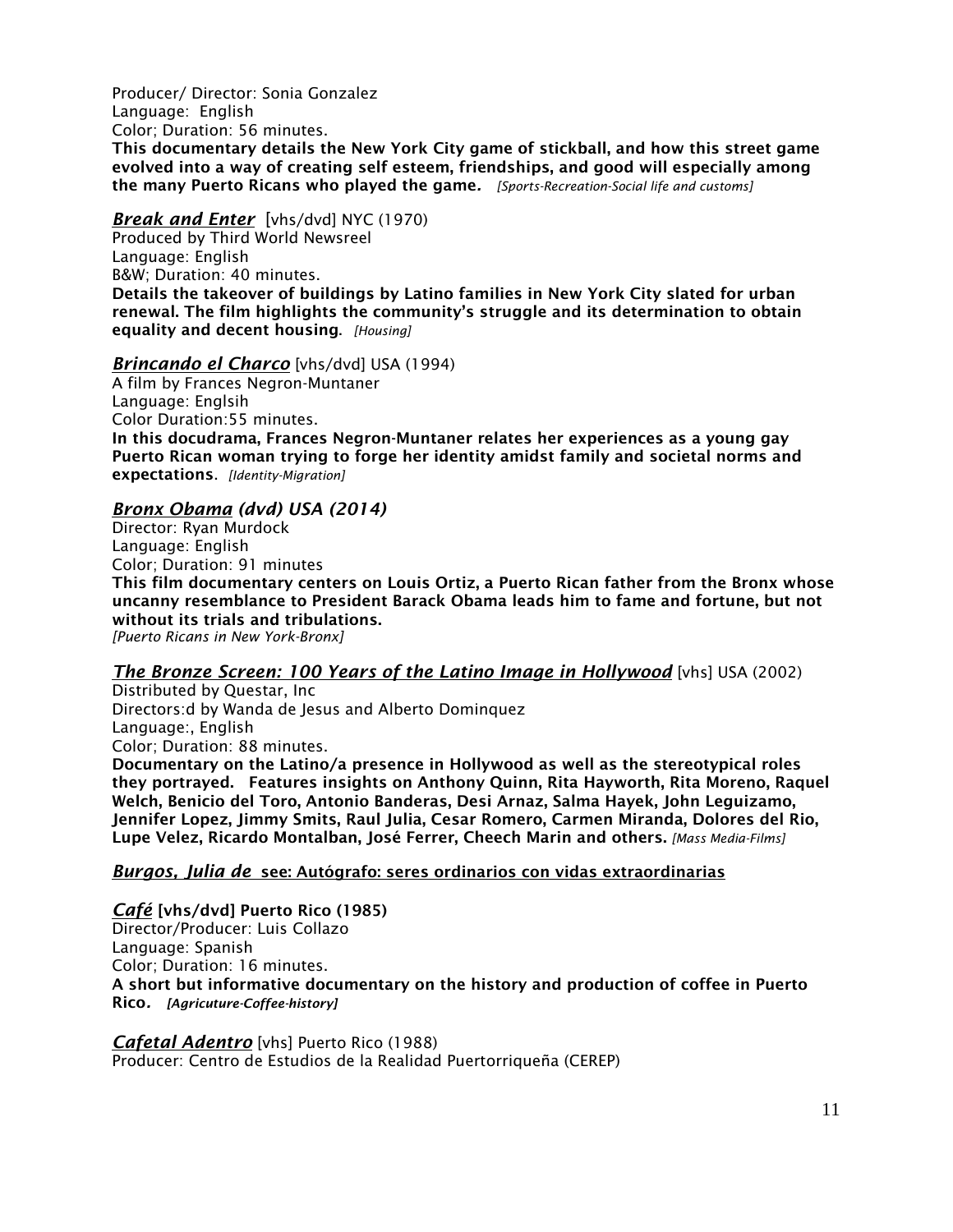Producer/ Director: Sonia Gonzalez
Language: English
Color; Duration: 56 minutes.
**This documentary details the New York City game of stickball, and how this street game evolved into a way of creating self esteem, friendships, and good will especially among the many Puerto Ricans who played the game.** *[Sports-Recreation-Social life and customs]*

***Break and Enter*** [vhs/dvd] NYC (1970)
Produced by Third World Newsreel
Language: English
B&W; Duration: 40 minutes.
**Details the takeover of buildings by Latino families in New York City slated for urban renewal. The film highlights the community's struggle and its determination to obtain equality and decent housing.** *[Housing]*

***Brincando el Charco*** [vhs/dvd] USA (1994)
A film by Frances Negron-Muntaner
Language: Englsih
Color Duration:55 minutes.
**In this docudrama, Frances Negron-Muntaner relates her experiences as a young gay Puerto Rican woman trying to forge her identity amidst family and societal norms and expectations.** *[Identity-Migration]*

***Bronx Obama (dvd) USA (2014)***
Director: Ryan Murdock
Language: English
Color; Duration: 91 minutes
**This film documentary centers on Louis Ortiz, a Puerto Rican father from the Bronx whose uncanny resemblance to President Barack Obama leads him to fame and fortune, but not without its trials and tribulations.**
*[Puerto Ricans in New York-Bronx]*

***The Bronze Screen: 100 Years of the Latino Image in Hollywood*** [vhs] USA (2002)
Distributed by Questar, Inc
Directors:d by Wanda de Jesus and Alberto Dominquez
Language:, English
Color; Duration: 88 minutes.
**Documentary on the Latino/a presence in Hollywood as well as the stereotypical roles they portrayed. Features insights on Anthony Quinn, Rita Hayworth, Rita Moreno, Raquel Welch, Benicio del Toro, Antonio Banderas, Desi Arnaz, Salma Hayek, John Leguizamo, Jennifer Lopez, Jimmy Smits, Raul Julia, Cesar Romero, Carmen Miranda, Dolores del Rio, Lupe Velez, Ricardo Montalban, José Ferrer, Cheech Marin and others.** *[Mass Media-Films]*

***Burgos, Julia de* see: Autógrafo: seres ordinarios con vidas extraordinarias**

***Café* [vhs/dvd] Puerto Rico (1985)**
Director/Producer: Luis Collazo
Language: Spanish
Color; Duration: 16 minutes.
**A short but informative documentary on the history and production of coffee in Puerto Rico.** ***[Agricuture-Coffee-history]***

***Cafetal Adentro*** [vhs] Puerto Rico (1988)
Producer: Centro de Estudios de la Realidad Puertorriqueña (CEREP)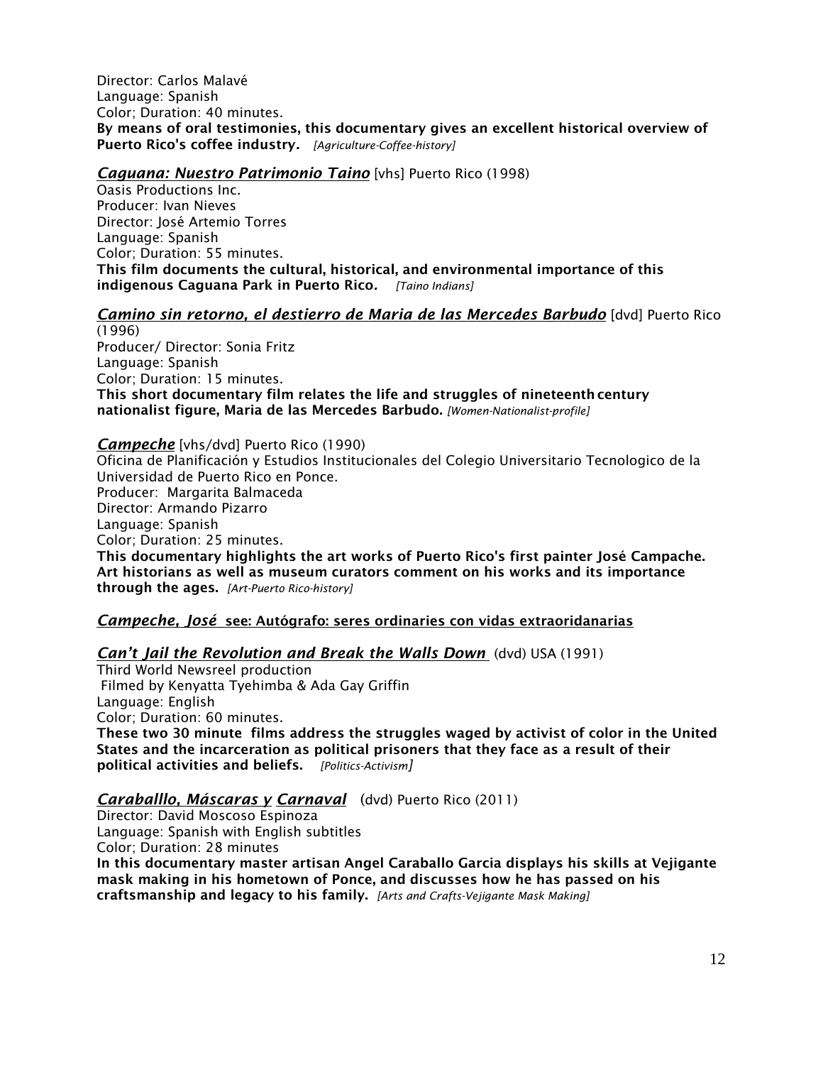Director: Carlos Malavé
Language: Spanish
Color; Duration: 40 minutes.
**By means of oral testimonies, this documentary gives an excellent historical overview of Puerto Rico's coffee industry.** *[Agriculture-Coffee-history]*

***Caguana: Nuestro Patrimonio Taino*** [vhs] Puerto Rico (1998)
Oasis Productions Inc.
Producer: Ivan Nieves
Director: José Artemio Torres
Language: Spanish
Color; Duration: 55 minutes.
**This film documents the cultural, historical, and environmental importance of this indigenous Caguana Park in Puerto Rico.** *[Taino Indians]*

***Camino sin retorno, el destierro de Maria de las Mercedes Barbudo*** [dvd] Puerto Rico (1996)
Producer/ Director: Sonia Fritz
Language: Spanish
Color; Duration: 15 minutes.
**This short documentary film relates the life and struggles of nineteenth century nationalist figure, Maria de las Mercedes Barbudo.** *[Women-Nationalist-profile]*

***Campeche*** [vhs/dvd] Puerto Rico (1990)
Oficina de Planificación y Estudios Institucionales del Colegio Universitario Tecnologico de la Universidad de Puerto Rico en Ponce.
Producer: Margarita Balmaceda
Director: Armando Pizarro
Language: Spanish
Color; Duration: 25 minutes.
**This documentary highlights the art works of Puerto Rico's first painter José Campache. Art historians as well as museum curators comment on his works and its importance through the ages.** *[Art-Puerto Rico-history]*

***Campeche, José*** **see: Autógrafo: seres ordinaries con vidas extraoridanarias**

***Can't Jail the Revolution and Break the Walls Down*** (dvd) USA (1991)
Third World Newsreel production
Filmed by Kenyatta Tyehimba & Ada Gay Griffin
Language: English
Color; Duration: 60 minutes.
**These two 30 minute films address the struggles waged by activist of color in the United States and the incarceration as political prisoners that they face as a result of their political activities and beliefs.** *[Politics-Activism]*

***Caraballlo, Máscaras y Carnaval*** (dvd) Puerto Rico (2011)
Director: David Moscoso Espinoza
Language: Spanish with English subtitles
Color; Duration: 28 minutes
**In this documentary master artisan Angel Caraballo Garcia displays his skills at Vejigante mask making in his hometown of Ponce, and discusses how he has passed on his craftsmanship and legacy to his family.** *[Arts and Crafts-Vejigante Mask Making]*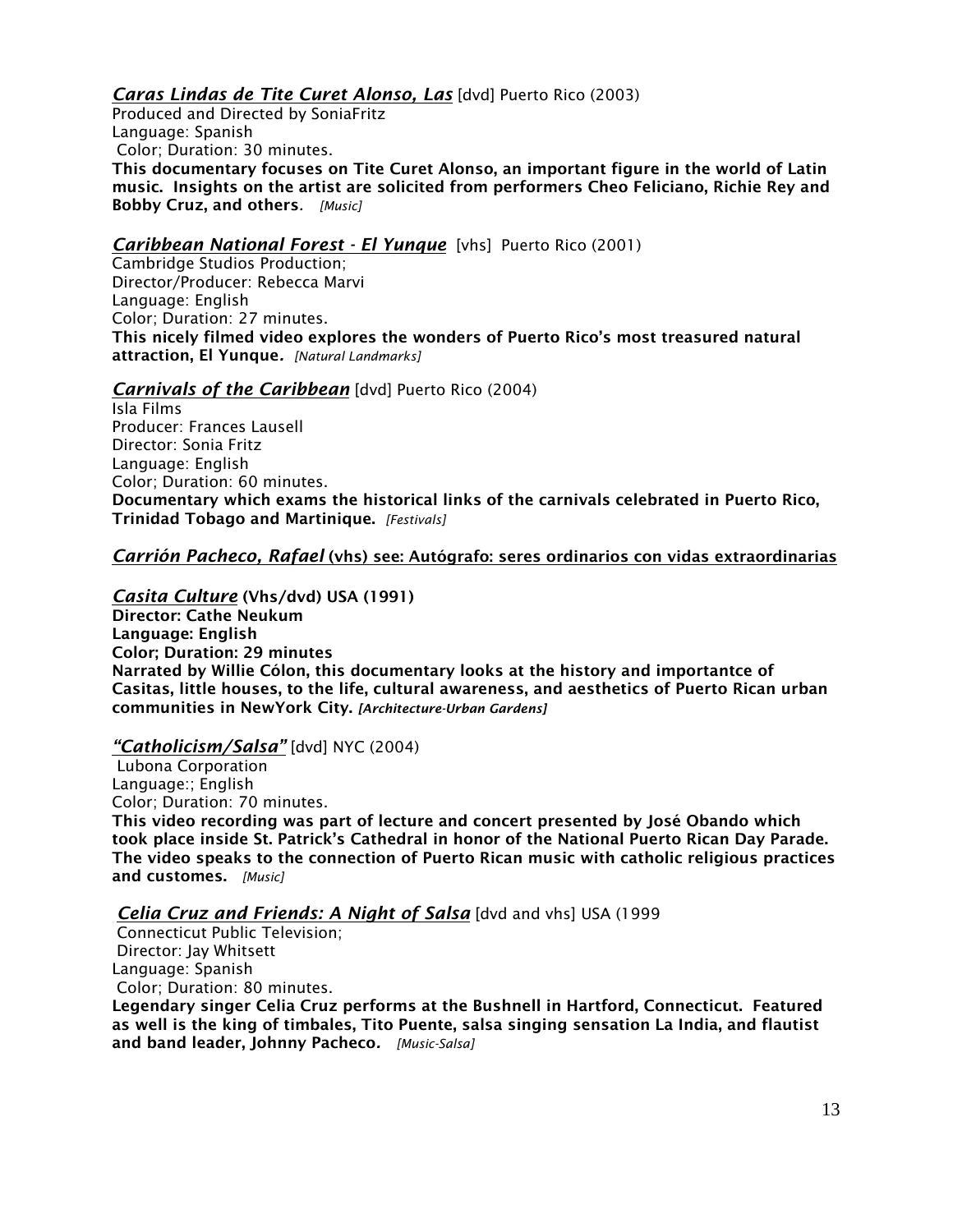***Caras Lindas de Tite Curet Alonso, Las*** [dvd] Puerto Rico (2003)
Produced and Directed by SoniaFritz
Language: Spanish
Color; Duration: 30 minutes.
**This documentary focuses on Tite Curet Alonso, an important figure in the world of Latin music. Insights on the artist are solicited from performers Cheo Feliciano, Richie Rey and Bobby Cruz, and others.** *[Music]*

***Caribbean National Forest - El Yunque*** [vhs] Puerto Rico (2001)
Cambridge Studios Production;
Director/Producer: Rebecca Marvi
Language: English
Color; Duration: 27 minutes.
**This nicely filmed video explores the wonders of Puerto Rico's most treasured natural attraction, El Yunque.** *[Natural Landmarks]*

***Carnivals of the Caribbean*** [dvd] Puerto Rico (2004)
Isla Films
Producer: Frances Lausell
Director: Sonia Fritz
Language: English
Color; Duration: 60 minutes.
**Documentary which exams the historical links of the carnivals celebrated in Puerto Rico, Trinidad Tobago and Martinique.** *[Festivals]*

***Carrión Pacheco, Rafael* (vhs) see: Autógrafo: seres ordinarios con vidas extraordinarias**

***Casita Culture* (Vhs/dvd) USA (1991)**
**Director: Cathe Neukum**
**Language: English**
**Color; Duration: 29 minutes**
**Narrated by Willie Cólon, this documentary looks at the history and importantce of Casitas, little houses, to the life, cultural awareness, and aesthetics of Puerto Rican urban communities in NewYork City.** ***[Architecture-Urban Gardens]***

***"Catholicism/Salsa"*** [dvd] NYC (2004)
Lubona Corporation
Language:; English
Color; Duration: 70 minutes.
**This video recording was part of lecture and concert presented by José Obando which took place inside St. Patrick's Cathedral in honor of the National Puerto Rican Day Parade. The video speaks to the connection of Puerto Rican music with catholic religious practices and customes.** *[Music]*

***Celia Cruz and Friends: A Night of Salsa*** [dvd and vhs] USA (1999
Connecticut Public Television;
Director: Jay Whitsett
Language: Spanish
Color; Duration: 80 minutes.
**Legendary singer Celia Cruz performs at the Bushnell in Hartford, Connecticut. Featured as well is the king of timbales, Tito Puente, salsa singing sensation La India, and flautist and band leader, Johnny Pacheco.** *[Music-Salsa]*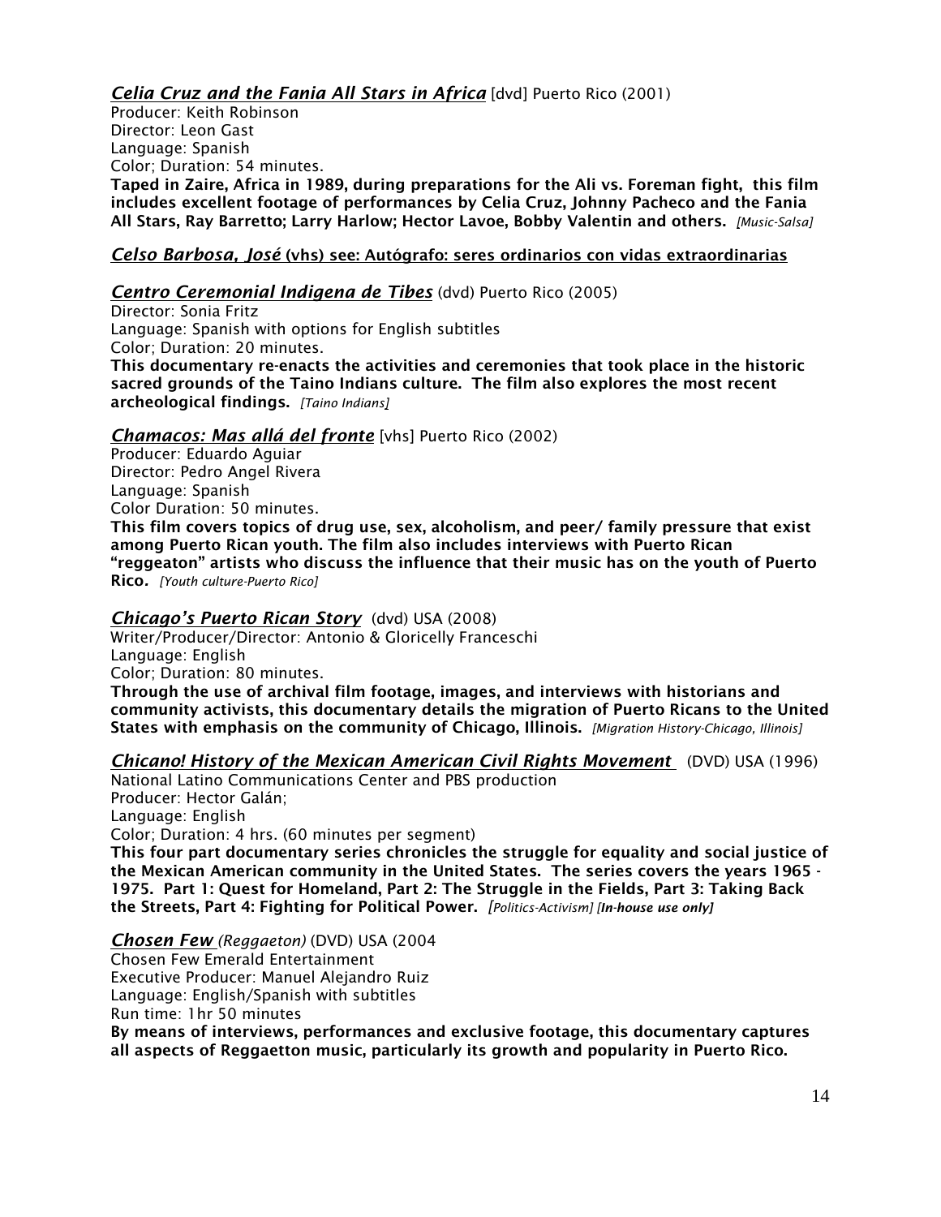***Celia Cruz and the Fania All Stars in Africa*** [dvd] Puerto Rico (2001)
Producer: Keith Robinson
Director: Leon Gast
Language: Spanish
Color; Duration: 54 minutes.
**Taped in Zaire, Africa in 1989, during preparations for the Ali vs. Foreman fight, this film includes excellent footage of performances by Celia Cruz, Johnny Pacheco and the Fania All Stars, Ray Barretto; Larry Harlow; Hector Lavoe, Bobby Valentin and others.** *[Music-Salsa]*

***Celso Barbosa, José* (vhs) see: Autógrafo: seres ordinarios con vidas extraordinarias**

***Centro Ceremonial Indigena de Tibes*** (dvd) Puerto Rico (2005)
Director: Sonia Fritz
Language: Spanish with options for English subtitles
Color; Duration: 20 minutes.
**This documentary re-enacts the activities and ceremonies that took place in the historic sacred grounds of the Taino Indians culture. The film also explores the most recent archeological findings.** *[Taino Indians]*

***Chamacos: Mas allá del fronte*** [vhs] Puerto Rico (2002)
Producer: Eduardo Aguiar
Director: Pedro Angel Rivera
Language: Spanish
Color Duration: 50 minutes.
**This film covers topics of drug use, sex, alcoholism, and peer/ family pressure that exist among Puerto Rican youth. The film also includes interviews with Puerto Rican "reggeaton" artists who discuss the influence that their music has on the youth of Puerto Rico.** *[Youth culture-Puerto Rico]*

***Chicago's Puerto Rican Story*** (dvd) USA (2008)
Writer/Producer/Director: Antonio & Gloricelly Franceschi
Language: English
Color; Duration: 80 minutes.
**Through the use of archival film footage, images, and interviews with historians and community activists, this documentary details the migration of Puerto Ricans to the United States with emphasis on the community of Chicago, Illinois.** *[Migration History-Chicago, Illinois]*

***Chicano! History of the Mexican American Civil Rights Movement*** (DVD) USA (1996)
National Latino Communications Center and PBS production
Producer: Hector Galán;
Language: English
Color; Duration: 4 hrs. (60 minutes per segment)
**This four part documentary series chronicles the struggle for equality and social justice of the Mexican American community in the United States. The series covers the years 1965 - 1975. Part 1: Quest for Homeland, Part 2: The Struggle in the Fields, Part 3: Taking Back the Streets, Part 4: Fighting for Political Power.** *[Politics-Activism]* ***[In-house use only]***

***Chosen Few*** *(Reggaeton)* (DVD) USA (2004
Chosen Few Emerald Entertainment
Executive Producer: Manuel Alejandro Ruiz
Language: English/Spanish with subtitles
Run time: 1hr 50 minutes
**By means of interviews, performances and exclusive footage, this documentary captures all aspects of Reggaetton music, particularly its growth and popularity in Puerto Rico.**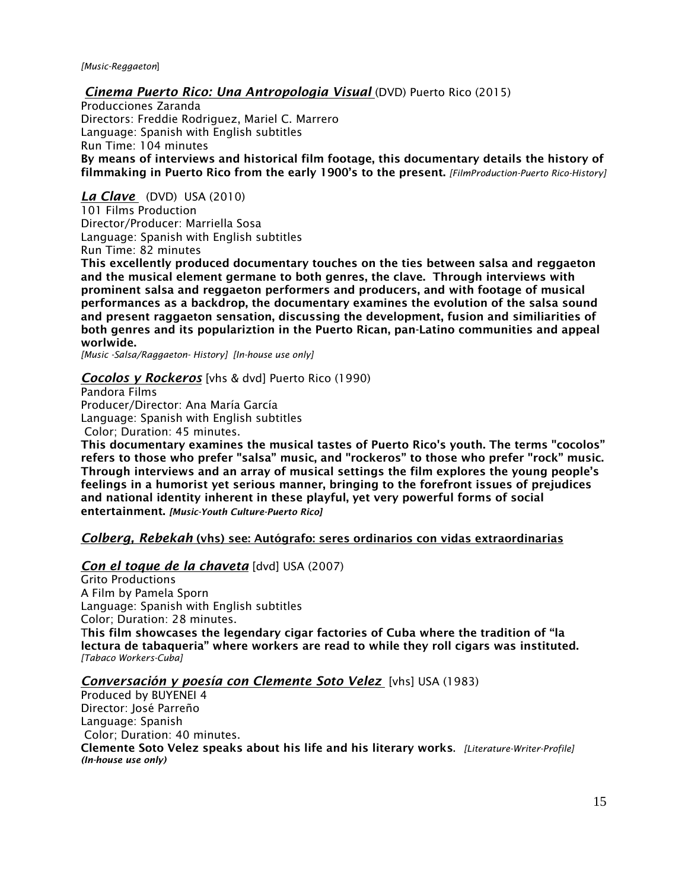*[Music-Reggaeton]*

***Cinema Puerto Rico: Una Antropologia Visual*** (DVD) Puerto Rico (2015)
Producciones Zaranda
Directors: Freddie Rodriguez, Mariel C. Marrero
Language: Spanish with English subtitles
Run Time: 104 minutes
**By means of interviews and historical film footage, this documentary details the history of filmmaking in Puerto Rico from the early 1900's to the present.** *[FilmProduction-Puerto Rico-History]*

***La Clave*** (DVD) USA (2010)
101 Films Production
Director/Producer: Marriella Sosa
Language: Spanish with English subtitles
Run Time: 82 minutes
**This excellently produced documentary touches on the ties between salsa and reggaeton and the musical element germane to both genres, the clave. Through interviews with prominent salsa and reggaeton performers and producers, and with footage of musical performances as a backdrop, the documentary examines the evolution of the salsa sound and present raggaeton sensation, discussing the development, fusion and similiarities of both genres and its populariztion in the Puerto Rican, pan-Latino communities and appeal worlwide.**
*[Music -Salsa/Raggaeton- History] [In-house use only]*

***Cocolos y Rockeros*** [vhs & dvd] Puerto Rico (1990)
Pandora Films
Producer/Director: Ana María García
Language: Spanish with English subtitles
Color; Duration: 45 minutes.
**This documentary examines the musical tastes of Puerto Rico's youth. The terms "cocolos" refers to those who prefer "salsa" music, and "rockeros" to those who prefer "rock" music. Through interviews and an array of musical settings the film explores the young people's feelings in a humorist yet serious manner, bringing to the forefront issues of prejudices and national identity inherent in these playful, yet very powerful forms of social entertainment.** ***[Music-Youth Culture-Puerto Rico]***

***Colberg, Rebekah*** **(vhs) see: Autógrafo: seres ordinarios con vidas extraordinarias**

***Con el toque de la chaveta*** [dvd] USA (2007)
Grito Productions
A Film by Pamela Sporn
Language: Spanish with English subtitles
Color; Duration: 28 minutes.
**This film showcases the legendary cigar factories of Cuba where the tradition of "la lectura de tabaqueria" where workers are read to while they roll cigars was instituted.**
*[Tabaco Workers-Cuba]*

***Conversación y poesía con Clemente Soto Velez*** [vhs] USA (1983)
Produced by BUYENEI 4
Director: José Parreño
Language: Spanish
Color; Duration: 40 minutes.
**Clemente Soto Velez speaks about his life and his literary works.** *[Literature-Writer-Profile]*
***(In-house use only)***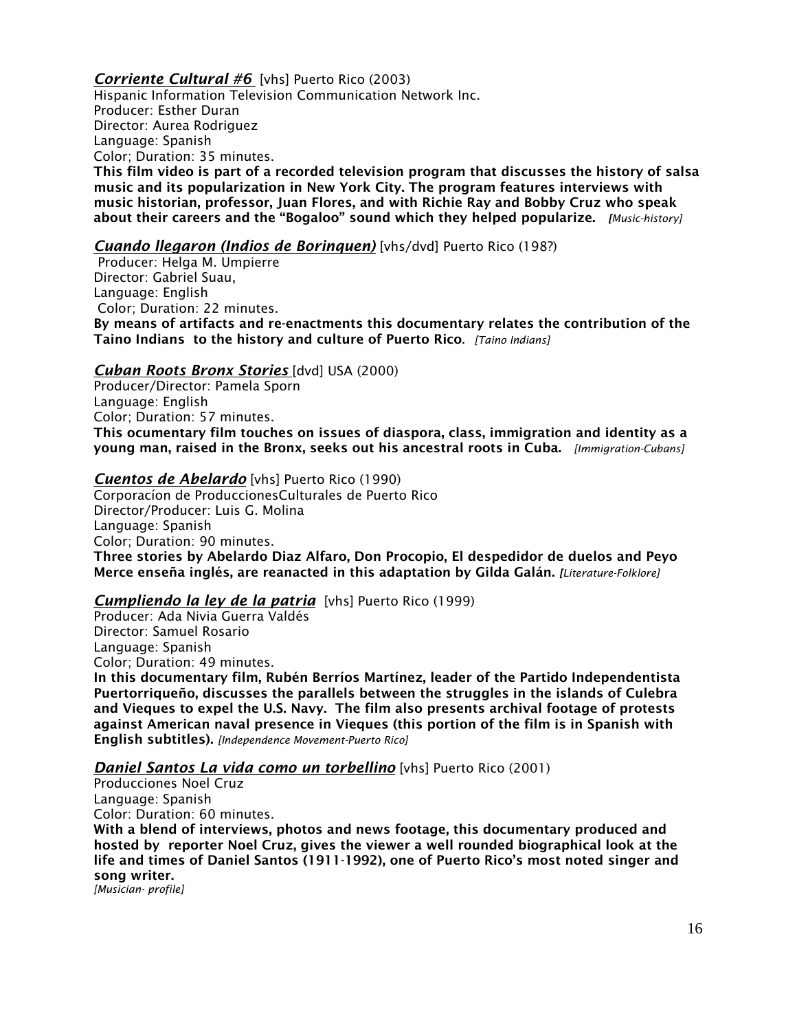***Corriente Cultural #6*** [vhs] Puerto Rico (2003)
Hispanic Information Television Communication Network Inc.
Producer: Esther Duran
Director: Aurea Rodriguez
Language: Spanish
Color; Duration: 35 minutes.
**This film video is part of a recorded television program that discusses the history of salsa music and its popularization in New York City. The program features interviews with music historian, professor, Juan Flores, and with Richie Ray and Bobby Cruz who speak about their careers and the "Bogaloo" sound which they helped popularize.** *[Music-history]*

***Cuando llegaron (Indios de Borinquen)*** [vhs/dvd] Puerto Rico (198?)
Producer: Helga M. Umpierre
Director: Gabriel Suau,
Language: English
Color; Duration: 22 minutes.
**By means of artifacts and re-enactments this documentary relates the contribution of the Taino Indians to the history and culture of Puerto Rico.** *[Taino Indians]*

***Cuban Roots Bronx Stories*** [dvd] USA (2000)
Producer/Director: Pamela Sporn
Language: English
Color; Duration: 57 minutes.
**This ocumentary film touches on issues of diaspora, class, immigration and identity as a young man, raised in the Bronx, seeks out his ancestral roots in Cuba.** *[Immigration-Cubans]*

***Cuentos de Abelardo*** [vhs] Puerto Rico (1990)
Corporacíon de ProduccionesCulturales de Puerto Rico
Director/Producer: Luis G. Molina
Language: Spanish
Color; Duration: 90 minutes.
**Three stories by Abelardo Diaz Alfaro, Don Procopio, El despedidor de duelos and Peyo Merce enseña inglés, are reanacted in this adaptation by Gilda Galán.** *[Literature-Folklore]*

***Cumpliendo la ley de la patria*** [vhs] Puerto Rico (1999)
Producer: Ada Nivia Guerra Valdés
Director: Samuel Rosario
Language: Spanish
Color; Duration: 49 minutes.
**In this documentary film, Rubén Berríos Martínez, leader of the Partido Independentista Puertorriqueño, discusses the parallels between the struggles in the islands of Culebra and Vieques to expel the U.S. Navy. The film also presents archival footage of protests against American naval presence in Vieques (this portion of the film is in Spanish with English subtitles).** *[Independence Movement-Puerto Rico]*

***Daniel Santos La vida como un torbellino*** [vhs] Puerto Rico (2001)
Producciones Noel Cruz
Language: Spanish
Color: Duration: 60 minutes.
**With a blend of interviews, photos and news footage, this documentary produced and hosted by reporter Noel Cruz, gives the viewer a well rounded biographical look at the life and times of Daniel Santos (1911-1992), one of Puerto Rico's most noted singer and song writer.**
*[Musician- profile]*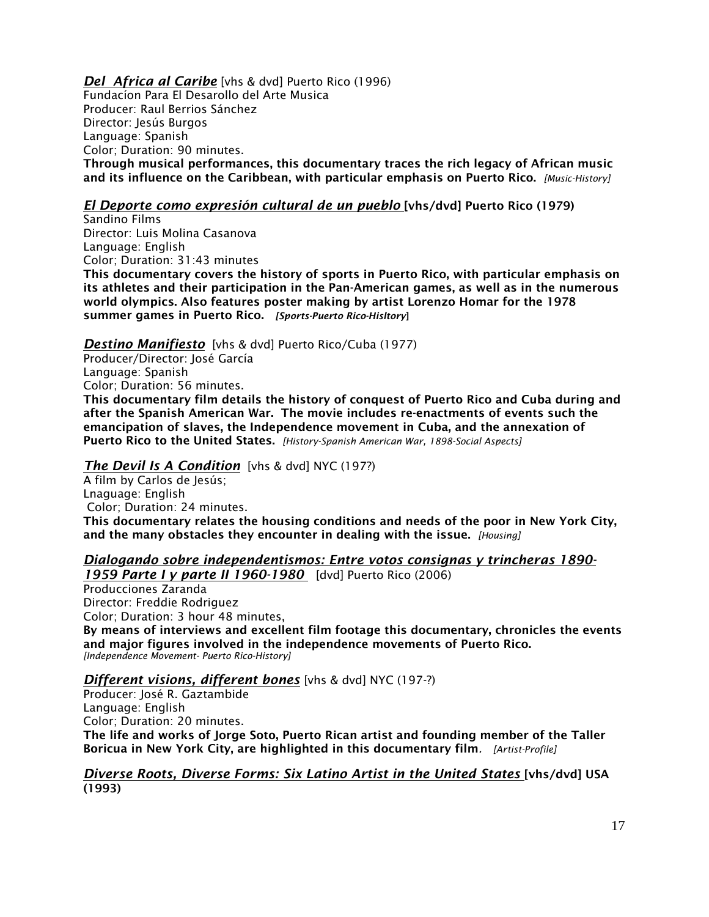***Del Africa al Caribe*** [vhs & dvd] Puerto Rico (1996)
Fundacíon Para El Desarollo del Arte Musica
Producer: Raul Berrios Sánchez
Director: Jesús Burgos
Language: Spanish
Color; Duration: 90 minutes.
**Through musical performances, this documentary traces the rich legacy of African music and its influence on the Caribbean, with particular emphasis on Puerto Rico.** *[Music-History]*

***El Deporte como expresión cultural de un pueblo*** **[vhs/dvd] Puerto Rico (1979)**
Sandino Films
Director: Luis Molina Casanova
Language: English
Color; Duration: 31:43 minutes
**This documentary covers the history of sports in Puerto Rico, with particular emphasis on its athletes and their participation in the Pan-American games, as well as in the numerous world olympics. Also features poster making by artist Lorenzo Homar for the 1978 summer games in Puerto Rico.** ***[Sports-Puerto Rico-Hisltory]***

***Destino Manifiesto*** [vhs & dvd] Puerto Rico/Cuba (1977)
Producer/Director: José García
Language: Spanish
Color; Duration: 56 minutes.
**This documentary film details the history of conquest of Puerto Rico and Cuba during and after the Spanish American War. The movie includes re-enactments of events such the emancipation of slaves, the Independence movement in Cuba, and the annexation of Puerto Rico to the United States.** *[History-Spanish American War, 1898-Social Aspects]*

***The Devil Is A Condition*** [vhs & dvd] NYC (197?)
A film by Carlos de Jesús;
Lnaguage: English
Color; Duration: 24 minutes.
**This documentary relates the housing conditions and needs of the poor in New York City, and the many obstacles they encounter in dealing with the issue.** *[Housing]*

***Dialogando sobre independentismos: Entre votos consignas y trincheras 1890-1959 Parte I y parte II 1960-1980*** [dvd] Puerto Rico (2006)
Producciones Zaranda
Director: Freddie Rodriguez
Color; Duration: 3 hour 48 minutes,
**By means of interviews and excellent film footage this documentary, chronicles the events and major figures involved in the independence movements of Puerto Rico.**
*[Independence Movement- Puerto Rico-History]*

***Different visions, different bones*** [vhs & dvd] NYC (197-?)
Producer: José R. Gaztambide
Language: English
Color; Duration: 20 minutes.
**The life and works of Jorge Soto, Puerto Rican artist and founding member of the Taller Boricua in New York City, are highlighted in this documentary film.** *[Artist-Profile]*

***Diverse Roots, Diverse Forms: Six Latino Artist in the United States*** **[vhs/dvd] USA (1993)**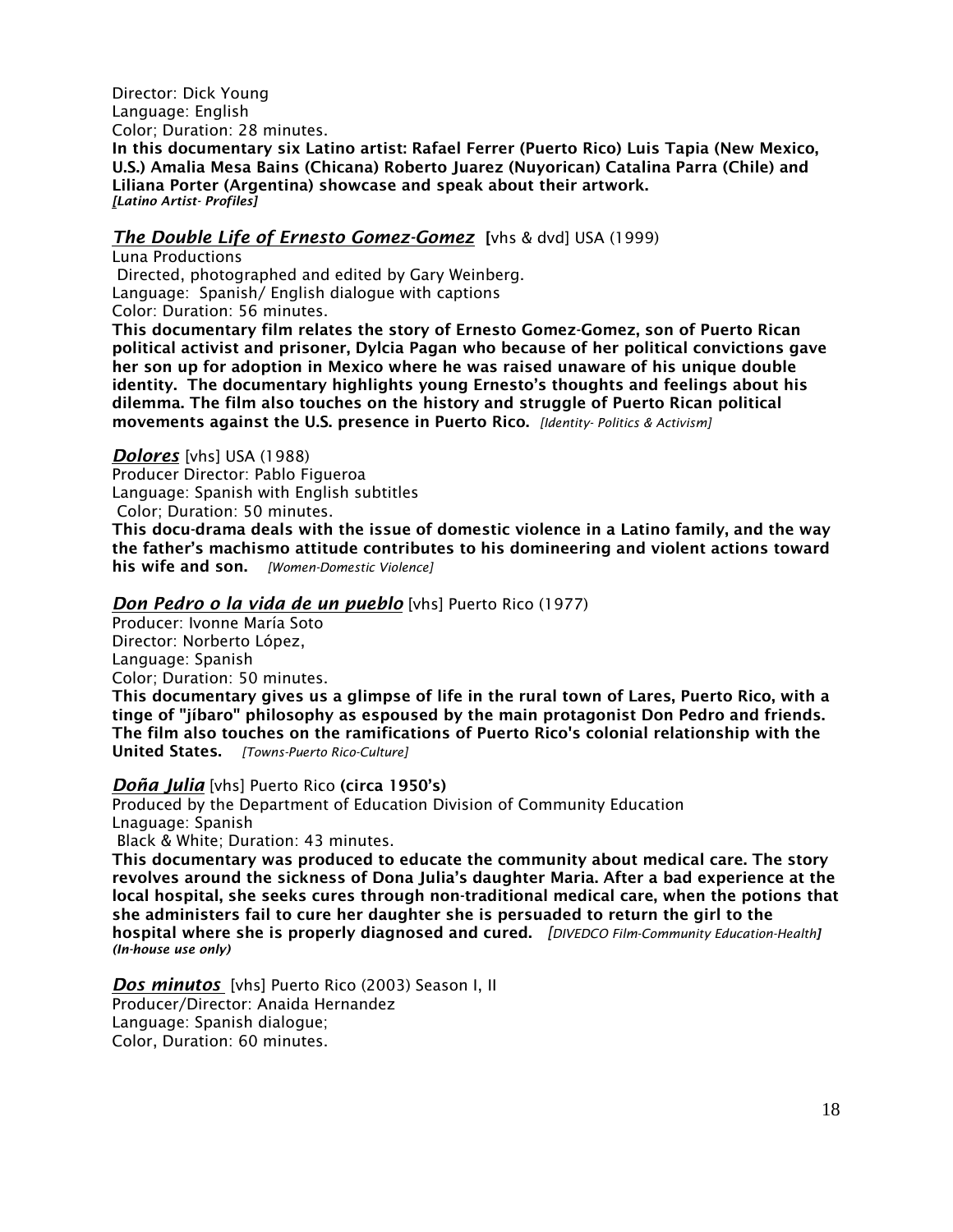Director: Dick Young
Language: English
Color; Duration: 28 minutes.
**In this documentary six Latino artist: Rafael Ferrer (Puerto Rico) Luis Tapia (New Mexico, U.S.) Amalia Mesa Bains (Chicana) Roberto Juarez (Nuyorican) Catalina Parra (Chile) and Liliana Porter (Argentina) showcase and speak about their artwork.**
***[Latino Artist- Profiles]***

***The Double Life of Ernesto Gomez-Gomez*** [vhs & dvd] USA (1999)
Luna Productions
Directed, photographed and edited by Gary Weinberg.
Language: Spanish/ English dialogue with captions
Color: Duration: 56 minutes.
**This documentary film relates the story of Ernesto Gomez-Gomez, son of Puerto Rican political activist and prisoner, Dylcia Pagan who because of her political convictions gave her son up for adoption in Mexico where he was raised unaware of his unique double identity. The documentary highlights young Ernesto's thoughts and feelings about his dilemma. The film also touches on the history and struggle of Puerto Rican political movements against the U.S. presence in Puerto Rico.** *[Identity- Politics & Activism]*

***Dolores*** [vhs] USA (1988)
Producer Director: Pablo Figueroa
Language: Spanish with English subtitles
Color; Duration: 50 minutes.
**This docu-drama deals with the issue of domestic violence in a Latino family, and the way the father's machismo attitude contributes to his domineering and violent actions toward his wife and son.** *[Women-Domestic Violence]*

***Don Pedro o la vida de un pueblo*** [vhs] Puerto Rico (1977)
Producer: Ivonne María Soto
Director: Norberto López,
Language: Spanish
Color; Duration: 50 minutes.
**This documentary gives us a glimpse of life in the rural town of Lares, Puerto Rico, with a tinge of "jíbaro" philosophy as espoused by the main protagonist Don Pedro and friends. The film also touches on the ramifications of Puerto Rico's colonial relationship with the United States.** *[Towns-Puerto Rico-Culture]*

***Doña Julia*** [vhs] Puerto Rico **(circa 1950's)**
Produced by the Department of Education Division of Community Education
Lnaguage: Spanish
Black & White; Duration: 43 minutes.
**This documentary was produced to educate the community about medical care. The story revolves around the sickness of Dona Julia's daughter Maria. After a bad experience at the local hospital, she seeks cures through non-traditional medical care, when the potions that she administers fail to cure her daughter she is persuaded to return the girl to the hospital where she is properly diagnosed and cured.** *[DIVEDCO Film-Community Education-Health]*
***(In-house use only)***

***Dos minutos*** [vhs] Puerto Rico (2003) Season I, II
Producer/Director: Anaida Hernandez
Language: Spanish dialogue;
Color, Duration: 60 minutes.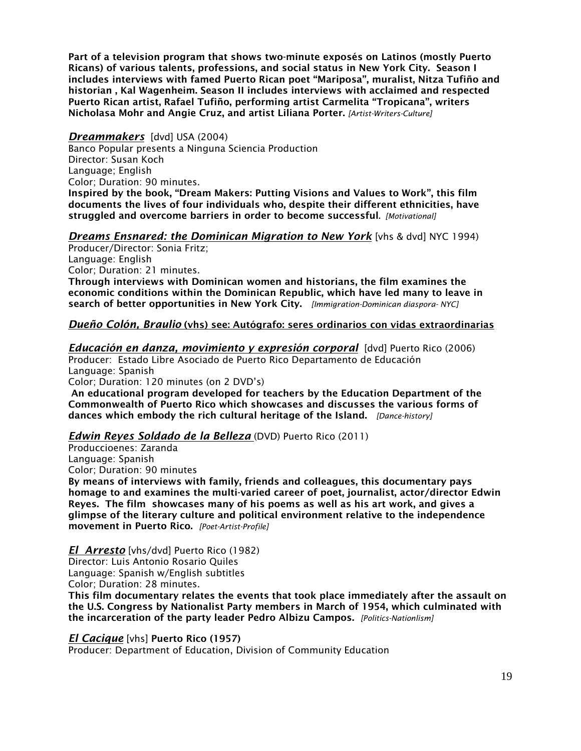**Part of a television program that shows two-minute exposés on Latinos (mostly Puerto Ricans) of various talents, professions, and social status in New York City. Season I includes interviews with famed Puerto Rican poet "Mariposa", muralist, Nitza Tufiño and historian , Kal Wagenheim. Season II includes interviews with acclaimed and respected Puerto Rican artist, Rafael Tufiño, performing artist Carmelita "Tropicana", writers Nicholasa Mohr and Angie Cruz, and artist Liliana Porter.** *[Artist-Writers-Culture]*

***Dreammakers*** [dvd] USA (2004)
Banco Popular presents a Ninguna Sciencia Production
Director: Susan Koch
Language; English
Color; Duration: 90 minutes.
**Inspired by the book, "Dream Makers: Putting Visions and Values to Work", this film documents the lives of four individuals who, despite their different ethnicities, have struggled and overcome barriers in order to become successful.** *[Motivational]*

***Dreams Ensnared: the Dominican Migration to New York*** [vhs & dvd] NYC 1994)
Producer/Director: Sonia Fritz;
Language: English
Color; Duration: 21 minutes.
**Through interviews with Dominican women and historians, the film examines the economic conditions within the Dominican Republic, which have led many to leave in search of better opportunities in New York City.** *[Immigration-Dominican diaspora- NYC]*

***Dueño Colón, Braulio*** **(vhs) see: Autógrafo: seres ordinarios con vidas extraordinarias**

***Educación en danza, movimiento y expresión corporal*** [dvd] Puerto Rico (2006)
Producer: Estado Libre Asociado de Puerto Rico Departamento de Educación
Language: Spanish
Color; Duration: 120 minutes (on 2 DVD's)
**An educational program developed for teachers by the Education Department of the Commonwealth of Puerto Rico which showcases and discusses the various forms of dances which embody the rich cultural heritage of the Island.** *[Dance-history]*

***Edwin Reyes Soldado de la Belleza*** (DVD) Puerto Rico (2011)
Produccioenes: Zaranda
Language: Spanish
Color; Duration: 90 minutes
**By means of interviews with family, friends and colleagues, this documentary pays homage to and examines the multi-varied career of poet, journalist, actor/director Edwin Reyes. The film showcases many of his poems as well as his art work, and gives a glimpse of the literary culture and political environment relative to the independence movement in Puerto Rico.** *[Poet-Artist-Profile]*

***El Arresto*** [vhs/dvd] Puerto Rico (1982)
Director: Luis Antonio Rosario Quiles
Language: Spanish w/English subtitles
Color; Duration: 28 minutes.
**This film documentary relates the events that took place immediately after the assault on the U.S. Congress by Nationalist Party members in March of 1954, which culminated with the incarceration of the party leader Pedro Albizu Campos.** *[Politics-Nationlism]*

***El Cacique*** [vhs] **Puerto Rico (1957)**
Producer: Department of Education, Division of Community Education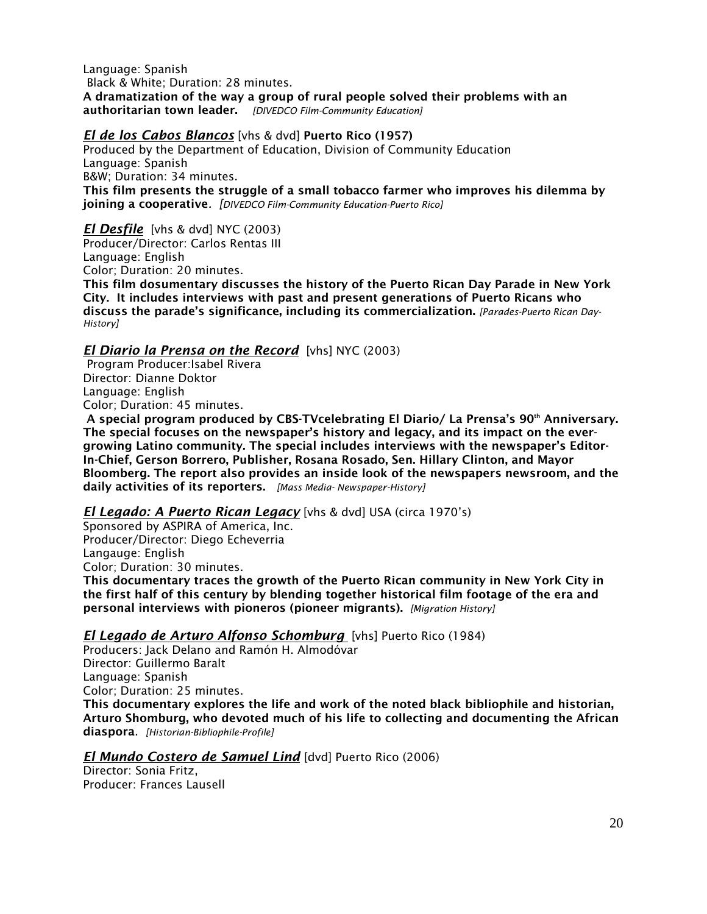Language: Spanish
Black & White; Duration: 28 minutes.
**A dramatization of the way a group of rural people solved their problems with an authoritarian town leader.** *[DIVEDCO Film-Community Education]*

***El de los Cabos Blancos*** [vhs & dvd] **Puerto Rico (1957)**
Produced by the Department of Education, Division of Community Education
Language: Spanish
B&W; Duration: 34 minutes.
**This film presents the struggle of a small tobacco farmer who improves his dilemma by joining a cooperative**. *[DIVEDCO Film-Community Education-Puerto Rico]*

***El Desfile*** [vhs & dvd] NYC (2003)
Producer/Director: Carlos Rentas III
Language: English
Color; Duration: 20 minutes.
**This film dosumentary discusses the history of the Puerto Rican Day Parade in New York City. It includes interviews with past and present generations of Puerto Ricans who discuss the parade's significance, including its commercialization.** *[Parades-Puerto Rican Day-History]*

***El Diario la Prensa on the Record*** [vhs] NYC (2003)
Program Producer:Isabel Rivera
Director: Dianne Doktor
Language: English
Color; Duration: 45 minutes.
**A special program produced by CBS-TVcelebrating El Diario/ La Prensa's 90th Anniversary. The special focuses on the newspaper's history and legacy, and its impact on the ever-growing Latino community. The special includes interviews with the newspaper's Editor-In-Chief, Gerson Borrero, Publisher, Rosana Rosado, Sen. Hillary Clinton, and Mayor Bloomberg. The report also provides an inside look of the newspapers newsroom, and the daily activities of its reporters.** *[Mass Media- Newspaper-History]*

***El Legado: A Puerto Rican Legacy*** [vhs & dvd] USA (circa 1970's)
Sponsored by ASPIRA of America, Inc.
Producer/Director: Diego Echeverria
Langauge: English
Color; Duration: 30 minutes.
**This documentary traces the growth of the Puerto Rican community in New York City in the first half of this century by blending together historical film footage of the era and personal interviews with pioneros (pioneer migrants).** *[Migration History]*

***El Legado de Arturo Alfonso Schomburg*** [vhs] Puerto Rico (1984)
Producers: Jack Delano and Ramón H. Almodóvar
Director: Guillermo Baralt
Language: Spanish
Color; Duration: 25 minutes.
**This documentary explores the life and work of the noted black bibliophile and historian, Arturo Shomburg, who devoted much of his life to collecting and documenting the African diaspora**. *[Historian-Bibliophile-Profile]*

***El Mundo Costero de Samuel Lind*** [dvd] Puerto Rico (2006)
Director: Sonia Fritz,
Producer: Frances Lausell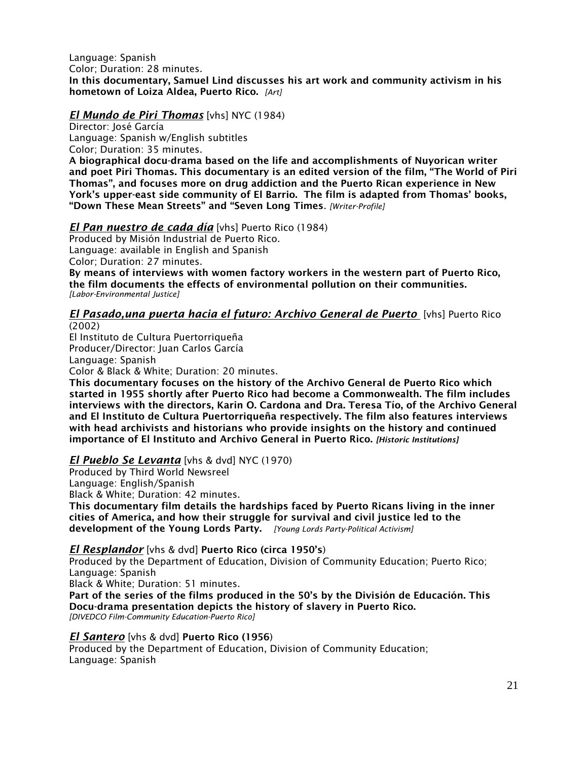Language: Spanish
Color; Duration: 28 minutes.
**In this documentary, Samuel Lind discusses his art work and community activism in his hometown of Loiza Aldea, Puerto Rico.** *[Art]*

***El Mundo de Piri Thomas*** [vhs] NYC (1984)
Director: José García
Language: Spanish w/English subtitles
Color; Duration: 35 minutes.
**A biographical docu-drama based on the life and accomplishments of Nuyorican writer and poet Piri Thomas. This documentary is an edited version of the film, "The World of Piri Thomas", and focuses more on drug addiction and the Puerto Rican experience in New York's upper-east side community of El Barrio. The film is adapted from Thomas' books, "Down These Mean Streets" and "Seven Long Times**. *[Writer-Profile]*

***El Pan nuestro de cada día*** [vhs] Puerto Rico (1984)
Produced by Misión Industrial de Puerto Rico.
Language: available in English and Spanish
Color; Duration: 27 minutes.
**By means of interviews with women factory workers in the western part of Puerto Rico, the film documents the effects of environmental pollution on their communities.**
*[Labor-Environmental Justice]*

***El Pasado,una puerta hacia el futuro: Archivo General de Puerto*** [vhs] Puerto Rico (2002)
El Instituto de Cultura Puertorriqueña
Producer/Director: Juan Carlos García
Language: Spanish
Color & Black & White; Duration: 20 minutes.
**This documentary focuses on the history of the Archivo General de Puerto Rico which started in 1955 shortly after Puerto Rico had become a Commonwealth. The film includes interviews with the directors, Karin O. Cardona and Dra. Teresa Tío, of the Archivo General and El Instituto de Cultura Puertorriqueña respectively. The film also features interviews with head archivists and historians who provide insights on the history and continued importance of El Instituto and Archivo General in Puerto Rico.** ***[Historic Institutions]***

***El Pueblo Se Levanta*** [vhs & dvd] NYC (1970)
Produced by Third World Newsreel
Language: English/Spanish
Black & White; Duration: 42 minutes.
**This documentary film details the hardships faced by Puerto Ricans living in the inner cities of America, and how their struggle for survival and civil justice led to the development of the Young Lords Party.** *[Young Lords Party-Political Activism]*

***El Resplandor*** [vhs & dvd] **Puerto Rico (circa 1950's)**
Produced by the Department of Education, Division of Community Education; Puerto Rico;
Language: Spanish
Black & White; Duration: 51 minutes.
**Part of the series of the films produced in the 50's by the División de Educación. This Docu-drama presentation depicts the history of slavery in Puerto Rico.**
*[DIVEDCO Film-Community Education-Puerto Rico]*

***El Santero*** [vhs & dvd] **Puerto Rico (1956)**
Produced by the Department of Education, Division of Community Education;
Language: Spanish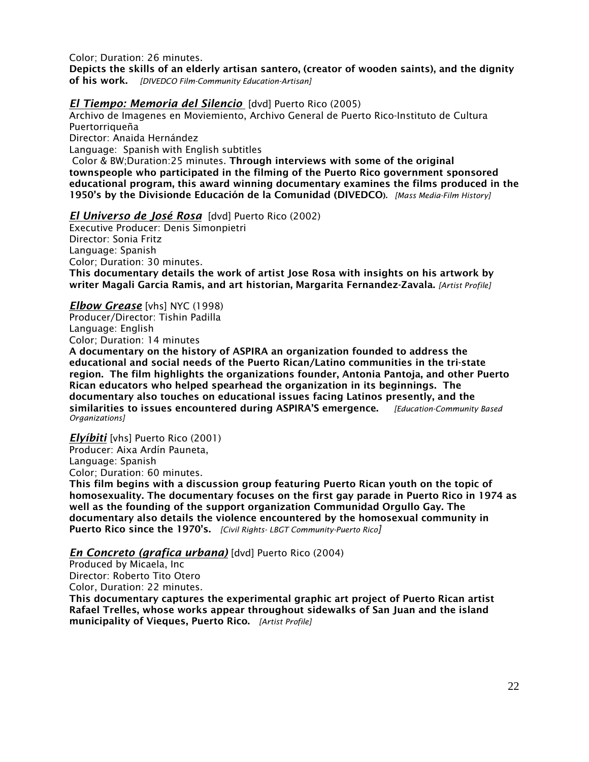Color; Duration: 26 minutes.
**Depicts the skills of an elderly artisan santero, (creator of wooden saints), and the dignity of his work.** *[DIVEDCO Film-Community Education-Artisan]*

***El Tiempo: Memoria del Silencio*** [dvd] Puerto Rico (2005)
Archivo de Imagenes en Moviemiento, Archivo General de Puerto Rico-Instituto de Cultura Puertorriqueña
Director: Anaida Hernández
Language: Spanish with English subtitles
Color & BW;Duration:25 minutes. **Through interviews with some of the original townspeople who participated in the filming of the Puerto Rico government sponsored educational program, this award winning documentary examines the films produced in the 1950's by the Divisionde Educación de la Comunidad (DIVEDCO).** *[Mass Media-Film History]*

***El Universo de José Rosa*** [dvd] Puerto Rico (2002)
Executive Producer: Denis Simonpietri
Director: Sonia Fritz
Language: Spanish
Color; Duration: 30 minutes.
**This documentary details the work of artist Jose Rosa with insights on his artwork by writer Magali Garcia Ramis, and art historian, Margarita Fernandez-Zavala.** *[Artist Profile]*

***Elbow Grease*** [vhs] NYC (1998)
Producer/Director: Tishin Padilla
Language: English
Color; Duration: 14 minutes
**A documentary on the history of ASPIRA an organization founded to address the educational and social needs of the Puerto Rican/Latino communities in the tri-state region. The film highlights the organizations founder, Antonia Pantoja, and other Puerto Rican educators who helped spearhead the organization in its beginnings. The documentary also touches on educational issues facing Latinos presently, and the similarities to issues encountered during ASPIRA'S emergence.** *[Education-Community Based Organizations]*

***Elyíbiti*** [vhs] Puerto Rico (2001)
Producer: Aixa Ardín Pauneta,
Language: Spanish
Color; Duration: 60 minutes.
**This film begins with a discussion group featuring Puerto Rican youth on the topic of homosexuality. The documentary focuses on the first gay parade in Puerto Rico in 1974 as well as the founding of the support organization Communidad Orgullo Gay. The documentary also details the violence encountered by the homosexual community in Puerto Rico since the 1970's.** *[Civil Rights- LBGT Community-Puerto Rico]*

***En Concreto (grafica urbana)*** [dvd] Puerto Rico (2004)
Produced by Micaela, Inc
Director: Roberto Tito Otero
Color, Duration: 22 minutes.
**This documentary captures the experimental graphic art project of Puerto Rican artist Rafael Trelles, whose works appear throughout sidewalks of San Juan and the island municipality of Vieques, Puerto Rico.** *[Artist Profile]*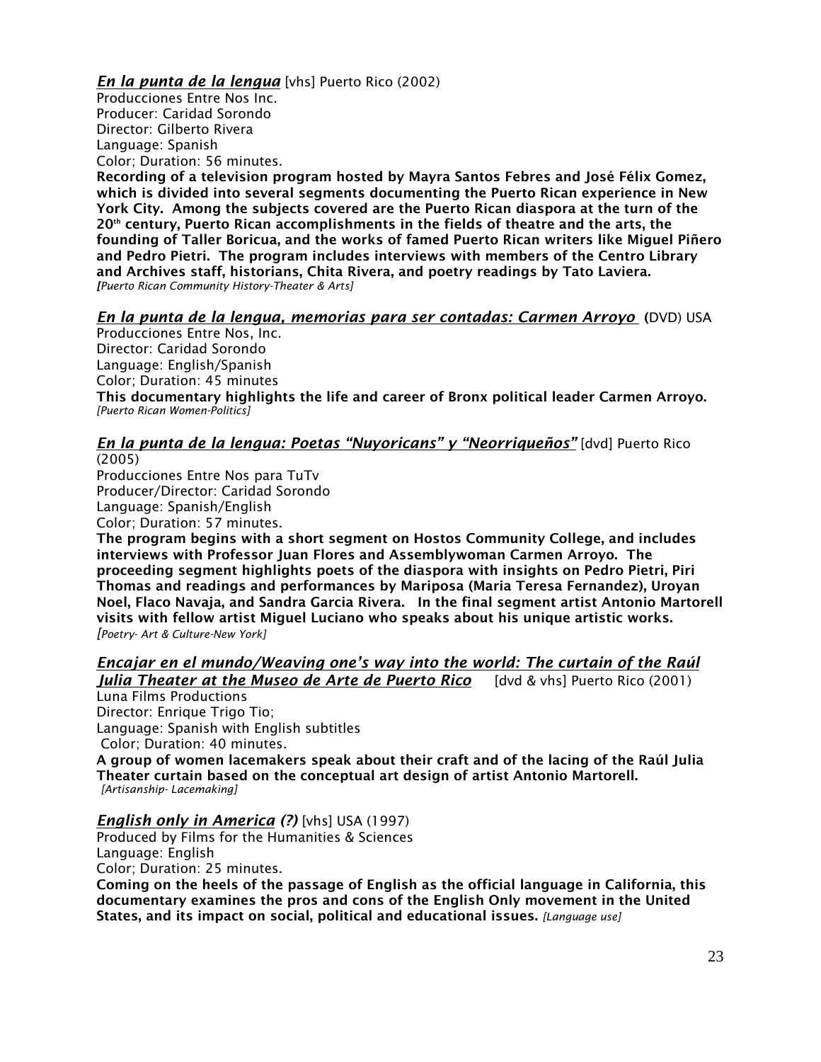***En la punta de la lengua*** [vhs] Puerto Rico (2002)
Producciones Entre Nos Inc.
Producer: Caridad Sorondo
Director: Gilberto Rivera
Language: Spanish
Color; Duration: 56 minutes.
**Recording of a television program hosted by Mayra Santos Febres and José Félix Gomez, which is divided into several segments documenting the Puerto Rican experience in New York City. Among the subjects covered are the Puerto Rican diaspora at the turn of the 20th century, Puerto Rican accomplishments in the fields of theatre and the arts, the founding of Taller Boricua, and the works of famed Puerto Rican writers like Miguel Piñero and Pedro Pietri. The program includes interviews with members of the Centro Library and Archives staff, historians, Chita Rivera, and poetry readings by Tato Laviera.**
*[Puerto Rican Community History-Theater & Arts]*

***En la punta de la lengua, memorias para ser contadas: Carmen Arroyo*** (DVD) USA
Producciones Entre Nos, Inc.
Director: Caridad Sorondo
Language: English/Spanish
Color; Duration: 45 minutes
**This documentary highlights the life and career of Bronx political leader Carmen Arroyo.**
*[Puerto Rican Women-Politics]*

***En la punta de la lengua: Poetas "Nuyoricans" y "Neorriqueños"*** [dvd] Puerto Rico (2005)
Producciones Entre Nos para TuTv
Producer/Director: Caridad Sorondo
Language: Spanish/English
Color; Duration: 57 minutes.
**The program begins with a short segment on Hostos Community College, and includes interviews with Professor Juan Flores and Assemblywoman Carmen Arroyo. The proceeding segment highlights poets of the diaspora with insights on Pedro Pietri, Piri Thomas and readings and performances by Mariposa (Maria Teresa Fernandez), Uroyan Noel, Flaco Navaja, and Sandra Garcia Rivera. In the final segment artist Antonio Martorell visits with fellow artist Miguel Luciano who speaks about his unique artistic works.**
*[Poetry- Art & Culture-New York]*

***Encajar en el mundo/Weaving one's way into the world: The curtain of the Raúl Julia Theater at the Museo de Arte de Puerto Rico*** [dvd & vhs] Puerto Rico (2001)
Luna Films Productions
Director: Enrique Trigo Tio;
Language: Spanish with English subtitles
Color; Duration: 40 minutes.
**A group of women lacemakers speak about their craft and of the lacing of the Raúl Julia Theater curtain based on the conceptual art design of artist Antonio Martorell.**
*[Artisanship- Lacemaking]*

***English only in America (?)*** [vhs] USA (1997)
Produced by Films for the Humanities & Sciences
Language: English
Color; Duration: 25 minutes.
**Coming on the heels of the passage of English as the official language in California, this documentary examines the pros and cons of the English Only movement in the United States, and its impact on social, political and educational issues.** *[Language use]*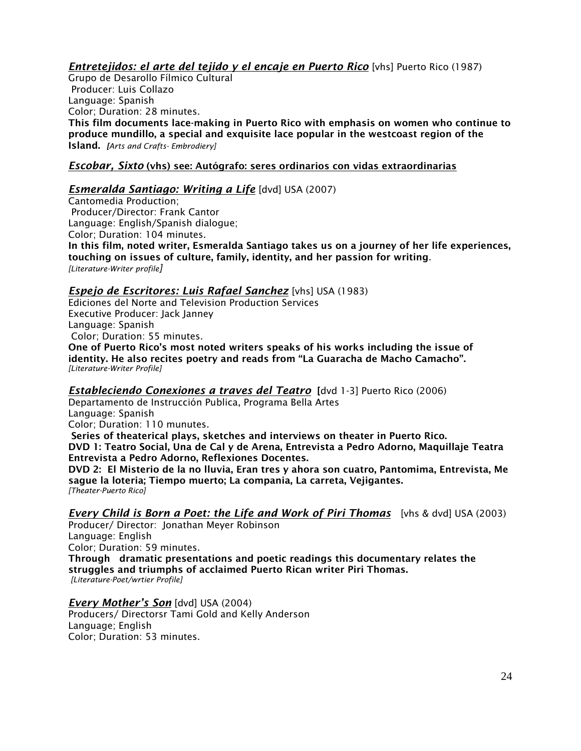***Entretejidos: el arte del tejido y el encaje en Puerto Rico*** [vhs] Puerto Rico (1987)
Grupo de Desarollo Fílmico Cultural
Producer: Luis Collazo
Language: Spanish
Color; Duration: 28 minutes.
**This film documents lace-making in Puerto Rico with emphasis on women who continue to produce mundillo, a special and exquisite lace popular in the westcoast region of the Island.** *[Arts and Crafts- Embrodiery]*

***Escobar, Sixto* (vhs) see: Autógrafo: seres ordinarios con vidas extraordinarias**

***Esmeralda Santiago: Writing a Life*** [dvd] USA (2007)
Cantomedia Production;
Producer/Director: Frank Cantor
Language: English/Spanish dialogue;
Color; Duration: 104 minutes.
**In this film, noted writer, Esmeralda Santiago takes us on a journey of her life experiences, touching on issues of culture, family, identity, and her passion for writing.**
*[Literature-Writer profile]*

***Espejo de Escritores: Luis Rafael Sanchez*** [vhs] USA (1983)
Ediciones del Norte and Television Production Services
Executive Producer: Jack Janney
Language: Spanish
Color; Duration: 55 minutes.
**One of Puerto Rico's most noted writers speaks of his works including the issue of identity. He also recites poetry and reads from "La Guaracha de Macho Camacho".**
*[Literature-Writer Profile]*

***Estableciendo Conexiones a traves del Teatro*** **[**dvd 1-3] Puerto Rico (2006)
Departamento de Instrucción Publica, Programa Bella Artes
Language: Spanish
Color; Duration: 110 munutes.
**Series of theaterical plays, sketches and interviews on theater in Puerto Rico.**
**DVD 1: Teatro Social, Una de Cal y de Arena, Entrevista a Pedro Adorno, Maquillaje Teatra Entrevista a Pedro Adorno, Reflexiones Docentes.**
**DVD 2: El Misterio de la no lluvia, Eran tres y ahora son cuatro, Pantomima, Entrevista, Me sague la loteria; Tiempo muerto; La compania, La carreta, Vejigantes.**
*[Theater-Puerto Rico]*

***Every Child is Born a Poet: the Life and Work of Piri Thomas*** [vhs & dvd] USA (2003)
Producer/ Director: Jonathan Meyer Robinson
Language: English
Color; Duration: 59 minutes.
**Through dramatic presentations and poetic readings this documentary relates the struggles and triumphs of acclaimed Puerto Rican writer Piri Thomas.**
*[Literature-Poet/wrtier Profile]*

***Every Mother's Son*** [dvd] USA (2004)
Producers/ Directorsr Tami Gold and Kelly Anderson
Language; English
Color; Duration: 53 minutes.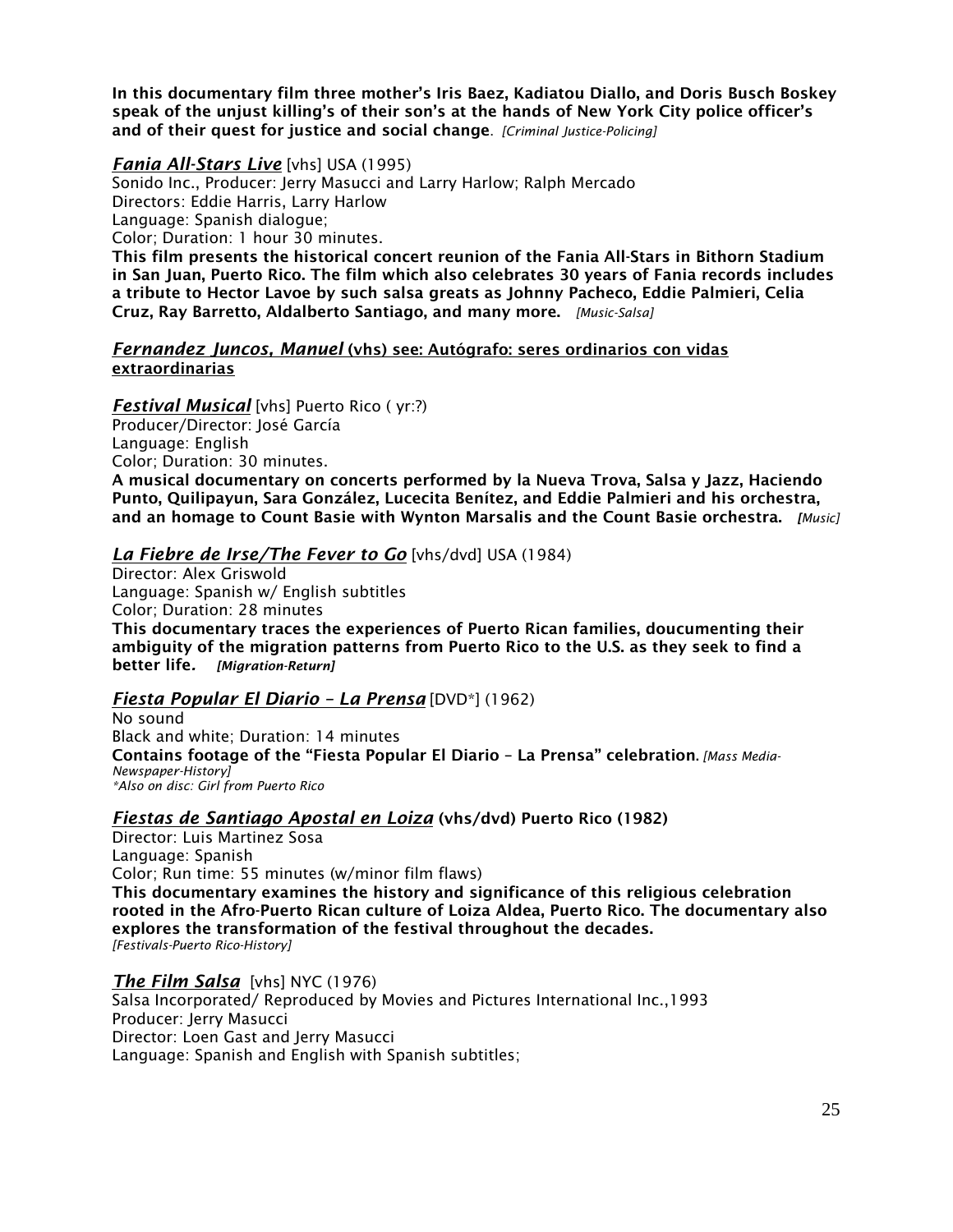**In this documentary film three mother's Iris Baez, Kadiatou Diallo, and Doris Busch Boskey speak of the unjust killing's of their son's at the hands of New York City police officer's and of their quest for justice and social change**. *[Criminal Justice-Policing]*

***Fania All-Stars Live*** [vhs] USA (1995)
Sonido Inc., Producer: Jerry Masucci and Larry Harlow; Ralph Mercado
Directors: Eddie Harris, Larry Harlow
Language: Spanish dialogue;
Color; Duration: 1 hour 30 minutes.
**This film presents the historical concert reunion of the Fania All-Stars in Bithorn Stadium in San Juan, Puerto Rico. The film which also celebrates 30 years of Fania records includes a tribute to Hector Lavoe by such salsa greats as Johnny Pacheco, Eddie Palmieri, Celia Cruz, Ray Barretto, Aldalberto Santiago, and many more.** *[Music-Salsa]*

***Fernandez Juncos, Manuel*** **(vhs) see: Autógrafo: seres ordinarios con vidas extraordinarias**

***Festival Musical*** [vhs] Puerto Rico ( yr:?)
Producer/Director: José García
Language: English
Color; Duration: 30 minutes.
**A musical documentary on concerts performed by la Nueva Trova, Salsa y Jazz, Haciendo Punto, Quilipayun, Sara González, Lucecita Benítez, and Eddie Palmieri and his orchestra, and an homage to Count Basie with Wynton Marsalis and the Count Basie orchestra.** *[Music]*

***La Fiebre de Irse/The Fever to Go*** [vhs/dvd] USA (1984)
Director: Alex Griswold
Language: Spanish w/ English subtitles
Color; Duration: 28 minutes
**This documentary traces the experiences of Puerto Rican families, doucumenting their ambiguity of the migration patterns from Puerto Rico to the U.S. as they seek to find a better life.** *[Migration-Return]*

***Fiesta Popular El Diario – La Prensa*** [DVD*] (1962)
No sound
Black and white; Duration: 14 minutes
**Contains footage of the "Fiesta Popular El Diario – La Prensa" celebration**. *[Mass Media-Newspaper-History]*
*\*Also on disc: Girl from Puerto Rico*

***Fiestas de Santiago Apostal en Loiza*** **(vhs/dvd) Puerto Rico (1982)**
Director: Luis Martinez Sosa
Language: Spanish
Color; Run time: 55 minutes (w/minor film flaws)
**This documentary examines the history and significance of this religious celebration rooted in the Afro-Puerto Rican culture of Loiza Aldea, Puerto Rico. The documentary also explores the transformation of the festival throughout the decades.**
*[Festivals-Puerto Rico-History]*

***The Film Salsa*** [vhs] NYC (1976)
Salsa Incorporated/ Reproduced by Movies and Pictures International Inc.,1993
Producer: Jerry Masucci
Director: Loen Gast and Jerry Masucci
Language: Spanish and English with Spanish subtitles;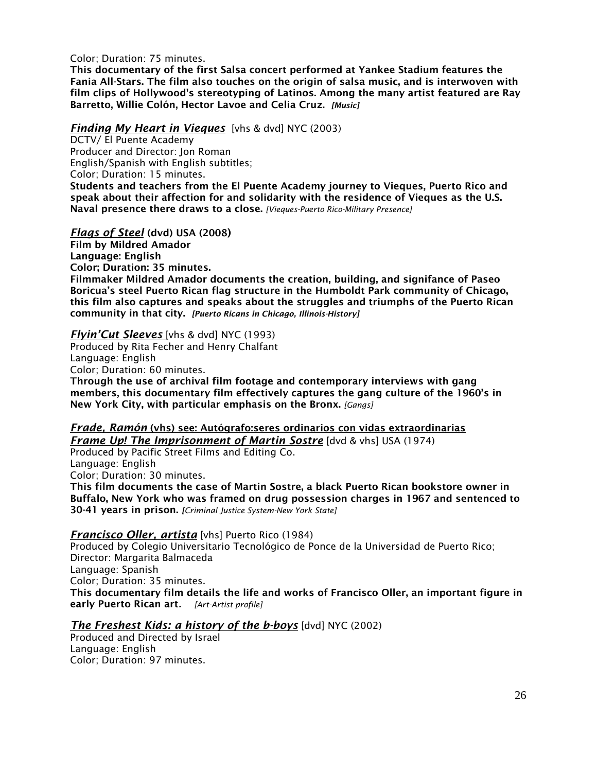Color; Duration: 75 minutes.
**This documentary of the first Salsa concert performed at Yankee Stadium features the Fania All-Stars. The film also touches on the origin of salsa music, and is interwoven with film clips of Hollywood's stereotyping of Latinos. Among the many artist featured are Ray Barretto, Willie Colón, Hector Lavoe and Celia Cruz.** *[Music]*

***Finding My Heart in Vieques*** [vhs & dvd] NYC (2003)
DCTV/ El Puente Academy
Producer and Director: Jon Roman
English/Spanish with English subtitles;
Color; Duration: 15 minutes.
**Students and teachers from the El Puente Academy journey to Vieques, Puerto Rico and speak about their affection for and solidarity with the residence of Vieques as the U.S. Naval presence there draws to a close.** *[Vieques-Puerto Rico-Military Presence]*

***Flags of Steel*** **(dvd) USA (2008)**
**Film by Mildred Amador**
**Language: English**
**Color; Duration: 35 minutes.**
**Filmmaker Mildred Amador documents the creation, building, and signifance of Paseo Boricua's steel Puerto Rican flag structure in the Humboldt Park community of Chicago, this film also captures and speaks about the struggles and triumphs of the Puerto Rican community in that city.** ***[Puerto Ricans in Chicago, Illinois-History]***

***Flyin'Cut Sleeves*** [vhs & dvd] NYC (1993)
Produced by Rita Fecher and Henry Chalfant
Language: English
Color; Duration: 60 minutes.
**Through the use of archival film footage and contemporary interviews with gang members, this documentary film effectively captures the gang culture of the 1960's in New York City, with particular emphasis on the Bronx.** *[Gangs]*

***Frade, Ramón*** **(vhs) see: Autógrafo:seres ordinarios con vidas extraordinarias**

***Frame Up! The Imprisonment of Martin Sostre*** [dvd & vhs] USA (1974)
Produced by Pacific Street Films and Editing Co.
Language: English
Color; Duration: 30 minutes.
**This film documents the case of Martin Sostre, a black Puerto Rican bookstore owner in Buffalo, New York who was framed on drug possession charges in 1967 and sentenced to 30-41 years in prison.** ***[****Criminal Justice System-New York State]*

***Francisco Oller, artista*** [vhs] Puerto Rico (1984)
Produced by Colegio Universitario Tecnológico de Ponce de la Universidad de Puerto Rico;
Director: Margarita Balmaceda
Language: Spanish
Color; Duration: 35 minutes.
**This documentary film details the life and works of Francisco Oller, an important figure in early Puerto Rican art.** *[Art-Artist profile]*

***The Freshest Kids: a history of the b-boys*** [dvd] NYC (2002)
Produced and Directed by Israel
Language: English
Color; Duration: 97 minutes.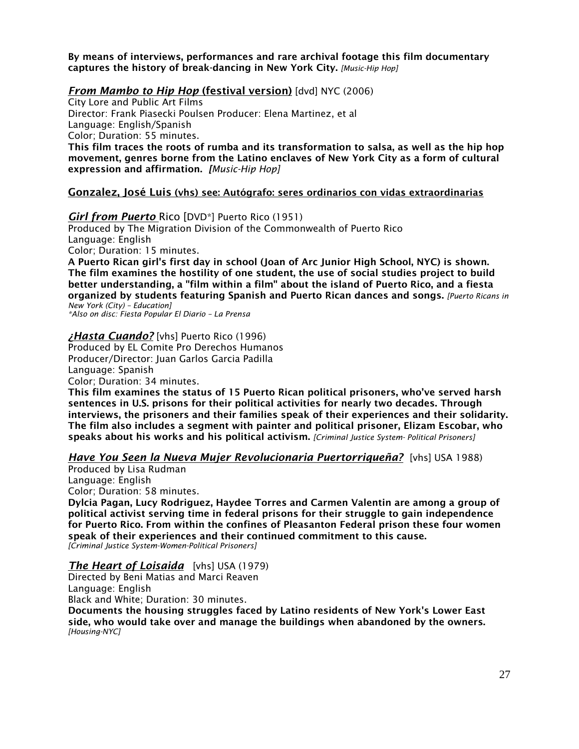**By means of interviews, performances and rare archival footage this film documentary captures the history of break-dancing in New York City.** *[Music-Hip Hop]*

***From Mambo to Hip Hop* (festival version)** [dvd] NYC (2006)
City Lore and Public Art Films
Director: Frank Piasecki Poulsen Producer: Elena Martinez, et al
Language: English/Spanish
Color; Duration: 55 minutes.
**This film traces the roots of rumba and its transformation to salsa, as well as the hip hop movement, genres borne from the Latino enclaves of New York City as a form of cultural expression and affirmation.** *[Music-Hip Hop]*

**Gonzalez, José Luis (vhs) see: Autógrafo: seres ordinarios con vidas extraordinarias**

***Girl from Puerto* Rico** [DVD*] Puerto Rico (1951)
Produced by The Migration Division of the Commonwealth of Puerto Rico
Language: English
Color; Duration: 15 minutes.
**A Puerto Rican girl's first day in school (Joan of Arc Junior High School, NYC) is shown. The film examines the hostility of one student, the use of social studies project to build better understanding, a "film within a film" about the island of Puerto Rico, and a fiesta organized by students featuring Spanish and Puerto Rican dances and songs.** *[Puerto Ricans in New York (City) – Education]*
*\*Also on disc: Fiesta Popular El Diario – La Prensa*

***¿Hasta Cuando?*** [vhs] Puerto Rico (1996)
Produced by EL Comite Pro Derechos Humanos
Producer/Director: Juan Garlos Garcia Padilla
Language: Spanish
Color; Duration: 34 minutes.
**This film examines the status of 15 Puerto Rican political prisoners, who've served harsh sentences in U.S. prisons for their political activities for nearly two decades. Through interviews, the prisoners and their families speak of their experiences and their solidarity. The film also includes a segment with painter and political prisoner, Elizam Escobar, who speaks about his works and his political activism.** *[Criminal Justice System- Political Prisoners]*

***Have You Seen la Nueva Mujer Revolucionaria Puertorriqueña?*** [vhs] USA 1988)
Produced by Lisa Rudman
Language: English
Color; Duration: 58 minutes.
**Dylcia Pagan, Lucy Rodriguez, Haydee Torres and Carmen Valentin are among a group of political activist serving time in federal prisons for their struggle to gain independence for Puerto Rico. From within the confines of Pleasanton Federal prison these four women speak of their experiences and their continued commitment to this cause.**
*[Criminal Justice System-Women-Political Prisoners]*

***The Heart of Loisaida*** [vhs] USA (1979)
Directed by Beni Matias and Marci Reaven
Language: English
Black and White; Duration: 30 minutes.
**Documents the housing struggles faced by Latino residents of New York's Lower East side, who would take over and manage the buildings when abandoned by the owners.**
*[Housing-NYC]*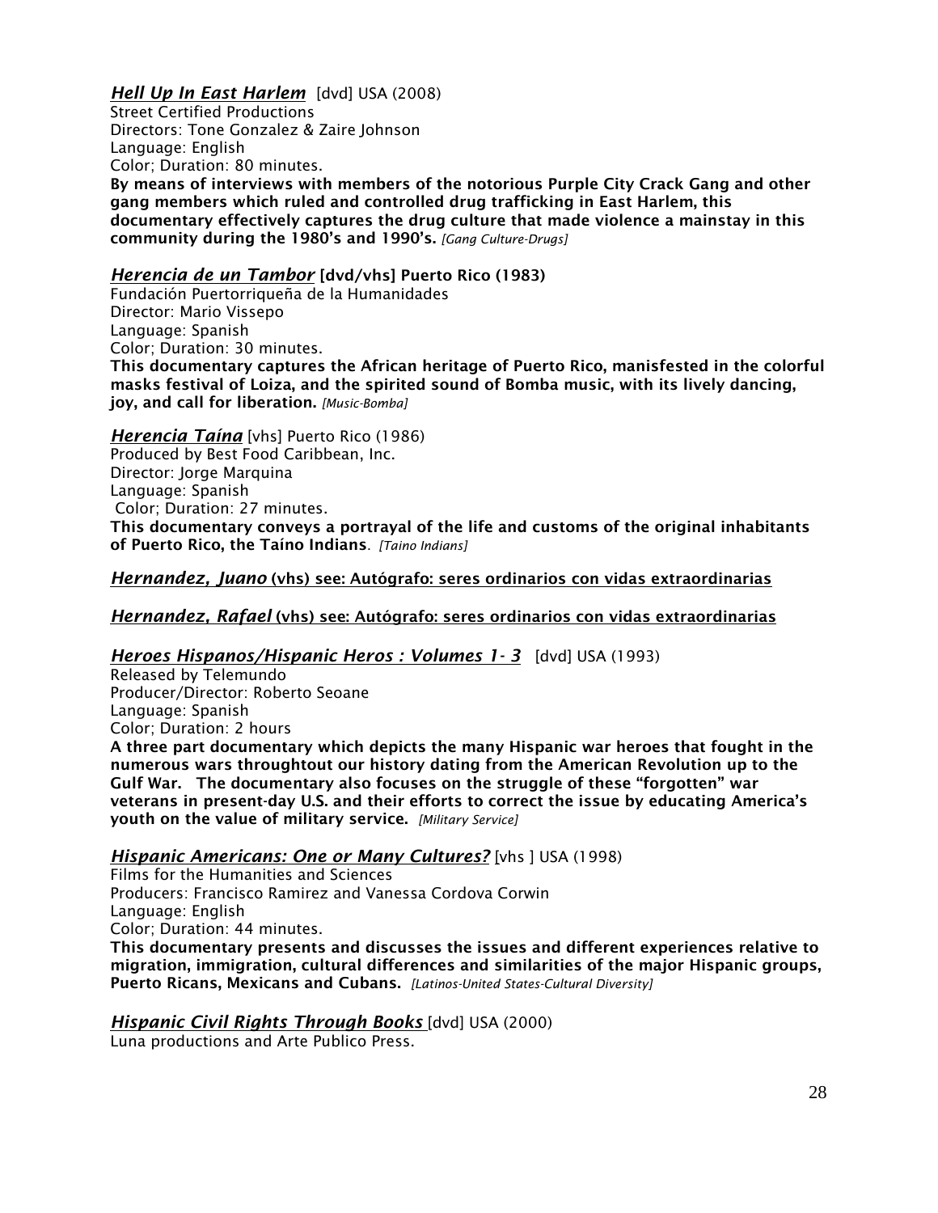***Hell Up In East Harlem*** [dvd] USA (2008)
Street Certified Productions
Directors: Tone Gonzalez & Zaire Johnson
Language: English
Color; Duration: 80 minutes.
**By means of interviews with members of the notorious Purple City Crack Gang and other gang members which ruled and controlled drug trafficking in East Harlem, this documentary effectively captures the drug culture that made violence a mainstay in this community during the 1980's and 1990's.** *[Gang Culture-Drugs]*

***Herencia de un Tambor*** **[dvd/vhs] Puerto Rico (1983)**
Fundación Puertorriqueña de la Humanidades
Director: Mario Vissepo
Language: Spanish
Color; Duration: 30 minutes.
**This documentary captures the African heritage of Puerto Rico, manisfested in the colorful masks festival of Loiza, and the spirited sound of Bomba music, with its lively dancing, joy, and call for liberation.** *[Music-Bomba]*

***Herencia Taína*** [vhs] Puerto Rico (1986)
Produced by Best Food Caribbean, Inc.
Director: Jorge Marquina
Language: Spanish
Color; Duration: 27 minutes.
**This documentary conveys a portrayal of the life and customs of the original inhabitants of Puerto Rico, the Taíno Indians**. *[Taino Indians]*

***Hernandez, Juano*** **(vhs) see: Autógrafo: seres ordinarios con vidas extraordinarias**

***Hernandez, Rafael*** **(vhs) see: Autógrafo: seres ordinarios con vidas extraordinarias**

***Heroes Hispanos/Hispanic Heros : Volumes 1- 3*** [dvd] USA (1993)
Released by Telemundo
Producer/Director: Roberto Seoane
Language: Spanish
Color; Duration: 2 hours
**A three part documentary which depicts the many Hispanic war heroes that fought in the numerous wars throughtout our history dating from the American Revolution up to the Gulf War. The documentary also focuses on the struggle of these "forgotten" war veterans in present-day U.S. and their efforts to correct the issue by educating America's youth on the value of military service.** *[Military Service]*

***Hispanic Americans: One or Many Cultures?*** [vhs ] USA (1998)
Films for the Humanities and Sciences
Producers: Francisco Ramirez and Vanessa Cordova Corwin
Language: English
Color; Duration: 44 minutes.
**This documentary presents and discusses the issues and different experiences relative to migration, immigration, cultural differences and similarities of the major Hispanic groups, Puerto Ricans, Mexicans and Cubans.** *[Latinos-United States-Cultural Diversity]*

***Hispanic Civil Rights Through Books*** [dvd] USA (2000)
Luna productions and Arte Publico Press.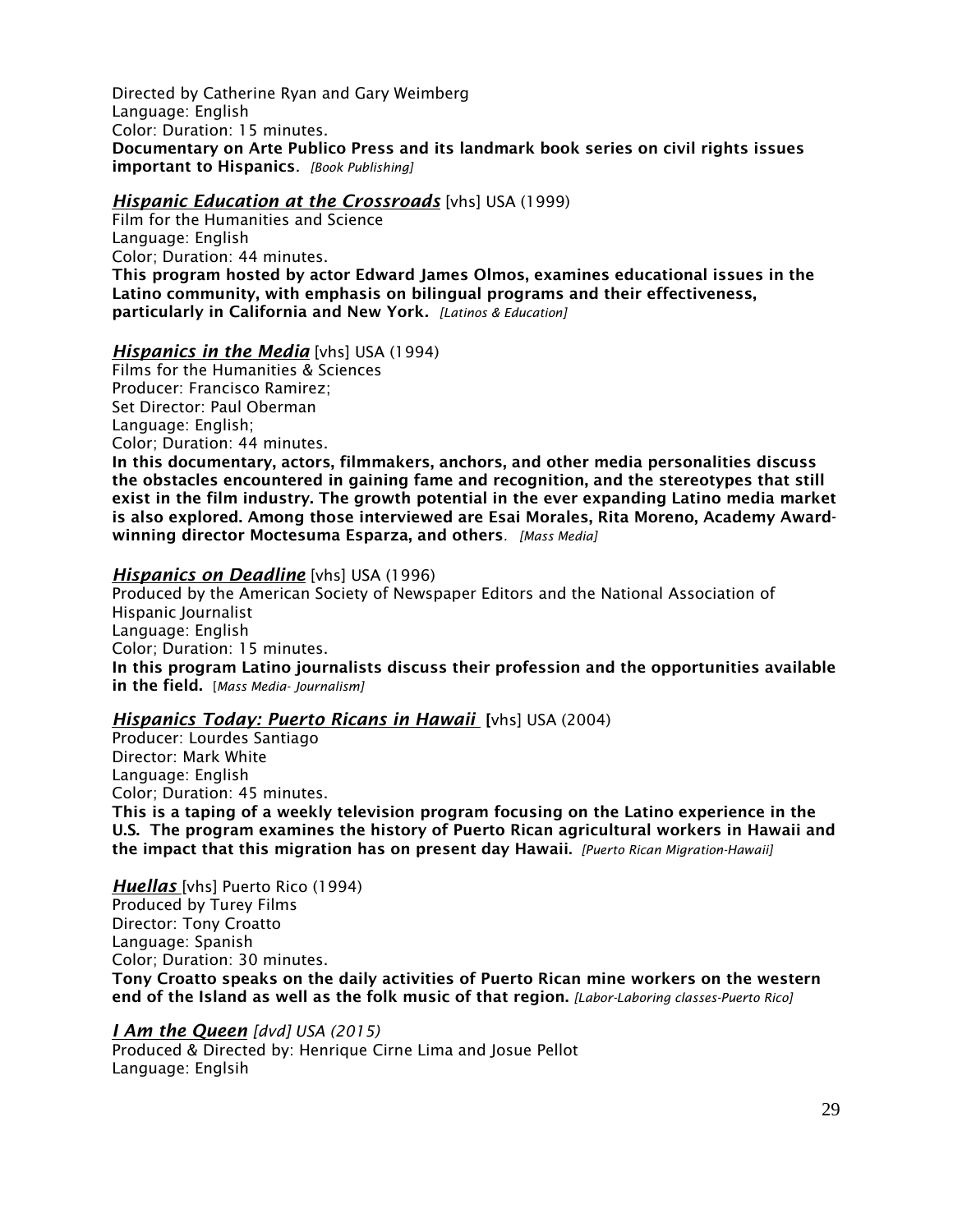Directed by Catherine Ryan and Gary Weimberg
Language: English
Color: Duration: 15 minutes.
**Documentary on Arte Publico Press and its landmark book series on civil rights issues important to Hispanics.** *[Book Publishing]*

***Hispanic Education at the Crossroads*** [vhs] USA (1999)
Film for the Humanities and Science
Language: English
Color; Duration: 44 minutes.
**This program hosted by actor Edward James Olmos, examines educational issues in the Latino community, with emphasis on bilingual programs and their effectiveness, particularly in California and New York.** *[Latinos & Education]*

***Hispanics in the Media*** [vhs] USA (1994)
Films for the Humanities & Sciences
Producer: Francisco Ramirez;
Set Director: Paul Oberman
Language: English;
Color; Duration: 44 minutes.
**In this documentary, actors, filmmakers, anchors, and other media personalities discuss the obstacles encountered in gaining fame and recognition, and the stereotypes that still exist in the film industry. The growth potential in the ever expanding Latino media market is also explored. Among those interviewed are Esai Morales, Rita Moreno, Academy Award-winning director Moctesuma Esparza, and others**. *[Mass Media]*

***Hispanics on Deadline*** [vhs] USA (1996)
Produced by the American Society of Newspaper Editors and the National Association of Hispanic Journalist
Language: English
Color; Duration: 15 minutes.
**In this program Latino journalists discuss their profession and the opportunities available in the field.** [*Mass Media- Journalism]*

***Hispanics Today: Puerto Ricans in Hawaii*** [vhs] USA (2004)
Producer: Lourdes Santiago
Director: Mark White
Language: English
Color; Duration: 45 minutes.
**This is a taping of a weekly television program focusing on the Latino experience in the U.S. The program examines the history of Puerto Rican agricultural workers in Hawaii and the impact that this migration has on present day Hawaii.** *[Puerto Rican Migration-Hawaii]*

***Huellas*** [vhs] Puerto Rico (1994)
Produced by Turey Films
Director: Tony Croatto
Language: Spanish
Color; Duration: 30 minutes.
**Tony Croatto speaks on the daily activities of Puerto Rican mine workers on the western end of the Island as well as the folk music of that region.** *[Labor-Laboring classes-Puerto Rico]*

***I Am the Queen*** *[dvd] USA (2015)*
Produced & Directed by: Henrique Cirne Lima and Josue Pellot
Language: Englsih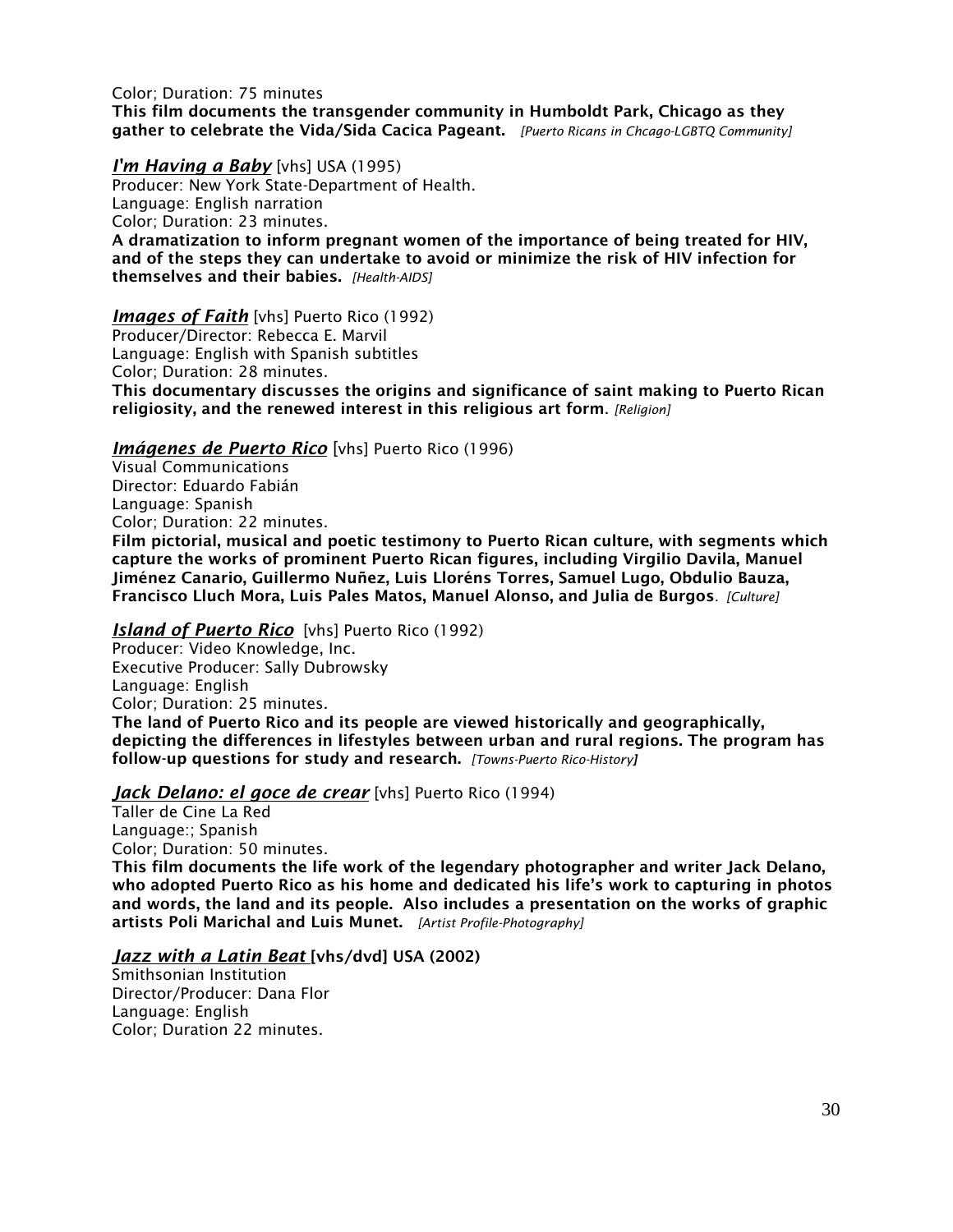Color; Duration: 75 minutes

**This film documents the transgender community in Humboldt Park, Chicago as they gather to celebrate the Vida/Sida Cacica Pageant.** *[Puerto Ricans in Chcago-LGBTQ Community]*

***I'm Having a Baby*** [vhs] USA (1995)
Producer: New York State-Department of Health.
Language: English narration
Color; Duration: 23 minutes.
**A dramatization to inform pregnant women of the importance of being treated for HIV, and of the steps they can undertake to avoid or minimize the risk of HIV infection for themselves and their babies.** *[Health-AIDS]*

***Images of Faith*** [vhs] Puerto Rico (1992)
Producer/Director: Rebecca E. Marvil
Language: English with Spanish subtitles
Color; Duration: 28 minutes.
**This documentary discusses the origins and significance of saint making to Puerto Rican religiosity, and the renewed interest in this religious art form**. *[Religion]*

***Imágenes de Puerto Rico*** [vhs] Puerto Rico (1996)
Visual Communications
Director: Eduardo Fabián
Language: Spanish
Color; Duration: 22 minutes.
**Film pictorial, musical and poetic testimony to Puerto Rican culture, with segments which capture the works of prominent Puerto Rican figures, including Virgilio Davila, Manuel Jiménez Canario, Guillermo Nuñez, Luis Lloréns Torres, Samuel Lugo, Obdulio Bauza, Francisco Lluch Mora, Luis Pales Matos, Manuel Alonso, and Julia de Burgos**. *[Culture]*

***Island of Puerto Rico*** [vhs] Puerto Rico (1992)
Producer: Video Knowledge, Inc.
Executive Producer: Sally Dubrowsky
Language: English
Color; Duration: 25 minutes.
**The land of Puerto Rico and its people are viewed historically and geographically, depicting the differences in lifestyles between urban and rural regions. The program has follow-up questions for study and research.** *[Towns-Puerto Rico-History]*

***Jack Delano: el goce de crear*** [vhs] Puerto Rico (1994)
Taller de Cine La Red
Language:; Spanish
Color; Duration: 50 minutes.
**This film documents the life work of the legendary photographer and writer Jack Delano, who adopted Puerto Rico as his home and dedicated his life's work to capturing in photos and words, the land and its people. Also includes a presentation on the works of graphic artists Poli Marichal and Luis Munet.** *[Artist Profile-Photography]*

***Jazz with a Latin Beat*** **[vhs/dvd] USA (2002)**
Smithsonian Institution
Director/Producer: Dana Flor
Language: English
Color; Duration 22 minutes.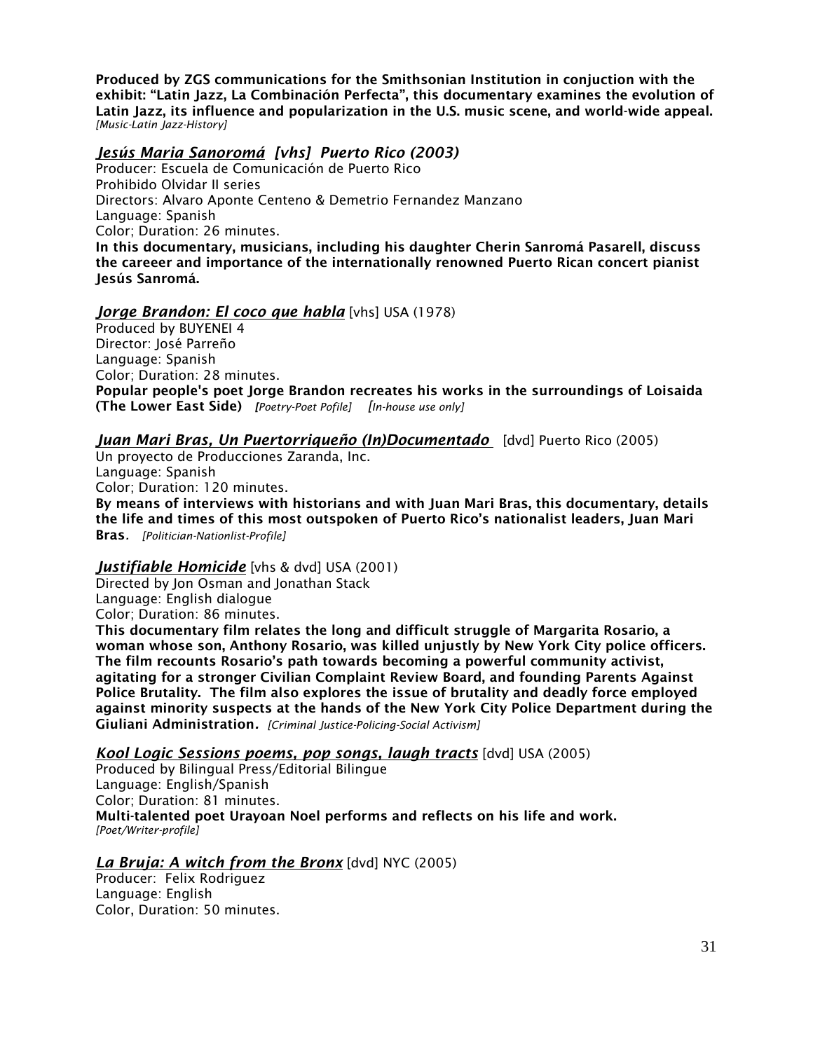**Produced by ZGS communications for the Smithsonian Institution in conjuction with the exhibit: "Latin Jazz, La Combinación Perfecta", this documentary examines the evolution of Latin Jazz, its influence and popularization in the U.S. music scene, and world-wide appeal.** *[Music-Latin Jazz-History]*

***Jesús Maria Sanoromá*** ***[vhs] Puerto Rico (2003)***
Producer: Escuela de Comunicación de Puerto Rico
Prohibido Olvidar II series
Directors: Alvaro Aponte Centeno & Demetrio Fernandez Manzano
Language: Spanish
Color; Duration: 26 minutes.
**In this documentary, musicians, including his daughter Cherin Sanromá Pasarell, discuss the careeer and importance of the internationally renowned Puerto Rican concert pianist Jesús Sanromá.**

***Jorge Brandon: El coco que habla*** [vhs] USA (1978)
Produced by BUYENEI 4
Director: José Parreño
Language: Spanish
Color; Duration: 28 minutes.
**Popular people's poet Jorge Brandon recreates his works in the surroundings of Loisaida (The Lower East Side)** *[Poetry-Poet Pofile]* *[In-house use only]*

***Juan Mari Bras, Un Puertorriqueño (In)Documentado*** [dvd] Puerto Rico (2005)
Un proyecto de Producciones Zaranda, Inc.
Language: Spanish
Color; Duration: 120 minutes.
**By means of interviews with historians and with Juan Mari Bras, this documentary, details the life and times of this most outspoken of Puerto Rico's nationalist leaders, Juan Mari Bras.** *[Politician-Nationlist-Profile]*

***Justifiable Homicide*** [vhs & dvd] USA (2001)
Directed by Jon Osman and Jonathan Stack
Language: English dialogue
Color; Duration: 86 minutes.
**This documentary film relates the long and difficult struggle of Margarita Rosario, a woman whose son, Anthony Rosario, was killed unjustly by New York City police officers. The film recounts Rosario's path towards becoming a powerful community activist, agitating for a stronger Civilian Complaint Review Board, and founding Parents Against Police Brutality. The film also explores the issue of brutality and deadly force employed against minority suspects at the hands of the New York City Police Department during the Giuliani Administration.** *[Criminal Justice-Policing-Social Activism]*

***Kool Logic Sessions poems, pop songs, laugh tracts*** [dvd] USA (2005)
Produced by Bilingual Press/Editorial Bilingue
Language: English/Spanish
Color; Duration: 81 minutes.
**Multi-talented poet Urayoan Noel performs and reflects on his life and work.** *[Poet/Writer-profile]*

***La Bruja: A witch from the Bronx*** [dvd] NYC (2005)
Producer: Felix Rodriguez
Language: English
Color, Duration: 50 minutes.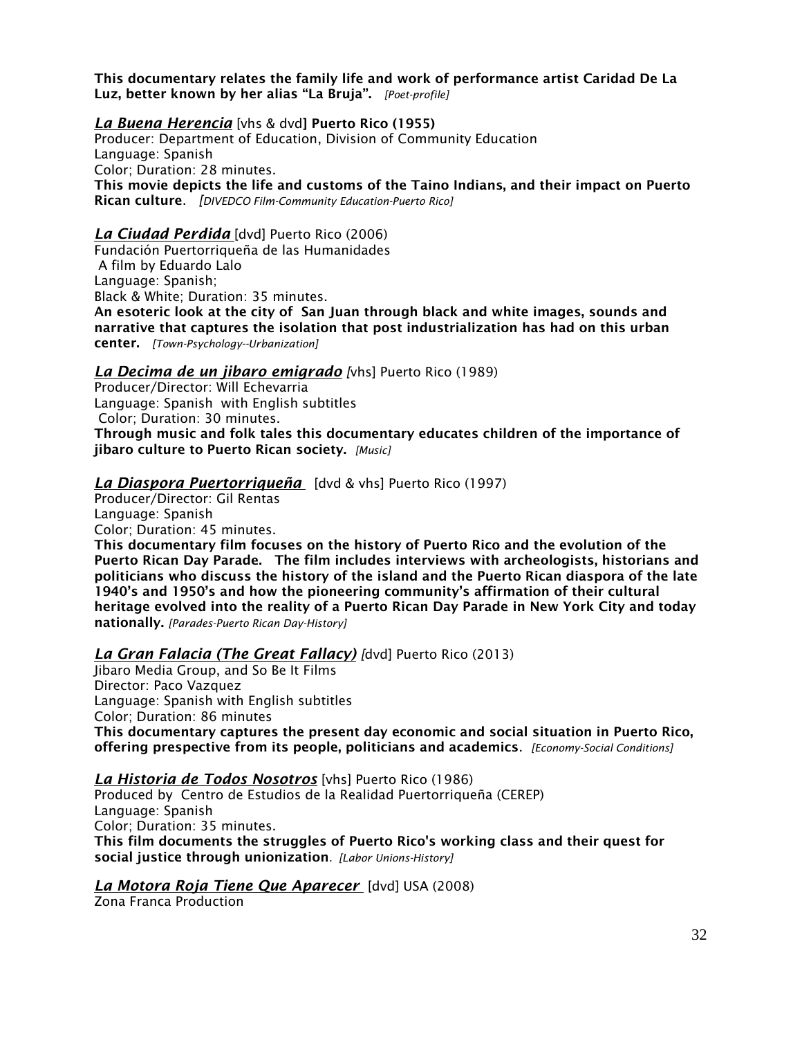**This documentary relates the family life and work of performance artist Caridad De La Luz, better known by her alias "La Bruja".** *[Poet-profile]*

***La Buena Herencia*** [vhs & dvd**] Puerto Rico (1955)**
Producer: Department of Education, Division of Community Education
Language: Spanish
Color; Duration: 28 minutes.
**This movie depicts the life and customs of the Taino Indians, and their impact on Puerto Rican culture.** *[DIVEDCO Film-Community Education-Puerto Rico]*

***La Ciudad Perdida*** [dvd] Puerto Rico (2006)
Fundación Puertorriqueña de las Humanidades
A film by Eduardo Lalo
Language: Spanish;
Black & White; Duration: 35 minutes.
**An esoteric look at the city of San Juan through black and white images, sounds and narrative that captures the isolation that post industrialization has had on this urban center.** *[Town-Psychology--Urbanization]*

***La Decima de un jibaro emigrado*** *[*vhs] Puerto Rico (1989)
Producer/Director: Will Echevarria
Language: Spanish with English subtitles
Color; Duration: 30 minutes.
**Through music and folk tales this documentary educates children of the importance of jibaro culture to Puerto Rican society.** *[Music]*

***La Diaspora Puertorriqueña*** [dvd & vhs] Puerto Rico (1997)
Producer/Director: Gil Rentas
Language: Spanish
Color; Duration: 45 minutes.
**This documentary film focuses on the history of Puerto Rico and the evolution of the Puerto Rican Day Parade. The film includes interviews with archeologists, historians and politicians who discuss the history of the island and the Puerto Rican diaspora of the late 1940's and 1950's and how the pioneering community's affirmation of their cultural heritage evolved into the reality of a Puerto Rican Day Parade in New York City and today nationally.** *[Parades-Puerto Rican Day-History]*

***La Gran Falacia (The Great Fallacy)*** *[*dvd] Puerto Rico (2013)
Jibaro Media Group, and So Be It Films
Director: Paco Vazquez
Language: Spanish with English subtitles
Color; Duration: 86 minutes
**This documentary captures the present day economic and social situation in Puerto Rico, offering prespective from its people, politicians and academics.** *[Economy-Social Conditions]*

***La Historia de Todos Nosotros*** [vhs] Puerto Rico (1986)
Produced by Centro de Estudios de la Realidad Puertorriqueña (CEREP)
Language: Spanish
Color; Duration: 35 minutes.
**This film documents the struggles of Puerto Rico's working class and their quest for social justice through unionization**. *[Labor Unions-History]*

***La Motora Roja Tiene Que Aparecer*** [dvd] USA (2008)
Zona Franca Production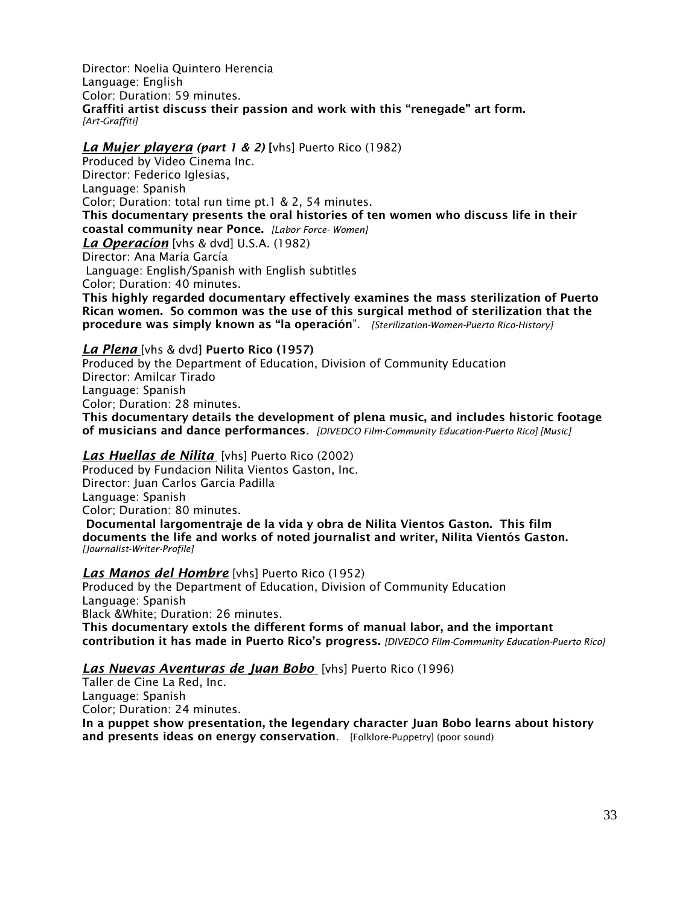Director: Noelia Quintero Herencia
Language: English
Color: Duration: 59 minutes.
**Graffiti artist discuss their passion and work with this "renegade" art form.**
*[Art-Graffiti]*

***La Mujer playera*** ***(part 1 & 2)*** [vhs] Puerto Rico (1982)
Produced by Video Cinema Inc.
Director: Federico Iglesias,
Language: Spanish
Color; Duration: total run time pt.1 & 2, 54 minutes.
**This documentary presents the oral histories of ten women who discuss life in their coastal community near Ponce.** *[Labor Force- Women]*

***La Operacíon*** [vhs & dvd] U.S.A. (1982)
Director: Ana María García
Language: English/Spanish with English subtitles
Color; Duration: 40 minutes.
**This highly regarded documentary effectively examines the mass sterilization of Puerto Rican women. So common was the use of this surgical method of sterilization that the procedure was simply known as "la operación".** *[Sterilization-Women-Puerto Rico-History]*

***La Plena*** [vhs & dvd] **Puerto Rico (1957)**
Produced by the Department of Education, Division of Community Education
Director: Amilcar Tirado
Language: Spanish
Color; Duration: 28 minutes.
**This documentary details the development of plena music, and includes historic footage of musicians and dance performances.** *[DIVEDCO Film-Community Education-Puerto Rico] [Music]*

***Las Huellas de Nilita*** [vhs] Puerto Rico (2002)
Produced by Fundacion Nilita Vientos Gaston, Inc.
Director: Juan Carlos Garcia Padilla
Language: Spanish
Color; Duration: 80 minutes.
**Documental largomentraje de la vida y obra de Nilita Vientos Gaston. This film documents the life and works of noted journalist and writer, Nilita Vientós Gaston.**
*[Journalist-Writer-Profile]*

***Las Manos del Hombre*** [vhs] Puerto Rico (1952)
Produced by the Department of Education, Division of Community Education
Language: Spanish
Black &White; Duration: 26 minutes.
**This documentary extols the different forms of manual labor, and the important contribution it has made in Puerto Rico's progress.** *[DIVEDCO Film-Community Education-Puerto Rico]*

***Las Nuevas Aventuras de Juan Bobo*** [vhs] Puerto Rico (1996)
Taller de Cine La Red, Inc.
Language: Spanish
Color; Duration: 24 minutes.
**In a puppet show presentation, the legendary character Juan Bobo learns about history and presents ideas on energy conservation.** [Folklore-Puppetry] (poor sound)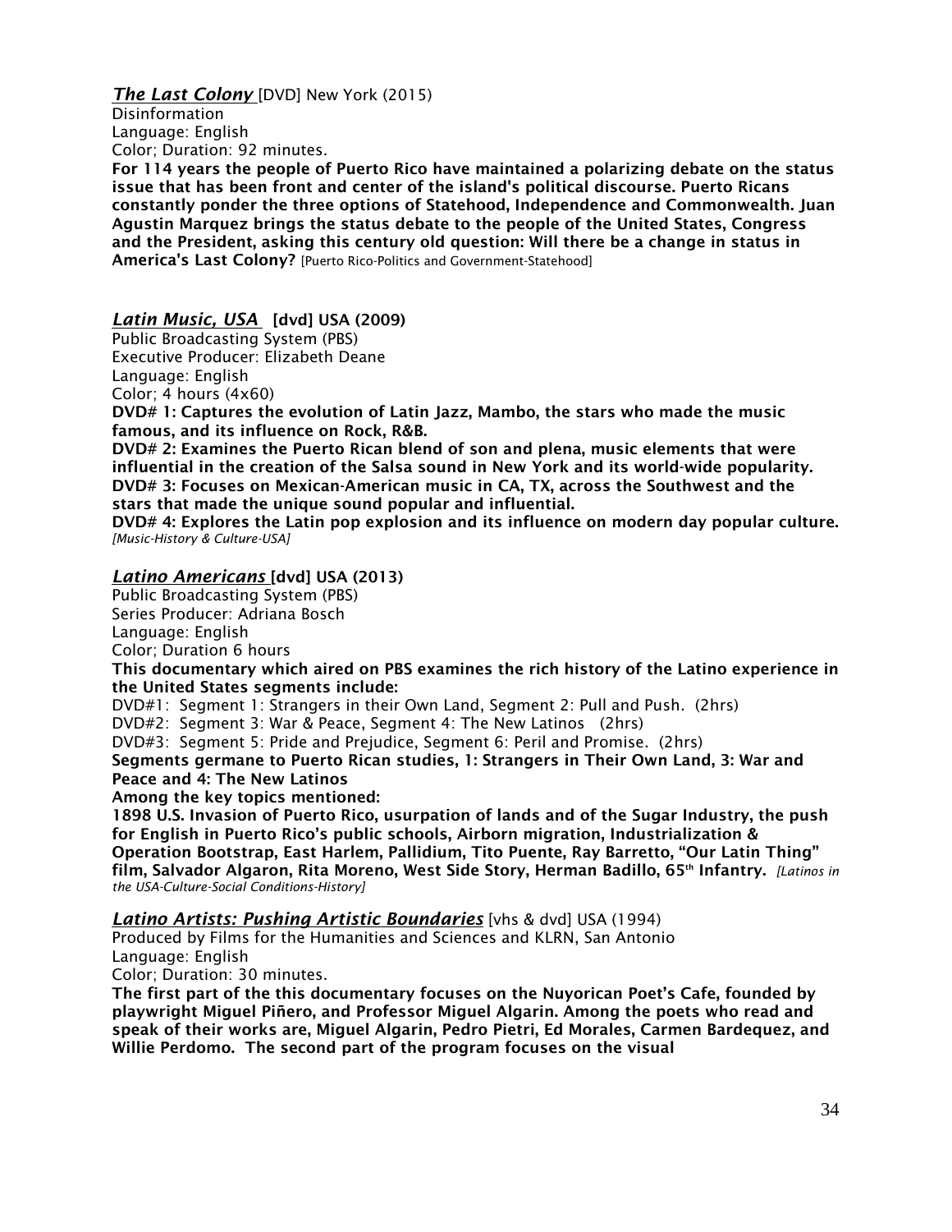***The Last Colony*** [DVD] New York (2015)
Disinformation
Language: English
Color; Duration: 92 minutes.
**For 114 years the people of Puerto Rico have maintained a polarizing debate on the status issue that has been front and center of the island's political discourse. Puerto Ricans constantly ponder the three options of Statehood, Independence and Commonwealth. Juan Agustin Marquez brings the status debate to the people of the United States, Congress and the President, asking this century old question: Will there be a change in status in America's Last Colony?** [Puerto Rico-Politics and Government-Statehood]

***Latin Music, USA*** **[dvd] USA (2009)**
Public Broadcasting System (PBS)
Executive Producer: Elizabeth Deane
Language: English
Color; 4 hours (4x60)
**DVD# 1: Captures the evolution of Latin Jazz, Mambo, the stars who made the music famous, and its influence on Rock, R&B.**
**DVD# 2: Examines the Puerto Rican blend of son and plena, music elements that were influential in the creation of the Salsa sound in New York and its world-wide popularity.**
**DVD# 3: Focuses on Mexican-American music in CA, TX, across the Southwest and the stars that made the unique sound popular and influential.**
**DVD# 4: Explores the Latin pop explosion and its influence on modern day popular culture.** *[Music-History & Culture-USA]*

***Latino Americans*** **[dvd] USA (2013)**
Public Broadcasting System (PBS)
Series Producer: Adriana Bosch
Language: English
Color; Duration 6 hours
**This documentary which aired on PBS examines the rich history of the Latino experience in the United States segments include:**
DVD#1: Segment 1: Strangers in their Own Land, Segment 2: Pull and Push. (2hrs)
DVD#2: Segment 3: War & Peace, Segment 4: The New Latinos (2hrs)
DVD#3: Segment 5: Pride and Prejudice, Segment 6: Peril and Promise. (2hrs)
**Segments germane to Puerto Rican studies, 1: Strangers in Their Own Land, 3: War and Peace and 4: The New Latinos**
**Among the key topics mentioned:**
**1898 U.S. Invasion of Puerto Rico, usurpation of lands and of the Sugar Industry, the push for English in Puerto Rico's public schools, Airborn migration, Industrialization & Operation Bootstrap, East Harlem, Pallidium, Tito Puente, Ray Barretto, "Our Latin Thing" film, Salvador Algaron, Rita Moreno, West Side Story, Herman Badillo, 65th Infantry.** *[Latinos in the USA-Culture-Social Conditions-History]*

***Latino Artists: Pushing Artistic Boundaries*** [vhs & dvd] USA (1994)
Produced by Films for the Humanities and Sciences and KLRN, San Antonio
Language: English
Color; Duration: 30 minutes.
**The first part of the this documentary focuses on the Nuyorican Poet's Cafe, founded by playwright Miguel Piñero, and Professor Miguel Algarin. Among the poets who read and speak of their works are, Miguel Algarin, Pedro Pietri, Ed Morales, Carmen Bardequez, and Willie Perdomo. The second part of the program focuses on the visual**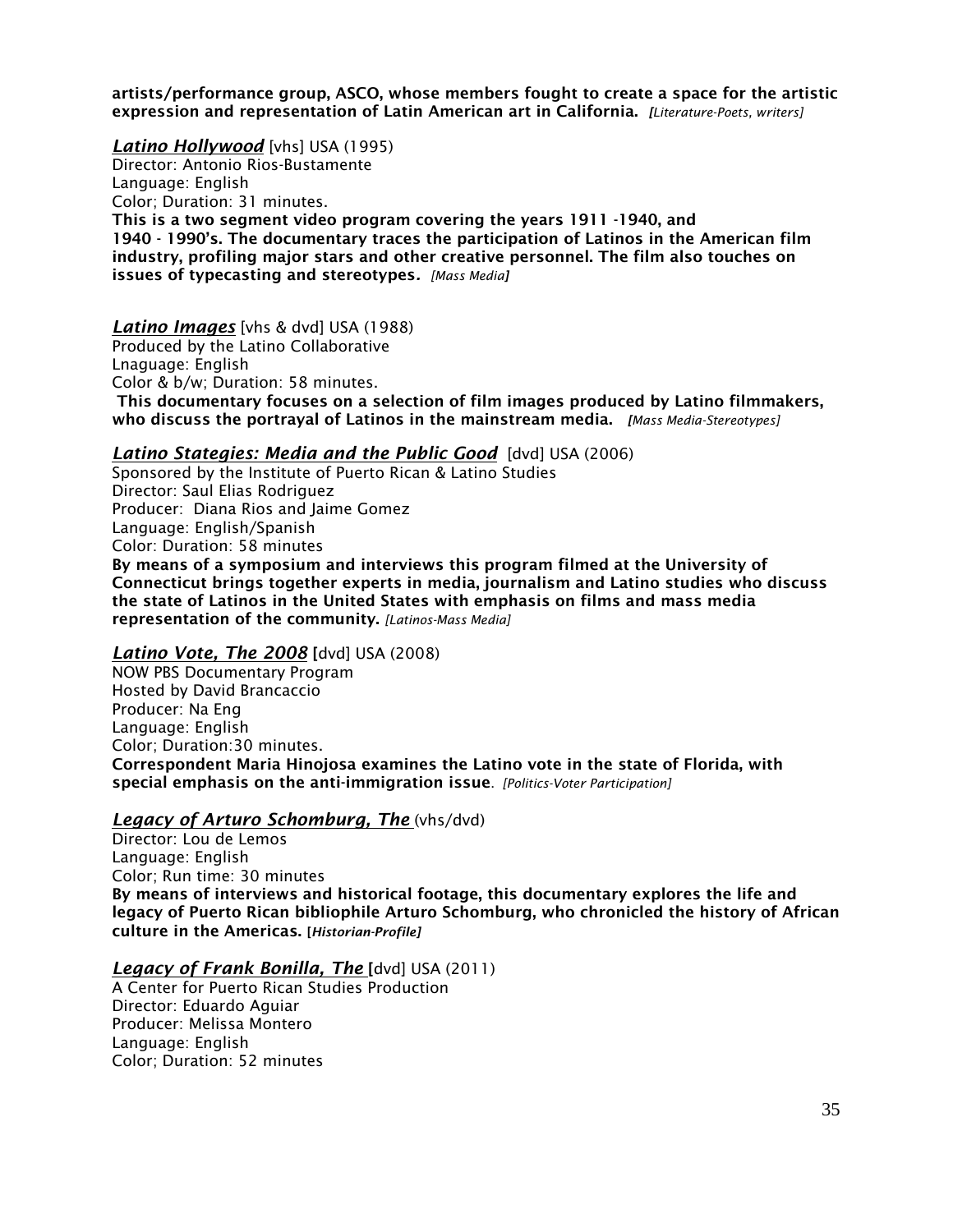**artists/performance group, ASCO, whose members fought to create a space for the artistic expression and representation of Latin American art in California.** *[Literature-Poets, writers]*

***Latino Hollywood*** [vhs] USA (1995)
Director: Antonio Rios-Bustamente
Language: English
Color; Duration: 31 minutes.
**This is a two segment video program covering the years 1911 -1940, and 1940 - 1990's. The documentary traces the participation of Latinos in the American film industry, profiling major stars and other creative personnel. The film also touches on issues of typecasting and stereotypes.** *[Mass Media]*

***Latino Images*** [vhs & dvd] USA (1988)
Produced by the Latino Collaborative
Lnaguage: English
Color & b/w; Duration: 58 minutes.
**This documentary focuses on a selection of film images produced by Latino filmmakers, who discuss the portrayal of Latinos in the mainstream media.** *[Mass Media-Stereotypes]*

***Latino Stategies: Media and the Public Good*** [dvd] USA (2006)
Sponsored by the Institute of Puerto Rican & Latino Studies
Director: Saul Elias Rodriguez
Producer: Diana Rios and Jaime Gomez
Language: English/Spanish
Color: Duration: 58 minutes
**By means of a symposium and interviews this program filmed at the University of Connecticut brings together experts in media, journalism and Latino studies who discuss the state of Latinos in the United States with emphasis on films and mass media representation of the community.** *[Latinos-Mass Media]*

***Latino Vote, The 2008*** [dvd] USA (2008)
NOW PBS Documentary Program
Hosted by David Brancaccio
Producer: Na Eng
Language: English
Color; Duration:30 minutes.
**Correspondent Maria Hinojosa examines the Latino vote in the state of Florida, with special emphasis on the anti-immigration issue**. *[Politics-Voter Participation]*

***Legacy of Arturo Schomburg, The*** (vhs/dvd)
Director: Lou de Lemos
Language: English
Color; Run time: 30 minutes
**By means of interviews and historical footage, this documentary explores the life and legacy of Puerto Rican bibliophile Arturo Schomburg, who chronicled the history of African culture in the Americas.** [*Historian-Profile]*

***Legacy of Frank Bonilla, The*** [dvd] USA (2011)
A Center for Puerto Rican Studies Production
Director: Eduardo Aguiar
Producer: Melissa Montero
Language: English
Color; Duration: 52 minutes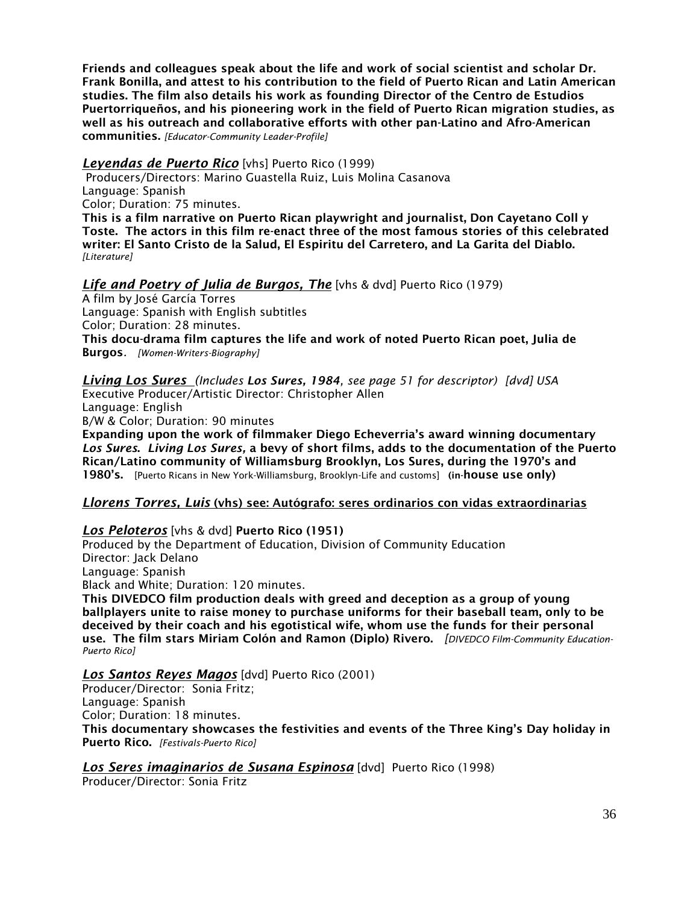**Friends and colleagues speak about the life and work of social scientist and scholar Dr. Frank Bonilla, and attest to his contribution to the field of Puerto Rican and Latin American studies. The film also details his work as founding Director of the Centro de Estudios Puertorriqueños, and his pioneering work in the field of Puerto Rican migration studies, as well as his outreach and collaborative efforts with other pan-Latino and Afro-American communities.** *[Educator-Community Leader-Profile]*

***Leyendas de Puerto Rico*** [vhs] Puerto Rico (1999)
Producers/Directors: Marino Guastella Ruiz, Luis Molina Casanova
Language: Spanish
Color; Duration: 75 minutes.
**This is a film narrative on Puerto Rican playwright and journalist, Don Cayetano Coll y Toste. The actors in this film re-enact three of the most famous stories of this celebrated writer: El Santo Cristo de la Salud, El Espiritu del Carretero, and La Garita del Diablo.** *[Literature]*

***Life and Poetry of Julia de Burgos, The*** [vhs & dvd] Puerto Rico (1979)
A film by José García Torres
Language: Spanish with English subtitles
Color; Duration: 28 minutes.
**This docu-drama film captures the life and work of noted Puerto Rican poet, Julia de Burgos.** *[Women-Writers-Biography]*

***Living Los Sures*** *(Includes **Los Sures, 1984**, see page 51 for descriptor) [dvd] USA*
Executive Producer/Artistic Director: Christopher Allen
Language: English
B/W & Color; Duration: 90 minutes
**Expanding upon the work of filmmaker Diego Echeverria's award winning documentary *Los Sures*. *Living Los Sures*, a bevy of short films, adds to the documentation of the Puerto Rican/Latino community of Williamsburg Brooklyn, Los Sures, during the 1970's and 1980's.** [Puerto Ricans in New York-Williamsburg, Brooklyn-Life and customs] **(in-house use only)**

***Llorens Torres, Luis* (vhs) see: Autógrafo: seres ordinarios con vidas extraordinarias**

***Los Peloteros*** [vhs & dvd] **Puerto Rico (1951)**
Produced by the Department of Education, Division of Community Education
Director: Jack Delano
Language: Spanish
Black and White; Duration: 120 minutes.
**This DIVEDCO film production deals with greed and deception as a group of young ballplayers unite to raise money to purchase uniforms for their baseball team, only to be deceived by their coach and his egotistical wife, whom use the funds for their personal use. The film stars Miriam Colón and Ramon (Diplo) Rivero.** *[DIVEDCO Film-Community Education-Puerto Rico]*

***Los Santos Reyes Magos*** [dvd] Puerto Rico (2001)
Producer/Director: Sonia Fritz;
Language: Spanish
Color; Duration: 18 minutes.
**This documentary showcases the festivities and events of the Three King's Day holiday in Puerto Rico.** *[Festivals-Puerto Rico]*

***Los Seres imaginarios de Susana Espinosa*** [dvd] Puerto Rico (1998)
Producer/Director: Sonia Fritz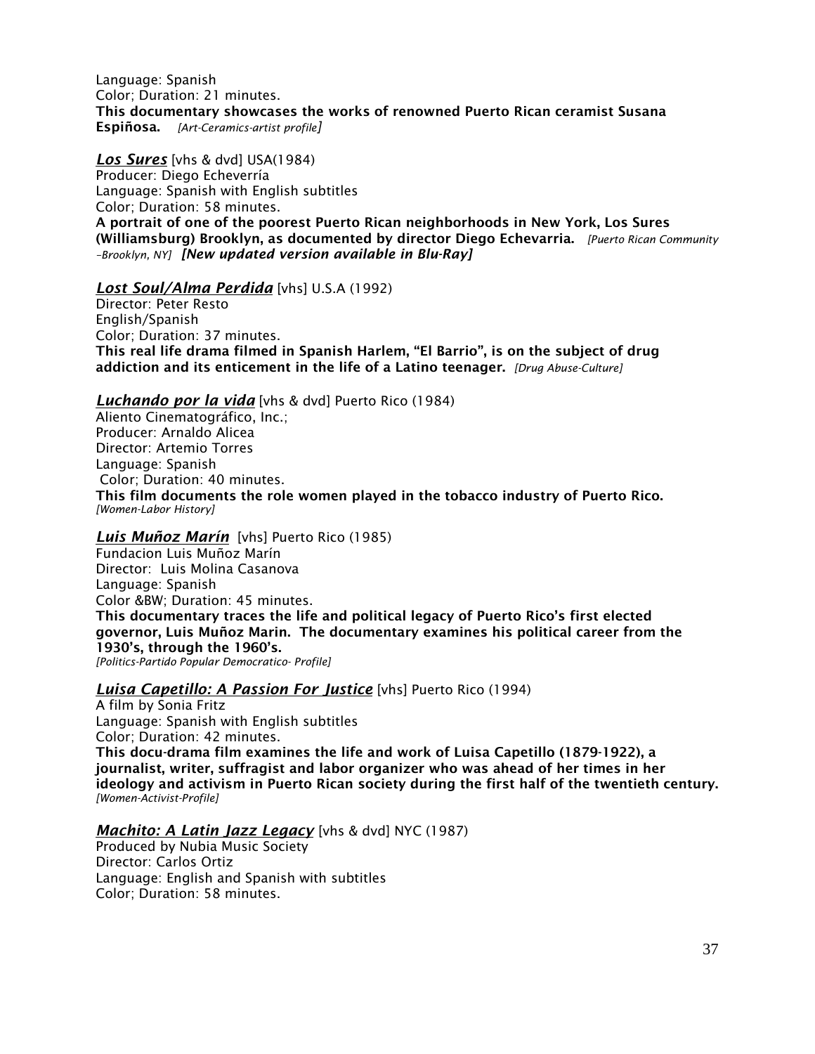Language: Spanish
Color; Duration: 21 minutes.
**This documentary showcases the works of renowned Puerto Rican ceramist Susana Espiñosa.** *[Art-Ceramics-artist profile]*

***Los Sures*** [vhs & dvd] USA(1984)
Producer: Diego Echeverría
Language: Spanish with English subtitles
Color; Duration: 58 minutes.
**A portrait of one of the poorest Puerto Rican neighborhoods in New York, Los Sures (Williamsburg) Brooklyn, as documented by director Diego Echevarria.** *[Puerto Rican Community –Brooklyn, NY]* ***[New updated version available in Blu-Ray]***

***Lost Soul/Alma Perdida*** [vhs] U.S.A (1992)
Director: Peter Resto
English/Spanish
Color; Duration: 37 minutes.
**This real life drama filmed in Spanish Harlem, "El Barrio", is on the subject of drug addiction and its enticement in the life of a Latino teenager.** *[Drug Abuse-Culture]*

***Luchando por la vida*** [vhs & dvd] Puerto Rico (1984)
Aliento Cinematográfico, Inc.;
Producer: Arnaldo Alicea
Director: Artemio Torres
Language: Spanish
Color; Duration: 40 minutes.
**This film documents the role women played in the tobacco industry of Puerto Rico.**
*[Women-Labor History]*

***Luis Muñoz Marín*** [vhs] Puerto Rico (1985)
Fundacion Luis Muñoz Marín
Director: Luis Molina Casanova
Language: Spanish
Color &BW; Duration: 45 minutes.
**This documentary traces the life and political legacy of Puerto Rico's first elected governor, Luis Muñoz Marin. The documentary examines his political career from the 1930's, through the 1960's.**
*[Politics-Partido Popular Democratico- Profile]*

***Luisa Capetillo: A Passion For Justice*** [vhs] Puerto Rico (1994)
A film by Sonia Fritz
Language: Spanish with English subtitles
Color; Duration: 42 minutes.
**This docu-drama film examines the life and work of Luisa Capetillo (1879-1922), a journalist, writer, suffragist and labor organizer who was ahead of her times in her ideology and activism in Puerto Rican society during the first half of the twentieth century.**
*[Women-Activist-Profile]*

***Machito: A Latin Jazz Legacy*** [vhs & dvd] NYC (1987)
Produced by Nubia Music Society
Director: Carlos Ortiz
Language: English and Spanish with subtitles
Color; Duration: 58 minutes.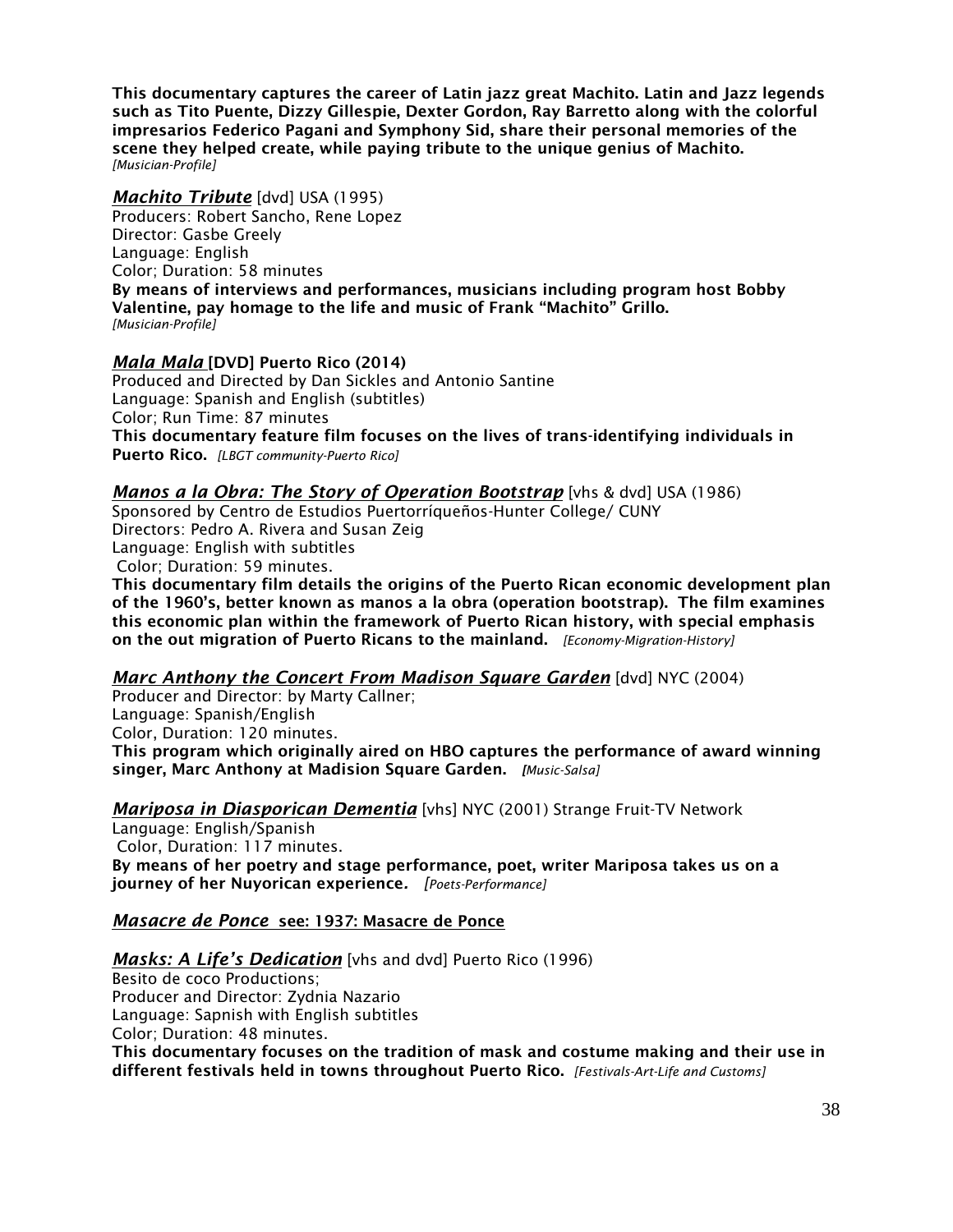**This documentary captures the career of Latin jazz great Machito. Latin and Jazz legends such as Tito Puente, Dizzy Gillespie, Dexter Gordon, Ray Barretto along with the colorful impresarios Federico Pagani and Symphony Sid, share their personal memories of the scene they helped create, while paying tribute to the unique genius of Machito.**
*[Musician-Profile]*

***Machito Tribute*** [dvd] USA (1995)
Producers: Robert Sancho, Rene Lopez
Director: Gasbe Greely
Language: English
Color; Duration: 58 minutes
**By means of interviews and performances, musicians including program host Bobby Valentine, pay homage to the life and music of Frank "Machito" Grillo.**
*[Musician-Profile]*

***Mala Mala*** **[DVD] Puerto Rico (2014)**
Produced and Directed by Dan Sickles and Antonio Santine
Language: Spanish and English (subtitles)
Color; Run Time: 87 minutes
**This documentary feature film focuses on the lives of trans-identifying individuals in Puerto Rico.** *[LBGT community-Puerto Rico]*

***Manos a la Obra: The Story of Operation Bootstrap*** [vhs & dvd] USA (1986)
Sponsored by Centro de Estudios Puertorríqueños-Hunter College/ CUNY
Directors: Pedro A. Rivera and Susan Zeig
Language: English with subtitles
Color; Duration: 59 minutes.
**This documentary film details the origins of the Puerto Rican economic development plan of the 1960's, better known as manos a la obra (operation bootstrap). The film examines this economic plan within the framework of Puerto Rican history, with special emphasis on the out migration of Puerto Ricans to the mainland.** *[Economy-Migration-History]*

***Marc Anthony the Concert From Madison Square Garden*** [dvd] NYC (2004)
Producer and Director: by Marty Callner;
Language: Spanish/English
Color, Duration: 120 minutes.
**This program which originally aired on HBO captures the performance of award winning singer, Marc Anthony at Madision Square Garden.** *[Music-Salsa]*

***Mariposa in Diasporican Dementia*** [vhs] NYC (2001) Strange Fruit-TV Network
Language: English/Spanish
Color, Duration: 117 minutes.
**By means of her poetry and stage performance, poet, writer Mariposa takes us on a journey of her Nuyorican experience.** *[Poets-Performance]*

***Masacre de Ponce*** **see: 1937: Masacre de Ponce**

***Masks: A Life's Dedication*** [vhs and dvd] Puerto Rico (1996)
Besito de coco Productions;
Producer and Director: Zydnia Nazario
Language: Sapnish with English subtitles
Color; Duration: 48 minutes.
**This documentary focuses on the tradition of mask and costume making and their use in different festivals held in towns throughout Puerto Rico.** *[Festivals-Art-Life and Customs]*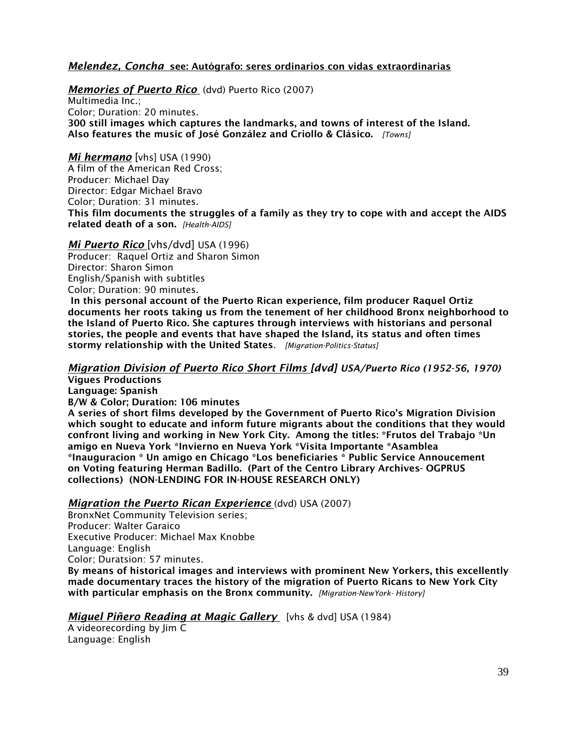***Melendez, Concha*** **see: Autógrafo: seres ordinarios con vidas extraordinarias**

***Memories of Puerto Rico*** (dvd) Puerto Rico (2007)
Multimedia Inc.;
Color; Duration: 20 minutes.
**300 still images which captures the landmarks, and towns of interest of the Island. Also features the music of José González and Criollo & Clásico.** *[Towns]*

***Mi hermano*** [vhs] USA (1990)
A film of the American Red Cross;
Producer: Michael Day
Director: Edgar Michael Bravo
Color; Duration: 31 minutes.
**This film documents the struggles of a family as they try to cope with and accept the AIDS related death of a son.** *[Health-AIDS]*

***Mi Puerto Rico*** [vhs/dvd] USA (1996)
Producer: Raquel Ortiz and Sharon Simon
Director: Sharon Simon
English/Spanish with subtitles
Color; Duration: 90 minutes.
**In this personal account of the Puerto Rican experience, film producer Raquel Ortiz documents her roots taking us from the tenement of her childhood Bronx neighborhood to the Island of Puerto Rico. She captures through interviews with historians and personal stories, the people and events that have shaped the Island, its status and often times stormy relationship with the United States.** *[Migration-Politics-Status]*

***Migration Division of Puerto Rico Short Films [dvd] USA/Puerto Rico (1952-56, 1970)***
**Vigues Productions**
**Language: Spanish**
**B/W & Color; Duration: 106 minutes**
**A series of short films developed by the Government of Puerto Rico's Migration Division which sought to educate and inform future migrants about the conditions that they would confront living and working in New York City. Among the titles: *Frutos del Trabajo *Un amigo en Nueva York *Invierno en Nueva York *Visita Importante *Asamblea *Inauguracion * Un amigo en Chicago *Los beneficiaries * Public Service Annoucement on Voting featuring Herman Badillo. (Part of the Centro Library Archives- OGPRUS collections) (NON-LENDING FOR IN-HOUSE RESEARCH ONLY)**

***Migration the Puerto Rican Experience*** (dvd) USA (2007)
BronxNet Community Television series;
Producer: Walter Garaico
Executive Producer: Michael Max Knobbe
Language: English
Color; Duratsion: 57 minutes.
**By means of historical images and interviews with prominent New Yorkers, this excellently made documentary traces the history of the migration of Puerto Ricans to New York City with particular emphasis on the Bronx community.** *[Migration-NewYork- History]*

***Miguel Piñero Reading at Magic Gallery*** [vhs & dvd] USA (1984)
A videorecording by Jim C
Language: English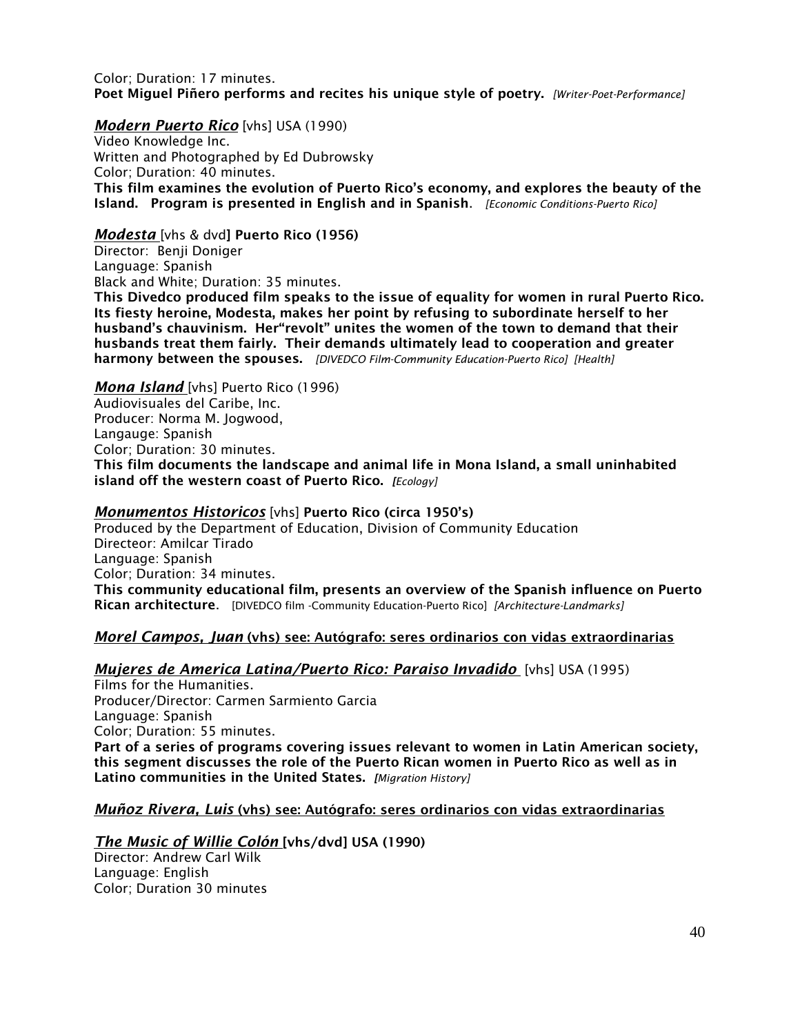Color; Duration: 17 minutes.
**Poet Miguel Piñero performs and recites his unique style of poetry.** *[Writer-Poet-Performance]*

***Modern Puerto Rico*** [vhs] USA (1990)
Video Knowledge Inc.
Written and Photographed by Ed Dubrowsky
Color; Duration: 40 minutes.
**This film examines the evolution of Puerto Rico's economy, and explores the beauty of the Island. Program is presented in English and in Spanish**. *[Economic Conditions-Puerto Rico]*

***Modesta*** [vhs & dvd**] Puerto Rico (1956)**
Director: Benji Doniger
Language: Spanish
Black and White; Duration: 35 minutes.
**This Divedco produced film speaks to the issue of equality for women in rural Puerto Rico. Its fiesty heroine, Modesta, makes her point by refusing to subordinate herself to her husband's chauvinism. Her"revolt" unites the women of the town to demand that their husbands treat them fairly. Their demands ultimately lead to cooperation and greater harmony between the spouses.** *[DIVEDCO Film-Community Education-Puerto Rico] [Health]*

***Mona Island*** [vhs] Puerto Rico (1996)
Audiovisuales del Caribe, Inc.
Producer: Norma M. Jogwood,
Langauge: Spanish
Color; Duration: 30 minutes.
**This film documents the landscape and animal life in Mona Island, a small uninhabited island off the western coast of Puerto Rico.** *[Ecology]*

***Monumentos Historicos*** [vhs] **Puerto Rico (circa 1950's)**
Produced by the Department of Education, Division of Community Education
Directeor: Amilcar Tirado
Language: Spanish
Color; Duration: 34 minutes.
**This community educational film, presents an overview of the Spanish influence on Puerto Rican architecture**. [DIVEDCO film -Community Education-Puerto Rico] *[Architecture-Landmarks]*

***Morel Campos, Juan*** **(vhs) see: Autógrafo: seres ordinarios con vidas extraordinarias**

***Mujeres de America Latina/Puerto Rico: Paraiso Invadido*** [vhs] USA (1995)
Films for the Humanities.
Producer/Director: Carmen Sarmiento Garcia
Language: Spanish
Color; Duration: 55 minutes.
**Part of a series of programs covering issues relevant to women in Latin American society, this segment discusses the role of the Puerto Rican women in Puerto Rico as well as in Latino communities in the United States.** *[Migration History]*

***Muñoz Rivera, Luis*** **(vhs) see: Autógrafo: seres ordinarios con vidas extraordinarias**

***The Music of Willie Colón*** **[vhs/dvd] USA (1990)**
Director: Andrew Carl Wilk
Language: English
Color; Duration 30 minutes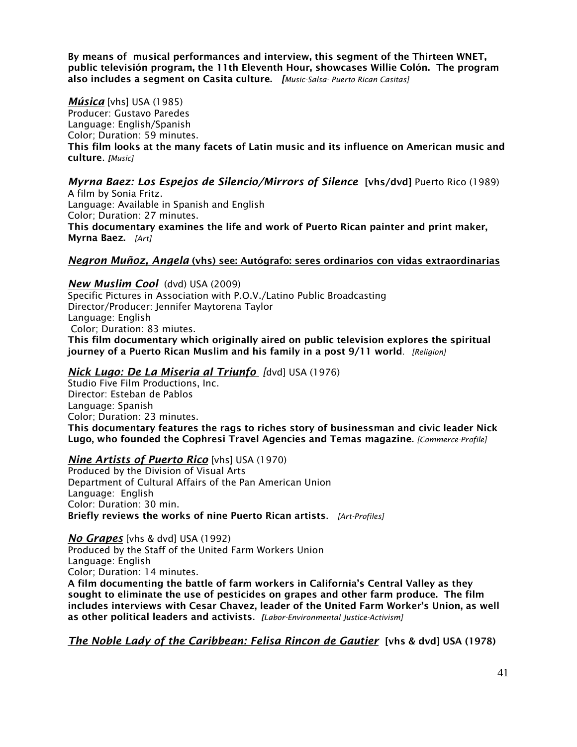**By means of musical performances and interview, this segment of the Thirteen WNET, public televisión program, the 11th Eleventh Hour, showcases Willie Colón. The program also includes a segment on Casita culture.** *[Music-Salsa- Puerto Rican Casitas]*

***Música*** [vhs] USA (1985)
Producer: Gustavo Paredes
Language: English/Spanish
Color; Duration: 59 minutes.
**This film looks at the many facets of Latin music and its influence on American music and culture.** *[Music]*

***Myrna Baez: Los Espejos de Silencio/Mirrors of Silence*** **[vhs/dvd]** Puerto Rico (1989)
A film by Sonia Fritz.
Language: Available in Spanish and English
Color; Duration: 27 minutes.
**This documentary examines the life and work of Puerto Rican painter and print maker, Myrna Baez.** *[Art]*

***Negron Muñoz, Angela*** **(vhs) see: Autógrafo: seres ordinarios con vidas extraordinarias**

***New Muslim Cool*** (dvd) USA (2009)
Specific Pictures in Association with P.O.V./Latino Public Broadcasting
Director/Producer: Jennifer Maytorena Taylor
Language: English
Color; Duration: 83 miutes.
**This film documentary which originally aired on public television explores the spiritual journey of a Puerto Rican Muslim and his family in a post 9/11 world**. *[Religion]*

***Nick Lugo: De La Miseria al Triunfo*** [dvd] USA (1976)
Studio Five Film Productions, Inc.
Director: Esteban de Pablos
Language: Spanish
Color; Duration: 23 minutes.
**This documentary features the rags to riches story of businessman and civic leader Nick Lugo, who founded the Cophresi Travel Agencies and Temas magazine.** *[Commerce-Profile]*

***Nine Artists of Puerto Rico*** [vhs] USA (1970)
Produced by the Division of Visual Arts
Department of Cultural Affairs of the Pan American Union
Language: English
Color: Duration: 30 min.
**Briefly reviews the works of nine Puerto Rican artists**. *[Art-Profiles]*

***No Grapes*** [vhs & dvd] USA (1992)
Produced by the Staff of the United Farm Workers Union
Language: English
Color; Duration: 14 minutes.
**A film documenting the battle of farm workers in California's Central Valley as they sought to eliminate the use of pesticides on grapes and other farm produce. The film includes interviews with Cesar Chavez, leader of the United Farm Worker's Union, as well as other political leaders and activists**. *[Labor-Environmental Justice-Activism]*

***The Noble Lady of the Caribbean: Felisa Rincon de Gautier*** **[vhs & dvd] USA (1978)**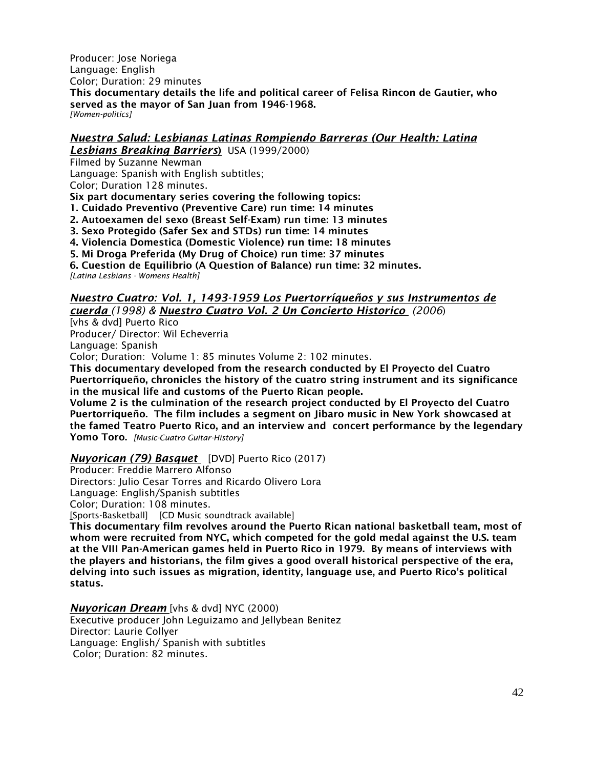Producer: Jose Noriega
Language: English
Color; Duration: 29 minutes
**This documentary details the life and political career of Felisa Rincon de Gautier, who served as the mayor of San Juan from 1946-1968.**
*[Women-politics]*

***Nuestra Salud: Lesbianas Latinas Rompiendo Barreras (Our Health: Latina Lesbians Breaking Barriers*)** USA (1999/2000)
Filmed by Suzanne Newman
Language: Spanish with English subtitles;
Color; Duration 128 minutes.
**Six part documentary series covering the following topics:**
**1. Cuidado Preventivo (Preventive Care) run time: 14 minutes**
**2. Autoexamen del sexo (Breast Self-Exam) run time: 13 minutes**
**3. Sexo Protegido (Safer Sex and STDs) run time: 14 minutes**
**4. Violencia Domestica (Domestic Violence) run time: 18 minutes**
**5. Mi Droga Preferida (My Drug of Choice) run time: 37 minutes**
**6. Cuestion de Equilibrio (A Question of Balance) run time: 32 minutes.**
*[Latina Lesbians - Womens Health]*

***Nuestro Cuatro: Vol. 1, 1493-1959 Los Puertorríqueños y sus Instrumentos de cuerda*** *(1998) &* ***Nuestro Cuatro Vol. 2 Un Concierto Historico*** *(2006)*
[vhs & dvd] Puerto Rico
Producer/ Director: Wil Echeverria
Language: Spanish
Color; Duration: Volume 1: 85 minutes Volume 2: 102 minutes.
**This documentary developed from the research conducted by El Proyecto del Cuatro Puertorríqueño, chronicles the history of the cuatro string instrument and its significance in the musical life and customs of the Puerto Rican people.**
**Volume 2 is the culmination of the research project conducted by El Proyecto del Cuatro Puertorriqueño. The film includes a segment on Jibaro music in New York showcased at the famed Teatro Puerto Rico, and an interview and concert performance by the legendary Yomo Toro.** *[Music-Cuatro Guitar-History]*

***Nuyorican (79) Basquet*** [DVD] Puerto Rico (2017)
Producer: Freddie Marrero Alfonso
Directors: Julio Cesar Torres and Ricardo Olivero Lora
Language: English/Spanish subtitles
Color; Duration: 108 minutes.
[Sports-Basketball] [CD Music soundtrack available]
**This documentary film revolves around the Puerto Rican national basketball team, most of whom were recruited from NYC, which competed for the gold medal against the U.S. team at the VIII Pan-American games held in Puerto Rico in 1979. By means of interviews with the players and historians, the film gives a good overall historical perspective of the era, delving into such issues as migration, identity, language use, and Puerto Rico's political status.**

***Nuyorican Dream*** [vhs & dvd] NYC (2000)
Executive producer John Leguizamo and Jellybean Benitez
Director: Laurie Collyer
Language: English/ Spanish with subtitles
Color; Duration: 82 minutes.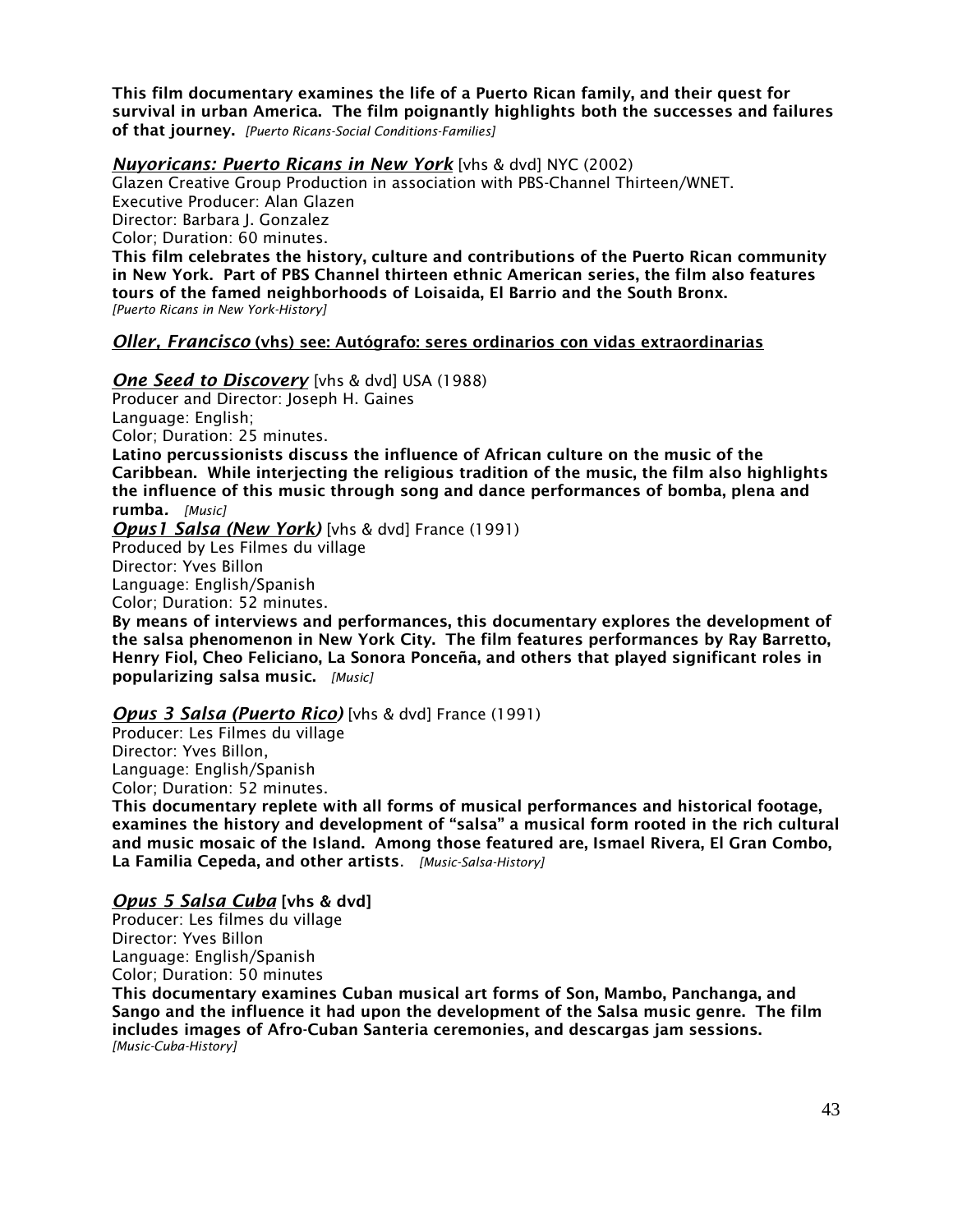**This film documentary examines the life of a Puerto Rican family, and their quest for survival in urban America. The film poignantly highlights both the successes and failures of that journey.** *[Puerto Ricans-Social Conditions-Families]*

***Nuyoricans: Puerto Ricans in New York*** [vhs & dvd] NYC (2002)
Glazen Creative Group Production in association with PBS-Channel Thirteen/WNET.
Executive Producer: Alan Glazen
Director: Barbara J. Gonzalez
Color; Duration: 60 minutes.
**This film celebrates the history, culture and contributions of the Puerto Rican community in New York. Part of PBS Channel thirteen ethnic American series, the film also features tours of the famed neighborhoods of Loisaida, El Barrio and the South Bronx.**
*[Puerto Ricans in New York-History]*

***Oller, Francisco*** **(vhs) see: Autógrafo: seres ordinarios con vidas extraordinarias**

***One Seed to Discovery*** [vhs & dvd] USA (1988)
Producer and Director: Joseph H. Gaines
Language: English;
Color; Duration: 25 minutes.
**Latino percussionists discuss the influence of African culture on the music of the Caribbean. While interjecting the religious tradition of the music, the film also highlights the influence of this music through song and dance performances of bomba, plena and rumba.** *[Music]*

***Opus1 Salsa (New York)*** [vhs & dvd] France (1991)
Produced by Les Filmes du village
Director: Yves Billon
Language: English/Spanish
Color; Duration: 52 minutes.
**By means of interviews and performances, this documentary explores the development of the salsa phenomenon in New York City. The film features performances by Ray Barretto, Henry Fiol, Cheo Feliciano, La Sonora Ponceña, and others that played significant roles in popularizing salsa music.** *[Music]*

***Opus 3 Salsa (Puerto Rico)*** [vhs & dvd] France (1991)
Producer: Les Filmes du village
Director: Yves Billon,
Language: English/Spanish
Color; Duration: 52 minutes.
**This documentary replete with all forms of musical performances and historical footage, examines the history and development of "salsa" a musical form rooted in the rich cultural and music mosaic of the Island. Among those featured are, Ismael Rivera, El Gran Combo, La Familia Cepeda, and other artists.** *[Music-Salsa-History]*

***Opus 5 Salsa Cuba*** **[vhs & dvd]**
Producer: Les filmes du village
Director: Yves Billon
Language: English/Spanish
Color; Duration: 50 minutes
**This documentary examines Cuban musical art forms of Son, Mambo, Panchanga, and Sango and the influence it had upon the development of the Salsa music genre. The film includes images of Afro-Cuban Santeria ceremonies, and descargas jam sessions.**
*[Music-Cuba-History]*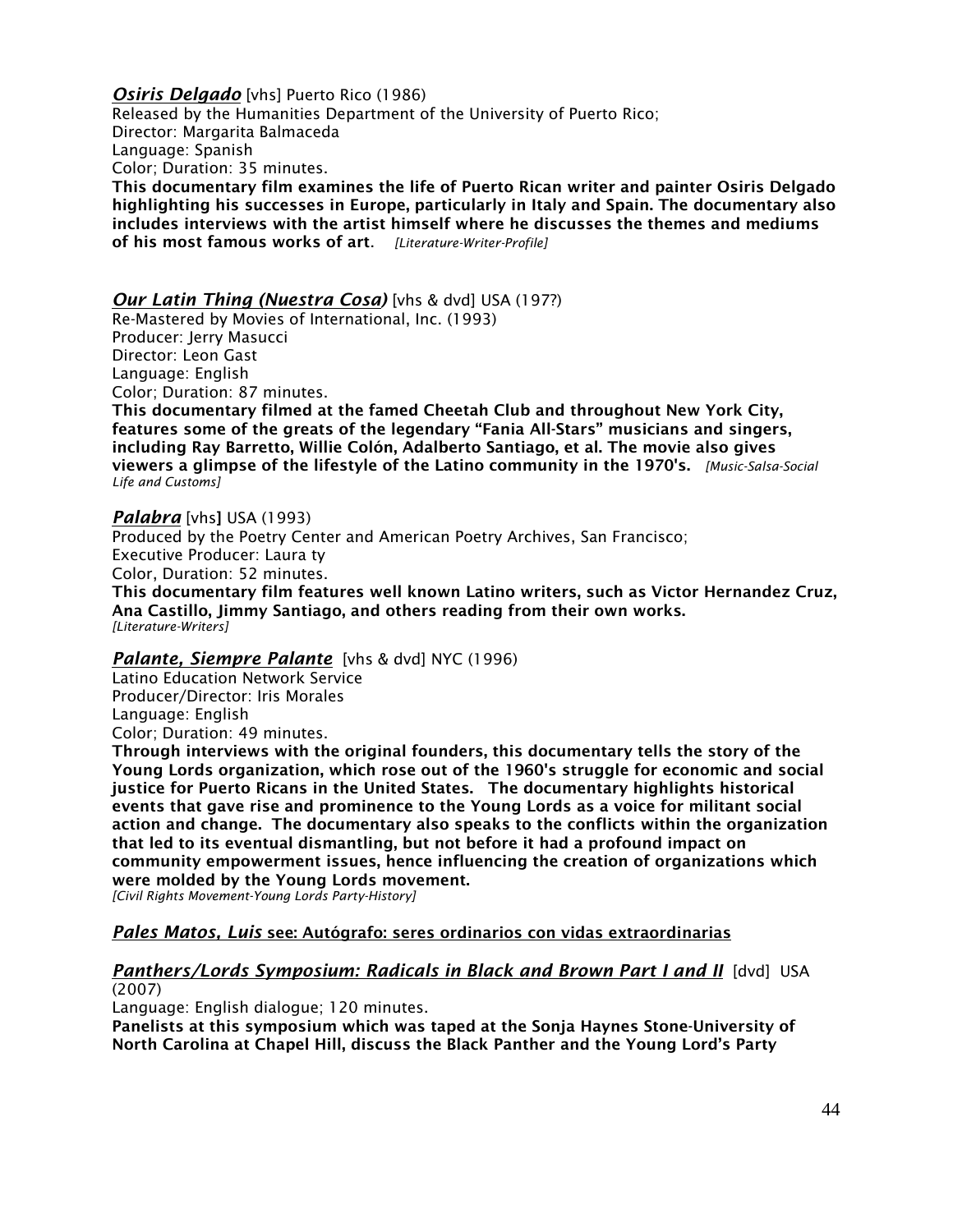***Osiris Delgado*** [vhs] Puerto Rico (1986)
Released by the Humanities Department of the University of Puerto Rico;
Director: Margarita Balmaceda
Language: Spanish
Color; Duration: 35 minutes.
**This documentary film examines the life of Puerto Rican writer and painter Osiris Delgado highlighting his successes in Europe, particularly in Italy and Spain. The documentary also includes interviews with the artist himself where he discusses the themes and mediums of his most famous works of art.** *[Literature-Writer-Profile]*

***Our Latin Thing (Nuestra Cosa)*** [vhs & dvd] USA (197?)
Re-Mastered by Movies of International, Inc. (1993)
Producer: Jerry Masucci
Director: Leon Gast
Language: English
Color; Duration: 87 minutes.
**This documentary filmed at the famed Cheetah Club and throughout New York City, features some of the greats of the legendary "Fania All-Stars" musicians and singers, including Ray Barretto, Willie Colón, Adalberto Santiago, et al. The movie also gives viewers a glimpse of the lifestyle of the Latino community in the 1970's.** *[Music-Salsa-Social Life and Customs]*

***Palabra*** [vhs] USA (1993)
Produced by the Poetry Center and American Poetry Archives, San Francisco;
Executive Producer: Laura ty
Color, Duration: 52 minutes.
**This documentary film features well known Latino writers, such as Victor Hernandez Cruz, Ana Castillo, Jimmy Santiago, and others reading from their own works.**
*[Literature-Writers]*

***Palante, Siempre Palante*** [vhs & dvd] NYC (1996)
Latino Education Network Service
Producer/Director: Iris Morales
Language: English
Color; Duration: 49 minutes.
**Through interviews with the original founders, this documentary tells the story of the Young Lords organization, which rose out of the 1960's struggle for economic and social justice for Puerto Ricans in the United States. The documentary highlights historical events that gave rise and prominence to the Young Lords as a voice for militant social action and change. The documentary also speaks to the conflicts within the organization that led to its eventual dismantling, but not before it had a profound impact on community empowerment issues, hence influencing the creation of organizations which were molded by the Young Lords movement.**
*[Civil Rights Movement-Young Lords Party-History]*

***Pales Matos, Luis* see: Autógrafo: seres ordinarios con vidas extraordinarias**

***Panthers/Lords Symposium: Radicals in Black and Brown Part I and II*** [dvd] USA (2007)
Language: English dialogue; 120 minutes.
**Panelists at this symposium which was taped at the Sonja Haynes Stone-University of North Carolina at Chapel Hill, discuss the Black Panther and the Young Lord's Party**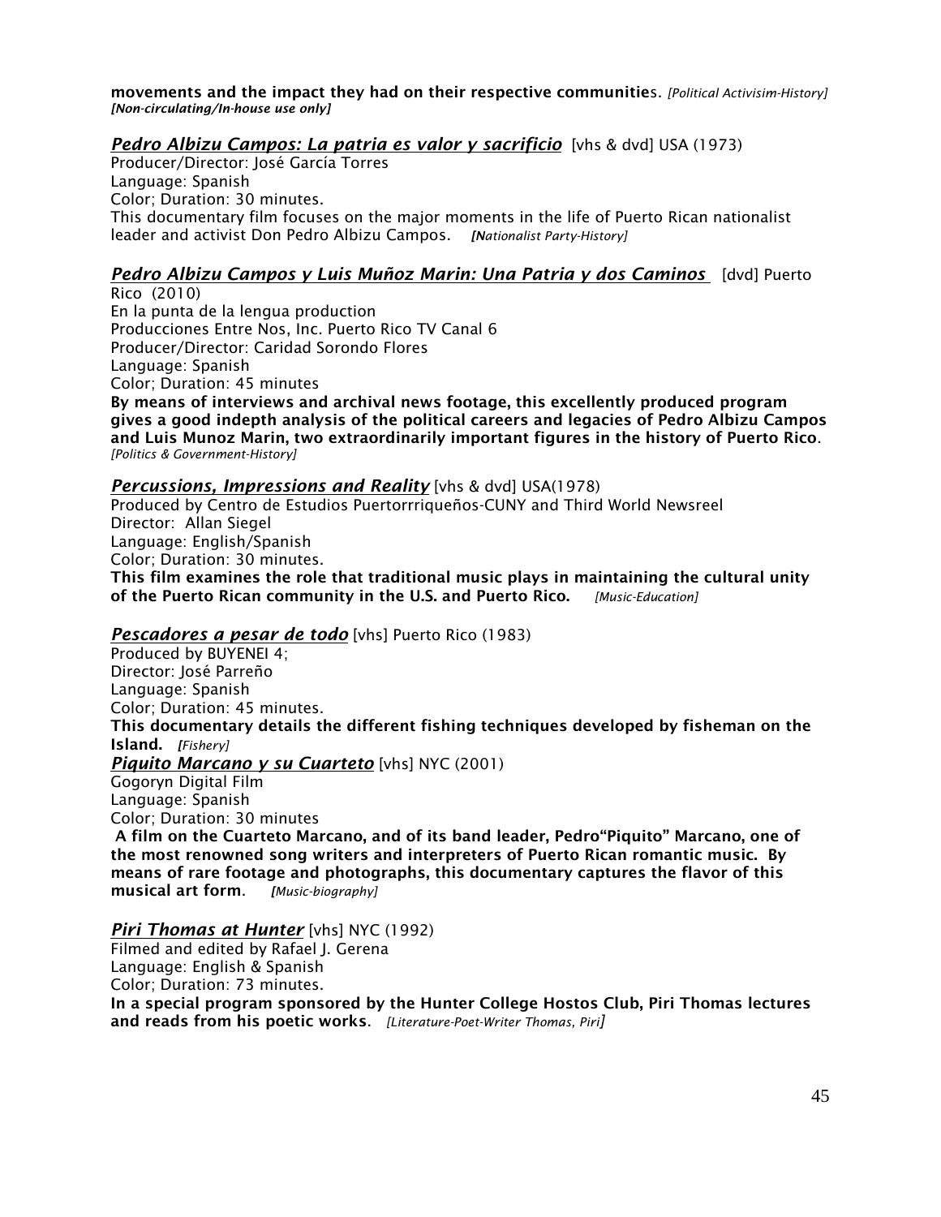**movements and the impact they had on their respective communities.** *[Political Activisim-History]* ***[Non-circulating/In-house use only]***

***Pedro Albizu Campos: La patria es valor y sacrificio*** [vhs & dvd] USA (1973)
Producer/Director: José García Torres
Language: Spanish
Color; Duration: 30 minutes.
This documentary film focuses on the major moments in the life of Puerto Rican nationalist leader and activist Don Pedro Albizu Campos. *[Nationalist Party-History]*

***Pedro Albizu Campos y Luis Muñoz Marin: Una Patria y dos Caminos*** [dvd] Puerto Rico (2010)
En la punta de la lengua production
Producciones Entre Nos, Inc. Puerto Rico TV Canal 6
Producer/Director: Caridad Sorondo Flores
Language: Spanish
Color; Duration: 45 minutes
**By means of interviews and archival news footage, this excellently produced program gives a good indepth analysis of the political careers and legacies of Pedro Albizu Campos and Luis Munoz Marin, two extraordinarily important figures in the history of Puerto Rico.** *[Politics & Government-History]*

***Percussions, Impressions and Reality*** [vhs & dvd] USA(1978)
Produced by Centro de Estudios Puertorrriqueños-CUNY and Third World Newsreel
Director: Allan Siegel
Language: English/Spanish
Color; Duration: 30 minutes.
**This film examines the role that traditional music plays in maintaining the cultural unity of the Puerto Rican community in the U.S. and Puerto Rico.** *[Music-Education]*

***Pescadores a pesar de todo*** [vhs] Puerto Rico (1983)
Produced by BUYENEI 4;
Director: José Parreño
Language: Spanish
Color; Duration: 45 minutes.
**This documentary details the different fishing techniques developed by fisheman on the Island.** *[Fishery]*

***Piquito Marcano y su Cuarteto*** [vhs] NYC (2001)
Gogoryn Digital Film
Language: Spanish
Color; Duration: 30 minutes
**A film on the Cuarteto Marcano, and of its band leader, Pedro"Piquito" Marcano, one of the most renowned song writers and interpreters of Puerto Rican romantic music. By means of rare footage and photographs, this documentary captures the flavor of this musical art form.** *[Music-biography]*

***Piri Thomas at Hunter*** [vhs] NYC (1992)
Filmed and edited by Rafael J. Gerena
Language: English & Spanish
Color; Duration: 73 minutes.
**In a special program sponsored by the Hunter College Hostos Club, Piri Thomas lectures and reads from his poetic works.** *[Literature-Poet-Writer Thomas, Piri]*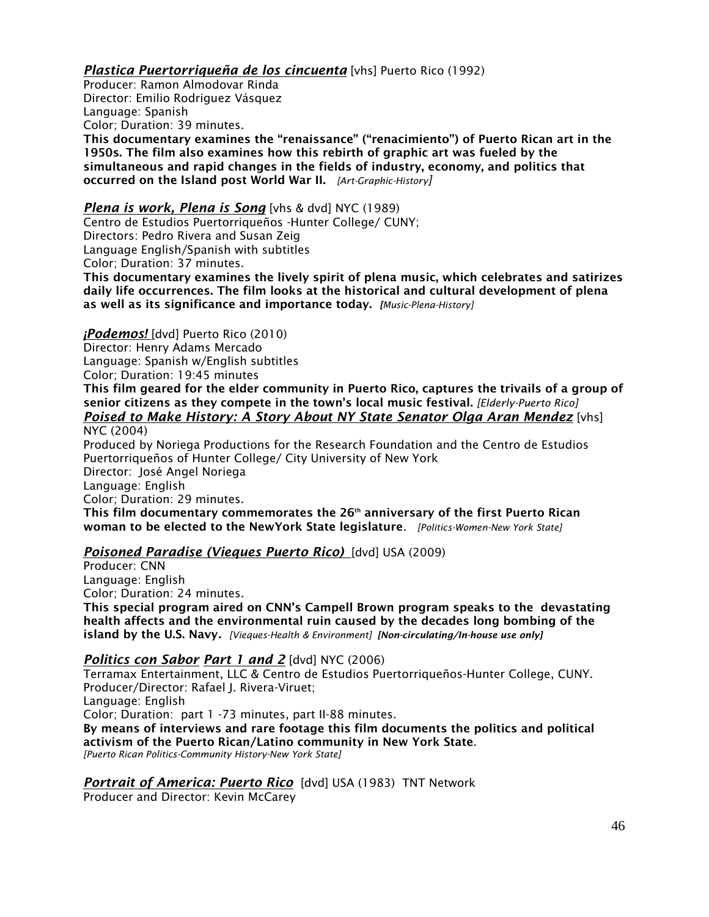***Plastica Puertorriqueña de los cincuenta*** [vhs] Puerto Rico (1992)
Producer: Ramon Almodovar Rinda
Director: Emilio Rodriguez Vásquez
Language: Spanish
Color; Duration: 39 minutes.
**This documentary examines the "renaissance" ("renacimiento") of Puerto Rican art in the 1950s. The film also examines how this rebirth of graphic art was fueled by the simultaneous and rapid changes in the fields of industry, economy, and politics that occurred on the Island post World War II.** *[Art-Graphic-History]*

***Plena is work, Plena is Song*** [vhs & dvd] NYC (1989)
Centro de Estudios Puertorriqueños -Hunter College/ CUNY;
Directors: Pedro Rivera and Susan Zeig
Language English/Spanish with subtitles
Color; Duration: 37 minutes.
**This documentary examines the lively spirit of plena music, which celebrates and satirizes daily life occurrences. The film looks at the historical and cultural development of plena as well as its significance and importance today.** *[Music-Plena-History]*

***¡Podemos!*** [dvd] Puerto Rico (2010)
Director: Henry Adams Mercado
Language: Spanish w/English subtitles
Color; Duration: 19:45 minutes
**This film geared for the elder community in Puerto Rico, captures the trivails of a group of senior citizens as they compete in the town's local music festival.** *[Elderly-Puerto Rico]*

***Poised to Make History: A Story About NY State Senator Olga Aran Mendez*** [vhs] NYC (2004)
Produced by Noriega Productions for the Research Foundation and the Centro de Estudios Puertorriqueños of Hunter College/ City University of New York
Director: José Angel Noriega
Language: English
Color; Duration: 29 minutes.
**This film documentary commemorates the 26th anniversary of the first Puerto Rican woman to be elected to the NewYork State legislature**. *[Politics-Women-New York State]*

***Poisoned Paradise (Vieques Puerto Rico)*** [dvd] USA (2009)
Producer: CNN
Language: English
Color; Duration: 24 minutes.
**This special program aired on CNN's Campell Brown program speaks to the devastating health affects and the environmental ruin caused by the decades long bombing of the island by the U.S. Navy.** *[Vieques-Health & Environment]* ***[Non-circulating/In-house use only]***

***Politics con Sabor Part 1 and 2*** [dvd] NYC (2006)
Terramax Entertainment, LLC & Centro de Estudios Puertorriqueños-Hunter College, CUNY.
Producer/Director: Rafael J. Rivera-Viruet;
Language: English
Color; Duration: part 1 -73 minutes, part II-88 minutes.
**By means of interviews and rare footage this film documents the politics and political activism of the Puerto Rican/Latino community in New York State**.
*[Puerto Rican Politics-Community History-New York State]*

***Portrait of America: Puerto Rico*** [dvd] USA (1983) TNT Network
Producer and Director: Kevin McCarey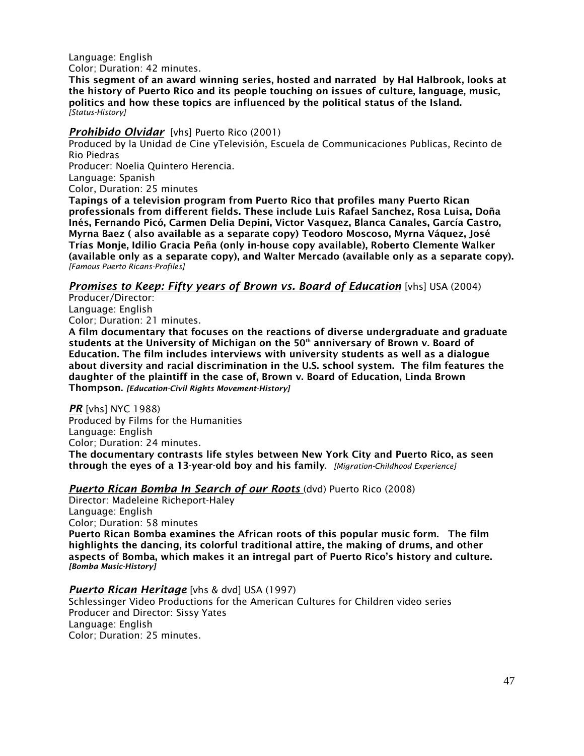Language: English
Color; Duration: 42 minutes.
**This segment of an award winning series, hosted and narrated by Hal Halbrook, looks at the history of Puerto Rico and its people touching on issues of culture, language, music, politics and how these topics are influenced by the political status of the Island.**
*[Status-History]*

***Prohibido Olvidar*** [vhs] Puerto Rico (2001)
Produced by la Unidad de Cine yTelevisión, Escuela de Communicaciones Publicas, Recinto de Rio Piedras
Producer: Noelia Quintero Herencia.
Language: Spanish
Color, Duration: 25 minutes
**Tapings of a television program from Puerto Rico that profiles many Puerto Rican professionals from different fields. These include Luis Rafael Sanchez, Rosa Luisa, Doña Inés, Fernando Picó, Carmen Delia Depini, Victor Vasquez, Blanca Canales, García Castro, Myrna Baez ( also available as a separate copy) Teodoro Moscoso, Myrna Váquez, José Trías Monje, Idilio Gracia Peña (only in-house copy available), Roberto Clemente Walker (available only as a separate copy), and Walter Mercado (available only as a separate copy).**
*[Famous Puerto Ricans-Profiles]*

***Promises to Keep: Fifty years of Brown vs. Board of Education*** [vhs] USA (2004)
Producer/Director:
Language: English
Color; Duration: 21 minutes.
**A film documentary that focuses on the reactions of diverse undergraduate and graduate students at the University of Michigan on the 50th anniversary of Brown v. Board of Education. The film includes interviews with university students as well as a dialogue about diversity and racial discrimination in the U.S. school system. The film features the daughter of the plaintiff in the case of, Brown v. Board of Education, Linda Brown Thompson.** ***[Education-Civil Rights Movement-History]***

***PR*** [vhs] NYC 1988)
Produced by Films for the Humanities
Language: English
Color; Duration: 24 minutes.
**The documentary contrasts life styles between New York City and Puerto Rico, as seen through the eyes of a 13-year-old boy and his family.** *[Migration-Childhood Experience]*

***Puerto Rican Bomba In Search of our Roots*** (dvd) Puerto Rico (2008)
Director: Madeleine Richeport-Haley
Language: English
Color; Duration: 58 minutes
**Puerto Rican Bomba examines the African roots of this popular music form. The film highlights the dancing, its colorful traditional attire, the making of drums, and other aspects of Bomba, which makes it an intregal part of Puerto Rico's history and culture.**
***[Bomba Music-History]***

***Puerto Rican Heritage*** [vhs & dvd] USA (1997)
Schlessinger Video Productions for the American Cultures for Children video series
Producer and Director: Sissy Yates
Language: English
Color; Duration: 25 minutes.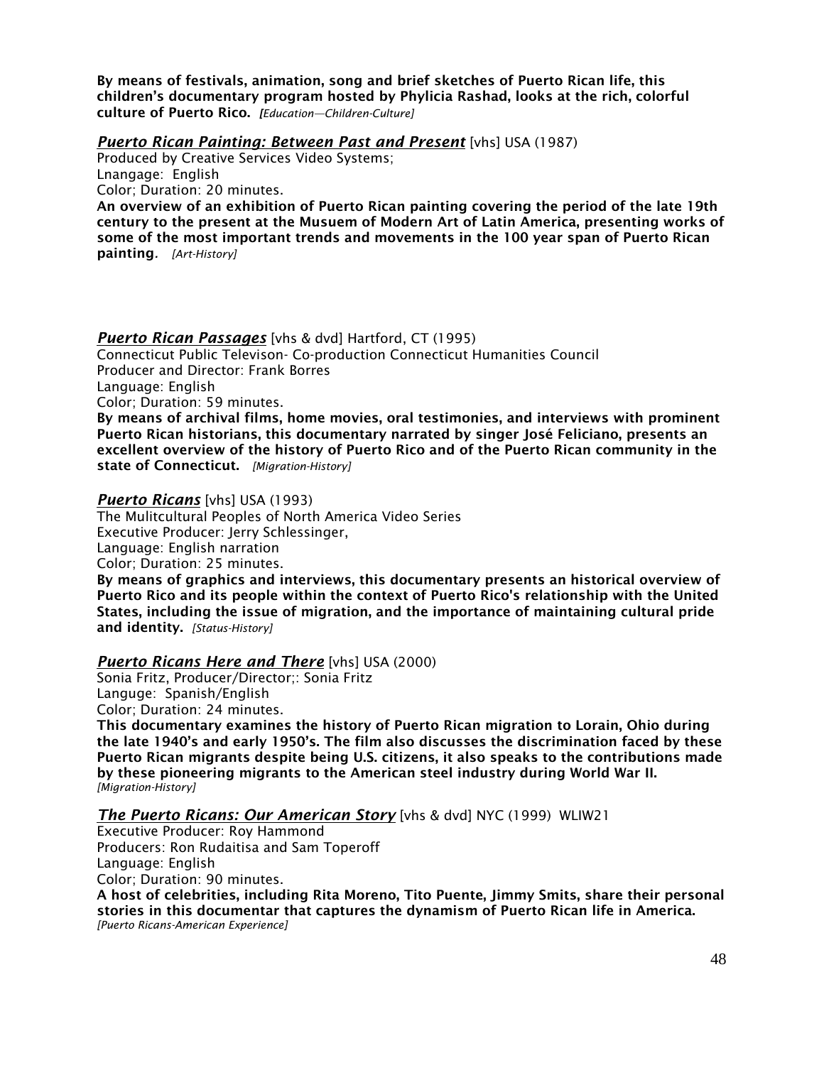**By means of festivals, animation, song and brief sketches of Puerto Rican life, this children's documentary program hosted by Phylicia Rashad, looks at the rich, colorful culture of Puerto Rico.** *[Education—Children-Culture]*

***Puerto Rican Painting: Between Past and Present*** [vhs] USA (1987)
Produced by Creative Services Video Systems;
Lnangage: English
Color; Duration: 20 minutes.
**An overview of an exhibition of Puerto Rican painting covering the period of the late 19th century to the present at the Musuem of Modern Art of Latin America, presenting works of some of the most important trends and movements in the 100 year span of Puerto Rican painting.** *[Art-History]*

***Puerto Rican Passages*** [vhs & dvd] Hartford, CT (1995)
Connecticut Public Televison- Co-production Connecticut Humanities Council
Producer and Director: Frank Borres
Language: English
Color; Duration: 59 minutes.
**By means of archival films, home movies, oral testimonies, and interviews with prominent Puerto Rican historians, this documentary narrated by singer José Feliciano, presents an excellent overview of the history of Puerto Rico and of the Puerto Rican community in the state of Connecticut.** *[Migration-History]*

***Puerto Ricans*** [vhs] USA (1993)
The Mulitcultural Peoples of North America Video Series
Executive Producer: Jerry Schlessinger,
Language: English narration
Color; Duration: 25 minutes.
**By means of graphics and interviews, this documentary presents an historical overview of Puerto Rico and its people within the context of Puerto Rico's relationship with the United States, including the issue of migration, and the importance of maintaining cultural pride and identity.** *[Status-History]*

***Puerto Ricans Here and There*** [vhs] USA (2000)
Sonia Fritz, Producer/Director;: Sonia Fritz
Languge: Spanish/English
Color; Duration: 24 minutes.
**This documentary examines the history of Puerto Rican migration to Lorain, Ohio during the late 1940's and early 1950's. The film also discusses the discrimination faced by these Puerto Rican migrants despite being U.S. citizens, it also speaks to the contributions made by these pioneering migrants to the American steel industry during World War II.** *[Migration-History]*

***The Puerto Ricans: Our American Story*** [vhs & dvd] NYC (1999) WLIW21
Executive Producer: Roy Hammond
Producers: Ron Rudaitisa and Sam Toperoff
Language: English
Color; Duration: 90 minutes.
**A host of celebrities, including Rita Moreno, Tito Puente, Jimmy Smits, share their personal stories in this documentar that captures the dynamism of Puerto Rican life in America.** *[Puerto Ricans-American Experience]*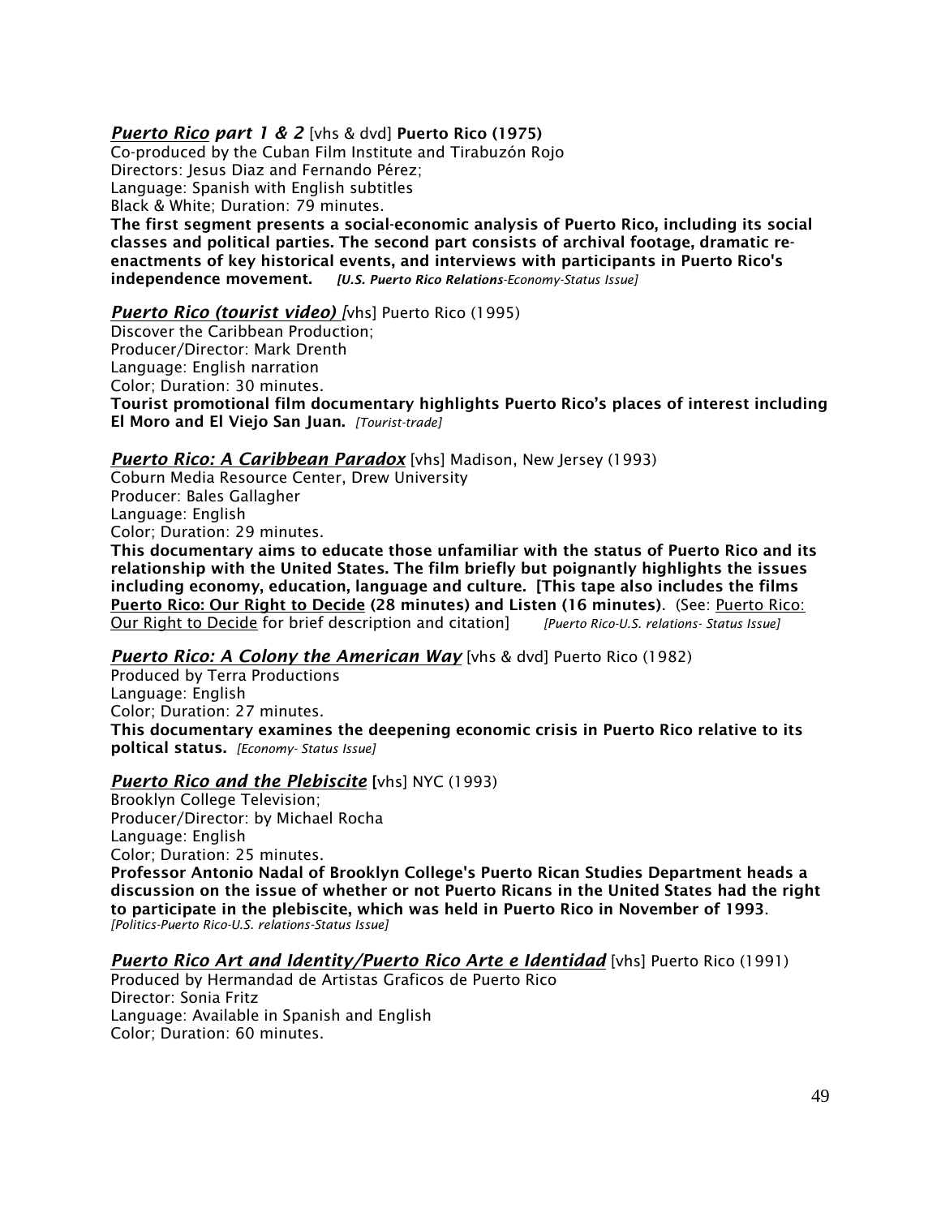***Puerto Rico* part 1 & 2** [vhs & dvd] **Puerto Rico (1975)**
Co-produced by the Cuban Film Institute and Tirabuzón Rojo
Directors: Jesus Diaz and Fernando Pérez;
Language: Spanish with English subtitles
Black & White; Duration: 79 minutes.
**The first segment presents a social-economic analysis of Puerto Rico, including its social classes and political parties. The second part consists of archival footage, dramatic re-enactments of key historical events, and interviews with participants in Puerto Rico's independence movement.** *[**U.S. Puerto Rico Relations**-Economy-Status Issue]*

***Puerto Rico (tourist video)*** [vhs] Puerto Rico (1995)
Discover the Caribbean Production;
Producer/Director: Mark Drenth
Language: English narration
Color; Duration: 30 minutes.
**Tourist promotional film documentary highlights Puerto Rico's places of interest including El Moro and El Viejo San Juan.** *[Tourist-trade]*

***Puerto Rico: A Caribbean Paradox*** [vhs] Madison, New Jersey (1993)
Coburn Media Resource Center, Drew University
Producer: Bales Gallagher
Language: English
Color; Duration: 29 minutes.
**This documentary aims to educate those unfamiliar with the status of Puerto Rico and its relationship with the United States. The film briefly but poignantly highlights the issues including economy, education, language and culture. [This tape also includes the films Puerto Rico: Our Right to Decide (28 minutes) and Listen (16 minutes)**. (See: Puerto Rico: Our Right to Decide for brief description and citation] *[Puerto Rico-U.S. relations- Status Issue]*

***Puerto Rico: A Colony the American Way*** [vhs & dvd] Puerto Rico (1982)
Produced by Terra Productions
Language: English
Color; Duration: 27 minutes.
**This documentary examines the deepening economic crisis in Puerto Rico relative to its poltical status.** *[Economy- Status Issue]*

***Puerto Rico and the Plebiscite*** [vhs] NYC (1993)
Brooklyn College Television;
Producer/Director: by Michael Rocha
Language: English
Color; Duration: 25 minutes.
**Professor Antonio Nadal of Brooklyn College's Puerto Rican Studies Department heads a discussion on the issue of whether or not Puerto Ricans in the United States had the right to participate in the plebiscite, which was held in Puerto Rico in November of 1993**.
*[Politics-Puerto Rico-U.S. relations-Status Issue]*

***Puerto Rico Art and Identity/Puerto Rico Arte e Identidad*** [vhs] Puerto Rico (1991)
Produced by Hermandad de Artistas Graficos de Puerto Rico
Director: Sonia Fritz
Language: Available in Spanish and English
Color; Duration: 60 minutes.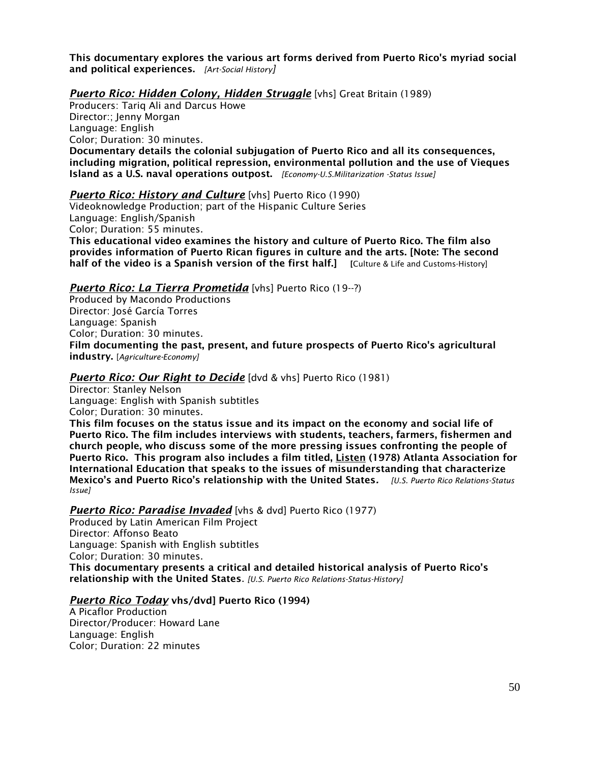**This documentary explores the various art forms derived from Puerto Rico's myriad social and political experiences.** *[Art-Social History]*

***Puerto Rico: Hidden Colony, Hidden Struggle*** [vhs] Great Britain (1989)
Producers: Tariq Ali and Darcus Howe
Director:; Jenny Morgan
Language: English
Color; Duration: 30 minutes.
**Documentary details the colonial subjugation of Puerto Rico and all its consequences, including migration, political repression, environmental pollution and the use of Vieques Island as a U.S. naval operations outpost.** *[Economy-U.S.Militarization -Status Issue]*

***Puerto Rico: History and Culture*** [vhs] Puerto Rico (1990)
Videoknowledge Production; part of the Hispanic Culture Series
Language: English/Spanish
Color; Duration: 55 minutes.
**This educational video examines the history and culture of Puerto Rico. The film also provides information of Puerto Rican figures in culture and the arts. [Note: The second half of the video is a Spanish version of the first half.]** [Culture & Life and Customs-History]

***Puerto Rico: La Tierra Prometida*** [vhs] Puerto Rico (19--?)
Produced by Macondo Productions
Director: José García Torres
Language: Spanish
Color; Duration: 30 minutes.
**Film documenting the past, present, and future prospects of Puerto Rico's agricultural industry.** [*Agriculture-Economy]*

***Puerto Rico: Our Right to Decide*** [dvd & vhs] Puerto Rico (1981)
Director: Stanley Nelson
Language: English with Spanish subtitles
Color; Duration: 30 minutes.
**This film focuses on the status issue and its impact on the economy and social life of Puerto Rico. The film includes interviews with students, teachers, farmers, fishermen and church people, who discuss some of the more pressing issues confronting the people of Puerto Rico. This program also includes a film titled, Listen (1978) Atlanta Association for International Education that speaks to the issues of misunderstanding that characterize Mexico's and Puerto Rico's relationship with the United States.** *[U.S. Puerto Rico Relations-Status Issue]*

***Puerto Rico: Paradise Invaded*** [vhs & dvd] Puerto Rico (1977)
Produced by Latin American Film Project
Director: Affonso Beato
Language: Spanish with English subtitles
Color; Duration: 30 minutes.
**This documentary presents a critical and detailed historical analysis of Puerto Rico's relationship with the United States.** *[U.S. Puerto Rico Relations-Status-History]*

***Puerto Rico Today*** **vhs/dvd] Puerto Rico (1994)**
A Picaflor Production
Director/Producer: Howard Lane
Language: English
Color; Duration: 22 minutes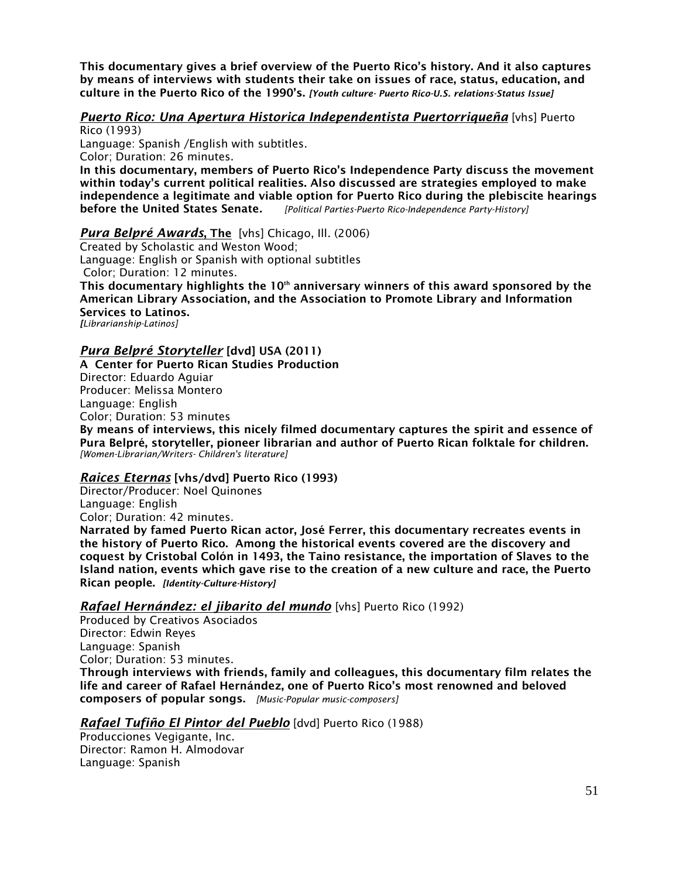**This documentary gives a brief overview of the Puerto Rico's history. And it also captures by means of interviews with students their take on issues of race, status, education, and culture in the Puerto Rico of the 1990's.** ***[Youth culture- Puerto Rico-U.S. relations-Status Issue]***

***Puerto Rico: Una Apertura Historica Independentista Puertorriqueña*** [vhs] Puerto Rico (1993)
Language: Spanish /English with subtitles.
Color; Duration: 26 minutes.
**In this documentary, members of Puerto Rico's Independence Party discuss the movement within today's current political realities. Also discussed are strategies employed to make independence a legitimate and viable option for Puerto Rico during the plebiscite hearings before the United States Senate.** *[Political Parties-Puerto Rico-Independence Party-History]*

***Pura Belpré Awards*, The** [vhs] Chicago, Ill. (2006)
Created by Scholastic and Weston Wood;
Language: English or Spanish with optional subtitles
Color; Duration: 12 minutes.
**This documentary highlights the 10th anniversary winners of this award sponsored by the American Library Association, and the Association to Promote Library and Information Services to Latinos.**
*[Librarianship-Latinos]*

***Pura Belpré Storyteller*** **[dvd] USA (2011)**
**A Center for Puerto Rican Studies Production**
Director: Eduardo Aguiar
Producer: Melissa Montero
Language: English
Color; Duration: 53 minutes
**By means of interviews, this nicely filmed documentary captures the spirit and essence of Pura Belpré, storyteller, pioneer librarian and author of Puerto Rican folktale for children.**
*[Women-Librarian/Writers- Children's literature]*

***Raices Eternas*** **[vhs/dvd] Puerto Rico (1993)**
Director/Producer: Noel Quinones
Language: English
Color; Duration: 42 minutes.
**Narrated by famed Puerto Rican actor, José Ferrer, this documentary recreates events in the history of Puerto Rico. Among the historical events covered are the discovery and coquest by Cristobal Colón in 1493, the Taino resistance, the importation of Slaves to the Island nation, events which gave rise to the creation of a new culture and race, the Puerto Rican people.** ***[Identity-Culture-History]***

***Rafael Hernández: el jibarito del mundo*** [vhs] Puerto Rico (1992)
Produced by Creativos Asociados
Director: Edwin Reyes
Language: Spanish
Color; Duration: 53 minutes.
**Through interviews with friends, family and colleagues, this documentary film relates the life and career of Rafael Hernández, one of Puerto Rico's most renowned and beloved composers of popular songs.** *[Music-Popular music-composers]*

***Rafael Tufiño El Pintor del Pueblo*** [dvd] Puerto Rico (1988)
Producciones Vegigante, Inc.
Director: Ramon H. Almodovar
Language: Spanish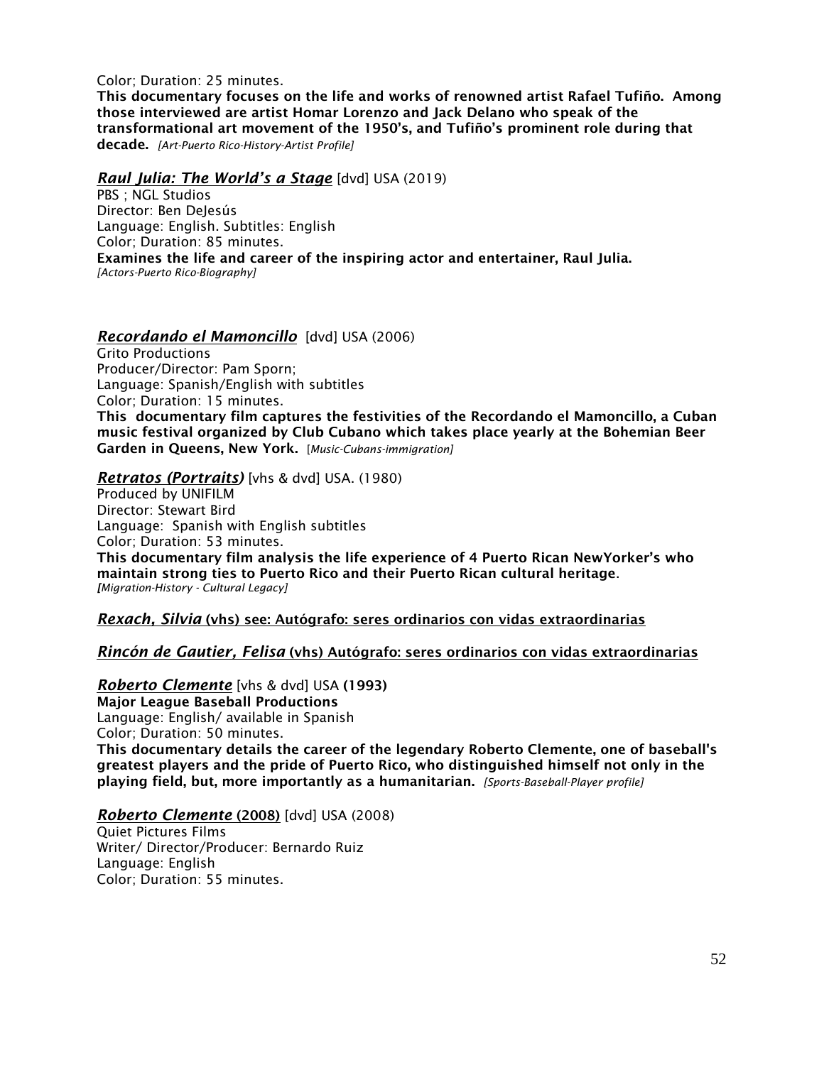Color; Duration: 25 minutes.

**This documentary focuses on the life and works of renowned artist Rafael Tufiño. Among those interviewed are artist Homar Lorenzo and Jack Delano who speak of the transformational art movement of the 1950's, and Tufiño's prominent role during that decade.** *[Art-Puerto Rico-History-Artist Profile]*

***Raul Julia: The World's a Stage*** [dvd] USA (2019)
PBS ; NGL Studios
Director: Ben DeJesús
Language: English. Subtitles: English
Color; Duration: 85 minutes.
**Examines the life and career of the inspiring actor and entertainer, Raul Julia.**
*[Actors-Puerto Rico-Biography]*

***Recordando el Mamoncillo*** [dvd] USA (2006)
Grito Productions
Producer/Director: Pam Sporn;
Language: Spanish/English with subtitles
Color; Duration: 15 minutes.
**This documentary film captures the festivities of the Recordando el Mamoncillo, a Cuban music festival organized by Club Cubano which takes place yearly at the Bohemian Beer Garden in Queens, New York.** [*Music-Cubans-immigration]*

***Retratos (Portraits)*** [vhs & dvd] USA. (1980)
Produced by UNIFILM
Director: Stewart Bird
Language: Spanish with English subtitles
Color; Duration: 53 minutes.
**This documentary film analysis the life experience of 4 Puerto Rican NewYorker's who maintain strong ties to Puerto Rico and their Puerto Rican cultural heritage**.
*[Migration-History - Cultural Legacy]*

***Rexach, Silvia* (vhs) see: Autógrafo: seres ordinarios con vidas extraordinarias**

***Rincón de Gautier, Felisa* (vhs) Autógrafo: seres ordinarios con vidas extraordinarias**

***Roberto Clemente*** [vhs & dvd] USA **(1993)**
**Major League Baseball Productions**
Language: English/ available in Spanish
Color; Duration: 50 minutes.
**This documentary details the career of the legendary Roberto Clemente, one of baseball's greatest players and the pride of Puerto Rico, who distinguished himself not only in the playing field, but, more importantly as a humanitarian.** *[Sports-Baseball-Player profile]*

***Roberto Clemente* (2008)** [dvd] USA (2008)
Quiet Pictures Films
Writer/ Director/Producer: Bernardo Ruiz
Language: English
Color; Duration: 55 minutes.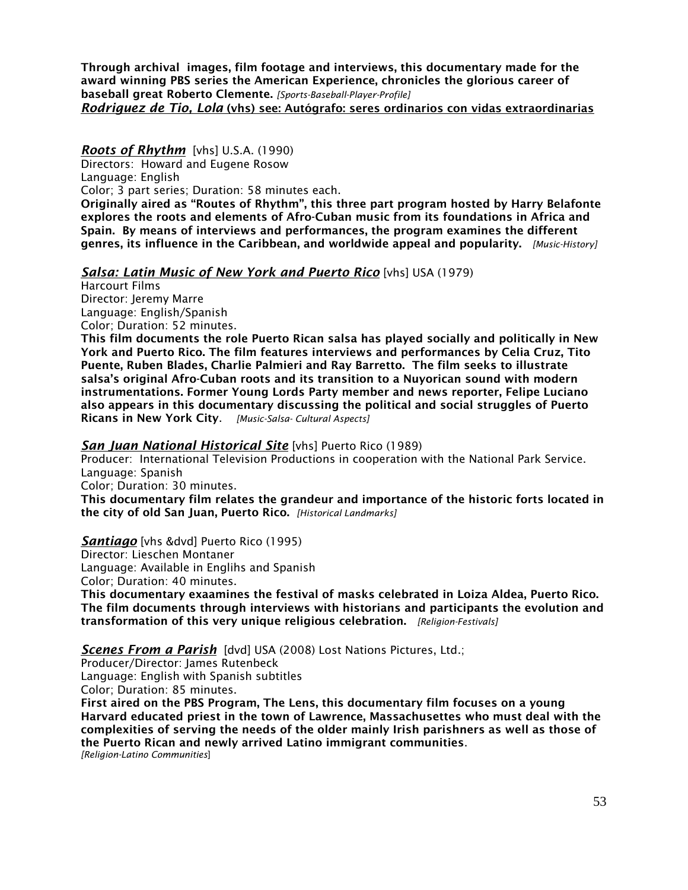**Through archival images, film footage and interviews, this documentary made for the award winning PBS series the American Experience, chronicles the glorious career of baseball great Roberto Clemente.** *[Sports-Baseball-Player-Profile]*

***Rodriguez de Tio, Lola*** **(vhs) see: Autógrafo: seres ordinarios con vidas extraordinarias**

***Roots of Rhythm*** [vhs] U.S.A. (1990)
Directors: Howard and Eugene Rosow
Language: English
Color; 3 part series; Duration: 58 minutes each.
**Originally aired as "Routes of Rhythm", this three part program hosted by Harry Belafonte explores the roots and elements of Afro-Cuban music from its foundations in Africa and Spain. By means of interviews and performances, the program examines the different genres, its influence in the Caribbean, and worldwide appeal and popularity.** *[Music-History]*

***Salsa: Latin Music of New York and Puerto Rico*** [vhs] USA (1979)
Harcourt Films
Director: Jeremy Marre
Language: English/Spanish
Color; Duration: 52 minutes.
**This film documents the role Puerto Rican salsa has played socially and politically in New York and Puerto Rico. The film features interviews and performances by Celia Cruz, Tito Puente, Ruben Blades, Charlie Palmieri and Ray Barretto. The film seeks to illustrate salsa's original Afro-Cuban roots and its transition to a Nuyorican sound with modern instrumentations. Former Young Lords Party member and news reporter, Felipe Luciano also appears in this documentary discussing the political and social struggles of Puerto Ricans in New York City**. *[Music-Salsa- Cultural Aspects]*

***San Juan National Historical Site*** [vhs] Puerto Rico (1989)
Producer: International Television Productions in cooperation with the National Park Service.
Language: Spanish
Color; Duration: 30 minutes.
**This documentary film relates the grandeur and importance of the historic forts located in the city of old San Juan, Puerto Rico.** *[Historical Landmarks]*

***Santiago*** [vhs &dvd] Puerto Rico (1995)
Director: Lieschen Montaner
Language: Available in Englihs and Spanish
Color; Duration: 40 minutes.
**This documentary exaamines the festival of masks celebrated in Loiza Aldea, Puerto Rico. The film documents through interviews with historians and participants the evolution and transformation of this very unique religious celebration.** *[Religion-Festivals]*

***Scenes From a Parish*** [dvd] USA (2008) Lost Nations Pictures, Ltd.;
Producer/Director: James Rutenbeck
Language: English with Spanish subtitles
Color; Duration: 85 minutes.
**First aired on the PBS Program, The Lens, this documentary film focuses on a young Harvard educated priest in the town of Lawrence, Massachusettes who must deal with the complexities of serving the needs of the older mainly Irish parishners as well as those of the Puerto Rican and newly arrived Latino immigrant communities**.
*[Religion-Latino Communities*]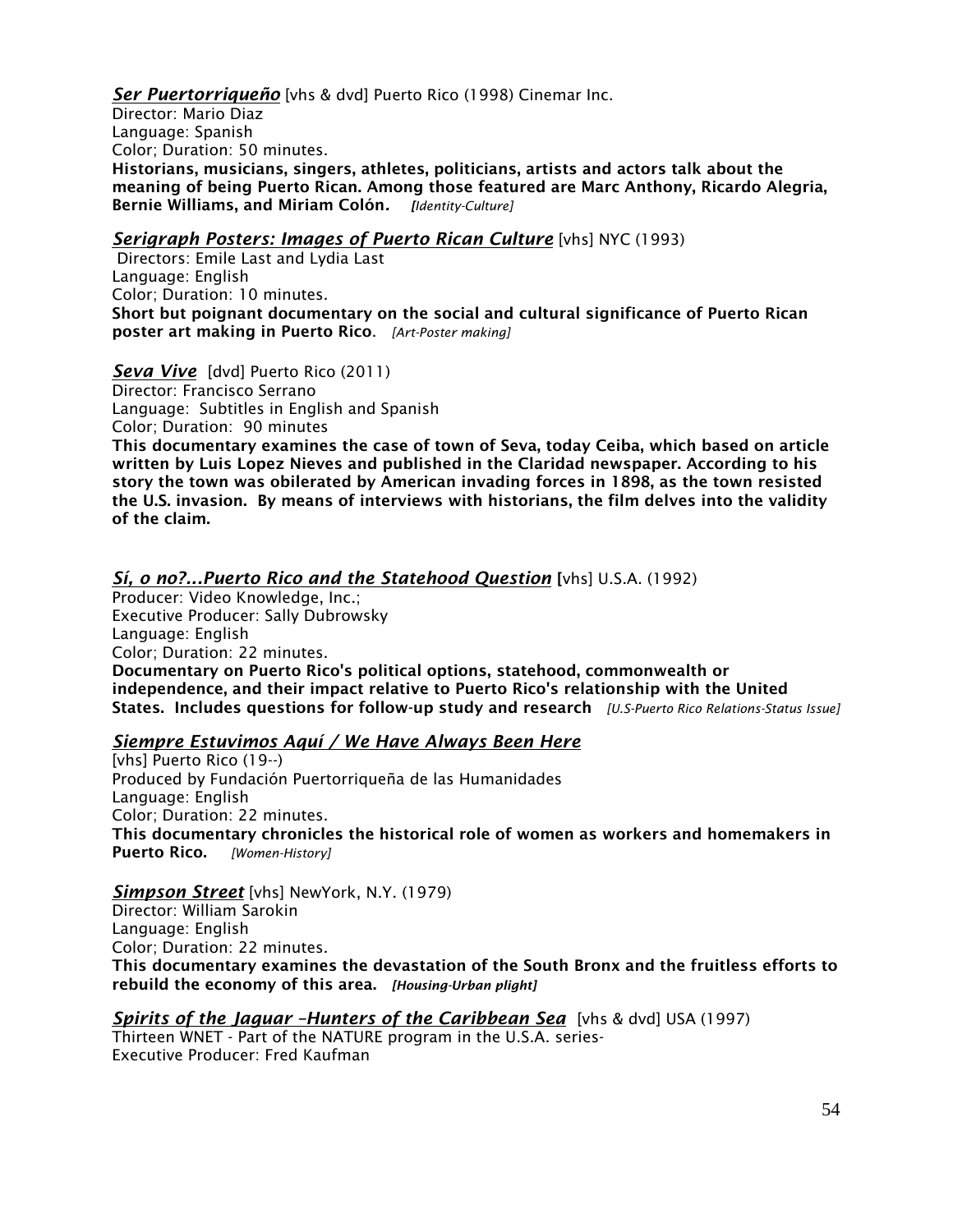***Ser Puertorriqueño*** [vhs & dvd] Puerto Rico (1998) Cinemar Inc.
Director: Mario Diaz
Language: Spanish
Color; Duration: 50 minutes.
**Historians, musicians, singers, athletes, politicians, artists and actors talk about the meaning of being Puerto Rican. Among those featured are Marc Anthony, Ricardo Alegria, Bernie Williams, and Miriam Colón.** *[Identity-Culture]*

***Serigraph Posters: Images of Puerto Rican Culture*** [vhs] NYC (1993)
Directors: Emile Last and Lydia Last
Language: English
Color; Duration: 10 minutes.
**Short but poignant documentary on the social and cultural significance of Puerto Rican poster art making in Puerto Rico**. *[Art-Poster making]*

***Seva Vive*** [dvd] Puerto Rico (2011)
Director: Francisco Serrano
Language: Subtitles in English and Spanish
Color; Duration: 90 minutes
**This documentary examines the case of town of Seva, today Ceiba, which based on article written by Luis Lopez Nieves and published in the Claridad newspaper. According to his story the town was obilerated by American invading forces in 1898, as the town resisted the U.S. invasion. By means of interviews with historians, the film delves into the validity of the claim.**

***Sí, o no?...Puerto Rico and the Statehood Question*** [vhs] U.S.A. (1992)
Producer: Video Knowledge, Inc.;
Executive Producer: Sally Dubrowsky
Language: English
Color; Duration: 22 minutes.
**Documentary on Puerto Rico's political options, statehood, commonwealth or independence, and their impact relative to Puerto Rico's relationship with the United States. Includes questions for follow-up study and research** *[U.S-Puerto Rico Relations-Status Issue]*

***Siempre Estuvimos Aquí / We Have Always Been Here***
[vhs] Puerto Rico (19--)
Produced by Fundación Puertorriqueña de las Humanidades
Language: English
Color; Duration: 22 minutes.
**This documentary chronicles the historical role of women as workers and homemakers in Puerto Rico.** *[Women-History]*

***Simpson Street*** [vhs] NewYork, N.Y. (1979)
Director: William Sarokin
Language: English
Color; Duration: 22 minutes.
**This documentary examines the devastation of the South Bronx and the fruitless efforts to rebuild the economy of this area.** ***[Housing-Urban plight]***

***Spirits of the Jaguar –Hunters of the Caribbean Sea*** [vhs & dvd] USA (1997)
Thirteen WNET - Part of the NATURE program in the U.S.A. series-
Executive Producer: Fred Kaufman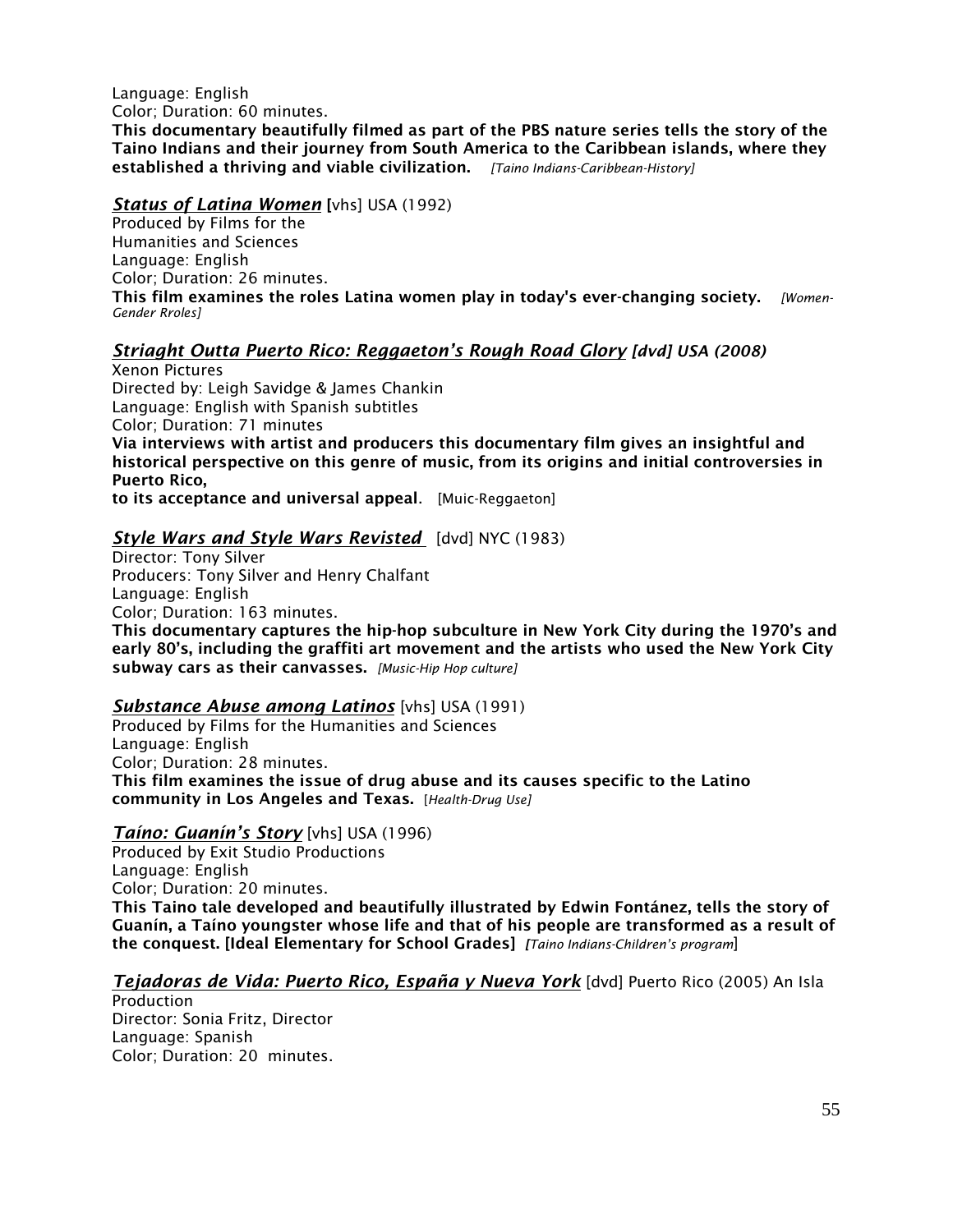Language: English
Color; Duration: 60 minutes.
**This documentary beautifully filmed as part of the PBS nature series tells the story of the Taino Indians and their journey from South America to the Caribbean islands, where they established a thriving and viable civilization.** *[Taino Indians-Caribbean-History]*

***Status of Latina Women*** [vhs] USA (1992)
Produced by Films for the
Humanities and Sciences
Language: English
Color; Duration: 26 minutes.
**This film examines the roles Latina women play in today's ever-changing society.** *[Women-Gender Rroles]*

***Striaght Outta Puerto Rico: Reggaeton's Rough Road Glory*** *[dvd] USA (2008)*
Xenon Pictures
Directed by: Leigh Savidge & James Chankin
Language: English with Spanish subtitles
Color; Duration: 71 minutes
**Via interviews with artist and producers this documentary film gives an insightful and historical perspective on this genre of music, from its origins and initial controversies in Puerto Rico,
to its acceptance and universal appeal**. [Muic-Reggaeton]

***Style Wars and Style Wars Revisted*** [dvd] NYC (1983)
Director: Tony Silver
Producers: Tony Silver and Henry Chalfant
Language: English
Color; Duration: 163 minutes.
**This documentary captures the hip-hop subculture in New York City during the 1970's and early 80's, including the graffiti art movement and the artists who used the New York City subway cars as their canvasses.** *[Music-Hip Hop culture]*

***Substance Abuse among Latinos*** [vhs] USA (1991)
Produced by Films for the Humanities and Sciences
Language: English
Color; Duration: 28 minutes.
**This film examines the issue of drug abuse and its causes specific to the Latino community in Los Angeles and Texas.** [*Health-Drug Use]*

***Taíno: Guanín's Story*** [vhs] USA (1996)
Produced by Exit Studio Productions
Language: English
Color; Duration: 20 minutes.
**This Taino tale developed and beautifully illustrated by Edwin Fontánez, tells the story of Guanín, a Taíno youngster whose life and that of his people are transformed as a result of the conquest. [Ideal Elementary for School Grades]** *[Taino Indians-Children's program*]

***Tejadoras de Vida: Puerto Rico, España y Nueva York*** [dvd] Puerto Rico (2005) An Isla Production
Director: Sonia Fritz, Director
Language: Spanish
Color; Duration: 20 minutes.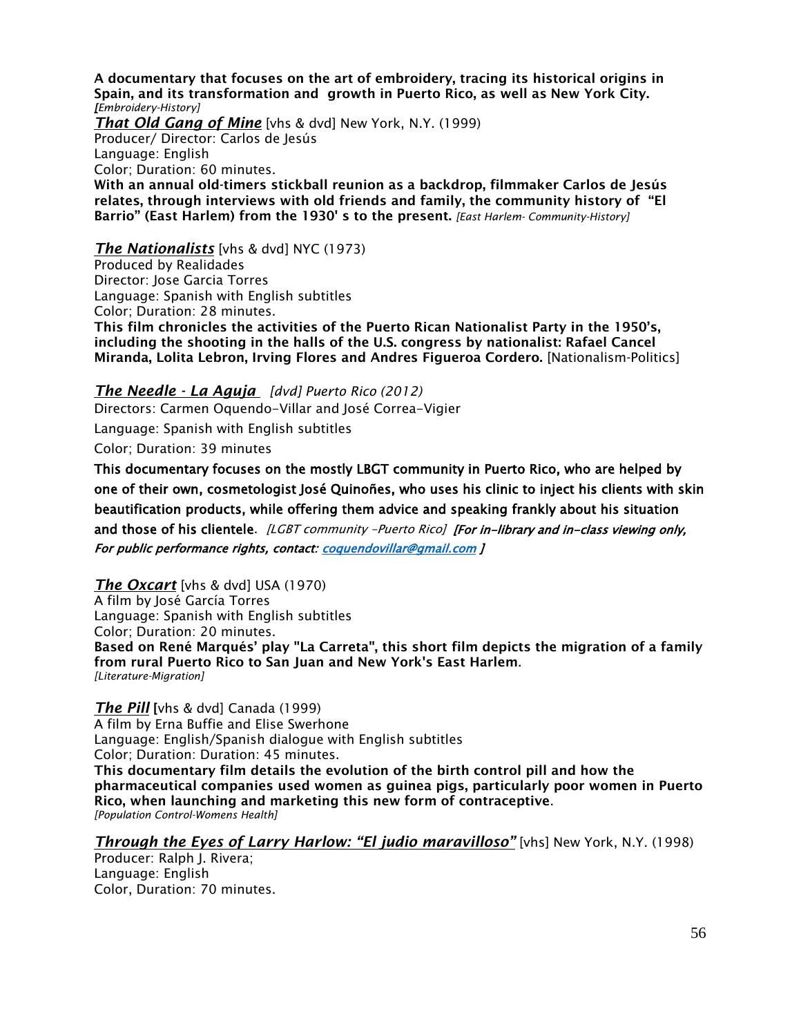**A documentary that focuses on the art of embroidery, tracing its historical origins in Spain, and its transformation and growth in Puerto Rico, as well as New York City.**
***[****Embroidery-History]*

***That Old Gang of Mine*** [vhs & dvd] New York, N.Y. (1999)
Producer/ Director: Carlos de Jesús
Language: English
Color; Duration: 60 minutes.
**With an annual old-timers stickball reunion as a backdrop, filmmaker Carlos de Jesús relates, through interviews with old friends and family, the community history of "El Barrio" (East Harlem) from the 1930' s to the present.** *[East Harlem- Community-History]*

***The Nationalists*** [vhs & dvd] NYC (1973)
Produced by Realidades
Director: Jose Garcia Torres
Language: Spanish with English subtitles
Color; Duration: 28 minutes.
**This film chronicles the activities of the Puerto Rican Nationalist Party in the 1950's, including the shooting in the halls of the U.S. congress by nationalist: Rafael Cancel Miranda, Lolita Lebron, Irving Flores and Andres Figueroa Cordero.** [Nationalism-Politics]

***The Needle - La Aguja*** *[dvd] Puerto Rico (2012)*
Directors: Carmen Oquendo-Villar and José Correa-Vigier
Language: Spanish with English subtitles
Color; Duration: 39 minutes
**This documentary focuses on the mostly LBGT community in Puerto Rico, who are helped by one of their own, cosmetologist José Quinoñes, who uses his clinic to inject his clients with skin beautification products, while offering them advice and speaking frankly about his situation and those of his clientele.** *[LGBT community -Puerto Rico]* ***[For in-library and in-class viewing only, For public performance rights, contact: coquendovillar@gmail.com ]***

***The Oxcart*** [vhs & dvd] USA (1970)
A film by José García Torres
Language: Spanish with English subtitles
Color; Duration: 20 minutes.
**Based on René Marqués' play "La Carreta", this short film depicts the migration of a family from rural Puerto Rico to San Juan and New York's East Harlem.**
*[Literature-Migration]*

***The Pill*** **[**vhs & dvd] Canada (1999)
A film by Erna Buffie and Elise Swerhone
Language: English/Spanish dialogue with English subtitles
Color; Duration: Duration: 45 minutes.
**This documentary film details the evolution of the birth control pill and how the pharmaceutical companies used women as guinea pigs, particularly poor women in Puerto Rico, when launching and marketing this new form of contraceptive.**
*[Population Control-Womens Health]*

***Through the Eyes of Larry Harlow: "El judio maravilloso"*** [vhs] New York, N.Y. (1998)
Producer: Ralph J. Rivera;
Language: English
Color, Duration: 70 minutes.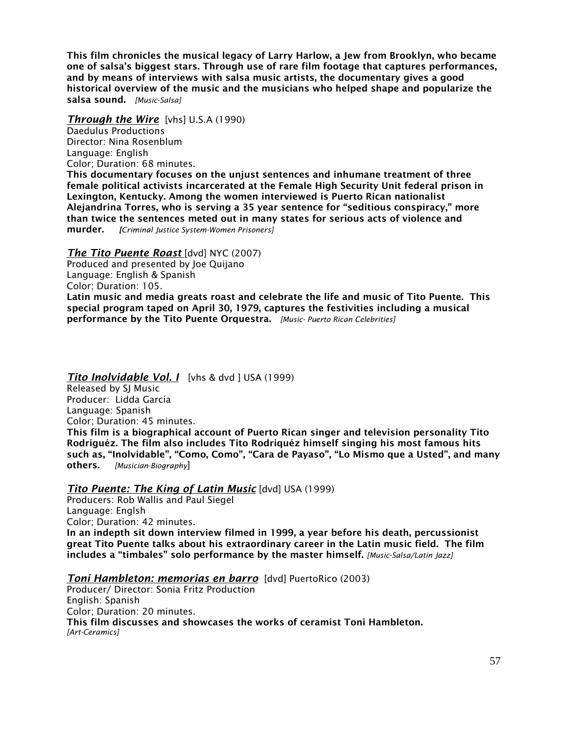**This film chronicles the musical legacy of Larry Harlow, a Jew from Brooklyn, who became one of salsa's biggest stars. Through use of rare film footage that captures performances, and by means of interviews with salsa music artists, the documentary gives a good historical overview of the music and the musicians who helped shape and popularize the salsa sound.** *[Music-Salsa]*

***Through the Wire*** [vhs] U.S.A (1990)
Daedulus Productions
Director: Nina Rosenblum
Language: English
Color; Duration: 68 minutes.
**This documentary focuses on the unjust sentences and inhumane treatment of three female political activists incarcerated at the Female High Security Unit federal prison in Lexington, Kentucky. Among the women interviewed is Puerto Rican nationalist Alejandrina Torres, who is serving a 35 year sentence for "seditious conspiracy," more than twice the sentences meted out in many states for serious acts of violence and murder.** *[Criminal Justice System-Women Prisoners]*

***The Tito Puente Roast*** [dvd] NYC (2007)
Produced and presented by Joe Quijano
Language: English & Spanish
Color; Duration: 105.
**Latin music and media greats roast and celebrate the life and music of Tito Puente. This special program taped on April 30, 1979, captures the festivities including a musical performance by the Tito Puente Orquestra.** *[Music- Puerto Rican Celebrities]*

***Tito Inolvidable Vol. I*** [vhs & dvd ] USA (1999)
Released by SJ Music
Producer: Lidda García
Language: Spanish
Color; Duration: 45 minutes.
**This film is a biographical account of Puerto Rican singer and television personality Tito Rodriguéz. The film also includes Tito Rodriquéz himself singing his most famous hits such as, "Inolvidable", "Como, Como", "Cara de Payaso", "Lo Mismo que a Usted", and many others.** *[Musician-Biography]*

***Tito Puente: The King of Latin Music*** [dvd] USA (1999)
Producers: Rob Wallis and Paul Siegel
Language: Englsh
Color; Duration: 42 minutes.
**In an indepth sit down interview filmed in 1999, a year before his death, percussionist great Tito Puente talks about his extraordinary career in the Latin music field. The film includes a "timbales" solo performance by the master himself.** *[Music-Salsa/Latin Jazz]*

***Toni Hambleton: memorias en barro*** [dvd] PuertoRico (2003)
Producer/ Director: Sonia Fritz Production
English: Spanish
Color; Duration: 20 minutes.
**This film discusses and showcases the works of ceramist Toni Hambleton.**
*[Art-Ceramics]*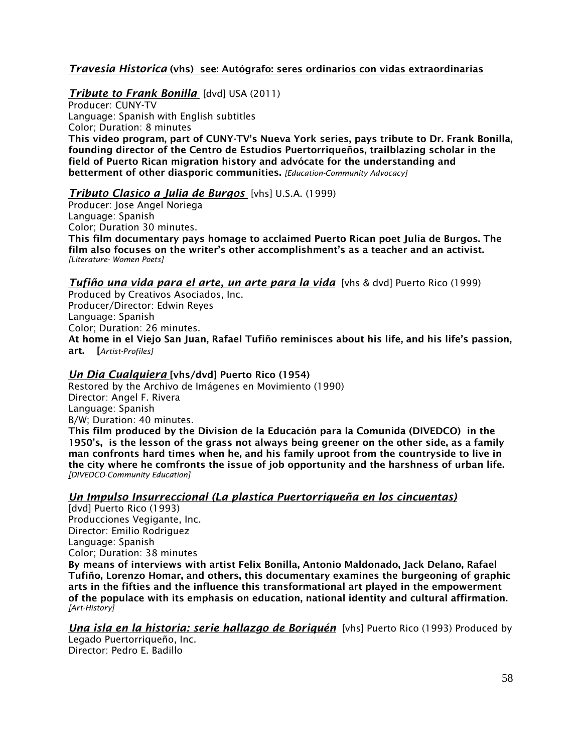***Travesia Historica* (vhs) see: Autógrafo: seres ordinarios con vidas extraordinarias**

***Tribute to Frank Bonilla*** [dvd] USA (2011)
Producer: CUNY-TV
Language: Spanish with English subtitles
Color; Duration: 8 minutes
**This video program, part of CUNY-TV's Nueva York series, pays tribute to Dr. Frank Bonilla, founding director of the Centro de Estudios Puertorriqueños, trailblazing scholar in the field of Puerto Rican migration history and advócate for the understanding and betterment of other diasporic communities.** *[Education-Community Advocacy]*

***Tributo Clasico a Julia de Burgos*** [vhs] U.S.A. (1999)
Producer: Jose Angel Noriega
Language: Spanish
Color; Duration 30 minutes.
**This film documentary pays homage to acclaimed Puerto Rican poet Julia de Burgos. The film also focuses on the writer's other accomplishment's as a teacher and an activist.** *[Literature- Women Poets]*

***Tufiño una vida para el arte, un arte para la vida*** [vhs & dvd] Puerto Rico (1999)
Produced by Creativos Asociados, Inc.
Producer/Director: Edwin Reyes
Language: Spanish
Color; Duration: 26 minutes.
**At home in el Viejo San Juan, Rafael Tufiño reminisces about his life, and his life's passion, art.** **[***Artist-Profiles]*

***Un Dia Cualquiera* [vhs/dvd] Puerto Rico (1954)**
Restored by the Archivo de Imágenes en Movimiento (1990)
Director: Angel F. Rivera
Language: Spanish
B/W; Duration: 40 minutes.
**This film produced by the Division de la Educación para la Comunida (DIVEDCO) in the 1950's, is the lesson of the grass not always being greener on the other side, as a family man confronts hard times when he, and his family uproot from the countryside to live in the city where he comfronts the issue of job opportunity and the harshness of urban life.** *[DIVEDCO-Community Education]*

***Un Impulso Insurreccional (La plastica Puertorriqueña en los cincuentas)***
[dvd] Puerto Rico (1993)
Producciones Vegigante, Inc.
Director: Emilio Rodriguez
Language: Spanish
Color; Duration: 38 minutes
**By means of interviews with artist Felix Bonilla, Antonio Maldonado, Jack Delano, Rafael Tufiño, Lorenzo Homar, and others, this documentary examines the burgeoning of graphic arts in the fifties and the influence this transformational art played in the empowerment of the populace with its emphasis on education, national identity and cultural affirmation.** *[Art-History]*

***Una isla en la historia: serie hallazgo de Boriquén*** [vhs] Puerto Rico (1993) Produced by Legado Puertorriqueño, Inc.
Director: Pedro E. Badillo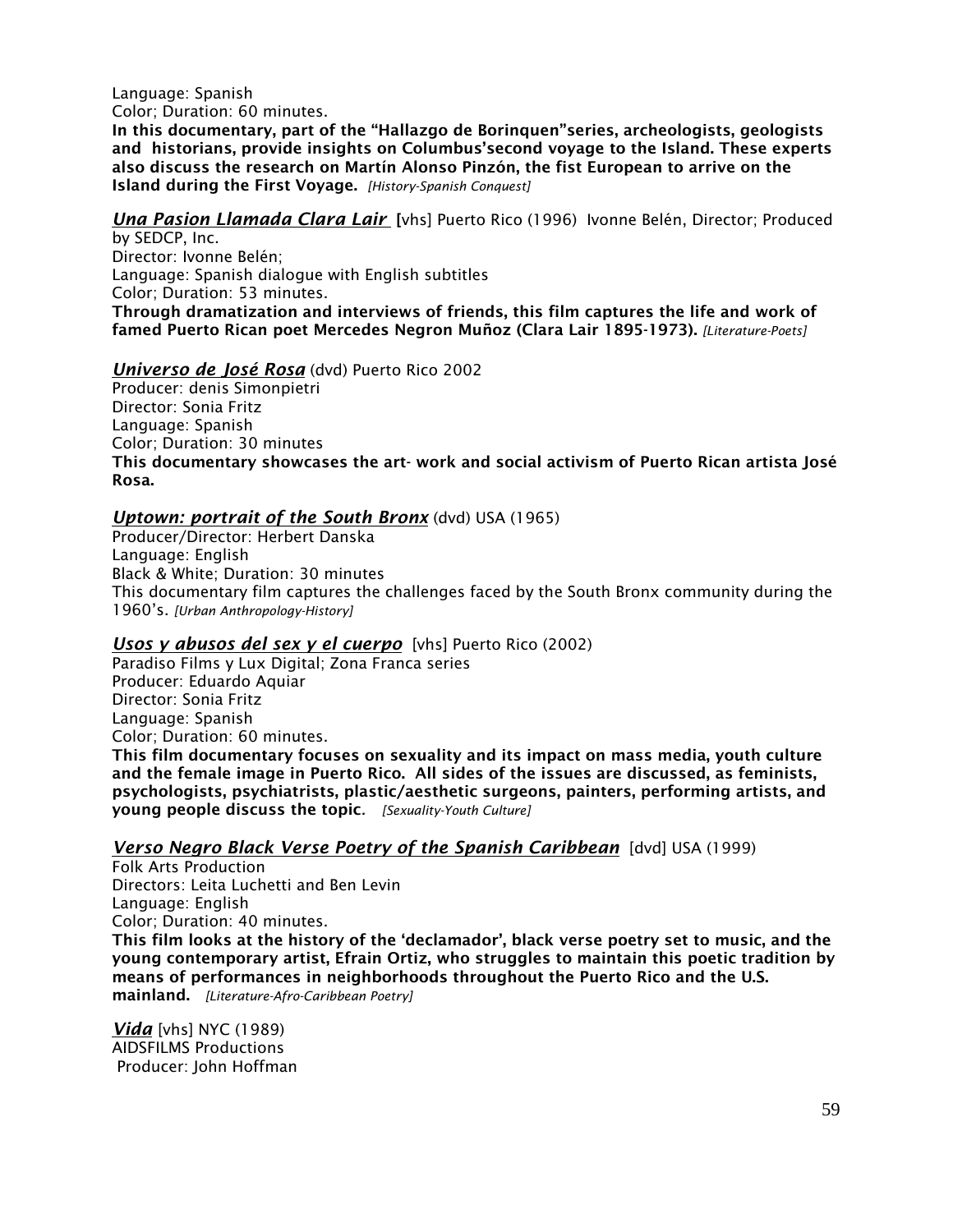Language: Spanish
Color; Duration: 60 minutes.
**In this documentary, part of the "Hallazgo de Borinquen"series, archeologists, geologists and historians, provide insights on Columbus'second voyage to the Island. These experts also discuss the research on Martín Alonso Pinzón, the fist European to arrive on the Island during the First Voyage.** *[History-Spanish Conquest]*

***Una Pasion Llamada Clara Lair*** [vhs] Puerto Rico (1996) Ivonne Belén, Director; Produced by SEDCP, Inc.
Director: Ivonne Belén;
Language: Spanish dialogue with English subtitles
Color; Duration: 53 minutes.
**Through dramatization and interviews of friends, this film captures the life and work of famed Puerto Rican poet Mercedes Negron Muñoz (Clara Lair 1895-1973).** *[Literature-Poets]*

***Universo de José Rosa*** (dvd) Puerto Rico 2002
Producer: denis Simonpietri
Director: Sonia Fritz
Language: Spanish
Color; Duration: 30 minutes
**This documentary showcases the art- work and social activism of Puerto Rican artista José Rosa.**

***Uptown: portrait of the South Bronx*** (dvd) USA (1965)
Producer/Director: Herbert Danska
Language: English
Black & White; Duration: 30 minutes
This documentary film captures the challenges faced by the South Bronx community during the 1960's. *[Urban Anthropology-History]*

***Usos y abusos del sex y el cuerpo*** [vhs] Puerto Rico (2002)
Paradiso Films y Lux Digital; Zona Franca series
Producer: Eduardo Aquiar
Director: Sonia Fritz
Language: Spanish
Color; Duration: 60 minutes.
**This film documentary focuses on sexuality and its impact on mass media, youth culture and the female image in Puerto Rico. All sides of the issues are discussed, as feminists, psychologists, psychiatrists, plastic/aesthetic surgeons, painters, performing artists, and young people discuss the topic.** *[Sexuality-Youth Culture]*

***Verso Negro Black Verse Poetry of the Spanish Caribbean*** [dvd] USA (1999)
Folk Arts Production
Directors: Leita Luchetti and Ben Levin
Language: English
Color; Duration: 40 minutes.
**This film looks at the history of the 'declamador', black verse poetry set to music, and the young contemporary artist, Efrain Ortiz, who struggles to maintain this poetic tradition by means of performances in neighborhoods throughout the Puerto Rico and the U.S. mainland.** *[Literature-Afro-Caribbean Poetry]*

***Vida*** [vhs] NYC (1989)
AIDSFILMS Productions
Producer: John Hoffman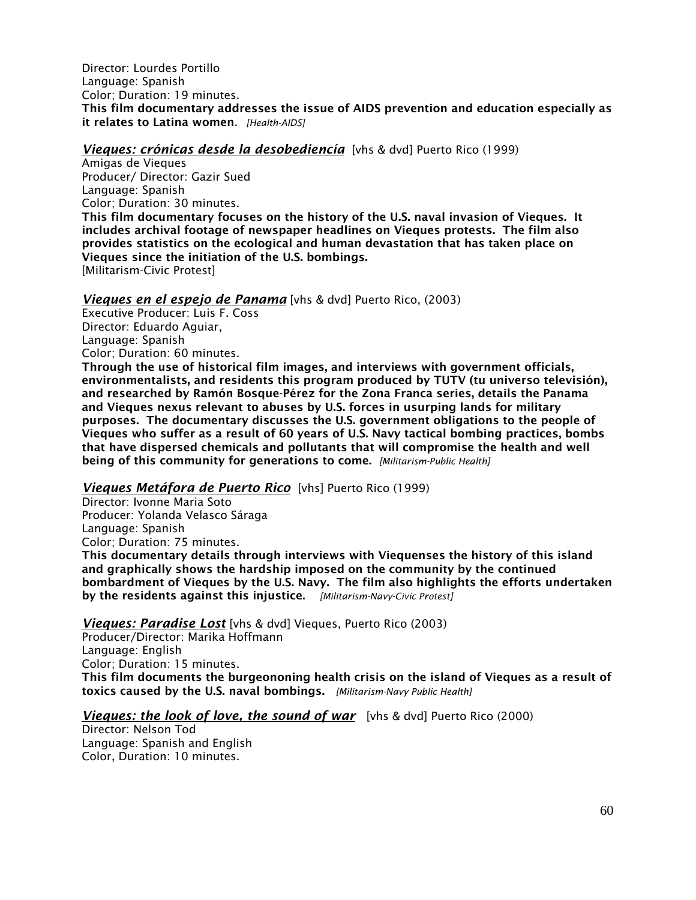Director: Lourdes Portillo
Language: Spanish
Color; Duration: 19 minutes.
**This film documentary addresses the issue of AIDS prevention and education especially as it relates to Latina women.** *[Health-AIDS]*

***Vieques: crónicas desde la desobediencía*** [vhs & dvd] Puerto Rico (1999)
Amigas de Vieques
Producer/ Director: Gazir Sued
Language: Spanish
Color; Duration: 30 minutes.
**This film documentary focuses on the history of the U.S. naval invasion of Vieques. It includes archival footage of newspaper headlines on Vieques protests. The film also provides statistics on the ecological and human devastation that has taken place on Vieques since the initiation of the U.S. bombings.**
[Militarism-Civic Protest]

***Vieques en el espejo de Panama*** [vhs & dvd] Puerto Rico, (2003)
Executive Producer: Luis F. Coss
Director: Eduardo Aguiar,
Language: Spanish
Color; Duration: 60 minutes.
**Through the use of historical film images, and interviews with government officials, environmentalists, and residents this program produced by TUTV (tu universo televisión), and researched by Ramón Bosque-Pérez for the Zona Franca series, details the Panama and Vieques nexus relevant to abuses by U.S. forces in usurping lands for military purposes. The documentary discusses the U.S. government obligations to the people of Vieques who suffer as a result of 60 years of U.S. Navy tactical bombing practices, bombs that have dispersed chemicals and pollutants that will compromise the health and well being of this community for generations to come.** *[Militarism-Public Health]*

***Vieques Metáfora de Puerto Rico*** [vhs] Puerto Rico (1999)
Director: Ivonne Maria Soto
Producer: Yolanda Velasco Sáraga
Language: Spanish
Color; Duration: 75 minutes.
**This documentary details through interviews with Viequenses the history of this island and graphically shows the hardship imposed on the community by the continued bombardment of Vieques by the U.S. Navy. The film also highlights the efforts undertaken by the residents against this injustice.** *[Militarism-Navy-Civic Protest]*

***Vieques: Paradise Lost*** [vhs & dvd] Vieques, Puerto Rico (2003)
Producer/Director: Marika Hoffmann
Language: English
Color; Duration: 15 minutes.
**This film documents the burgeononing health crisis on the island of Vieques as a result of toxics caused by the U.S. naval bombings.** *[Militarism-Navy Public Health]*

***Vieques: the look of love, the sound of war*** [vhs & dvd] Puerto Rico (2000)
Director: Nelson Tod
Language: Spanish and English
Color, Duration: 10 minutes.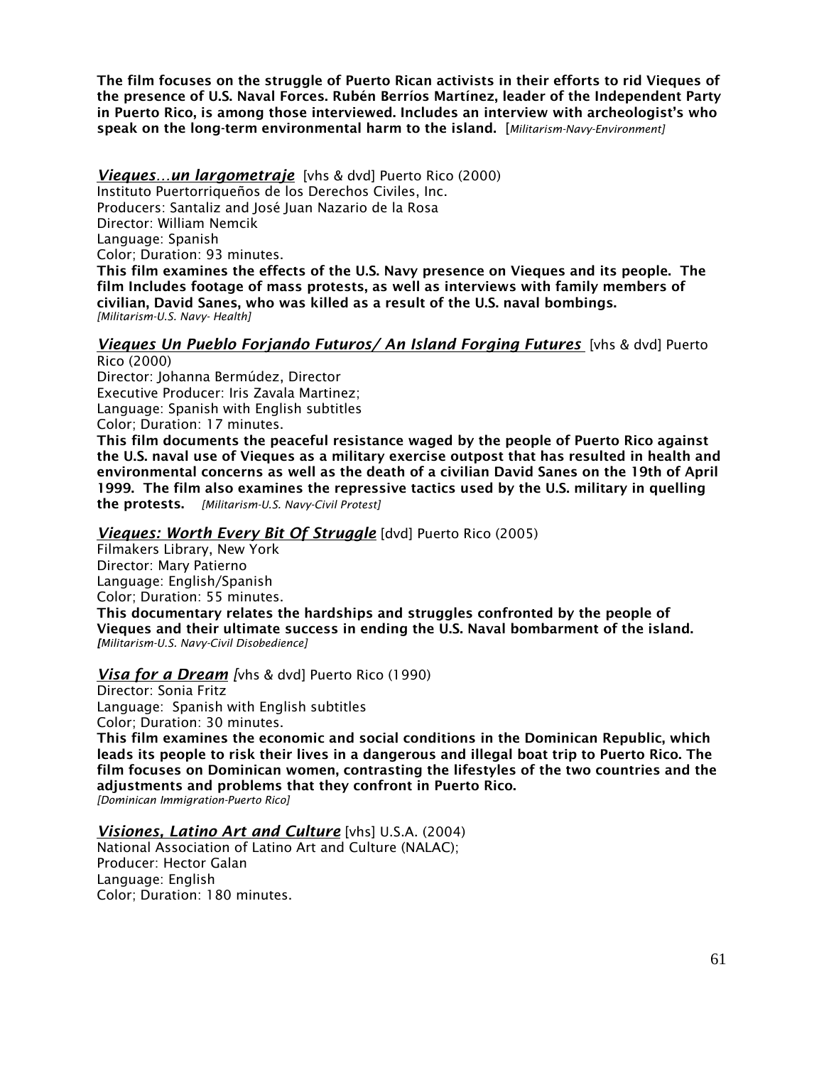**The film focuses on the struggle of Puerto Rican activists in their efforts to rid Vieques of the presence of U.S. Naval Forces. Rubén Berríos Martínez, leader of the Independent Party in Puerto Rico, is among those interviewed. Includes an interview with archeologist's who speak on the long-term environmental harm to the island.** [*Militarism-Navy-Environment]*

***Vieques…un largometraje*** [vhs & dvd] Puerto Rico (2000)
Instituto Puertorriqueños de los Derechos Civiles, Inc.
Producers: Santaliz and José Juan Nazario de la Rosa
Director: William Nemcik
Language: Spanish
Color; Duration: 93 minutes.
**This film examines the effects of the U.S. Navy presence on Vieques and its people. The film Includes footage of mass protests, as well as interviews with family members of civilian, David Sanes, who was killed as a result of the U.S. naval bombings.**
*[Militarism-U.S. Navy- Health]*

***Vieques Un Pueblo Forjando Futuros/ An Island Forging Futures*** [vhs & dvd] Puerto Rico (2000)
Director: Johanna Bermúdez, Director
Executive Producer: Iris Zavala Martinez;
Language: Spanish with English subtitles
Color; Duration: 17 minutes.
**This film documents the peaceful resistance waged by the people of Puerto Rico against the U.S. naval use of Vieques as a military exercise outpost that has resulted in health and environmental concerns as well as the death of a civilian David Sanes on the 19th of April 1999. The film also examines the repressive tactics used by the U.S. military in quelling the protests.** *[Militarism-U.S. Navy-Civil Protest]*

***Vieques: Worth Every Bit Of Struggle*** [dvd] Puerto Rico (2005)
Filmakers Library, New York
Director: Mary Patierno
Language: English/Spanish
Color; Duration: 55 minutes.
**This documentary relates the hardships and struggles confronted by the people of Vieques and their ultimate success in ending the U.S. Naval bombarment of the island.** *[Militarism-U.S. Navy-Civil Disobedience]*

***Visa for a Dream*** [vhs & dvd] Puerto Rico (1990)
Director: Sonia Fritz
Language: Spanish with English subtitles
Color; Duration: 30 minutes.
**This film examines the economic and social conditions in the Dominican Republic, which leads its people to risk their lives in a dangerous and illegal boat trip to Puerto Rico. The film focuses on Dominican women, contrasting the lifestyles of the two countries and the adjustments and problems that they confront in Puerto Rico.**
*[Dominican Immigration-Puerto Rico]*

***Visiones, Latino Art and Culture*** [vhs] U.S.A. (2004)
National Association of Latino Art and Culture (NALAC);
Producer: Hector Galan
Language: English
Color; Duration: 180 minutes.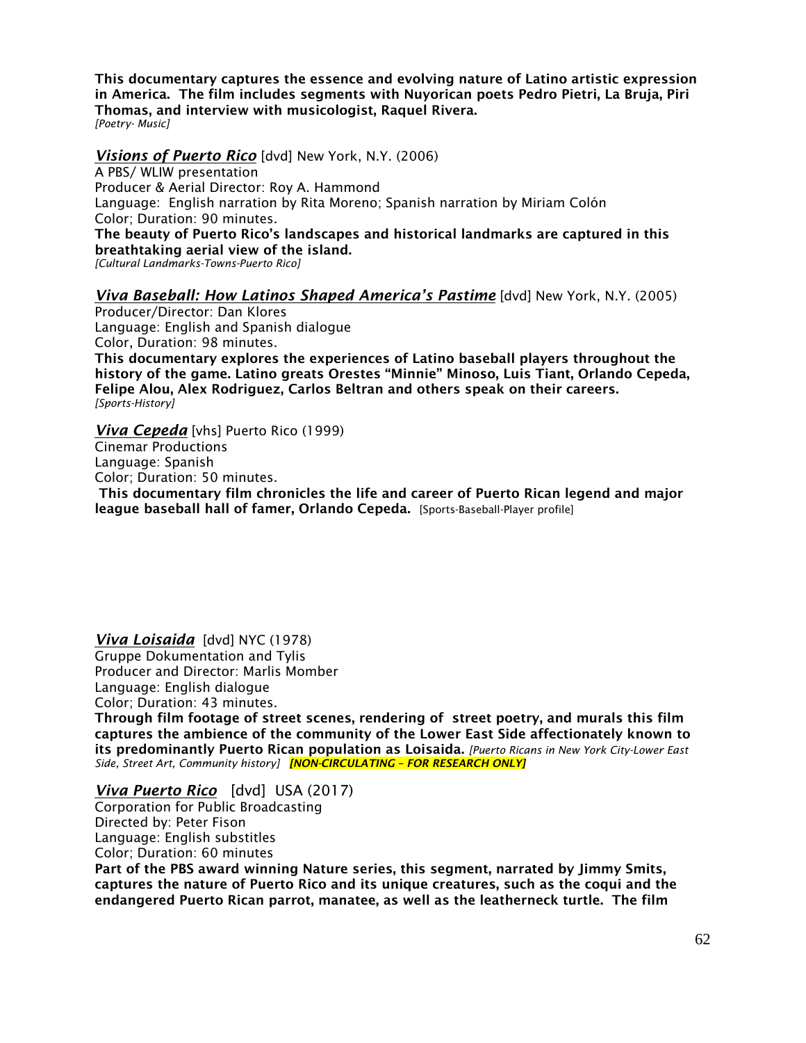**This documentary captures the essence and evolving nature of Latino artistic expression in America. The film includes segments with Nuyorican poets Pedro Pietri, La Bruja, Piri Thomas, and interview with musicologist, Raquel Rivera.**
*[Poetry- Music]*

***Visions of Puerto Rico*** [dvd] New York, N.Y. (2006)
A PBS/ WLIW presentation
Producer & Aerial Director: Roy A. Hammond
Language: English narration by Rita Moreno; Spanish narration by Miriam Colón
Color; Duration: 90 minutes.
**The beauty of Puerto Rico's landscapes and historical landmarks are captured in this breathtaking aerial view of the island.**
*[Cultural Landmarks-Towns-Puerto Rico]*

***Viva Baseball: How Latinos Shaped America's Pastime*** [dvd] New York, N.Y. (2005)
Producer/Director: Dan Klores
Language: English and Spanish dialogue
Color, Duration: 98 minutes.
**This documentary explores the experiences of Latino baseball players throughout the history of the game. Latino greats Orestes "Minnie" Minoso, Luis Tiant, Orlando Cepeda, Felipe Alou, Alex Rodriguez, Carlos Beltran and others speak on their careers.**
*[Sports-History]*

***Viva Cepeda*** [vhs] Puerto Rico (1999)
Cinemar Productions
Language: Spanish
Color; Duration: 50 minutes.
**This documentary film chronicles the life and career of Puerto Rican legend and major league baseball hall of famer, Orlando Cepeda.** [Sports-Baseball-Player profile]

***Viva Loisaida*** [dvd] NYC (1978)
Gruppe Dokumentation and Tylis
Producer and Director: Marlis Momber
Language: English dialogue
Color; Duration: 43 minutes.
**Through film footage of street scenes, rendering of street poetry, and murals this film captures the ambience of the community of the Lower East Side affectionately known to its predominantly Puerto Rican population as Loisaida.** *[Puerto Ricans in New York City-Lower East Side, Street Art, Community history]* ***[NON-CIRCULATING – FOR RESEARCH ONLY]***

***Viva Puerto Rico*** [dvd] USA (2017)
Corporation for Public Broadcasting
Directed by: Peter Fison
Language: English substitles
Color; Duration: 60 minutes
**Part of the PBS award winning Nature series, this segment, narrated by Jimmy Smits, captures the nature of Puerto Rico and its unique creatures, such as the coqui and the endangered Puerto Rican parrot, manatee, as well as the leatherneck turtle. The film**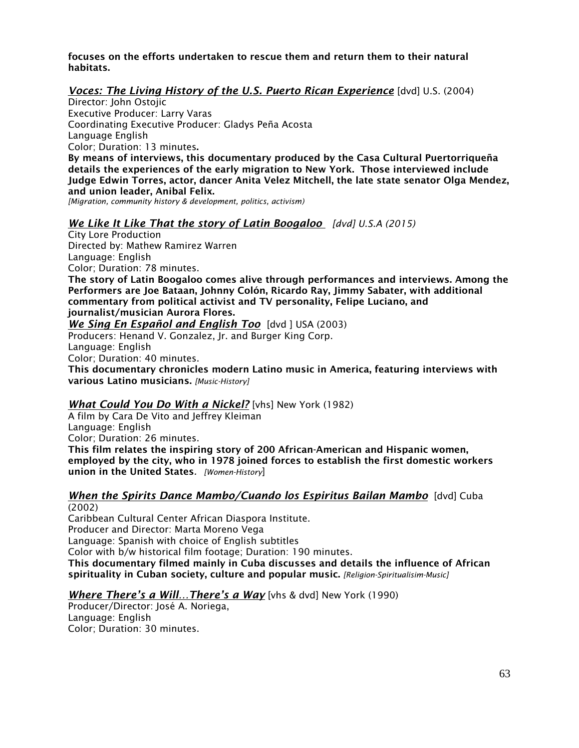**focuses on the efforts undertaken to rescue them and return them to their natural habitats.**

***Voces: The Living History of the U.S. Puerto Rican Experience*** [dvd] U.S. (2004)
Director: John Ostojic
Executive Producer: Larry Varas
Coordinating Executive Producer: Gladys Peña Acosta
Language English
Color; Duration: 13 minutes**.**
**By means of interviews, this documentary produced by the Casa Cultural Puertorriqueña details the experiences of the early migration to New York. Those interviewed include Judge Edwin Torres, actor, dancer Anita Velez Mitchell, the late state senator Olga Mendez, and union leader, Anibal Felix.**
*[Migration, community history & development, politics, activism)*

***We Like It Like That the story of Latin Boogaloo*** *[dvd] U.S.A (2015)*
City Lore Production
Directed by: Mathew Ramirez Warren
Language: English
Color; Duration: 78 minutes.
**The story of Latin Boogaloo comes alive through performances and interviews. Among the Performers are Joe Bataan, Johnny Colón, Ricardo Ray, Jimmy Sabater, with additional commentary from political activist and TV personality, Felipe Luciano, and journalist/musician Aurora Flores.**

***We Sing En Español and English Too*** [dvd ] USA (2003)
Producers: Henand V. Gonzalez, Jr. and Burger King Corp.
Language: English
Color; Duration: 40 minutes.
**This documentary chronicles modern Latino music in America, featuring interviews with various Latino musicians.** *[Music-History]*

***What Could You Do With a Nickel?*** [vhs] New York (1982)
A film by Cara De Vito and Jeffrey Kleiman
Language: English
Color; Duration: 26 minutes.
**This film relates the inspiring story of 200 African-American and Hispanic women, employed by the city, who in 1978 joined forces to establish the first domestic workers union in the United States.** *[Women-History]*

***When the Spirits Dance Mambo/Cuando los Espiritus Bailan Mambo*** [dvd] Cuba (2002)
Caribbean Cultural Center African Diaspora Institute.
Producer and Director: Marta Moreno Vega
Language: Spanish with choice of English subtitles
Color with b/w historical film footage; Duration: 190 minutes.
**This documentary filmed mainly in Cuba discusses and details the influence of African spirituality in Cuban society, culture and popular music.** *[Religion-Spiritualisim-Music]*

***Where There's a Will…There's a Way*** [vhs & dvd] New York (1990)
Producer/Director: José A. Noriega,
Language: English
Color; Duration: 30 minutes.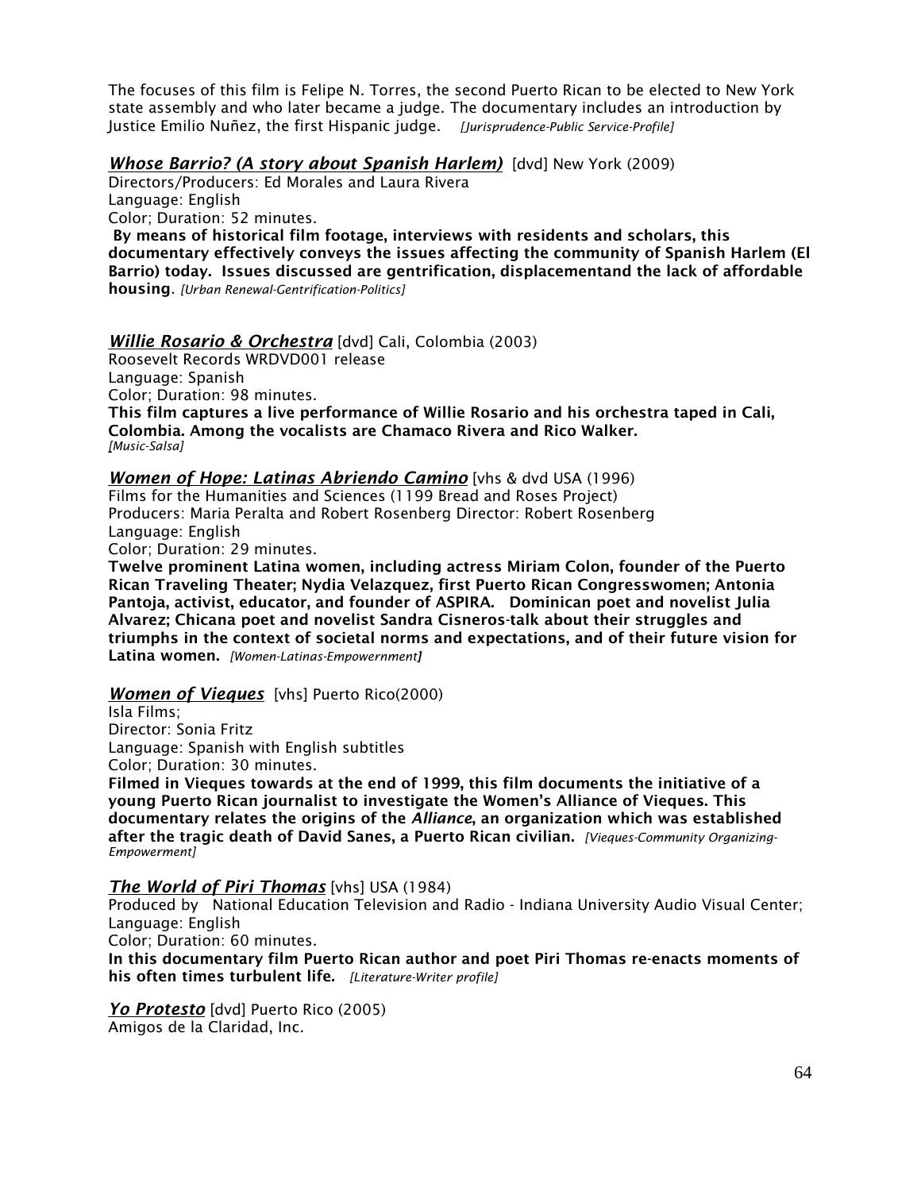The focuses of this film is Felipe N. Torres, the second Puerto Rican to be elected to New York state assembly and who later became a judge. The documentary includes an introduction by Justice Emilio Nuñez, the first Hispanic judge. *[Jurisprudence-Public Service-Profile]*

***Whose Barrio? (A story about Spanish Harlem)*** [dvd] New York (2009)
Directors/Producers: Ed Morales and Laura Rivera
Language: English
Color; Duration: 52 minutes.
**By means of historical film footage, interviews with residents and scholars, this documentary effectively conveys the issues affecting the community of Spanish Harlem (El Barrio) today. Issues discussed are gentrification, displacementand the lack of affordable housing**. *[Urban Renewal-Gentrification-Politics]*

***Willie Rosario & Orchestra*** [dvd] Cali, Colombia (2003)
Roosevelt Records WRDVD001 release
Language: Spanish
Color; Duration: 98 minutes.
**This film captures a live performance of Willie Rosario and his orchestra taped in Cali, Colombia. Among the vocalists are Chamaco Rivera and Rico Walker.**
*[Music-Salsa]*

***Women of Hope: Latinas Abriendo Camino*** [vhs & dvd USA (1996)
Films for the Humanities and Sciences (1199 Bread and Roses Project)
Producers: Maria Peralta and Robert Rosenberg Director: Robert Rosenberg
Language: English
Color; Duration: 29 minutes.
**Twelve prominent Latina women, including actress Miriam Colon, founder of the Puerto Rican Traveling Theater; Nydia Velazquez, first Puerto Rican Congresswomen; Antonia Pantoja, activist, educator, and founder of ASPIRA. Dominican poet and novelist Julia Alvarez; Chicana poet and novelist Sandra Cisneros-talk about their struggles and triumphs in the context of societal norms and expectations, and of their future vision for Latina women.** *[Women-Latinas-Empowernment]*

***Women of Vieques*** [vhs] Puerto Rico(2000)
Isla Films;
Director: Sonia Fritz
Language: Spanish with English subtitles
Color; Duration: 30 minutes.
**Filmed in Vieques towards at the end of 1999, this film documents the initiative of a young Puerto Rican journalist to investigate the Women's Alliance of Vieques. This documentary relates the origins of the *Alliance*, an organization which was established after the tragic death of David Sanes, a Puerto Rican civilian.** *[Vieques-Community Organizing-Empowerment]*

***The World of Piri Thomas*** [vhs] USA (1984)
Produced by National Education Television and Radio - Indiana University Audio Visual Center;
Language: English
Color; Duration: 60 minutes.
**In this documentary film Puerto Rican author and poet Piri Thomas re-enacts moments of his often times turbulent life.** *[Literature-Writer profile]*

***Yo Protesto*** [dvd] Puerto Rico (2005)
Amigos de la Claridad, Inc.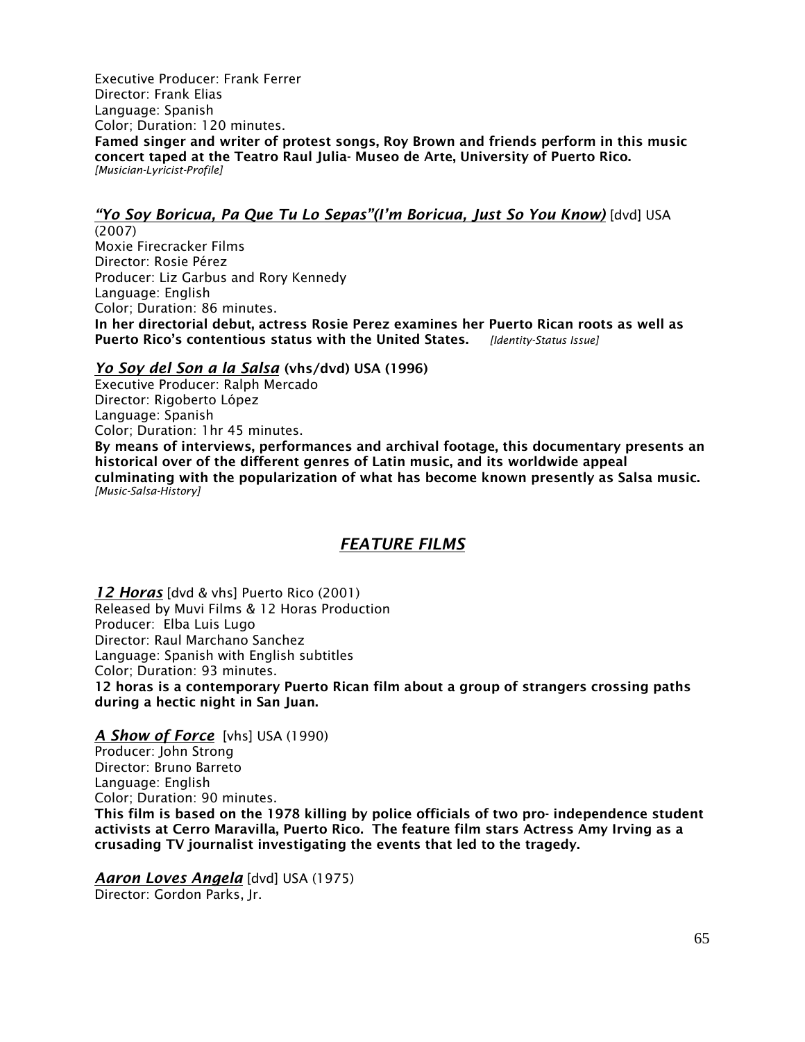Executive Producer: Frank Ferrer
Director: Frank Elias
Language: Spanish
Color; Duration: 120 minutes.
**Famed singer and writer of protest songs, Roy Brown and friends perform in this music concert taped at the Teatro Raul Julia- Museo de Arte, University of Puerto Rico.**
*[Musician-Lyricist-Profile]*

***"Yo Soy Boricua, Pa Que Tu Lo Sepas"(I'm Boricua, Just So You Know)*** [dvd] USA (2007)
Moxie Firecracker Films
Director: Rosie Pérez
Producer: Liz Garbus and Rory Kennedy
Language: English
Color; Duration: 86 minutes.
**In her directorial debut, actress Rosie Perez examines her Puerto Rican roots as well as Puerto Rico's contentious status with the United States.** *[Identity-Status Issue]*

***Yo Soy del Son a la Salsa*** **(vhs/dvd) USA (1996)**
Executive Producer: Ralph Mercado
Director: Rigoberto López
Language: Spanish
Color; Duration: 1hr 45 minutes.
**By means of interviews, performances and archival footage, this documentary presents an historical over of the different genres of Latin music, and its worldwide appeal culminating with the popularization of what has become known presently as Salsa music.**
*[Music-Salsa-History]*

## *FEATURE FILMS*

***12 Horas*** [dvd & vhs] Puerto Rico (2001)
Released by Muvi Films & 12 Horas Production
Producer: Elba Luis Lugo
Director: Raul Marchano Sanchez
Language: Spanish with English subtitles
Color; Duration: 93 minutes.
**12 horas is a contemporary Puerto Rican film about a group of strangers crossing paths during a hectic night in San Juan.**

***A Show of Force*** [vhs] USA (1990)
Producer: John Strong
Director: Bruno Barreto
Language: English
Color; Duration: 90 minutes.
**This film is based on the 1978 killing by police officials of two pro- independence student activists at Cerro Maravilla, Puerto Rico. The feature film stars Actress Amy Irving as a crusading TV journalist investigating the events that led to the tragedy.**

***Aaron Loves Angela*** [dvd] USA (1975)
Director: Gordon Parks, Jr.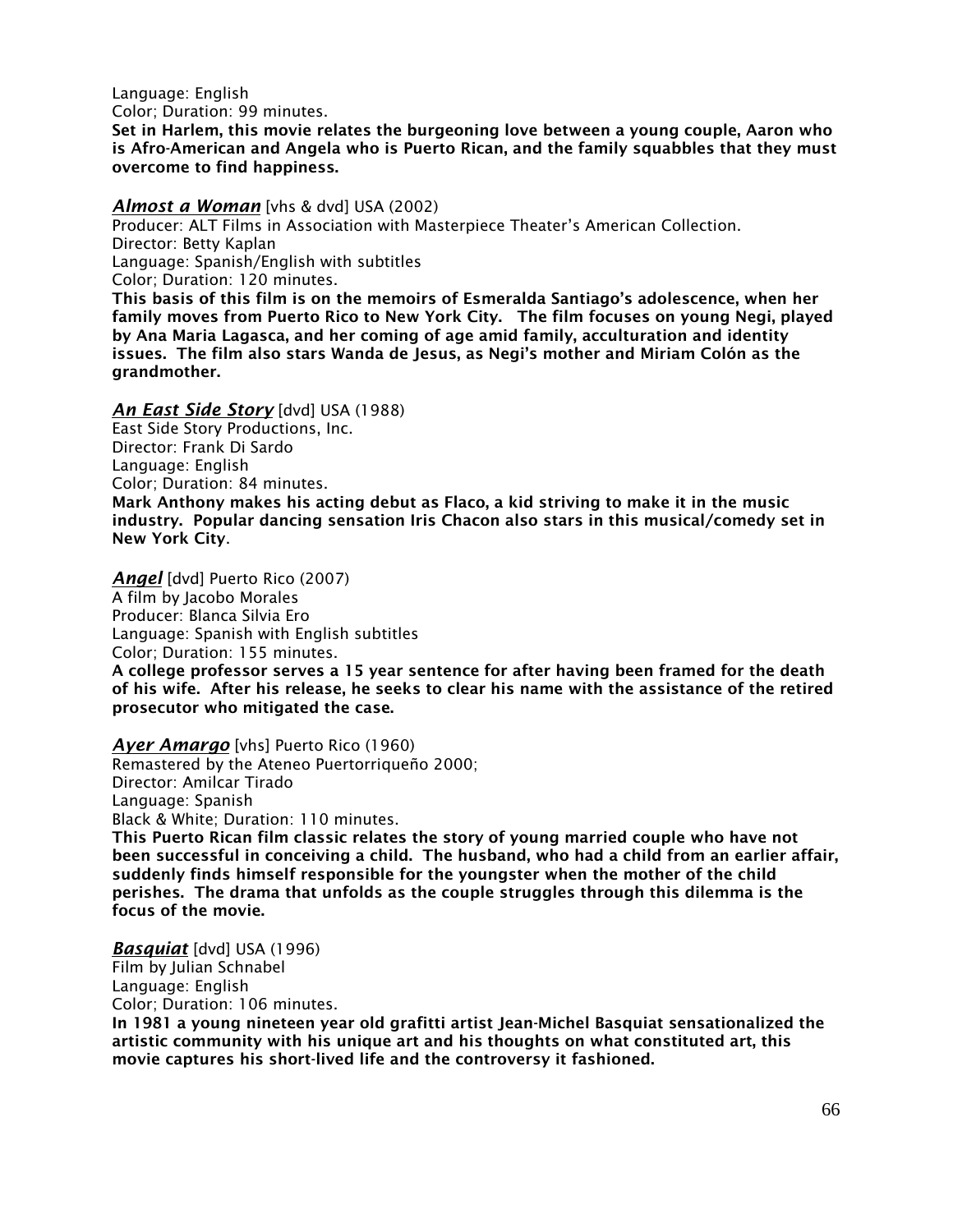Language: English
Color; Duration: 99 minutes.
**Set in Harlem, this movie relates the burgeoning love between a young couple, Aaron who is Afro-American and Angela who is Puerto Rican, and the family squabbles that they must overcome to find happiness.**

***Almost a Woman*** [vhs & dvd] USA (2002)
Producer: ALT Films in Association with Masterpiece Theater's American Collection.
Director: Betty Kaplan
Language: Spanish/English with subtitles
Color; Duration: 120 minutes.
**This basis of this film is on the memoirs of Esmeralda Santiago's adolescence, when her family moves from Puerto Rico to New York City. The film focuses on young Negi, played by Ana Maria Lagasca, and her coming of age amid family, acculturation and identity issues. The film also stars Wanda de Jesus, as Negi's mother and Miriam Colón as the grandmother.**

***An East Side Story*** [dvd] USA (1988)
East Side Story Productions, Inc.
Director: Frank Di Sardo
Language: English
Color; Duration: 84 minutes.
**Mark Anthony makes his acting debut as Flaco, a kid striving to make it in the music industry. Popular dancing sensation Iris Chacon also stars in this musical/comedy set in New York City.**

***Angel*** [dvd] Puerto Rico (2007)
A film by Jacobo Morales
Producer: Blanca Silvia Ero
Language: Spanish with English subtitles
Color; Duration: 155 minutes.
**A college professor serves a 15 year sentence for after having been framed for the death of his wife. After his release, he seeks to clear his name with the assistance of the retired prosecutor who mitigated the case.**

***Ayer Amargo*** [vhs] Puerto Rico (1960)
Remastered by the Ateneo Puertorriqueño 2000;
Director: Amilcar Tirado
Language: Spanish
Black & White; Duration: 110 minutes.
**This Puerto Rican film classic relates the story of young married couple who have not been successful in conceiving a child. The husband, who had a child from an earlier affair, suddenly finds himself responsible for the youngster when the mother of the child perishes. The drama that unfolds as the couple struggles through this dilemma is the focus of the movie.**

***Basquiat*** [dvd] USA (1996)
Film by Julian Schnabel
Language: English
Color; Duration: 106 minutes.
**In 1981 a young nineteen year old grafitti artist Jean-Michel Basquiat sensationalized the artistic community with his unique art and his thoughts on what constituted art, this movie captures his short-lived life and the controversy it fashioned.**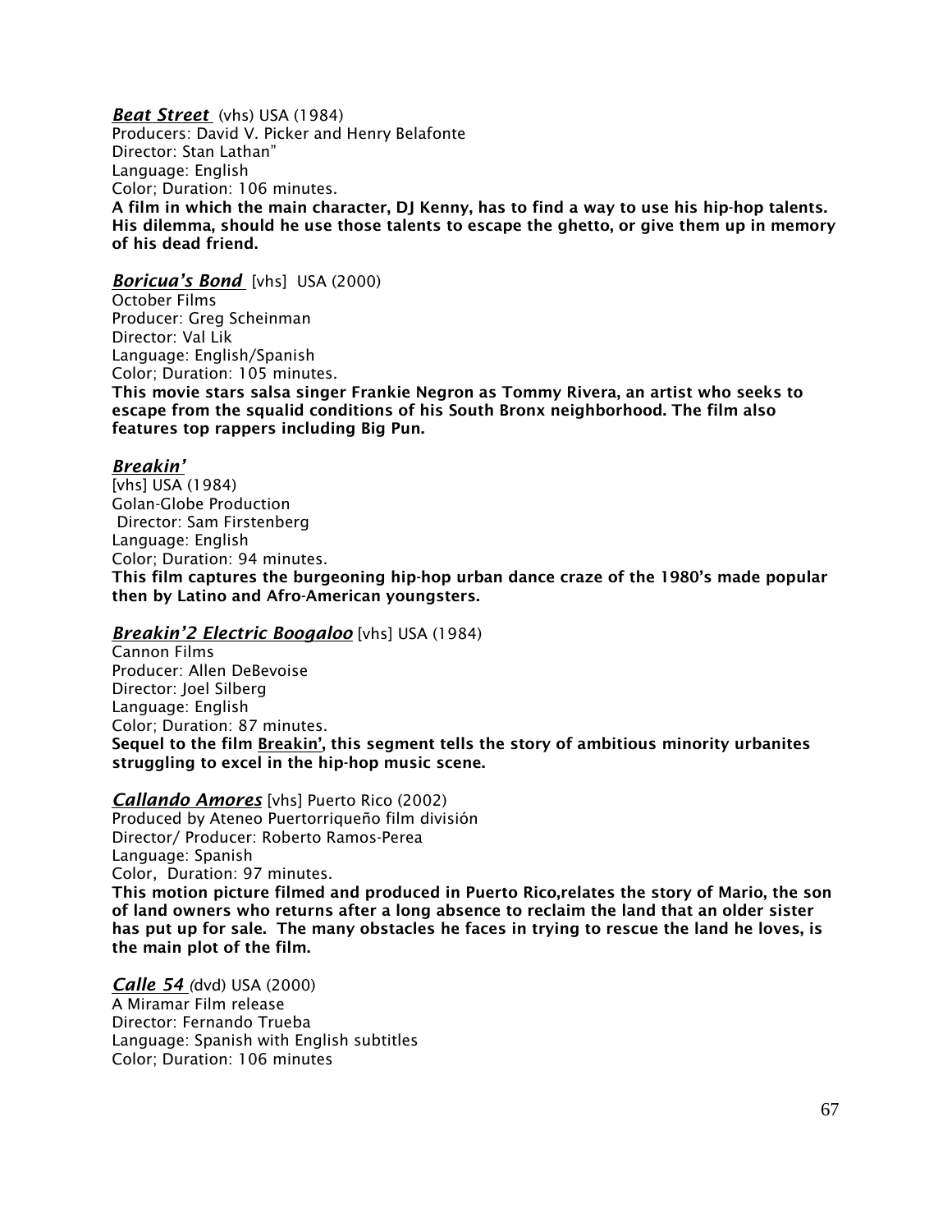***Beat Street*** (vhs) USA (1984)
Producers: David V. Picker and Henry Belafonte
Director: Stan Lathan"
Language: English
Color; Duration: 106 minutes.
**A film in which the main character, DJ Kenny, has to find a way to use his hip-hop talents. His dilemma, should he use those talents to escape the ghetto, or give them up in memory of his dead friend.**

***Boricua's Bond*** [vhs] USA (2000)
October Films
Producer: Greg Scheinman
Director: Val Lik
Language: English/Spanish
Color; Duration: 105 minutes.
**This movie stars salsa singer Frankie Negron as Tommy Rivera, an artist who seeks to escape from the squalid conditions of his South Bronx neighborhood. The film also features top rappers including Big Pun.**

***Breakin'***
[vhs] USA (1984)
Golan-Globe Production
Director: Sam Firstenberg
Language: English
Color; Duration: 94 minutes.
**This film captures the burgeoning hip-hop urban dance craze of the 1980's made popular then by Latino and Afro-American youngsters.**

***Breakin'2 Electric Boogaloo*** [vhs] USA (1984)
Cannon Films
Producer: Allen DeBevoise
Director: Joel Silberg
Language: English
Color; Duration: 87 minutes.
**Sequel to the film Breakin', this segment tells the story of ambitious minority urbanites struggling to excel in the hip-hop music scene.**

***Callando Amores*** [vhs] Puerto Rico (2002)
Produced by Ateneo Puertorriqueño film división
Director/ Producer: Roberto Ramos-Perea
Language: Spanish
Color, Duration: 97 minutes.
**This motion picture filmed and produced in Puerto Rico,relates the story of Mario, the son of land owners who returns after a long absence to reclaim the land that an older sister has put up for sale. The many obstacles he faces in trying to rescue the land he loves, is the main plot of the film.**

***Calle 54*** (dvd) USA (2000)
A Miramar Film release
Director: Fernando Trueba
Language: Spanish with English subtitles
Color; Duration: 106 minutes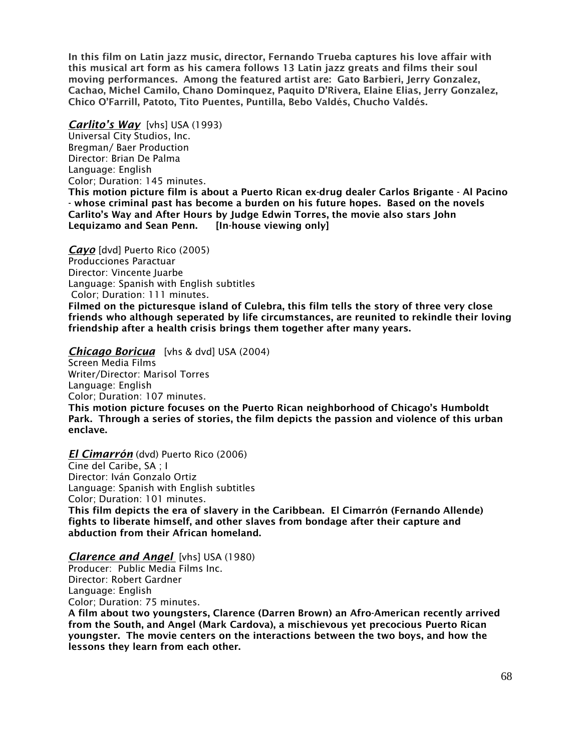**In this film on Latin jazz music, director, Fernando Trueba captures his love affair with this musical art form as his camera follows 13 Latin jazz greats and films their soul moving performances. Among the featured artist are: Gato Barbieri, Jerry Gonzalez, Cachao, Michel Camilo, Chano Dominquez, Paquito D'Rivera, Elaine Elias, Jerry Gonzalez, Chico O'Farrill, Patoto, Tito Puentes, Puntilla, Bebo Valdés, Chucho Valdés.**

***Carlito's Way*** [vhs] USA (1993)
Universal City Studios, Inc.
Bregman/ Baer Production
Director: Brian De Palma
Language: English
Color; Duration: 145 minutes.
**This motion picture film is about a Puerto Rican ex-drug dealer Carlos Brigante - Al Pacino - whose criminal past has become a burden on his future hopes. Based on the novels Carlito's Way and After Hours by Judge Edwin Torres, the movie also stars John Lequizamo and Sean Penn. [In-house viewing only]**

***Cayo*** [dvd] Puerto Rico (2005)
Producciones Paractuar
Director: Vincente Juarbe
Language: Spanish with English subtitles
Color; Duration: 111 minutes.
**Filmed on the picturesque island of Culebra, this film tells the story of three very close friends who although seperated by life circumstances, are reunited to rekindle their loving friendship after a health crisis brings them together after many years.**

***Chicago Boricua*** [vhs & dvd] USA (2004)
Screen Media Films
Writer/Director: Marisol Torres
Language: English
Color; Duration: 107 minutes.
**This motion picture focuses on the Puerto Rican neighborhood of Chicago's Humboldt Park. Through a series of stories, the film depicts the passion and violence of this urban enclave.**

***El Cimarrón*** (dvd) Puerto Rico (2006)
Cine del Caribe, SA ; I
Director: Iván Gonzalo Ortiz
Language: Spanish with English subtitles
Color; Duration: 101 minutes.
**This film depicts the era of slavery in the Caribbean. El Cimarrón (Fernando Allende) fights to liberate himself, and other slaves from bondage after their capture and abduction from their African homeland.**

***Clarence and Angel*** [vhs] USA (1980)
Producer: Public Media Films Inc.
Director: Robert Gardner
Language: English
Color; Duration: 75 minutes.
**A film about two youngsters, Clarence (Darren Brown) an Afro-American recently arrived from the South, and Angel (Mark Cardova), a mischievous yet precocious Puerto Rican youngster. The movie centers on the interactions between the two boys, and how the lessons they learn from each other.**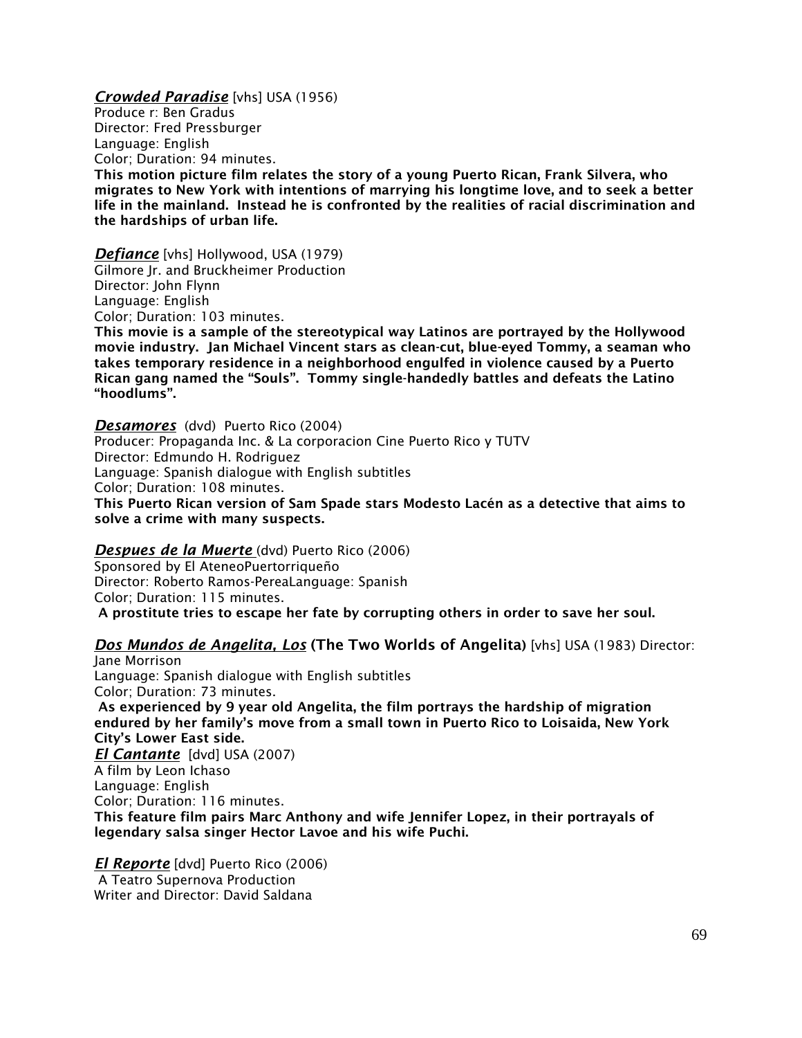***Crowded Paradise*** [vhs] USA (1956)
Produce r: Ben Gradus
Director: Fred Pressburger
Language: English
Color; Duration: 94 minutes.
**This motion picture film relates the story of a young Puerto Rican, Frank Silvera, who migrates to New York with intentions of marrying his longtime love, and to seek a better life in the mainland. Instead he is confronted by the realities of racial discrimination and the hardships of urban life.**

***Defiance*** [vhs] Hollywood, USA (1979)
Gilmore Jr. and Bruckheimer Production
Director: John Flynn
Language: English
Color; Duration: 103 minutes.
**This movie is a sample of the stereotypical way Latinos are portrayed by the Hollywood movie industry. Jan Michael Vincent stars as clean-cut, blue-eyed Tommy, a seaman who takes temporary residence in a neighborhood engulfed in violence caused by a Puerto Rican gang named the "Souls". Tommy single-handedly battles and defeats the Latino "hoodlums".**

***Desamores*** (dvd) Puerto Rico (2004)
Producer: Propaganda Inc. & La corporacion Cine Puerto Rico y TUTV
Director: Edmundo H. Rodriguez
Language: Spanish dialogue with English subtitles
Color; Duration: 108 minutes.
**This Puerto Rican version of Sam Spade stars Modesto Lacén as a detective that aims to solve a crime with many suspects.**

***Despues de la Muerte*** (dvd) Puerto Rico (2006)
Sponsored by El AteneoPuertorriqueño
Director: Roberto Ramos-PereaLanguage: Spanish
Color; Duration: 115 minutes.
**A prostitute tries to escape her fate by corrupting others in order to save her soul.**

***Dos Mundos de Angelita, Los*** **(The Two Worlds of Angelita)** [vhs] USA (1983) Director: Jane Morrison
Language: Spanish dialogue with English subtitles
Color; Duration: 73 minutes.
**As experienced by 9 year old Angelita, the film portrays the hardship of migration endured by her family's move from a small town in Puerto Rico to Loisaida, New York City's Lower East side.**

***El Cantante*** [dvd] USA (2007)
A film by Leon Ichaso
Language: English
Color; Duration: 116 minutes.
**This feature film pairs Marc Anthony and wife Jennifer Lopez, in their portrayals of legendary salsa singer Hector Lavoe and his wife Puchi.**

***El Reporte*** [dvd] Puerto Rico (2006)
A Teatro Supernova Production
Writer and Director: David Saldana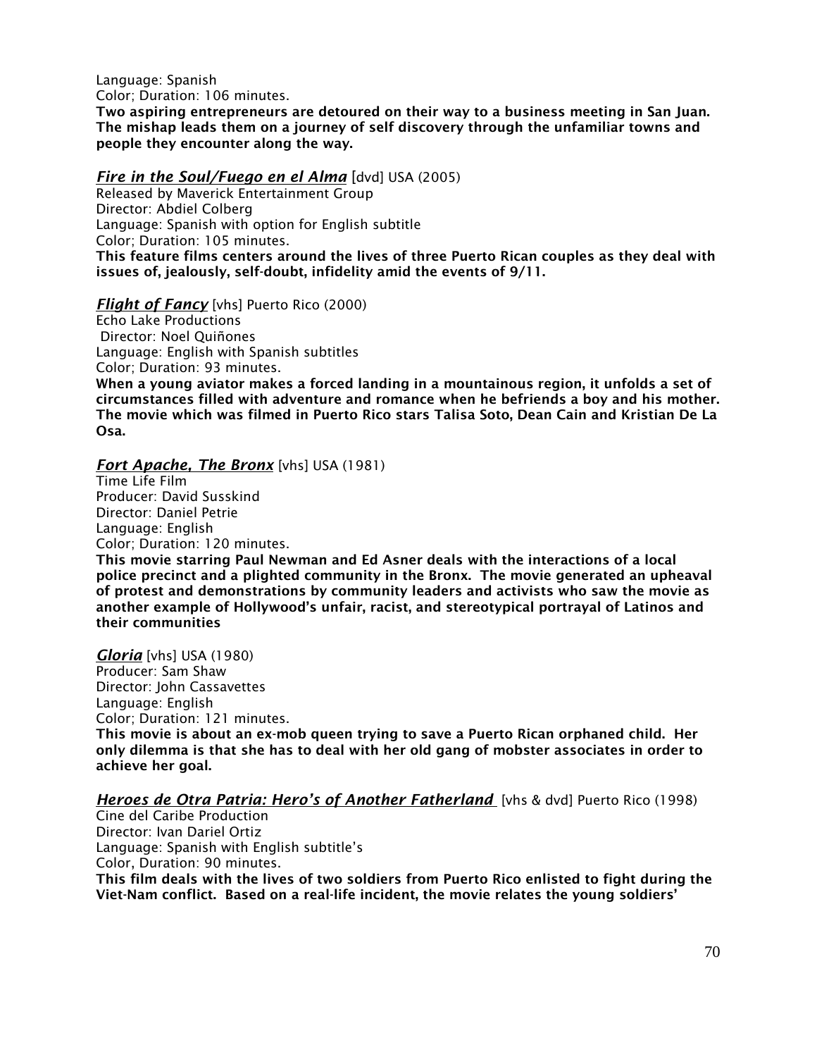Language: Spanish
Color; Duration: 106 minutes.
**Two aspiring entrepreneurs are detoured on their way to a business meeting in San Juan. The mishap leads them on a journey of self discovery through the unfamiliar towns and people they encounter along the way.**

***Fire in the Soul/Fuego en el Alma*** [dvd] USA (2005)
Released by Maverick Entertainment Group
Director: Abdiel Colberg
Language: Spanish with option for English subtitle
Color; Duration: 105 minutes.
**This feature films centers around the lives of three Puerto Rican couples as they deal with issues of, jealously, self-doubt, infidelity amid the events of 9/11.**

***Flight of Fancy*** [vhs] Puerto Rico (2000)
Echo Lake Productions
Director: Noel Quiñones
Language: English with Spanish subtitles
Color; Duration: 93 minutes.
**When a young aviator makes a forced landing in a mountainous region, it unfolds a set of circumstances filled with adventure and romance when he befriends a boy and his mother. The movie which was filmed in Puerto Rico stars Talisa Soto, Dean Cain and Kristian De La Osa.**

***Fort Apache, The Bronx*** [vhs] USA (1981)
Time Life Film
Producer: David Susskind
Director: Daniel Petrie
Language: English
Color; Duration: 120 minutes.
**This movie starring Paul Newman and Ed Asner deals with the interactions of a local police precinct and a plighted community in the Bronx. The movie generated an upheaval of protest and demonstrations by community leaders and activists who saw the movie as another example of Hollywood's unfair, racist, and stereotypical portrayal of Latinos and their communities**

***Gloria*** [vhs] USA (1980)
Producer: Sam Shaw
Director: John Cassavettes
Language: English
Color; Duration: 121 minutes.
**This movie is about an ex-mob queen trying to save a Puerto Rican orphaned child. Her only dilemma is that she has to deal with her old gang of mobster associates in order to achieve her goal.**

***Heroes de Otra Patria: Hero's of Another Fatherland*** [vhs & dvd] Puerto Rico (1998)
Cine del Caribe Production
Director: Ivan Dariel Ortiz
Language: Spanish with English subtitle's
Color, Duration: 90 minutes.
**This film deals with the lives of two soldiers from Puerto Rico enlisted to fight during the Viet-Nam conflict. Based on a real-life incident, the movie relates the young soldiers'**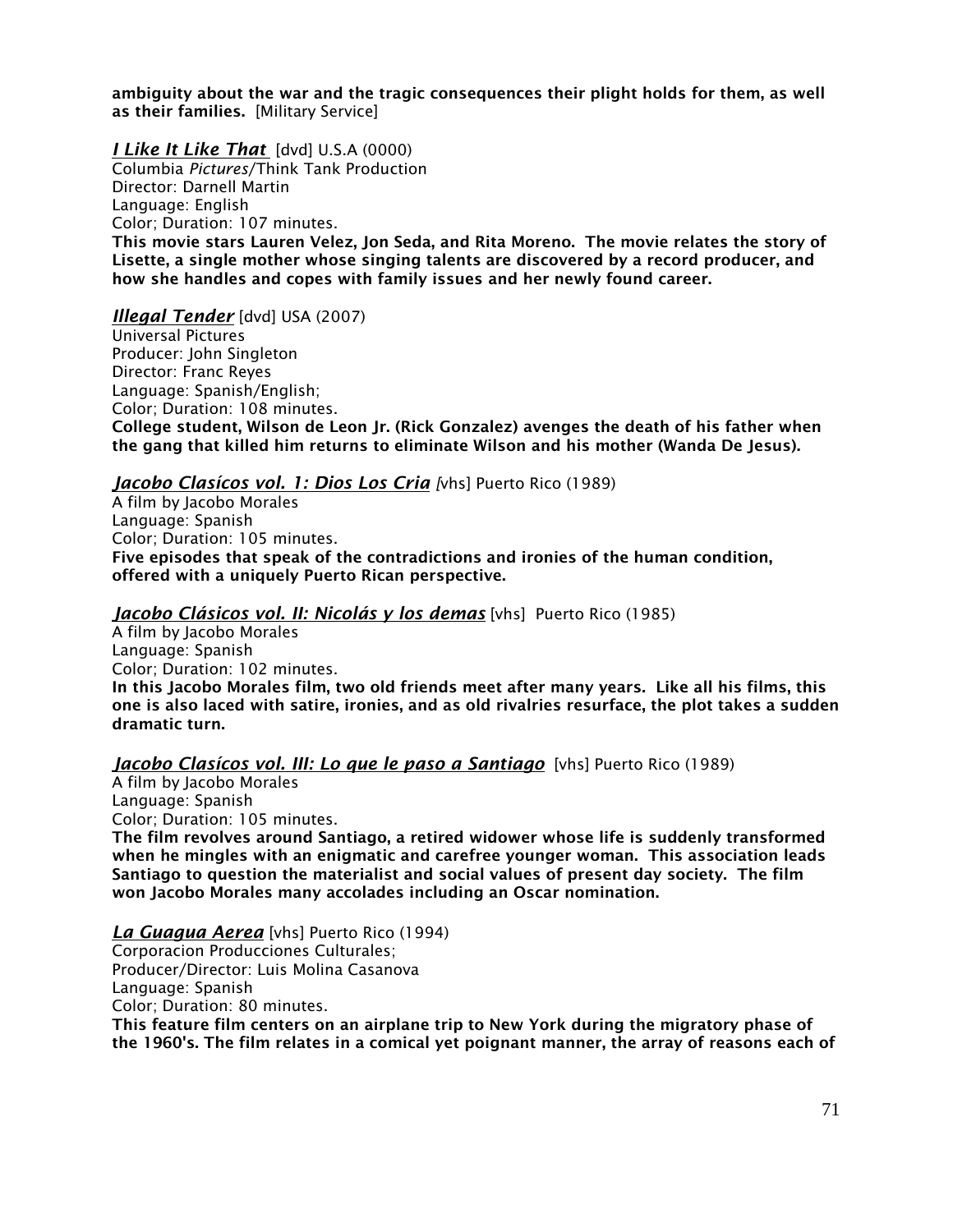**ambiguity about the war and the tragic consequences their plight holds for them, as well as their families.** [Military Service]

***I Like It Like That*** [dvd] U.S.A (0000)
Columbia *Pictures*/Think Tank Production
Director: Darnell Martin
Language: English
Color; Duration: 107 minutes.
**This movie stars Lauren Velez, Jon Seda, and Rita Moreno. The movie relates the story of Lisette, a single mother whose singing talents are discovered by a record producer, and how she handles and copes with family issues and her newly found career.**

***Illegal Tender*** [dvd] USA (2007)
Universal Pictures
Producer: John Singleton
Director: Franc Reyes
Language: Spanish/English;
Color; Duration: 108 minutes.
**College student, Wilson de Leon Jr. (Rick Gonzalez) avenges the death of his father when the gang that killed him returns to eliminate Wilson and his mother (Wanda De Jesus).**

***Jacobo Clasícos vol. 1: Dios Los Cria*** [vhs] Puerto Rico (1989)
A film by Jacobo Morales
Language: Spanish
Color; Duration: 105 minutes.
**Five episodes that speak of the contradictions and ironies of the human condition, offered with a uniquely Puerto Rican perspective.**

***Jacobo Clásicos vol. II: Nicolás y los demas*** [vhs] Puerto Rico (1985)
A film by Jacobo Morales
Language: Spanish
Color; Duration: 102 minutes.
**In this Jacobo Morales film, two old friends meet after many years. Like all his films, this one is also laced with satire, ironies, and as old rivalries resurface, the plot takes a sudden dramatic turn.**

***Jacobo Clasícos vol. III: Lo que le paso a Santiago*** [vhs] Puerto Rico (1989)
A film by Jacobo Morales
Language: Spanish
Color; Duration: 105 minutes.
**The film revolves around Santiago, a retired widower whose life is suddenly transformed when he mingles with an enigmatic and carefree younger woman. This association leads Santiago to question the materialist and social values of present day society. The film won Jacobo Morales many accolades including an Oscar nomination.**

***La Guagua Aerea*** [vhs] Puerto Rico (1994)
Corporacion Producciones Culturales;
Producer/Director: Luis Molina Casanova
Language: Spanish
Color; Duration: 80 minutes.
**This feature film centers on an airplane trip to New York during the migratory phase of the 1960's. The film relates in a comical yet poignant manner, the array of reasons each of**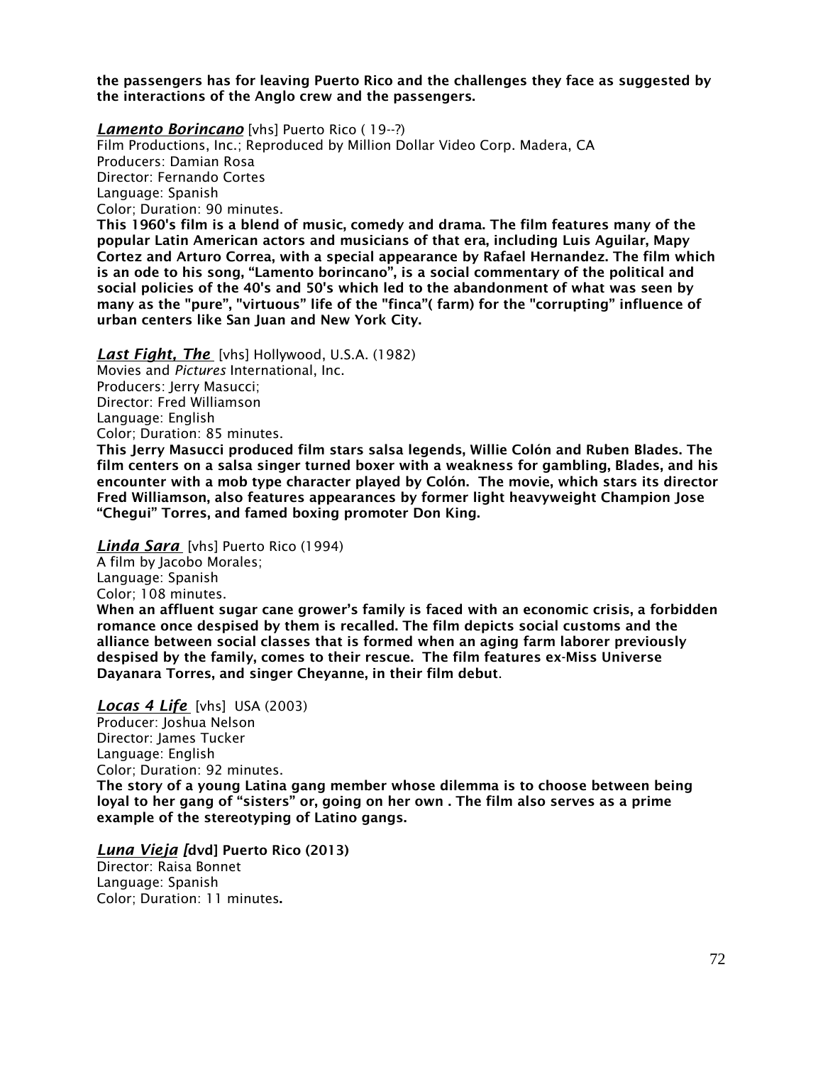**the passengers has for leaving Puerto Rico and the challenges they face as suggested by the interactions of the Anglo crew and the passengers.**

***Lamento Borincano*** [vhs] Puerto Rico ( 19--?)
Film Productions, Inc.; Reproduced by Million Dollar Video Corp. Madera, CA
Producers: Damian Rosa
Director: Fernando Cortes
Language: Spanish
Color; Duration: 90 minutes.
**This 1960's film is a blend of music, comedy and drama. The film features many of the popular Latin American actors and musicians of that era, including Luis Aguilar, Mapy Cortez and Arturo Correa, with a special appearance by Rafael Hernandez. The film which is an ode to his song, "Lamento borincano", is a social commentary of the political and social policies of the 40's and 50's which led to the abandonment of what was seen by many as the "pure", "virtuous" life of the "finca"( farm) for the "corrupting" influence of urban centers like San Juan and New York City.**

***Last Fight, The*** [vhs] Hollywood, U.S.A. (1982)
Movies and *Pictures* International, Inc.
Producers: Jerry Masucci;
Director: Fred Williamson
Language: English
Color; Duration: 85 minutes.
**This Jerry Masucci produced film stars salsa legends, Willie Colón and Ruben Blades. The film centers on a salsa singer turned boxer with a weakness for gambling, Blades, and his encounter with a mob type character played by Colón. The movie, which stars its director Fred Williamson, also features appearances by former light heavyweight Champion Jose "Chegui" Torres, and famed boxing promoter Don King.**

***Linda Sara*** [vhs] Puerto Rico (1994)
A film by Jacobo Morales;
Language: Spanish
Color; 108 minutes.
**When an affluent sugar cane grower's family is faced with an economic crisis, a forbidden romance once despised by them is recalled. The film depicts social customs and the alliance between social classes that is formed when an aging farm laborer previously despised by the family, comes to their rescue. The film features ex-Miss Universe Dayanara Torres, and singer Cheyanne, in their film debut**.

***Locas 4 Life*** [vhs] USA (2003)
Producer: Joshua Nelson
Director: James Tucker
Language: English
Color; Duration: 92 minutes.
**The story of a young Latina gang member whose dilemma is to choose between being loyal to her gang of "sisters" or, going on her own . The film also serves as a prime example of the stereotyping of Latino gangs.**

***Luna Vieja*** ***[*dvd] Puerto Rico (2013)**
Director: Raisa Bonnet
Language: Spanish
Color; Duration: 11 minutes**.**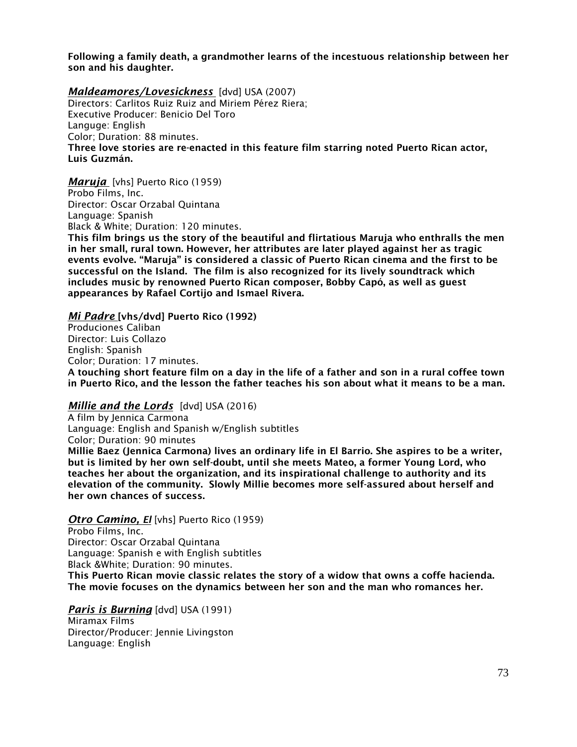**Following a family death, a grandmother learns of the incestuous relationship between her son and his daughter.**

***Maldeamores/Lovesickness*** [dvd] USA (2007)
Directors: Carlitos Ruiz Ruiz and Miriem Pérez Riera;
Executive Producer: Benicio Del Toro
Languge: English
Color; Duration: 88 minutes.
**Three love stories are re-enacted in this feature film starring noted Puerto Rican actor, Luis Guzmán.**

***Maruja*** [vhs] Puerto Rico (1959)
Probo Films, Inc.
Director: Oscar Orzabal Quintana
Language: Spanish
Black & White; Duration: 120 minutes.
**This film brings us the story of the beautiful and flirtatious Maruja who enthralls the men in her small, rural town. However, her attributes are later played against her as tragic events evolve. "Maruja" is considered a classic of Puerto Rican cinema and the first to be successful on the Island. The film is also recognized for its lively soundtrack which includes music by renowned Puerto Rican composer, Bobby Capó, as well as guest appearances by Rafael Cortijo and Ismael Rivera.**

***Mi Padre* [vhs/dvd] Puerto Rico (1992)**
Produciones Caliban
Director: Luis Collazo
English: Spanish
Color; Duration: 17 minutes.
**A touching short feature film on a day in the life of a father and son in a rural coffee town in Puerto Rico, and the lesson the father teaches his son about what it means to be a man.**

***Millie and the Lords*** [dvd] USA (2016)
A film by Jennica Carmona
Language: English and Spanish w/English subtitles
Color; Duration: 90 minutes
**Millie Baez (Jennica Carmona) lives an ordinary life in El Barrio. She aspires to be a writer, but is limited by her own self-doubt, until she meets Mateo, a former Young Lord, who teaches her about the organization, and its inspirational challenge to authority and its elevation of the community. Slowly Millie becomes more self-assured about herself and her own chances of success.**

***Otro Camino, El*** [vhs] Puerto Rico (1959)
Probo Films, Inc.
Director: Oscar Orzabal Quintana
Language: Spanish e with English subtitles
Black &White; Duration: 90 minutes.
**This Puerto Rican movie classic relates the story of a widow that owns a coffe hacienda. The movie focuses on the dynamics between her son and the man who romances her.**

***Paris is Burning*** [dvd] USA (1991)
Miramax Films
Director/Producer: Jennie Livingston
Language: English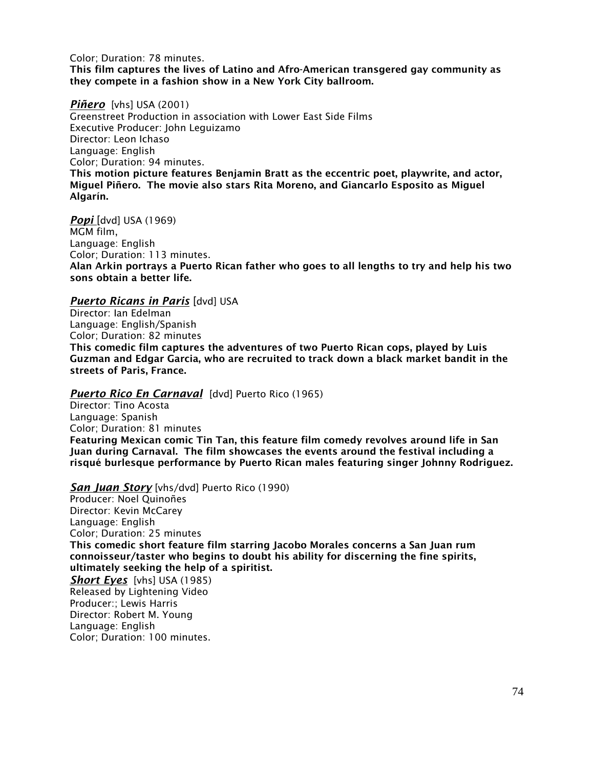Color; Duration: 78 minutes.
**This film captures the lives of Latino and Afro-American transgered gay community as they compete in a fashion show in a New York City ballroom.**

***Piñero*** [vhs] USA (2001)
Greenstreet Production in association with Lower East Side Films
Executive Producer: John Leguizamo
Director: Leon Ichaso
Language: English
Color; Duration: 94 minutes.
**This motion picture features Benjamin Bratt as the eccentric poet, playwrite, and actor, Miguel Piñero. The movie also stars Rita Moreno, and Giancarlo Esposito as Miguel Algarín.**

***Popi*** [dvd] USA (1969)
MGM film,
Language: English
Color; Duration: 113 minutes.
**Alan Arkin portrays a Puerto Rican father who goes to all lengths to try and help his two sons obtain a better life.**

***Puerto Ricans in Paris*** [dvd] USA
Director: Ian Edelman
Language: English/Spanish
Color; Duration: 82 minutes
**This comedic film captures the adventures of two Puerto Rican cops, played by Luis Guzman and Edgar Garcia, who are recruited to track down a black market bandit in the streets of Paris, France.**

***Puerto Rico En Carnaval*** [dvd] Puerto Rico (1965)
Director: Tino Acosta
Language: Spanish
Color; Duration: 81 minutes
**Featuring Mexican comic Tin Tan, this feature film comedy revolves around life in San Juan during Carnaval. The film showcases the events around the festival including a risqué burlesque performance by Puerto Rican males featuring singer Johnny Rodriguez.**

***San Juan Story*** [vhs/dvd] Puerto Rico (1990)
Producer: Noel Quinoñes
Director: Kevin McCarey
Language: English
Color; Duration: 25 minutes
**This comedic short feature film starring Jacobo Morales concerns a San Juan rum connoisseur/taster who begins to doubt his ability for discerning the fine spirits, ultimately seeking the help of a spiritist.**

***Short Eyes*** [vhs] USA (1985)
Released by Lightening Video
Producer:; Lewis Harris
Director: Robert M. Young
Language: English
Color; Duration: 100 minutes.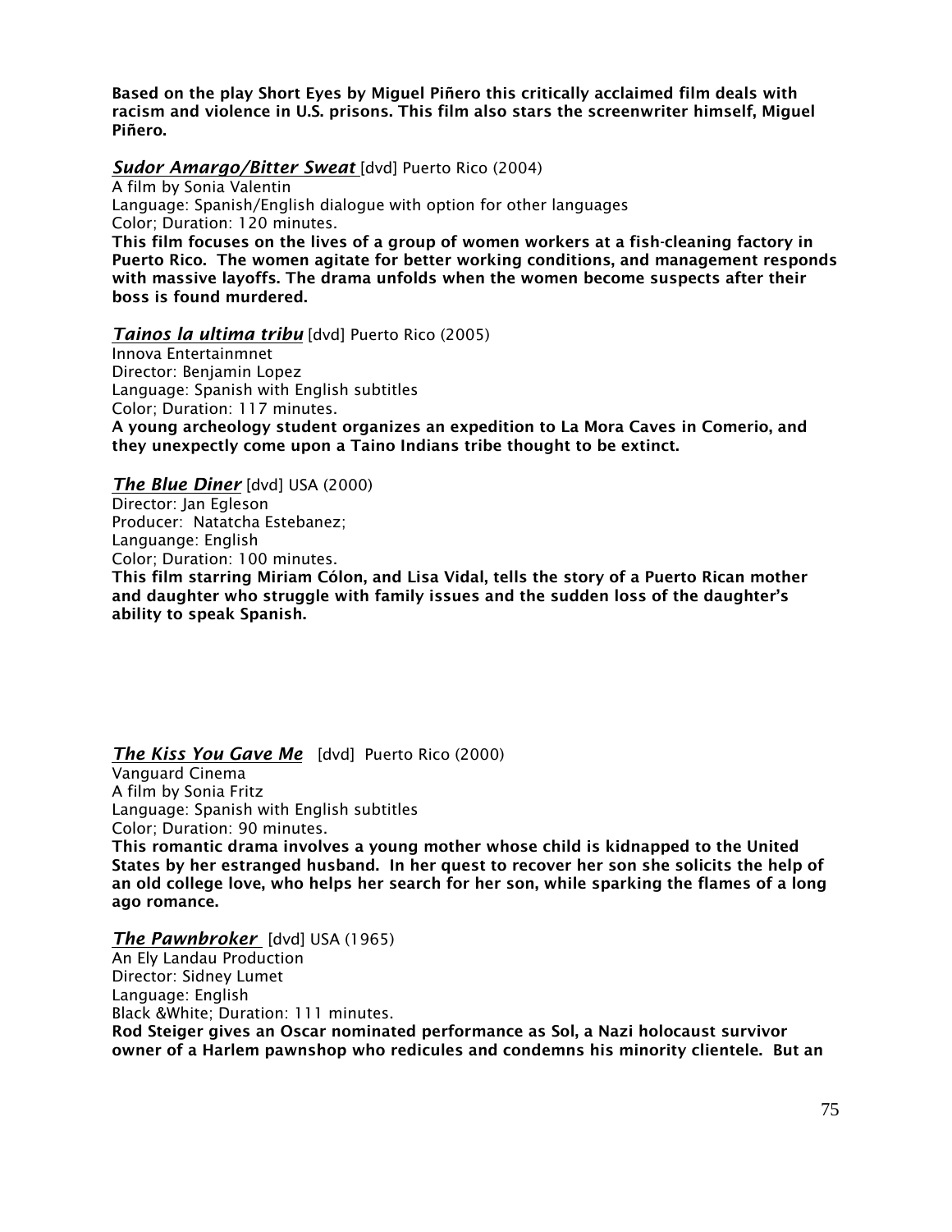**Based on the play Short Eyes by Miguel Piñero this critically acclaimed film deals with racism and violence in U.S. prisons. This film also stars the screenwriter himself, Miguel Piñero.**

***Sudor Amargo/Bitter Sweat*** [dvd] Puerto Rico (2004)
A film by Sonia Valentin
Language: Spanish/English dialogue with option for other languages
Color; Duration: 120 minutes.
**This film focuses on the lives of a group of women workers at a fish-cleaning factory in Puerto Rico. The women agitate for better working conditions, and management responds with massive layoffs. The drama unfolds when the women become suspects after their boss is found murdered.**

***Tainos la ultima tribu*** [dvd] Puerto Rico (2005)
Innova Entertainmnet
Director: Benjamin Lopez
Language: Spanish with English subtitles
Color; Duration: 117 minutes.
**A young archeology student organizes an expedition to La Mora Caves in Comerio, and they unexpectly come upon a Taino Indians tribe thought to be extinct.**

***The Blue Diner*** [dvd] USA (2000)
Director: Jan Egleson
Producer: Natatcha Estebanez;
Languange: English
Color; Duration: 100 minutes.
**This film starring Miriam Cólon, and Lisa Vidal, tells the story of a Puerto Rican mother and daughter who struggle with family issues and the sudden loss of the daughter's ability to speak Spanish.**

***The Kiss You Gave Me*** [dvd] Puerto Rico (2000)
Vanguard Cinema
A film by Sonia Fritz
Language: Spanish with English subtitles
Color; Duration: 90 minutes.
**This romantic drama involves a young mother whose child is kidnapped to the United States by her estranged husband. In her quest to recover her son she solicits the help of an old college love, who helps her search for her son, while sparking the flames of a long ago romance.**

***The Pawnbroker*** [dvd] USA (1965)
An Ely Landau Production
Director: Sidney Lumet
Language: English
Black &White; Duration: 111 minutes.
**Rod Steiger gives an Oscar nominated performance as Sol, a Nazi holocaust survivor owner of a Harlem pawnshop who redicules and condemns his minority clientele. But an**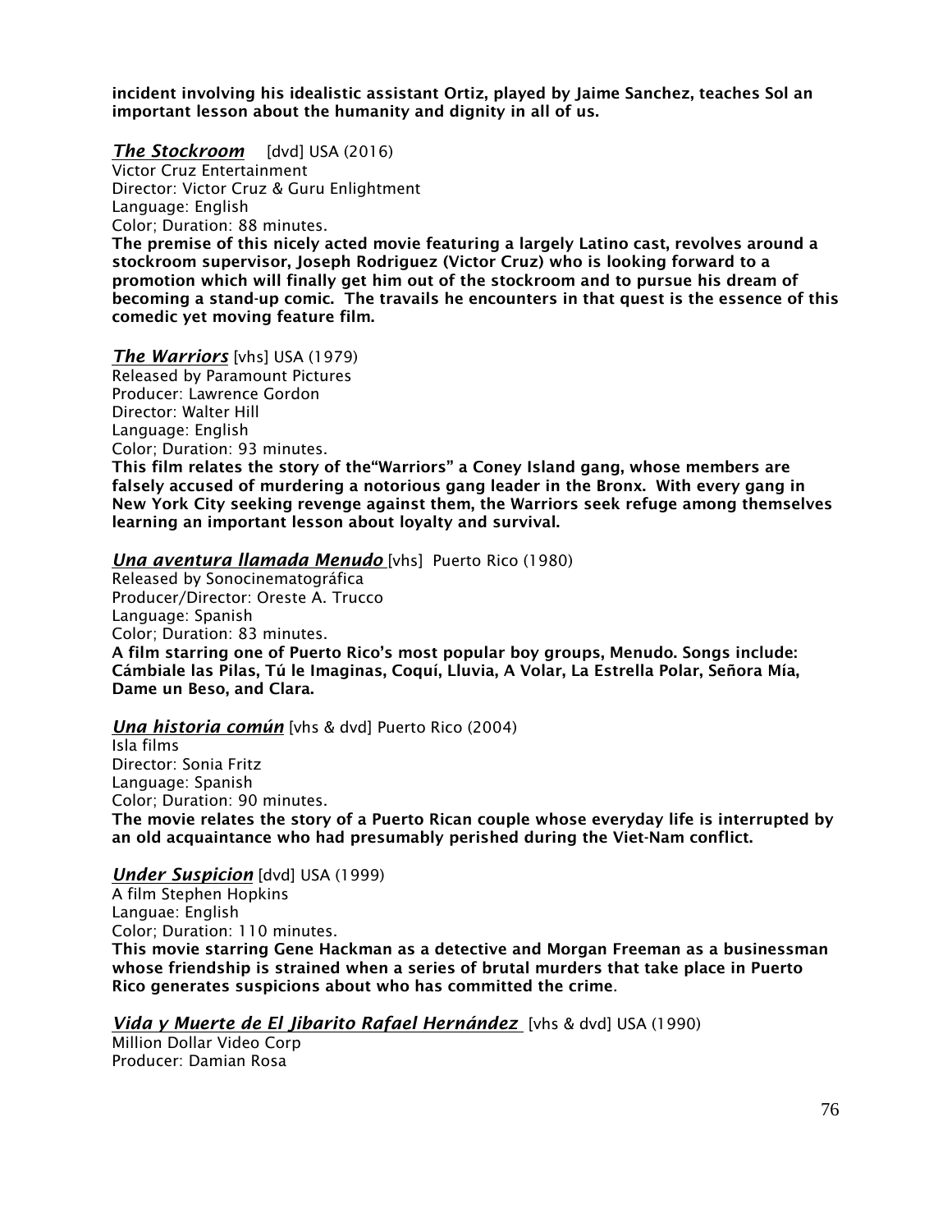**incident involving his idealistic assistant Ortiz, played by Jaime Sanchez, teaches Sol an important lesson about the humanity and dignity in all of us.**

***The Stockroom*** [dvd] USA (2016)
Victor Cruz Entertainment
Director: Victor Cruz & Guru Enlightment
Language: English
Color; Duration: 88 minutes.
**The premise of this nicely acted movie featuring a largely Latino cast, revolves around a stockroom supervisor, Joseph Rodriguez (Victor Cruz) who is looking forward to a promotion which will finally get him out of the stockroom and to pursue his dream of becoming a stand-up comic. The travails he encounters in that quest is the essence of this comedic yet moving feature film.**

***The Warriors*** [vhs] USA (1979)
Released by Paramount Pictures
Producer: Lawrence Gordon
Director: Walter Hill
Language: English
Color; Duration: 93 minutes.
**This film relates the story of the"Warriors" a Coney Island gang, whose members are falsely accused of murdering a notorious gang leader in the Bronx. With every gang in New York City seeking revenge against them, the Warriors seek refuge among themselves learning an important lesson about loyalty and survival.**

***Una aventura llamada Menudo*** [vhs] Puerto Rico (1980)
Released by Sonocinematográfica
Producer/Director: Oreste A. Trucco
Language: Spanish
Color; Duration: 83 minutes.
**A film starring one of Puerto Rico's most popular boy groups, Menudo. Songs include: Cámbiale las Pilas, Tú le Imaginas, Coquí, Lluvia, A Volar, La Estrella Polar, Señora Mía, Dame un Beso, and Clara.**

***Una historia común*** [vhs & dvd] Puerto Rico (2004)
Isla films
Director: Sonia Fritz
Language: Spanish
Color; Duration: 90 minutes.
**The movie relates the story of a Puerto Rican couple whose everyday life is interrupted by an old acquaintance who had presumably perished during the Viet-Nam conflict.**

***Under Suspicion*** [dvd] USA (1999)
A film Stephen Hopkins
Languae: English
Color; Duration: 110 minutes.
**This movie starring Gene Hackman as a detective and Morgan Freeman as a businessman whose friendship is strained when a series of brutal murders that take place in Puerto Rico generates suspicions about who has committed the crime**.

***Vida y Muerte de El Jibarito Rafael Hernández*** [vhs & dvd] USA (1990)
Million Dollar Video Corp
Producer: Damian Rosa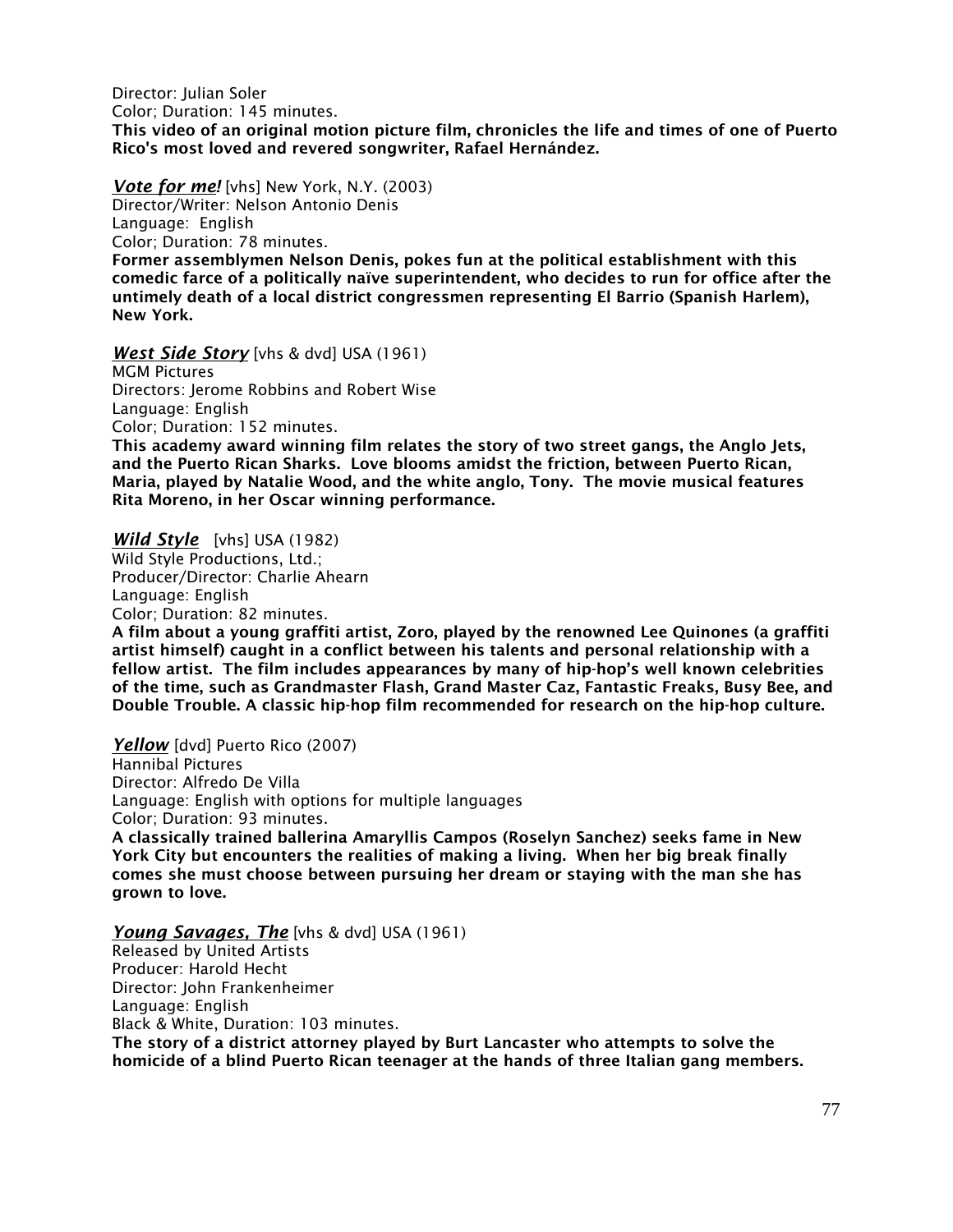Director: Julian Soler
Color; Duration: 145 minutes.
**This video of an original motion picture film, chronicles the life and times of one of Puerto Rico's most loved and revered songwriter, Rafael Hernández.**

***Vote for me!*** [vhs] New York, N.Y. (2003)
Director/Writer: Nelson Antonio Denis
Language: English
Color; Duration: 78 minutes.
**Former assemblymen Nelson Denis, pokes fun at the political establishment with this comedic farce of a politically naïve superintendent, who decides to run for office after the untimely death of a local district congressmen representing El Barrio (Spanish Harlem), New York.**

***West Side Story*** [vhs & dvd] USA (1961)
MGM Pictures
Directors: Jerome Robbins and Robert Wise
Language: English
Color; Duration: 152 minutes.
**This academy award winning film relates the story of two street gangs, the Anglo Jets, and the Puerto Rican Sharks. Love blooms amidst the friction, between Puerto Rican, Maria, played by Natalie Wood, and the white anglo, Tony. The movie musical features Rita Moreno, in her Oscar winning performance.**

***Wild Style*** [vhs] USA (1982)
Wild Style Productions, Ltd.;
Producer/Director: Charlie Ahearn
Language: English
Color; Duration: 82 minutes.
**A film about a young graffiti artist, Zoro, played by the renowned Lee Quinones (a graffiti artist himself) caught in a conflict between his talents and personal relationship with a fellow artist. The film includes appearances by many of hip-hop's well known celebrities of the time, such as Grandmaster Flash, Grand Master Caz, Fantastic Freaks, Busy Bee, and Double Trouble. A classic hip-hop film recommended for research on the hip-hop culture.**

***Yellow*** [dvd] Puerto Rico (2007)
Hannibal Pictures
Director: Alfredo De Villa
Language: English with options for multiple languages
Color; Duration: 93 minutes.
**A classically trained ballerina Amaryllis Campos (Roselyn Sanchez) seeks fame in New York City but encounters the realities of making a living. When her big break finally comes she must choose between pursuing her dream or staying with the man she has grown to love.**

***Young Savages, The*** [vhs & dvd] USA (1961)
Released by United Artists
Producer: Harold Hecht
Director: John Frankenheimer
Language: English
Black & White, Duration: 103 minutes.
**The story of a district attorney played by Burt Lancaster who attempts to solve the homicide of a blind Puerto Rican teenager at the hands of three Italian gang members.**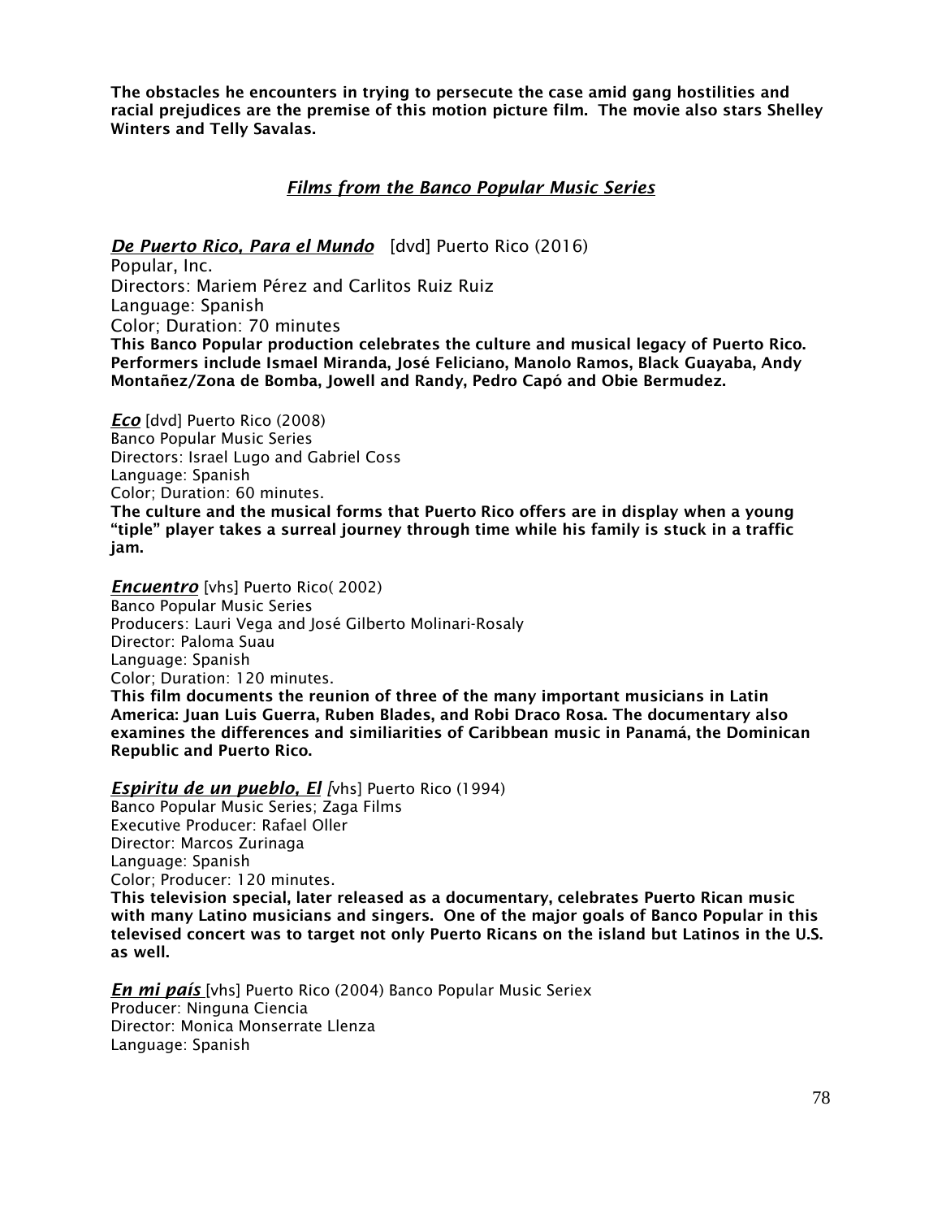**The obstacles he encounters in trying to persecute the case amid gang hostilities and racial prejudices are the premise of this motion picture film. The movie also stars Shelley Winters and Telly Savalas.**

## ***Films from the Banco Popular Music Series***

***De Puerto Rico, Para el Mundo*** [dvd] Puerto Rico (2016)
Popular, Inc.
Directors: Mariem Pérez and Carlitos Ruiz Ruiz
Language: Spanish
Color; Duration: 70 minutes
**This Banco Popular production celebrates the culture and musical legacy of Puerto Rico. Performers include Ismael Miranda, José Feliciano, Manolo Ramos, Black Guayaba, Andy Montañez/Zona de Bomba, Jowell and Randy, Pedro Capó and Obie Bermudez.**

***Eco*** [dvd] Puerto Rico (2008)
Banco Popular Music Series
Directors: Israel Lugo and Gabriel Coss
Language: Spanish
Color; Duration: 60 minutes.
**The culture and the musical forms that Puerto Rico offers are in display when a young "tiple" player takes a surreal journey through time while his family is stuck in a traffic jam.**

***Encuentro*** [vhs] Puerto Rico( 2002)
Banco Popular Music Series
Producers: Lauri Vega and José Gilberto Molinari-Rosaly
Director: Paloma Suau
Language: Spanish
Color; Duration: 120 minutes.
**This film documents the reunion of three of the many important musicians in Latin America: Juan Luis Guerra, Ruben Blades, and Robi Draco Rosa. The documentary also examines the differences and similiarities of Caribbean music in Panamá, the Dominican Republic and Puerto Rico.**

***Espiritu de un pueblo, El*** [vhs] Puerto Rico (1994)
Banco Popular Music Series; Zaga Films
Executive Producer: Rafael Oller
Director: Marcos Zurinaga
Language: Spanish
Color; Producer: 120 minutes.
**This television special, later released as a documentary, celebrates Puerto Rican music with many Latino musicians and singers. One of the major goals of Banco Popular in this televised concert was to target not only Puerto Ricans on the island but Latinos in the U.S. as well.**

***En mi país*** [vhs] Puerto Rico (2004) Banco Popular Music Seriex
Producer: Ninguna Ciencia
Director: Monica Monserrate Llenza
Language: Spanish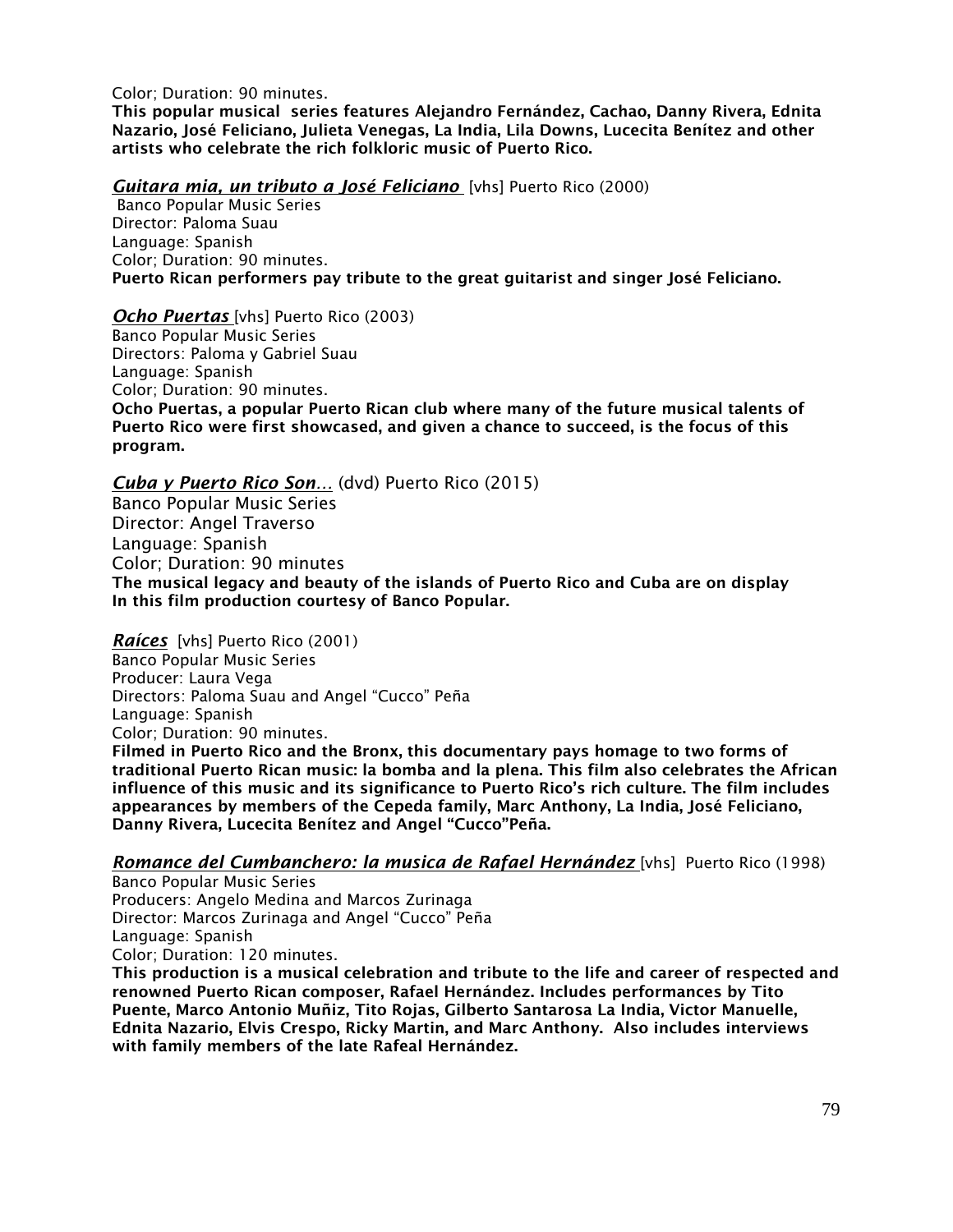Color; Duration: 90 minutes.

**This popular musical series features Alejandro Fernández, Cachao, Danny Rivera, Ednita Nazario, José Feliciano, Julieta Venegas, La India, Lila Downs, Lucecita Benítez and other artists who celebrate the rich folkloric music of Puerto Rico.**

***Guitara mia, un tributo a José Feliciano*** [vhs] Puerto Rico (2000)
Banco Popular Music Series
Director: Paloma Suau
Language: Spanish
Color; Duration: 90 minutes.
**Puerto Rican performers pay tribute to the great guitarist and singer José Feliciano.**

***Ocho Puertas*** [vhs] Puerto Rico (2003)
Banco Popular Music Series
Directors: Paloma y Gabriel Suau
Language: Spanish
Color; Duration: 90 minutes.
**Ocho Puertas, a popular Puerto Rican club where many of the future musical talents of Puerto Rico were first showcased, and given a chance to succeed, is the focus of this program.**

***Cuba y Puerto Rico Son…*** (dvd) Puerto Rico (2015)
Banco Popular Music Series
Director: Angel Traverso
Language: Spanish
Color; Duration: 90 minutes
**The musical legacy and beauty of the islands of Puerto Rico and Cuba are on display In this film production courtesy of Banco Popular.**

***Raíces*** [vhs] Puerto Rico (2001)
Banco Popular Music Series
Producer: Laura Vega
Directors: Paloma Suau and Angel "Cucco" Peña
Language: Spanish
Color; Duration: 90 minutes.
**Filmed in Puerto Rico and the Bronx, this documentary pays homage to two forms of traditional Puerto Rican music: la bomba and la plena. This film also celebrates the African influence of this music and its significance to Puerto Rico's rich culture. The film includes appearances by members of the Cepeda family, Marc Anthony, La India, José Feliciano, Danny Rivera, Lucecita Benítez and Angel "Cucco"Peña.**

***Romance del Cumbanchero: la musica de Rafael Hernández*** [vhs] Puerto Rico (1998)
Banco Popular Music Series
Producers: Angelo Medina and Marcos Zurinaga
Director: Marcos Zurinaga and Angel "Cucco" Peña
Language: Spanish
Color; Duration: 120 minutes.
**This production is a musical celebration and tribute to the life and career of respected and renowned Puerto Rican composer, Rafael Hernández. Includes performances by Tito Puente, Marco Antonio Muñiz, Tito Rojas, Gilberto Santarosa La India, Victor Manuelle, Ednita Nazario, Elvis Crespo, Ricky Martin, and Marc Anthony. Also includes interviews with family members of the late Rafeal Hernández.**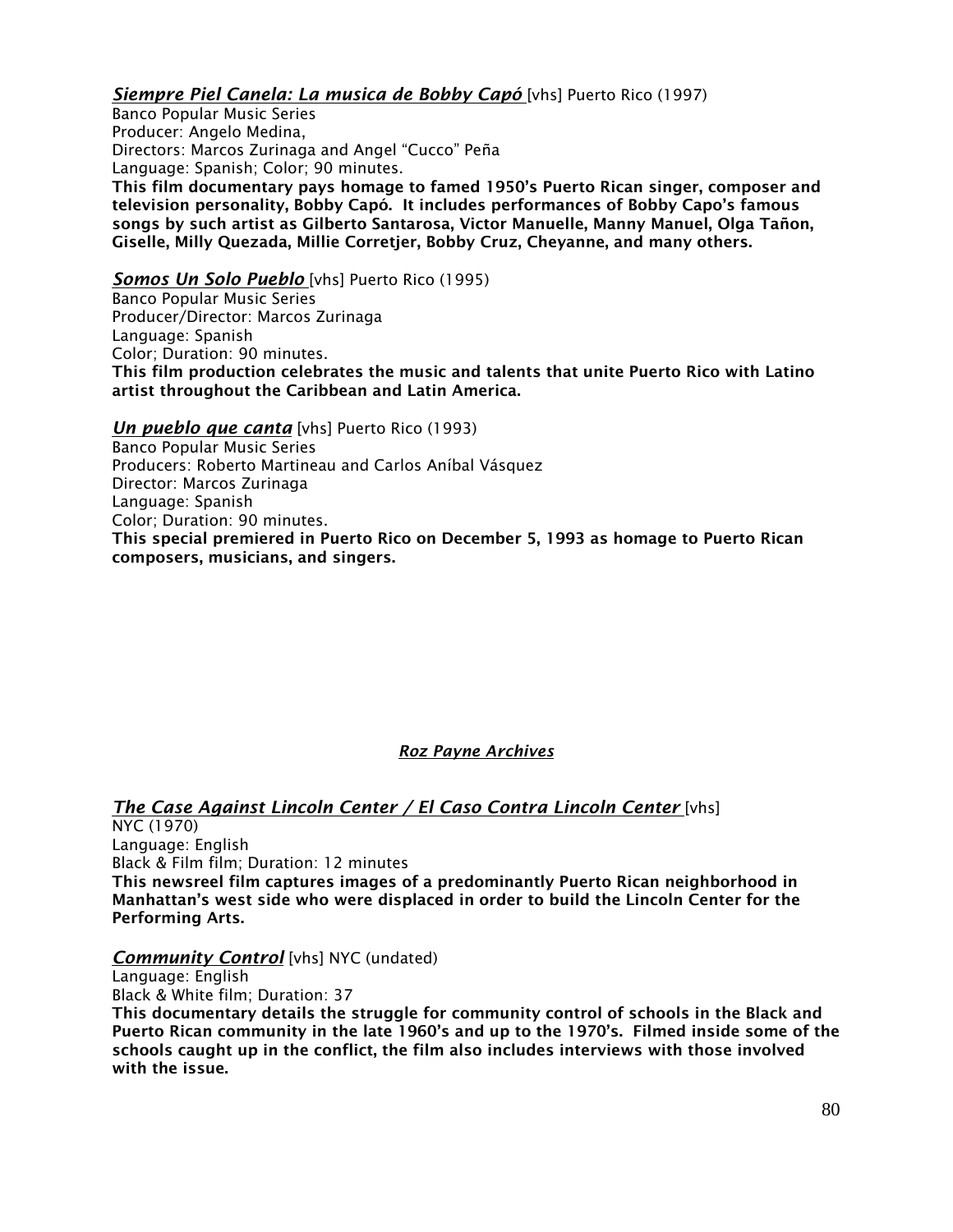***Siempre Piel Canela: La musica de Bobby Capó*** [vhs] Puerto Rico (1997)
Banco Popular Music Series
Producer: Angelo Medina,
Directors: Marcos Zurinaga and Angel "Cucco" Peña
Language: Spanish; Color; 90 minutes.
**This film documentary pays homage to famed 1950's Puerto Rican singer, composer and television personality, Bobby Capó. It includes performances of Bobby Capo's famous songs by such artist as Gilberto Santarosa, Victor Manuelle, Manny Manuel, Olga Tañon, Giselle, Milly Quezada, Millie Corretjer, Bobby Cruz, Cheyanne, and many others.**

***Somos Un Solo Pueblo*** [vhs] Puerto Rico (1995)
Banco Popular Music Series
Producer/Director: Marcos Zurinaga
Language: Spanish
Color; Duration: 90 minutes.
**This film production celebrates the music and talents that unite Puerto Rico with Latino artist throughout the Caribbean and Latin America.**

***Un pueblo que canta*** [vhs] Puerto Rico (1993)
Banco Popular Music Series
Producers: Roberto Martineau and Carlos Aníbal Vásquez
Director: Marcos Zurinaga
Language: Spanish
Color; Duration: 90 minutes.
**This special premiered in Puerto Rico on December 5, 1993 as homage to Puerto Rican composers, musicians, and singers.**

## *Roz Payne Archives*

***The Case Against Lincoln Center / El Caso Contra Lincoln Center*** [vhs]
NYC (1970)
Language: English
Black & Film film; Duration: 12 minutes
**This newsreel film captures images of a predominantly Puerto Rican neighborhood in Manhattan's west side who were displaced in order to build the Lincoln Center for the Performing Arts.**

***Community Control*** [vhs] NYC (undated)
Language: English
Black & White film; Duration: 37
**This documentary details the struggle for community control of schools in the Black and Puerto Rican community in the late 1960's and up to the 1970's. Filmed inside some of the schools caught up in the conflict, the film also includes interviews with those involved with the issue.**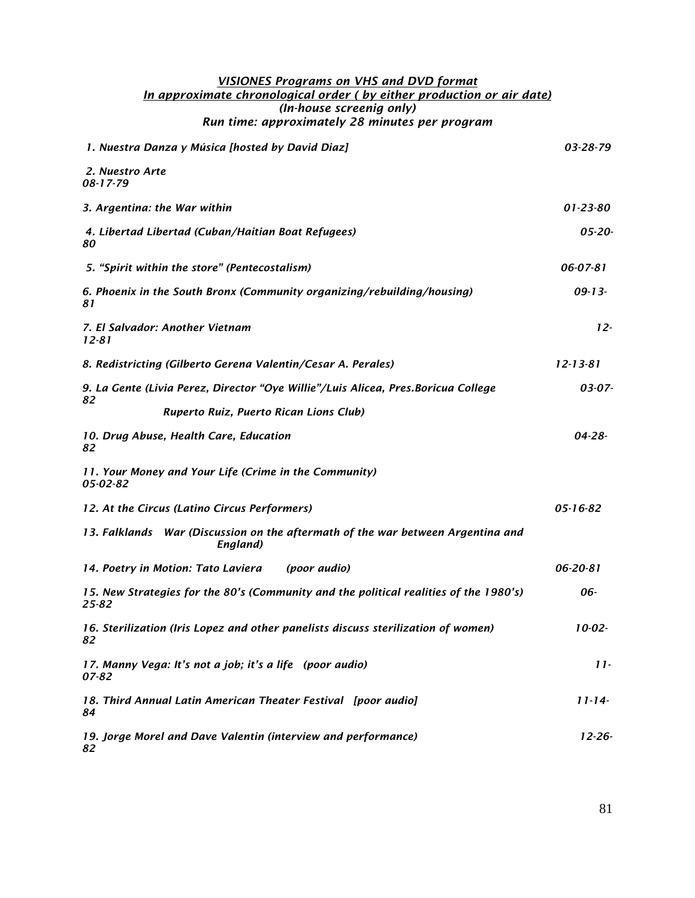*VISIONES Programs on VHS and DVD format*
*In approximate chronological order ( by either production or air date)*
*(In-house screenig only)*
*Run time: approximately 28 minutes per program*

1. Nuestra Danza y Música [hosted by David Diaz] 03-28-79

2. Nuestro Arte 08-17-79

3. Argentina: the War within 01-23-80

4. Libertad Libertad (Cuban/Haitian Boat Refugees) 05-20-80

5. "Spirit within the store" (Pentecostalism) 06-07-81

6. Phoenix in the South Bronx (Community organizing/rebuilding/housing) 09-13-81

7. El Salvador: Another Vietnam 12-12-81

8. Redistricting (Gilberto Gerena Valentin/Cesar A. Perales) 12-13-81

9. La Gente (Livia Perez, Director "Oye Willie"/Luis Alicea, Pres.Boricua College Ruperto Ruiz, Puerto Rican Lions Club) 03-07-82

10. Drug Abuse, Health Care, Education 04-28-82

11. Your Money and Your Life (Crime in the Community) 05-02-82

12. At the Circus (Latino Circus Performers) 05-16-82

13. Falklands War (Discussion on the aftermath of the war between Argentina and England)

14. Poetry in Motion: Tato Laviera (poor audio) 06-20-81

15. New Strategies for the 80's (Community and the political realities of the 1980's) 06-25-82

16. Sterilization (Iris Lopez and other panelists discuss sterilization of women) 10-02-82

17. Manny Vega: It's not a job; it's a life (poor audio) 11-07-82

18. Third Annual Latin American Theater Festival [poor audio] 11-14-84

19. Jorge Morel and Dave Valentin (interview and performance) 12-26-82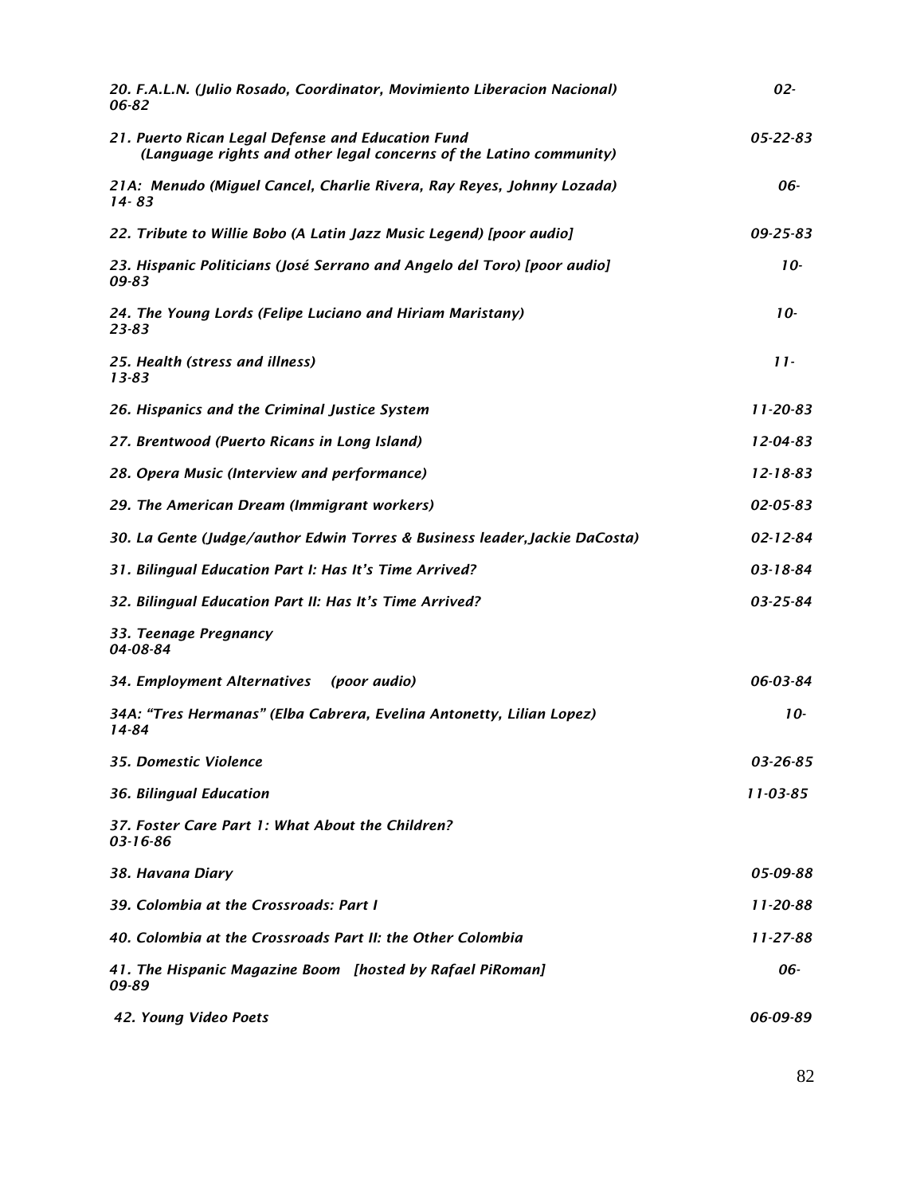*20. F.A.L.N. (Julio Rosado, Coordinator, Movimiento Liberacion Nacional) 02-06-82*

*21. Puerto Rican Legal Defense and Education Fund (Language rights and other legal concerns of the Latino community) 05-22-83*

*21A: Menudo (Miguel Cancel, Charlie Rivera, Ray Reyes, Johnny Lozada) 06-14- 83*

*22. Tribute to Willie Bobo (A Latin Jazz Music Legend) [poor audio] 09-25-83*

*23. Hispanic Politicians (José Serrano and Angelo del Toro) [poor audio] 10-09-83*

*24. The Young Lords (Felipe Luciano and Hiriam Maristany) 10-23-83*

*25. Health (stress and illness) 11-13-83*

*26. Hispanics and the Criminal Justice System 11-20-83*

*27. Brentwood (Puerto Ricans in Long Island) 12-04-83*

*28. Opera Music (Interview and performance) 12-18-83*

*29. The American Dream (Immigrant workers) 02-05-83*

*30. La Gente (Judge/author Edwin Torres & Business leader,Jackie DaCosta) 02-12-84*

*31. Bilingual Education Part I: Has It's Time Arrived? 03-18-84*

*32. Bilingual Education Part II: Has It's Time Arrived? 03-25-84*

*33. Teenage Pregnancy 04-08-84*

*34. Employment Alternatives (poor audio) 06-03-84*

*34A: "Tres Hermanas" (Elba Cabrera, Evelina Antonetty, Lilian Lopez) 10-14-84*

*35. Domestic Violence 03-26-85*

*36. Bilingual Education 11-03-85*

*37. Foster Care Part 1: What About the Children? 03-16-86*

*38. Havana Diary 05-09-88*

*39. Colombia at the Crossroads: Part I 11-20-88*

*40. Colombia at the Crossroads Part II: the Other Colombia 11-27-88*

*41. The Hispanic Magazine Boom [hosted by Rafael PiRoman] 06-09-89*

*42. Young Video Poets 06-09-89*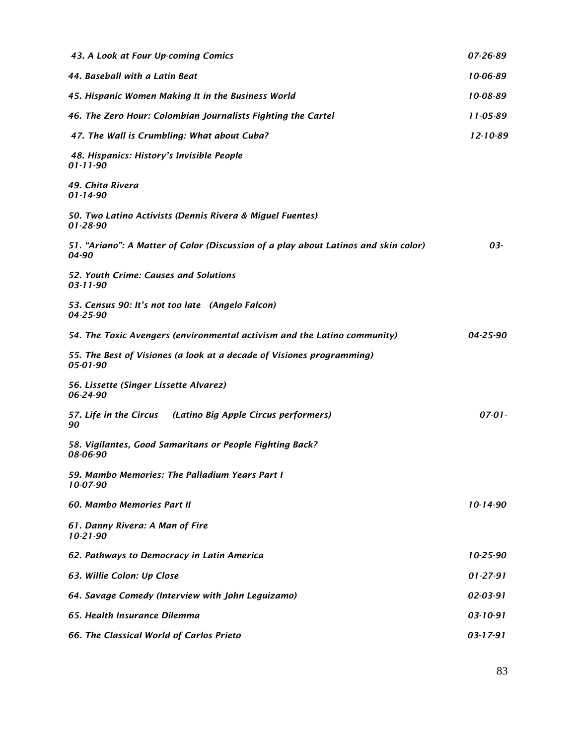*43. A Look at Four Up-coming Comics* *07-26-89*

*44. Baseball with a Latin Beat* *10-06-89*

*45. Hispanic Women Making It in the Business World* *10-08-89*

*46. The Zero Hour: Colombian Journalists Fighting the Cartel* *11-05-89*

*47. The Wall is Crumbling: What about Cuba?* *12-10-89*

*48. Hispanics: History's Invisible People*
*01-11-90*

*49. Chita Rivera*
*01-14-90*

*50. Two Latino Activists (Dennis Rivera & Miguel Fuentes)*
*01-28-90*

*51. "Ariano": A Matter of Color (Discussion of a play about Latinos and skin color)* *03-04-90*

*52. Youth Crime: Causes and Solutions*
*03-11-90*

*53. Census 90: It's not too late (Angelo Falcon)*
*04-25-90*

*54. The Toxic Avengers (environmental activism and the Latino community)* *04-25-90*

*55. The Best of Visiones (a look at a decade of Visiones programming)*
*05-01-90*

*56. Lissette (Singer Lissette Alvarez)*
*06-24-90*

*57. Life in the Circus (Latino Big Apple Circus performers)* *07-01-90*

*58. Vigilantes, Good Samaritans or People Fighting Back?*
*08-06-90*

*59. Mambo Memories: The Palladium Years Part I*
*10-07-90*

*60. Mambo Memories Part II* *10-14-90*

*61. Danny Rivera: A Man of Fire*
*10-21-90*

*62. Pathways to Democracy in Latin America* *10-25-90*

*63. Willie Colon: Up Close* *01-27-91*

*64. Savage Comedy (Interview with John Leguizamo)* *02-03-91*

*65. Health Insurance Dilemma* *03-10-91*

*66. The Classical World of Carlos Prieto* *03-17-91*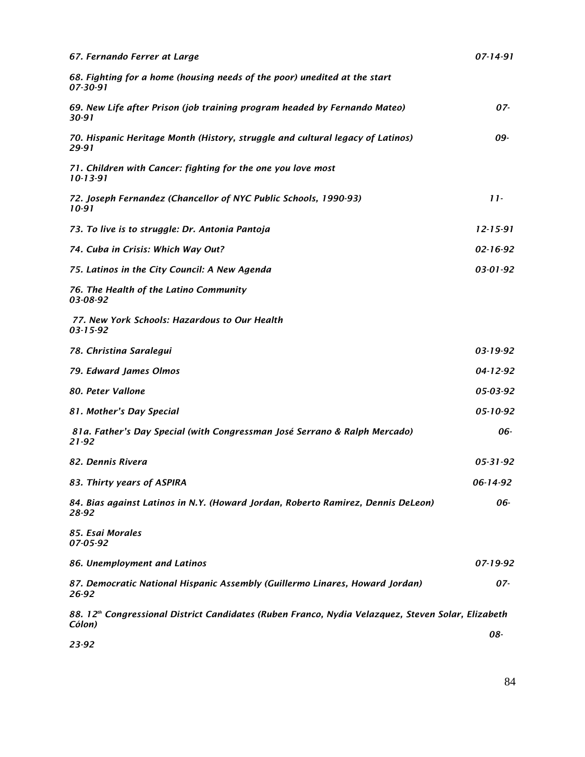*67. Fernando Ferrer at Large 07-14-91*

*68. Fighting for a home (housing needs of the poor) unedited at the start 07-30-91*

*69. New Life after Prison (job training program headed by Fernando Mateo) 07-30-91*

*70. Hispanic Heritage Month (History, struggle and cultural legacy of Latinos) 09-29-91*

*71. Children with Cancer: fighting for the one you love most 10-13-91*

*72. Joseph Fernandez (Chancellor of NYC Public Schools, 1990-93) 11-10-91*

*73. To live is to struggle: Dr. Antonia Pantoja 12-15-91*

*74. Cuba in Crisis: Which Way Out? 02-16-92*

*75. Latinos in the City Council: A New Agenda 03-01-92*

*76. The Health of the Latino Community 03-08-92*

*77. New York Schools: Hazardous to Our Health 03-15-92*

*78. Christina Saralegui 03-19-92*

*79. Edward James Olmos 04-12-92*

*80. Peter Vallone 05-03-92*

*81. Mother's Day Special 05-10-92*

*81a. Father's Day Special (with Congressman José Serrano & Ralph Mercado) 06-21-92*

*82. Dennis Rivera 05-31-92*

*83. Thirty years of ASPIRA 06-14-92*

*84. Bias against Latinos in N.Y. (Howard Jordan, Roberto Ramirez, Dennis DeLeon) 06-28-92*

*85. Esai Morales 07-05-92*

*86. Unemployment and Latinos 07-19-92*

*87. Democratic National Hispanic Assembly (Guillermo Linares, Howard Jordan) 07-26-92*

*88. 12th Congressional District Candidates (Ruben Franco, Nydia Velazquez, Steven Solar, Elizabeth Cólon) 08-23-92*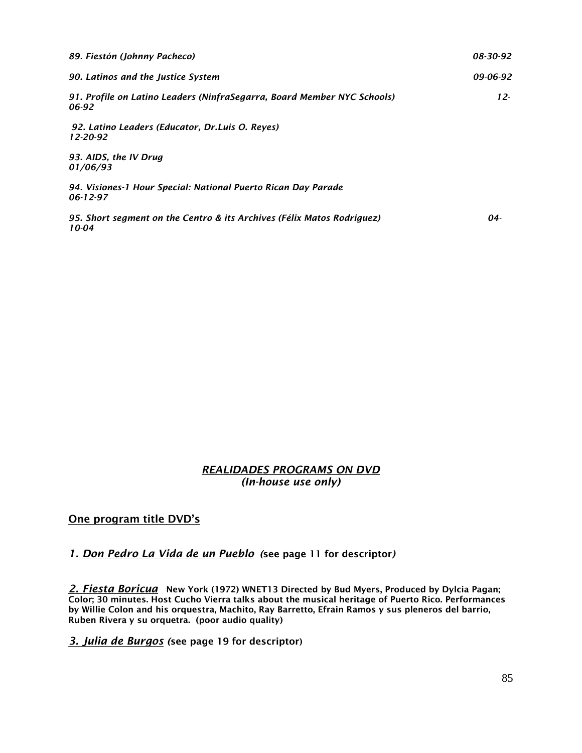*89. Fiestón (Johnny Pacheco) 08-30-92*

*90. Latinos and the Justice System 09-06-92*

*91. Profile on Latino Leaders (NinfraSegarra, Board Member NYC Schools) 12-06-92*

*92. Latino Leaders (Educator, Dr.Luis O. Reyes) 12-20-92*

*93. AIDS, the IV Drug 01/06/93*

*94. Visiones-1 Hour Special: National Puerto Rican Day Parade 06-12-97*

*95. Short segment on the Centro & its Archives (Félix Matos Rodriguez) 04-10-04*

## *REALIDADES PROGRAMS ON DVD*
*(In-house use only)*

**One program title DVD's**

*1. Don Pedro La Vida de un Pueblo* **(see page 11 for descriptor)**

*2. Fiesta Boricua* **New York (1972) WNET13 Directed by Bud Myers, Produced by Dylcia Pagan; Color; 30 minutes. Host Cucho Vierra talks about the musical heritage of Puerto Rico. Performances by Willie Colon and his orquestra, Machito, Ray Barretto, Efrain Ramos y sus pleneros del barrio, Ruben Rivera y su orquetra. (poor audio quality)**

*3. Julia de Burgos* **(see page 19 for descriptor)**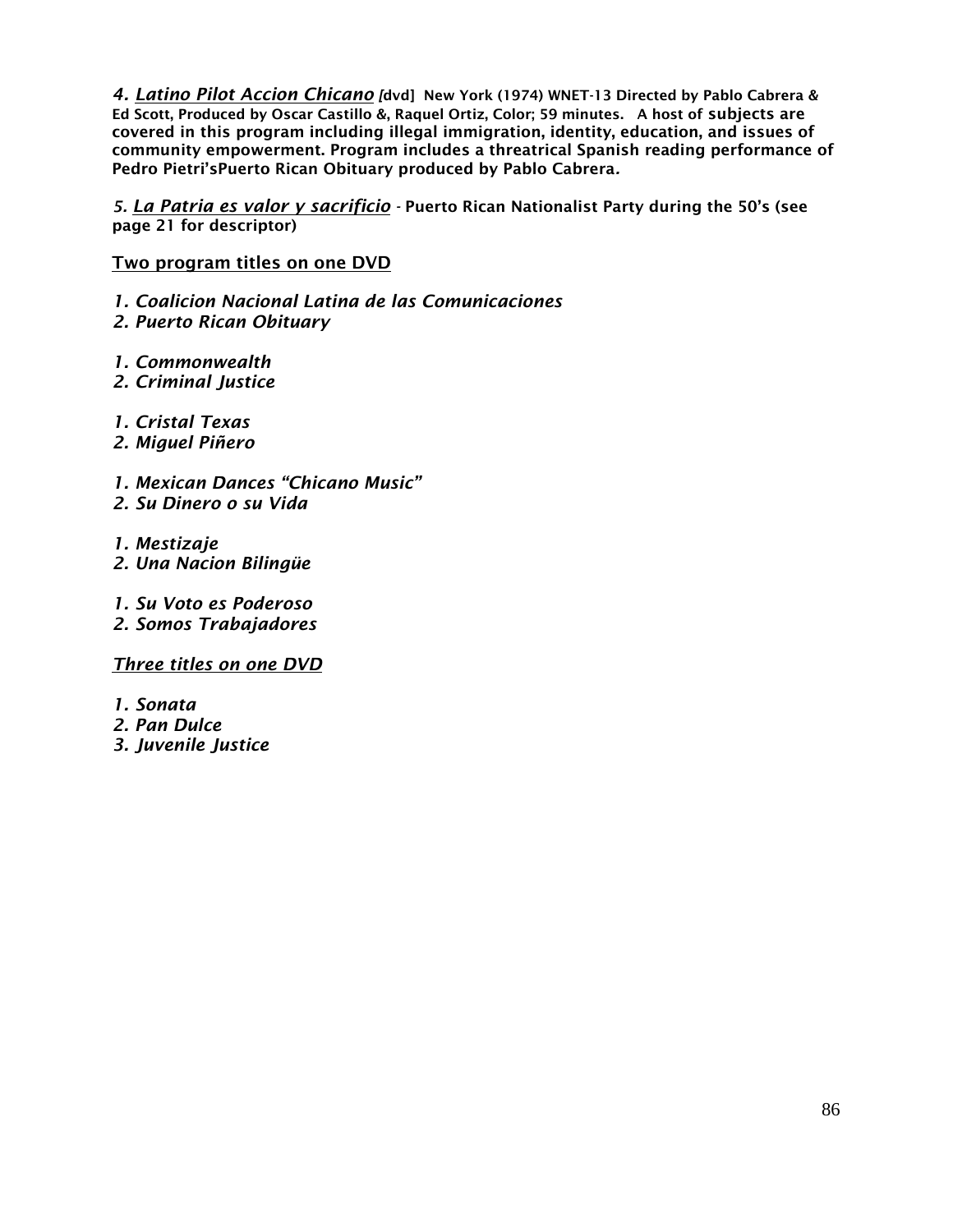*4. Latino Pilot Accion Chicano* [dvd] New York (1974) WNET-13 Directed by Pablo Cabrera & Ed Scott, Produced by Oscar Castillo &, Raquel Ortiz, Color; 59 minutes. A host of subjects are covered in this program including illegal immigration, identity, education, and issues of community empowerment. Program includes a threatrical Spanish reading performance of Pedro Pietri'sPuerto Rican Obituary produced by Pablo Cabrera.

*5. La Patria es valor y sacrificio* - Puerto Rican Nationalist Party during the 50's (see page 21 for descriptor)

**Two program titles on one DVD**

*1. Coalicion Nacional Latina de las Comunicaciones*
*2. Puerto Rican Obituary*

*1. Commonwealth*
*2. Criminal Justice*

*1. Cristal Texas*
*2. Miguel Piñero*

*1. Mexican Dances "Chicano Music"*
*2. Su Dinero o su Vida*

*1. Mestizaje*
*2. Una Nacion Bilingüe*

*1. Su Voto es Poderoso*
*2. Somos Trabajadores*

***Three titles on one DVD***

*1. Sonata*
*2. Pan Dulce*
*3. Juvenile Justice*